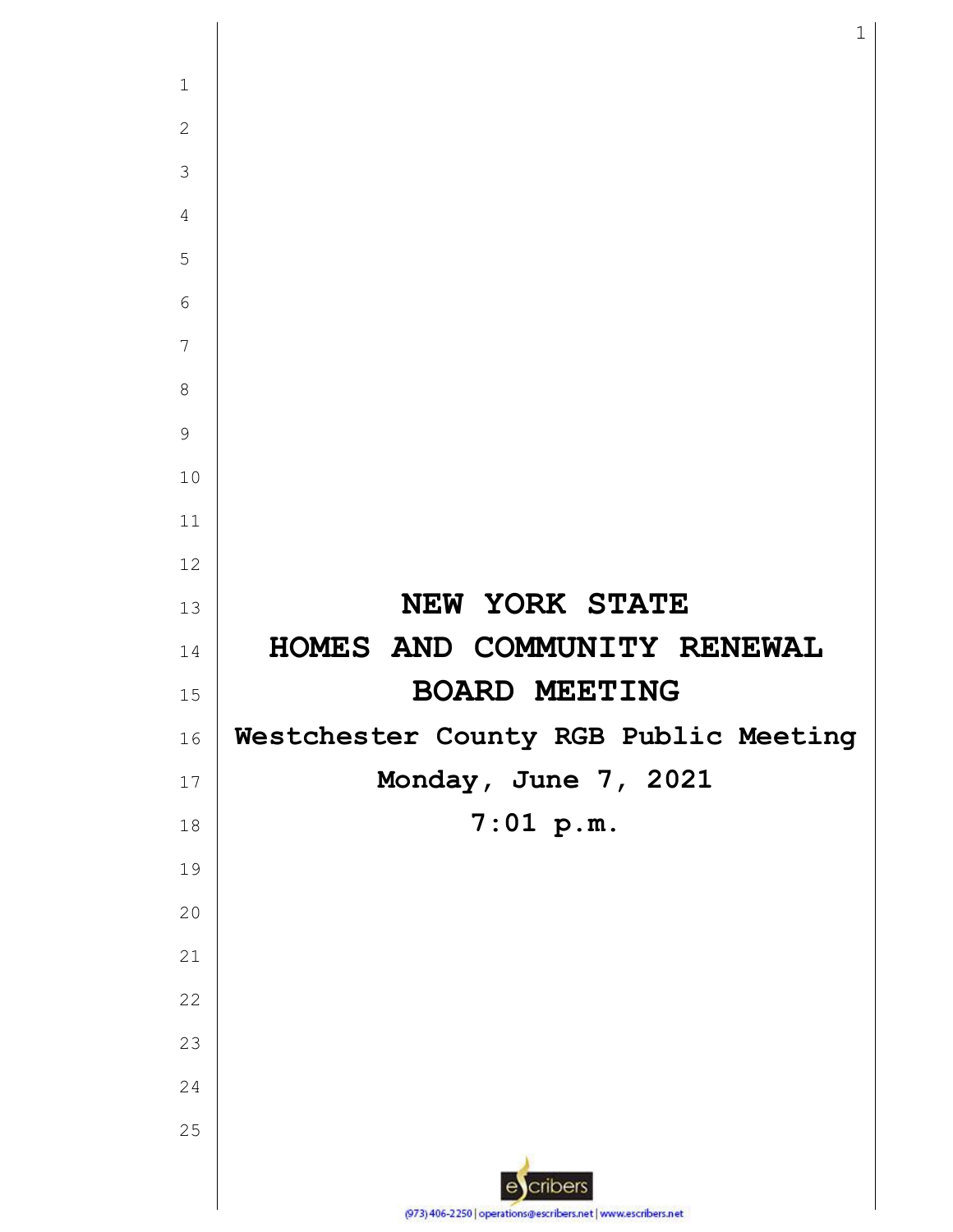# NEW YORK STATE
# HOMES AND COMMUNITY RENEWAL
# BOARD MEETING

**Westchester County RGB Public Meeting**

**Monday, June 7, 2021**

**7:01 p.m.**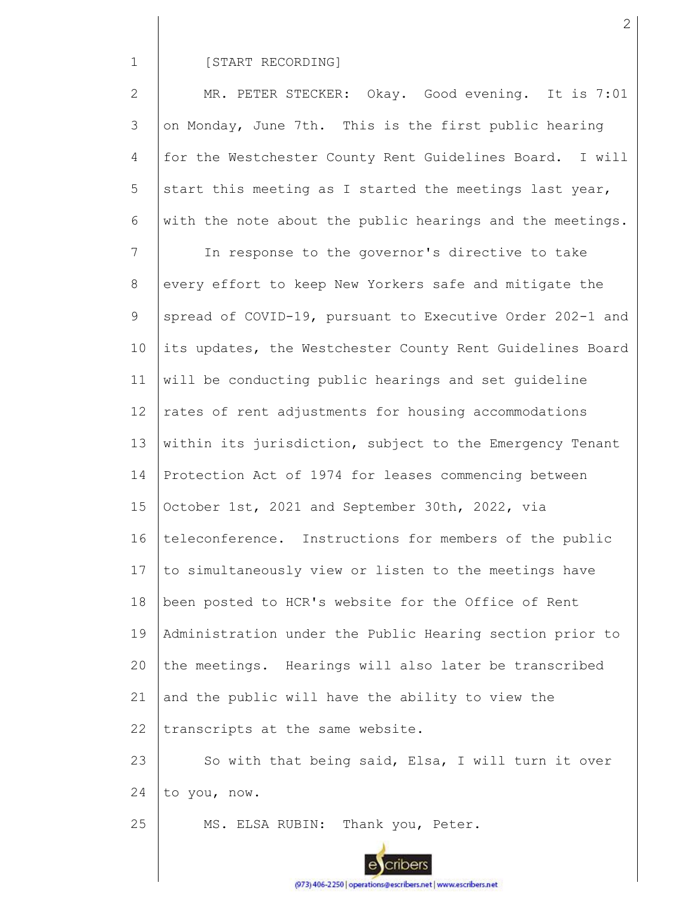[START RECORDING]

MR. PETER STECKER: Okay. Good evening. It is 7:01 on Monday, June 7th. This is the first public hearing for the Westchester County Rent Guidelines Board. I will start this meeting as I started the meetings last year, with the note about the public hearings and the meetings.

In response to the governor's directive to take every effort to keep New Yorkers safe and mitigate the spread of COVID-19, pursuant to Executive Order 202-1 and its updates, the Westchester County Rent Guidelines Board will be conducting public hearings and set guideline rates of rent adjustments for housing accommodations within its jurisdiction, subject to the Emergency Tenant Protection Act of 1974 for leases commencing between October 1st, 2021 and September 30th, 2022, via teleconference. Instructions for members of the public to simultaneously view or listen to the meetings have been posted to HCR's website for the Office of Rent Administration under the Public Hearing section prior to the meetings. Hearings will also later be transcribed and the public will have the ability to view the transcripts at the same website.

So with that being said, Elsa, I will turn it over to you, now.

MS. ELSA RUBIN: Thank you, Peter.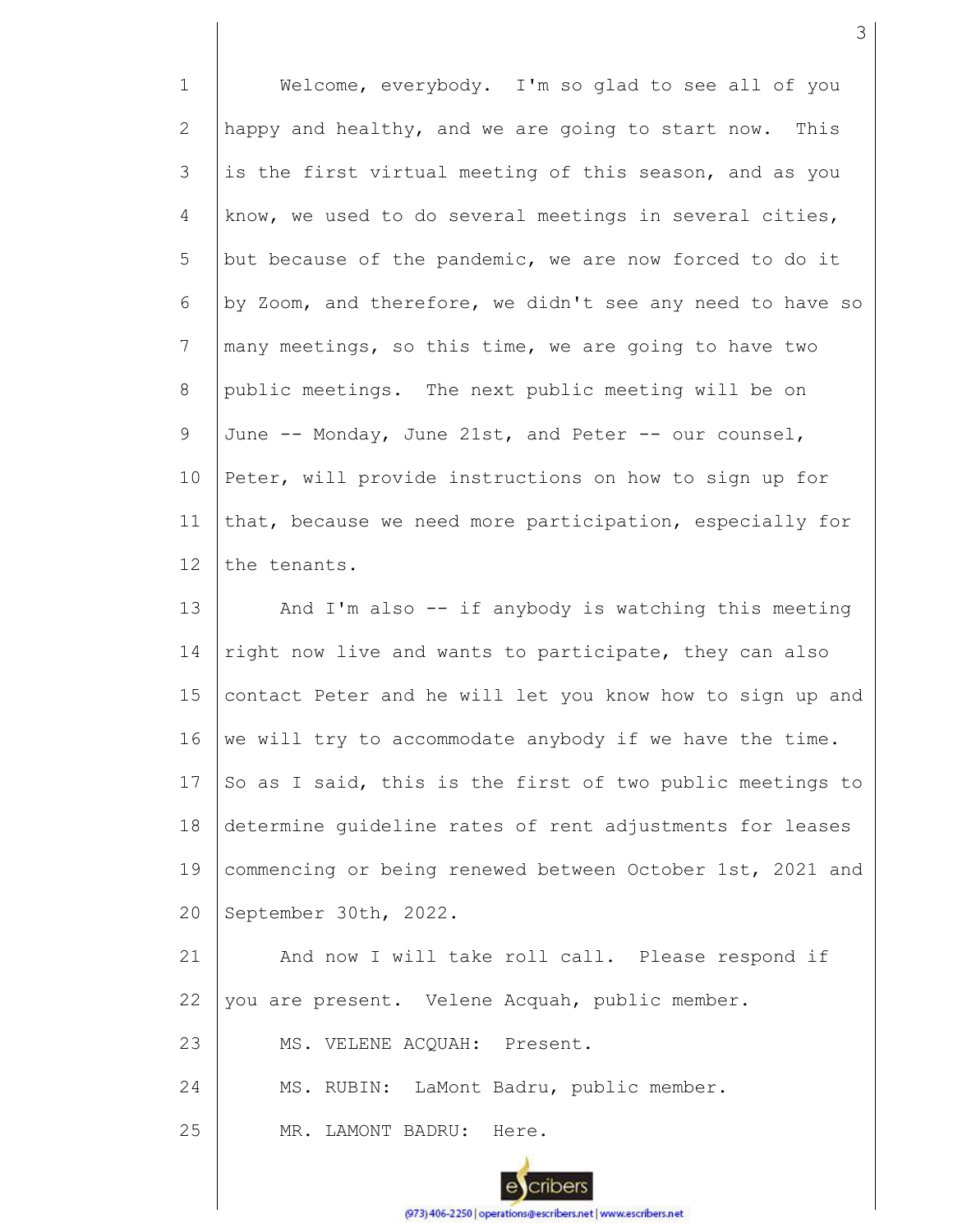Welcome, everybody. I'm so glad to see all of you happy and healthy, and we are going to start now. This is the first virtual meeting of this season, and as you know, we used to do several meetings in several cities, but because of the pandemic, we are now forced to do it by Zoom, and therefore, we didn't see any need to have so many meetings, so this time, we are going to have two public meetings. The next public meeting will be on June -- Monday, June 21st, and Peter -- our counsel, Peter, will provide instructions on how to sign up for that, because we need more participation, especially for the tenants.

And I'm also -- if anybody is watching this meeting right now live and wants to participate, they can also contact Peter and he will let you know how to sign up and we will try to accommodate anybody if we have the time. So as I said, this is the first of two public meetings to determine guideline rates of rent adjustments for leases commencing or being renewed between October 1st, 2021 and September 30th, 2022.

And now I will take roll call. Please respond if you are present. Velene Acquah, public member.

MS. VELENE ACQUAH: Present.

MS. RUBIN: LaMont Badru, public member.

MR. LAMONT BADRU: Here.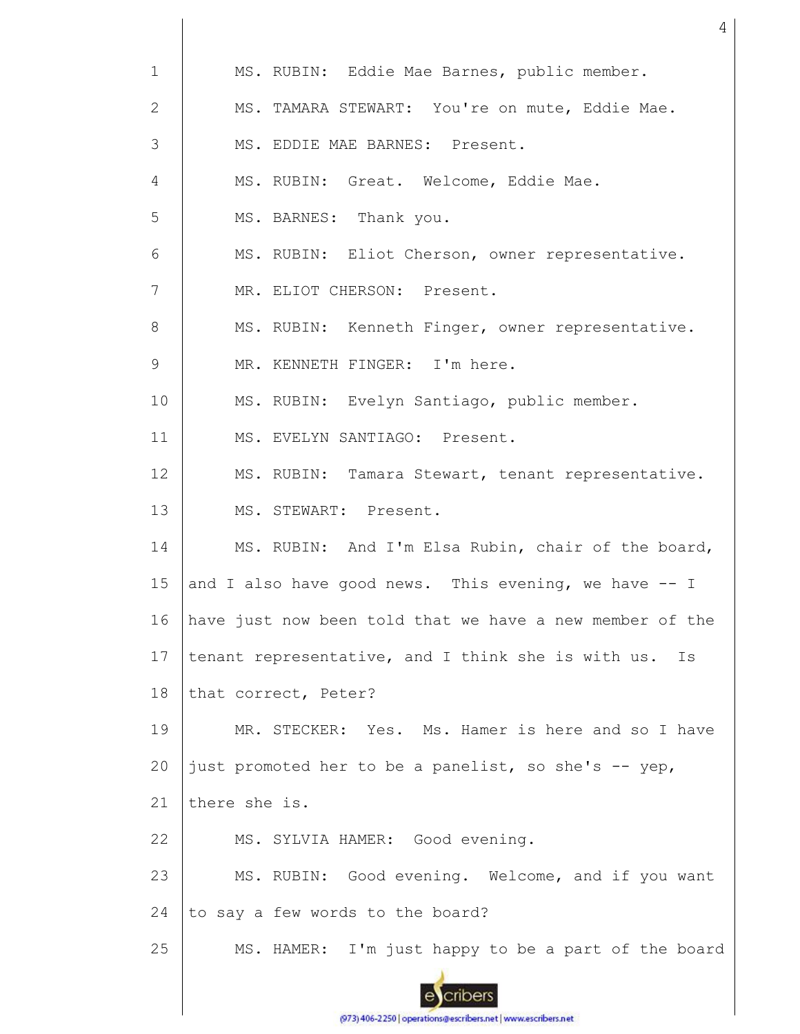MS. RUBIN: Eddie Mae Barnes, public member.

MS. TAMARA STEWART: You're on mute, Eddie Mae.

MS. EDDIE MAE BARNES: Present.

MS. RUBIN: Great. Welcome, Eddie Mae.

MS. BARNES: Thank you.

MS. RUBIN: Eliot Cherson, owner representative.

MR. ELIOT CHERSON: Present.

MS. RUBIN: Kenneth Finger, owner representative.

MR. KENNETH FINGER: I'm here.

MS. RUBIN: Evelyn Santiago, public member.

MS. EVELYN SANTIAGO: Present.

MS. RUBIN: Tamara Stewart, tenant representative.

MS. STEWART: Present.

MS. RUBIN: And I'm Elsa Rubin, chair of the board, and I also have good news. This evening, we have -- I have just now been told that we have a new member of the tenant representative, and I think she is with us. Is that correct, Peter?

MR. STECKER: Yes. Ms. Hamer is here and so I have just promoted her to be a panelist, so she's -- yep, there she is.

MS. SYLVIA HAMER: Good evening.

MS. RUBIN: Good evening. Welcome, and if you want to say a few words to the board?

MS. HAMER: I'm just happy to be a part of the board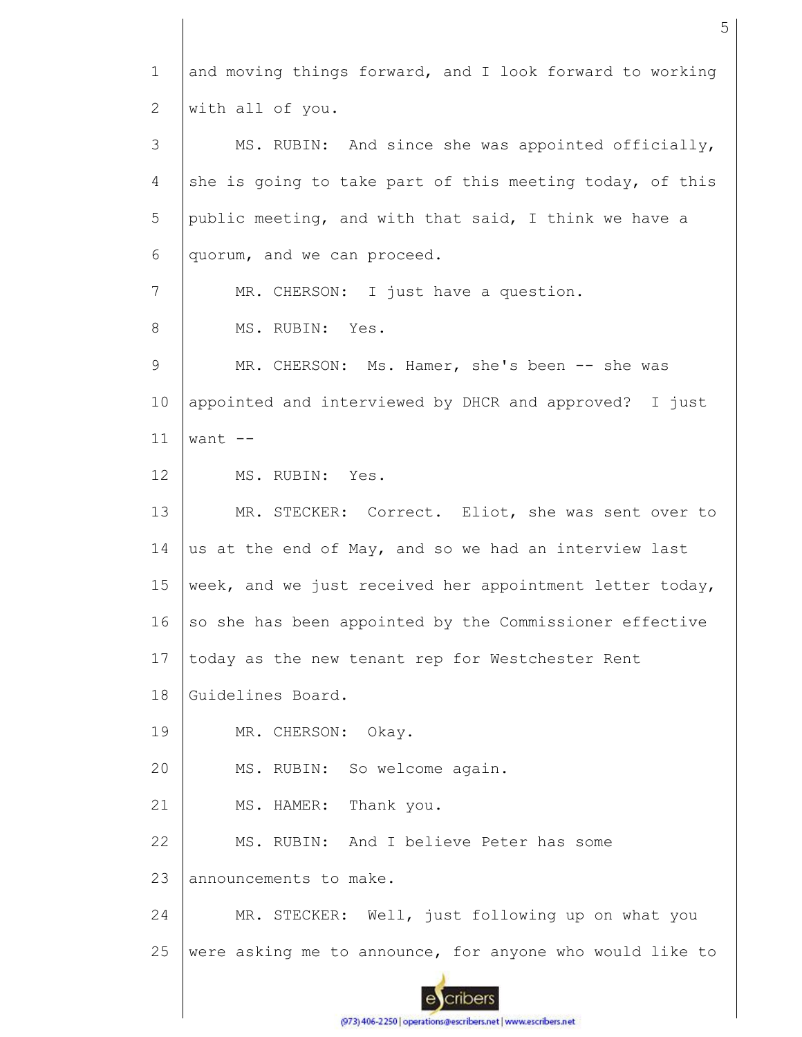and moving things forward, and I look forward to working with all of you.

MS. RUBIN: And since she was appointed officially, she is going to take part of this meeting today, of this public meeting, and with that said, I think we have a quorum, and we can proceed.

MR. CHERSON: I just have a question.

MS. RUBIN: Yes.

MR. CHERSON: Ms. Hamer, she's been -- she was appointed and interviewed by DHCR and approved? I just want --

MS. RUBIN: Yes.

MR. STECKER: Correct. Eliot, she was sent over to us at the end of May, and so we had an interview last week, and we just received her appointment letter today, so she has been appointed by the Commissioner effective today as the new tenant rep for Westchester Rent Guidelines Board.

MR. CHERSON: Okay.

MS. RUBIN: So welcome again.

MS. HAMER: Thank you.

MS. RUBIN: And I believe Peter has some announcements to make.

MR. STECKER: Well, just following up on what you were asking me to announce, for anyone who would like to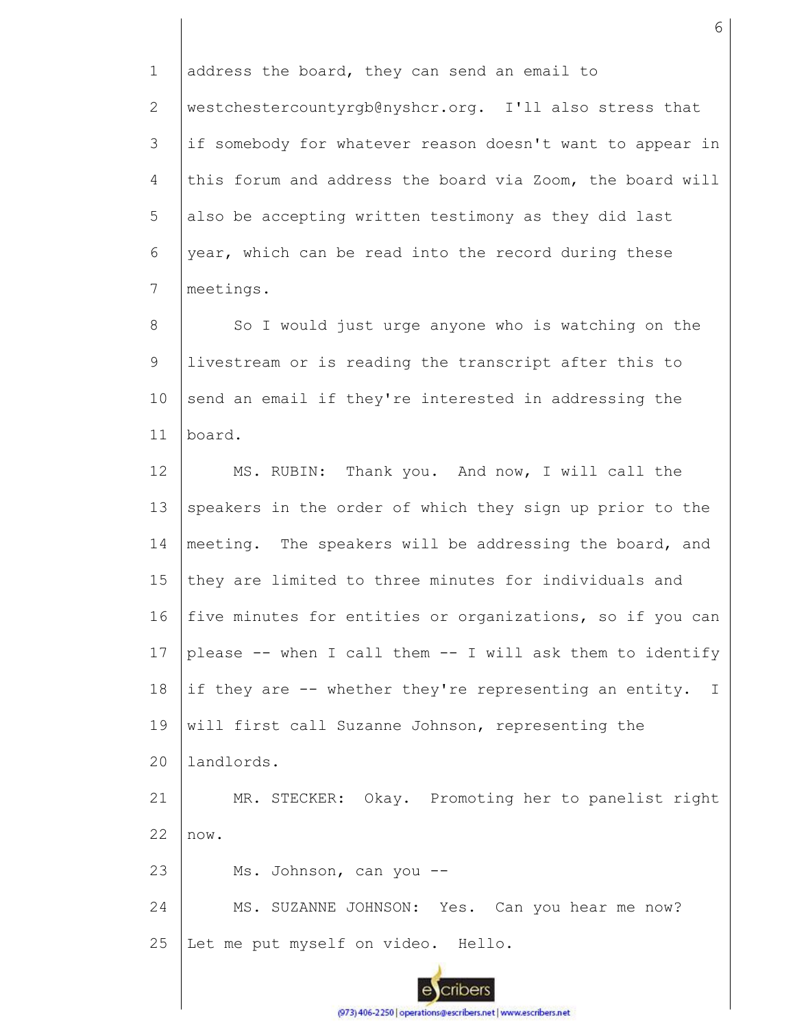address the board, they can send an email to westchestercountyrgb@nyshcr.org. I'll also stress that if somebody for whatever reason doesn't want to appear in this forum and address the board via Zoom, the board will also be accepting written testimony as they did last year, which can be read into the record during these meetings.

So I would just urge anyone who is watching on the livestream or is reading the transcript after this to send an email if they're interested in addressing the board.

MS. RUBIN: Thank you. And now, I will call the speakers in the order of which they sign up prior to the meeting. The speakers will be addressing the board, and they are limited to three minutes for individuals and five minutes for entities or organizations, so if you can please -- when I call them -- I will ask them to identify if they are -- whether they're representing an entity. I will first call Suzanne Johnson, representing the landlords.

MR. STECKER: Okay. Promoting her to panelist right now.

Ms. Johnson, can you --

MS. SUZANNE JOHNSON: Yes. Can you hear me now? Let me put myself on video. Hello.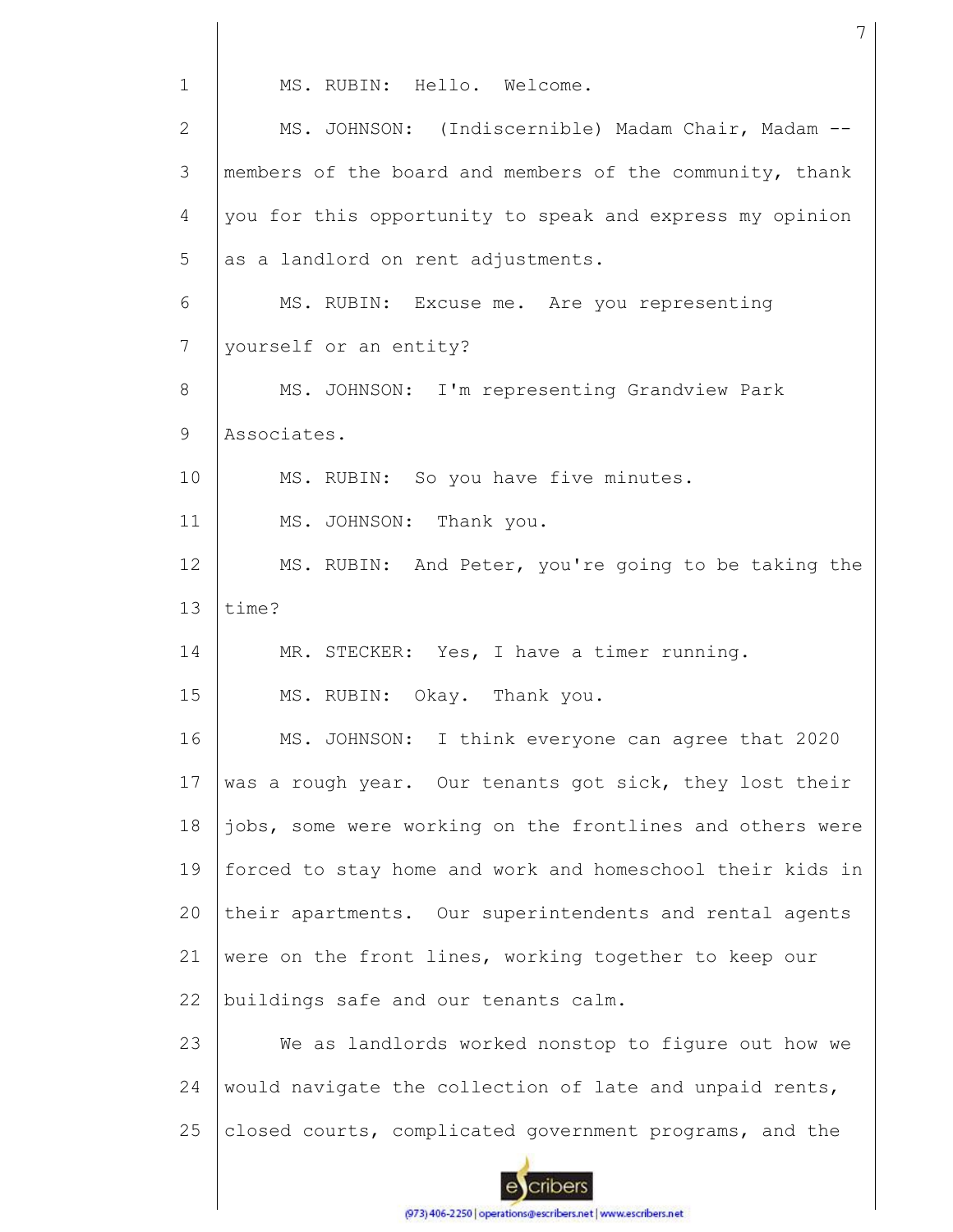MS. RUBIN: Hello. Welcome.

MS. JOHNSON: (Indiscernible) Madam Chair, Madam -- members of the board and members of the community, thank you for this opportunity to speak and express my opinion as a landlord on rent adjustments.

MS. RUBIN: Excuse me. Are you representing yourself or an entity?

MS. JOHNSON: I'm representing Grandview Park Associates.

MS. RUBIN: So you have five minutes.

MS. JOHNSON: Thank you.

MS. RUBIN: And Peter, you're going to be taking the time?

MR. STECKER: Yes, I have a timer running.

MS. RUBIN: Okay. Thank you.

MS. JOHNSON: I think everyone can agree that 2020 was a rough year. Our tenants got sick, they lost their jobs, some were working on the frontlines and others were forced to stay home and work and homeschool their kids in their apartments. Our superintendents and rental agents were on the front lines, working together to keep our buildings safe and our tenants calm.

We as landlords worked nonstop to figure out how we would navigate the collection of late and unpaid rents, closed courts, complicated government programs, and the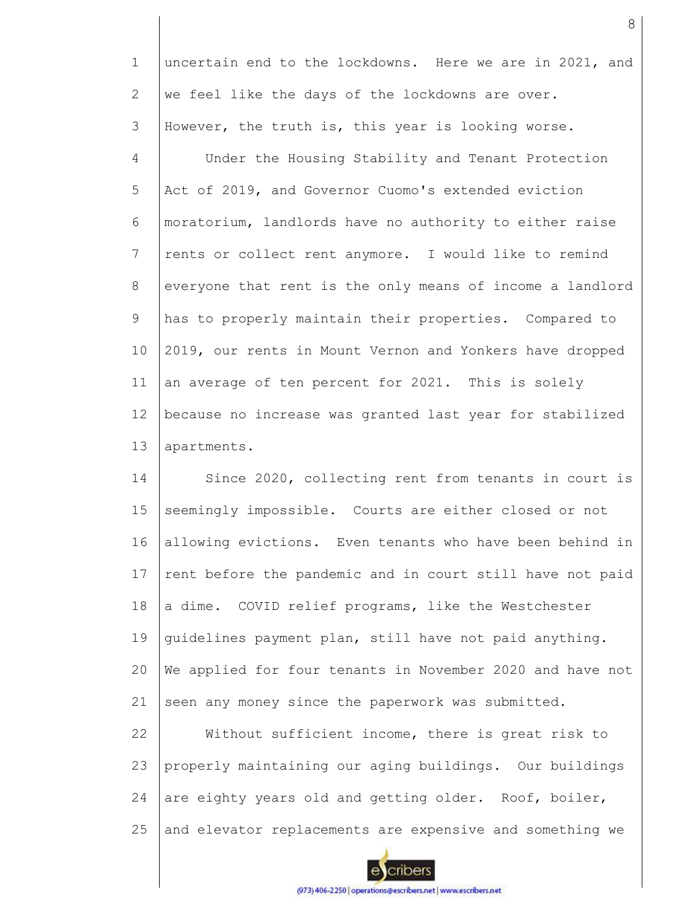uncertain end to the lockdowns. Here we are in 2021, and we feel like the days of the lockdowns are over. However, the truth is, this year is looking worse.

Under the Housing Stability and Tenant Protection Act of 2019, and Governor Cuomo's extended eviction moratorium, landlords have no authority to either raise rents or collect rent anymore. I would like to remind everyone that rent is the only means of income a landlord has to properly maintain their properties. Compared to 2019, our rents in Mount Vernon and Yonkers have dropped an average of ten percent for 2021. This is solely because no increase was granted last year for stabilized apartments.

Since 2020, collecting rent from tenants in court is seemingly impossible. Courts are either closed or not allowing evictions. Even tenants who have been behind in rent before the pandemic and in court still have not paid a dime. COVID relief programs, like the Westchester guidelines payment plan, still have not paid anything. We applied for four tenants in November 2020 and have not seen any money since the paperwork was submitted.

Without sufficient income, there is great risk to properly maintaining our aging buildings. Our buildings are eighty years old and getting older. Roof, boiler, and elevator replacements are expensive and something we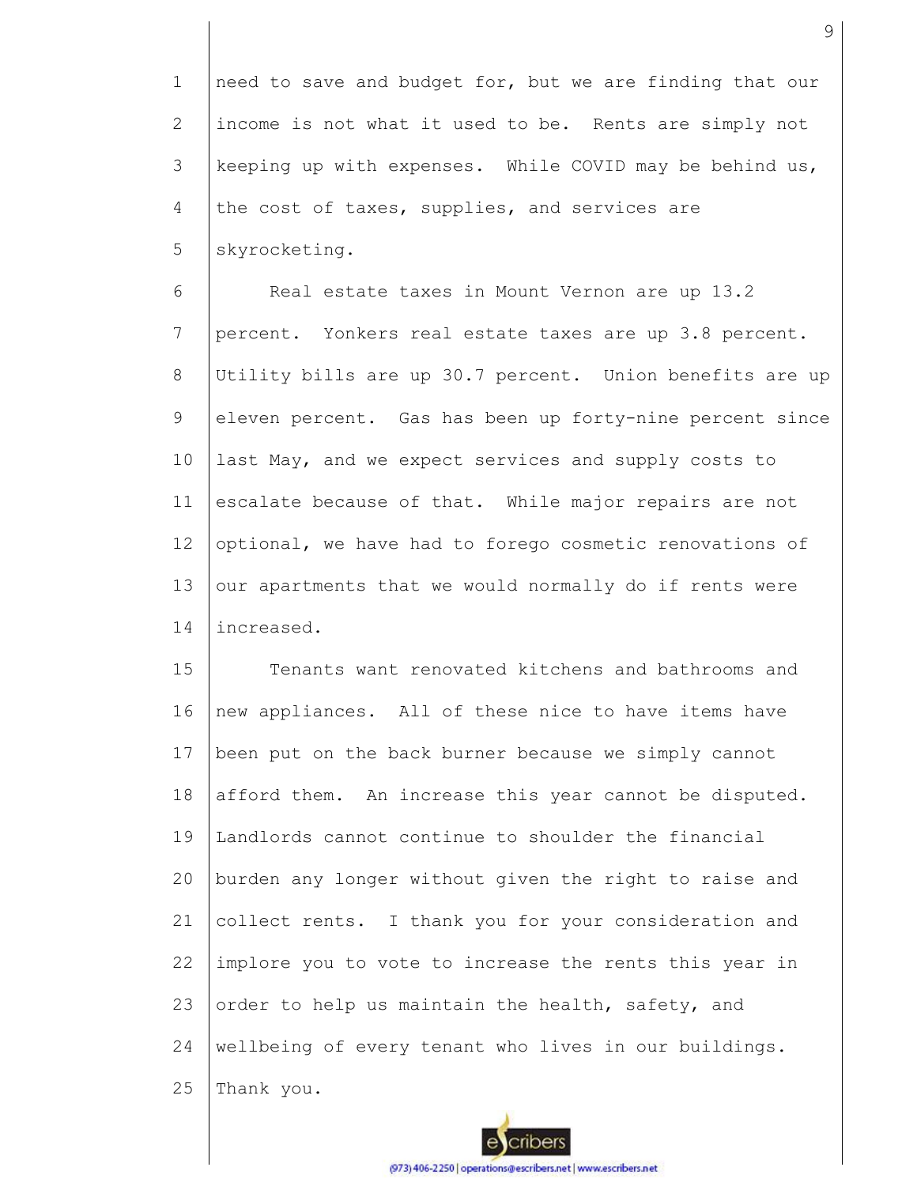need to save and budget for, but we are finding that our income is not what it used to be. Rents are simply not keeping up with expenses. While COVID may be behind us, the cost of taxes, supplies, and services are skyrocketing.

Real estate taxes in Mount Vernon are up 13.2 percent. Yonkers real estate taxes are up 3.8 percent. Utility bills are up 30.7 percent. Union benefits are up eleven percent. Gas has been up forty-nine percent since last May, and we expect services and supply costs to escalate because of that. While major repairs are not optional, we have had to forego cosmetic renovations of our apartments that we would normally do if rents were increased.

Tenants want renovated kitchens and bathrooms and new appliances. All of these nice to have items have been put on the back burner because we simply cannot afford them. An increase this year cannot be disputed. Landlords cannot continue to shoulder the financial burden any longer without given the right to raise and collect rents. I thank you for your consideration and implore you to vote to increase the rents this year in order to help us maintain the health, safety, and wellbeing of every tenant who lives in our buildings. Thank you.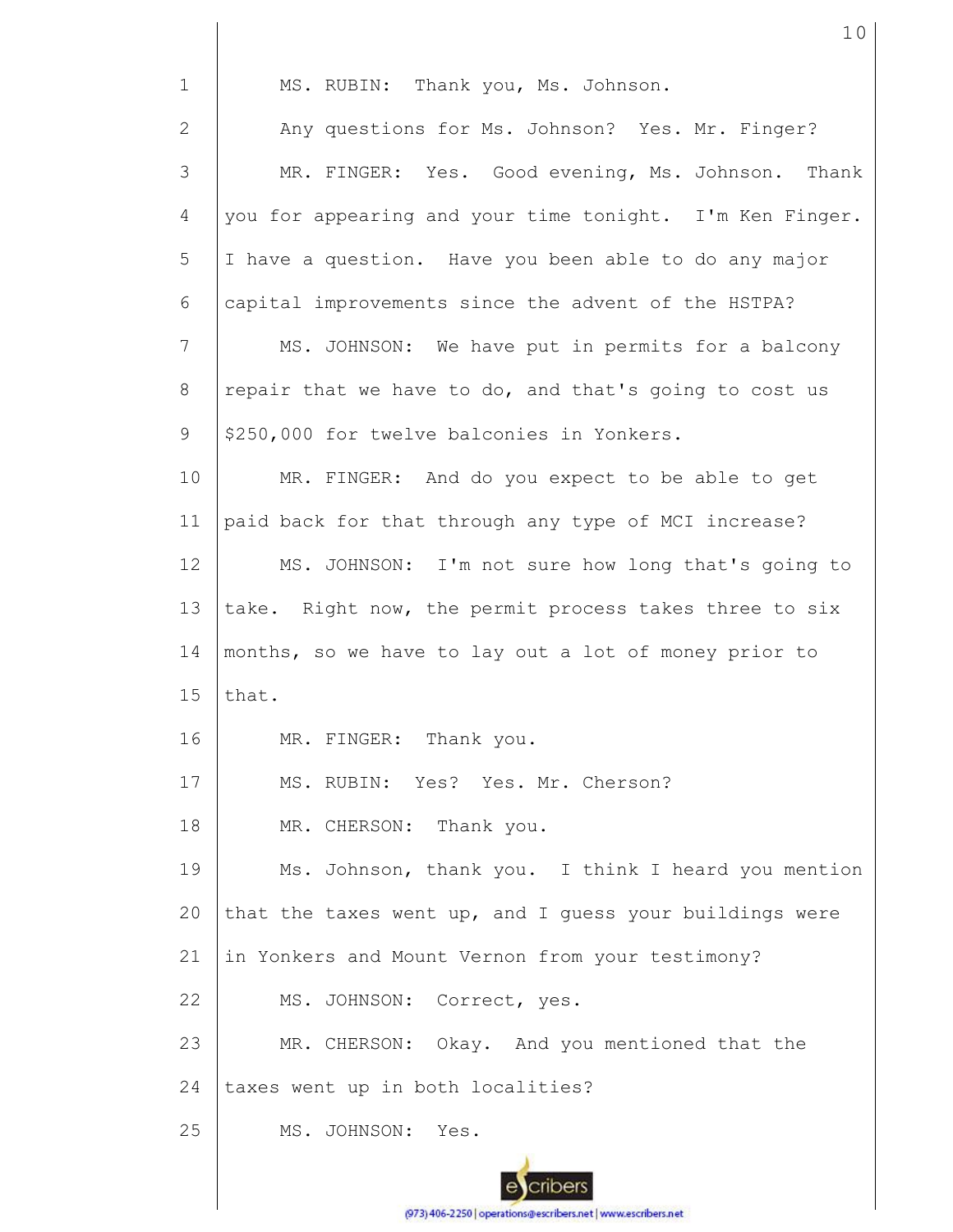MS. RUBIN: Thank you, Ms. Johnson.

Any questions for Ms. Johnson? Yes. Mr. Finger?

MR. FINGER: Yes. Good evening, Ms. Johnson. Thank you for appearing and your time tonight. I'm Ken Finger. I have a question. Have you been able to do any major capital improvements since the advent of the HSTPA?

MS. JOHNSON: We have put in permits for a balcony repair that we have to do, and that's going to cost us $250,000 for twelve balconies in Yonkers.

MR. FINGER: And do you expect to be able to get paid back for that through any type of MCI increase?

MS. JOHNSON: I'm not sure how long that's going to take. Right now, the permit process takes three to six months, so we have to lay out a lot of money prior to that.

MR. FINGER: Thank you.

MS. RUBIN: Yes? Yes. Mr. Cherson?

MR. CHERSON: Thank you.

Ms. Johnson, thank you. I think I heard you mention that the taxes went up, and I guess your buildings were in Yonkers and Mount Vernon from your testimony?

MS. JOHNSON: Correct, yes.

MR. CHERSON: Okay. And you mentioned that the taxes went up in both localities?

MS. JOHNSON: Yes.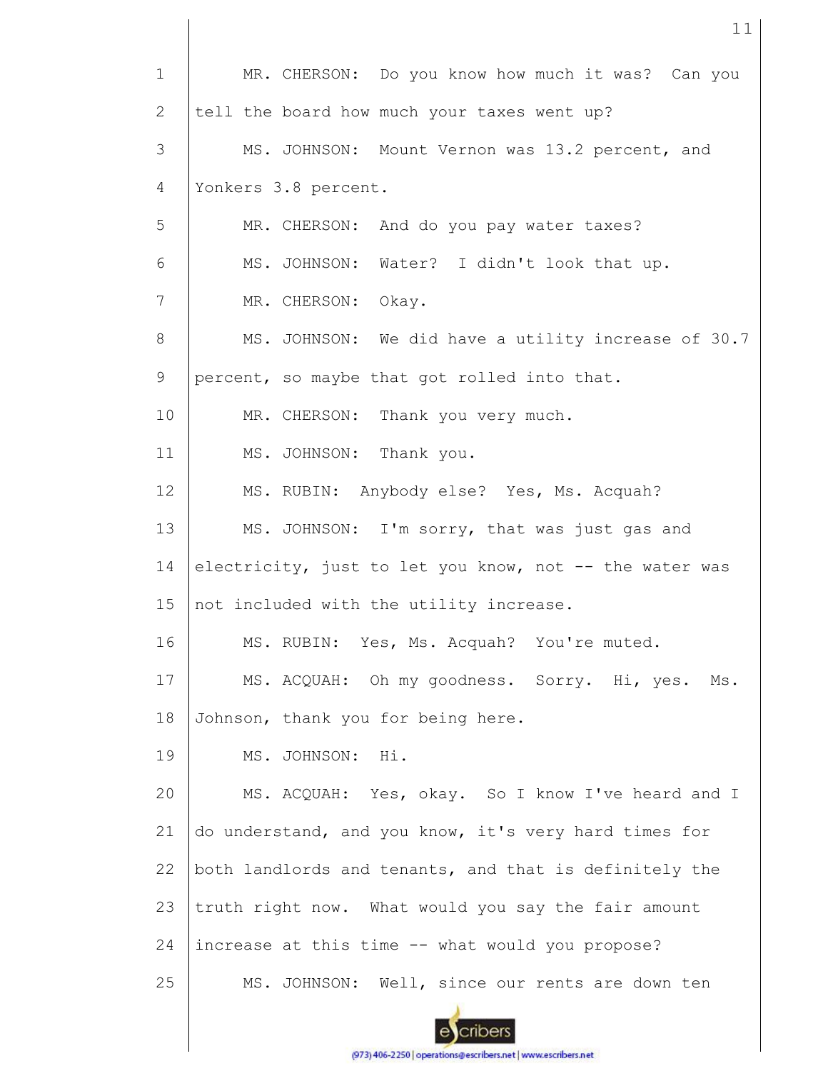MR. CHERSON: Do you know how much it was? Can you tell the board how much your taxes went up?

MS. JOHNSON: Mount Vernon was 13.2 percent, and Yonkers 3.8 percent.

MR. CHERSON: And do you pay water taxes?

MS. JOHNSON: Water? I didn't look that up.

MR. CHERSON: Okay.

MS. JOHNSON: We did have a utility increase of 30.7 percent, so maybe that got rolled into that.

MR. CHERSON: Thank you very much.

MS. JOHNSON: Thank you.

MS. RUBIN: Anybody else? Yes, Ms. Acquah?

MS. JOHNSON: I'm sorry, that was just gas and electricity, just to let you know, not -- the water was not included with the utility increase.

MS. RUBIN: Yes, Ms. Acquah? You're muted.

MS. ACQUAH: Oh my goodness. Sorry. Hi, yes. Ms. Johnson, thank you for being here.

MS. JOHNSON: Hi.

MS. ACQUAH: Yes, okay. So I know I've heard and I do understand, and you know, it's very hard times for both landlords and tenants, and that is definitely the truth right now. What would you say the fair amount increase at this time -- what would you propose?

MS. JOHNSON: Well, since our rents are down ten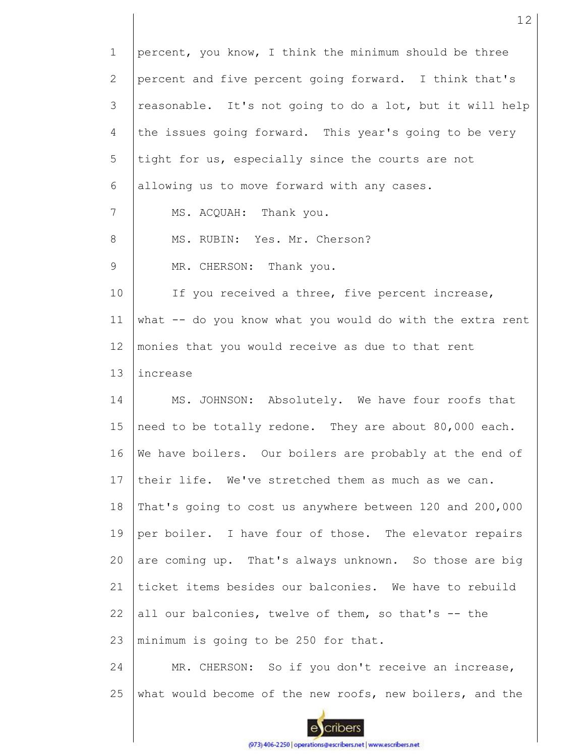percent, you know, I think the minimum should be three percent and five percent going forward. I think that's reasonable. It's not going to do a lot, but it will help the issues going forward. This year's going to be very tight for us, especially since the courts are not allowing us to move forward with any cases.

MS. ACQUAH: Thank you.

MS. RUBIN: Yes. Mr. Cherson?

MR. CHERSON: Thank you.

If you received a three, five percent increase, what -- do you know what you would do with the extra rent monies that you would receive as due to that rent increase

MS. JOHNSON: Absolutely. We have four roofs that need to be totally redone. They are about 80,000 each. We have boilers. Our boilers are probably at the end of their life. We've stretched them as much as we can. That's going to cost us anywhere between 120 and 200,000 per boiler. I have four of those. The elevator repairs are coming up. That's always unknown. So those are big ticket items besides our balconies. We have to rebuild all our balconies, twelve of them, so that's -- the minimum is going to be 250 for that.

MR. CHERSON: So if you don't receive an increase, what would become of the new roofs, new boilers, and the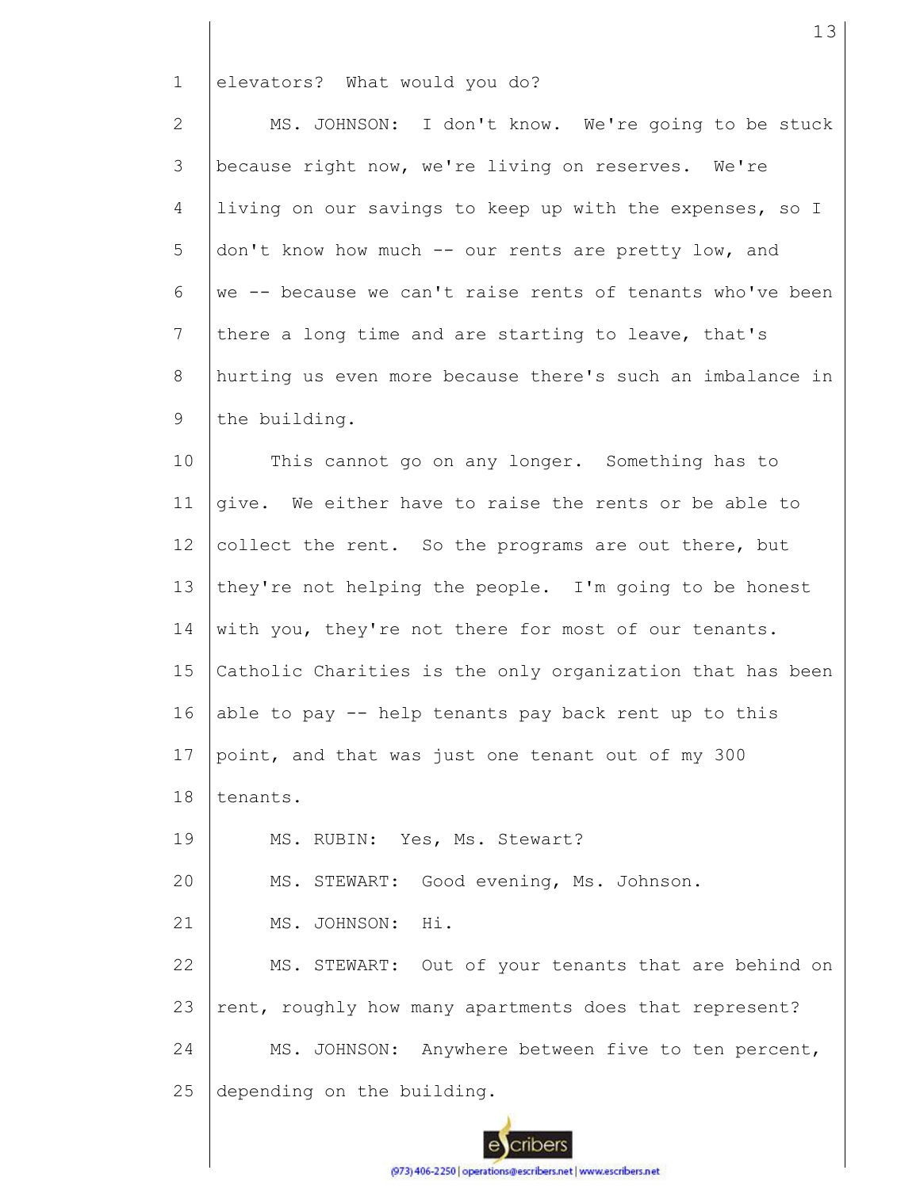elevators? What would you do?

MS. JOHNSON: I don't know. We're going to be stuck because right now, we're living on reserves. We're living on our savings to keep up with the expenses, so I don't know how much -- our rents are pretty low, and we -- because we can't raise rents of tenants who've been there a long time and are starting to leave, that's hurting us even more because there's such an imbalance in the building.

This cannot go on any longer. Something has to give. We either have to raise the rents or be able to collect the rent. So the programs are out there, but they're not helping the people. I'm going to be honest with you, they're not there for most of our tenants. Catholic Charities is the only organization that has been able to pay -- help tenants pay back rent up to this point, and that was just one tenant out of my 300 tenants.

MS. RUBIN: Yes, Ms. Stewart?

MS. STEWART: Good evening, Ms. Johnson.

MS. JOHNSON: Hi.

MS. STEWART: Out of your tenants that are behind on rent, roughly how many apartments does that represent?

MS. JOHNSON: Anywhere between five to ten percent, depending on the building.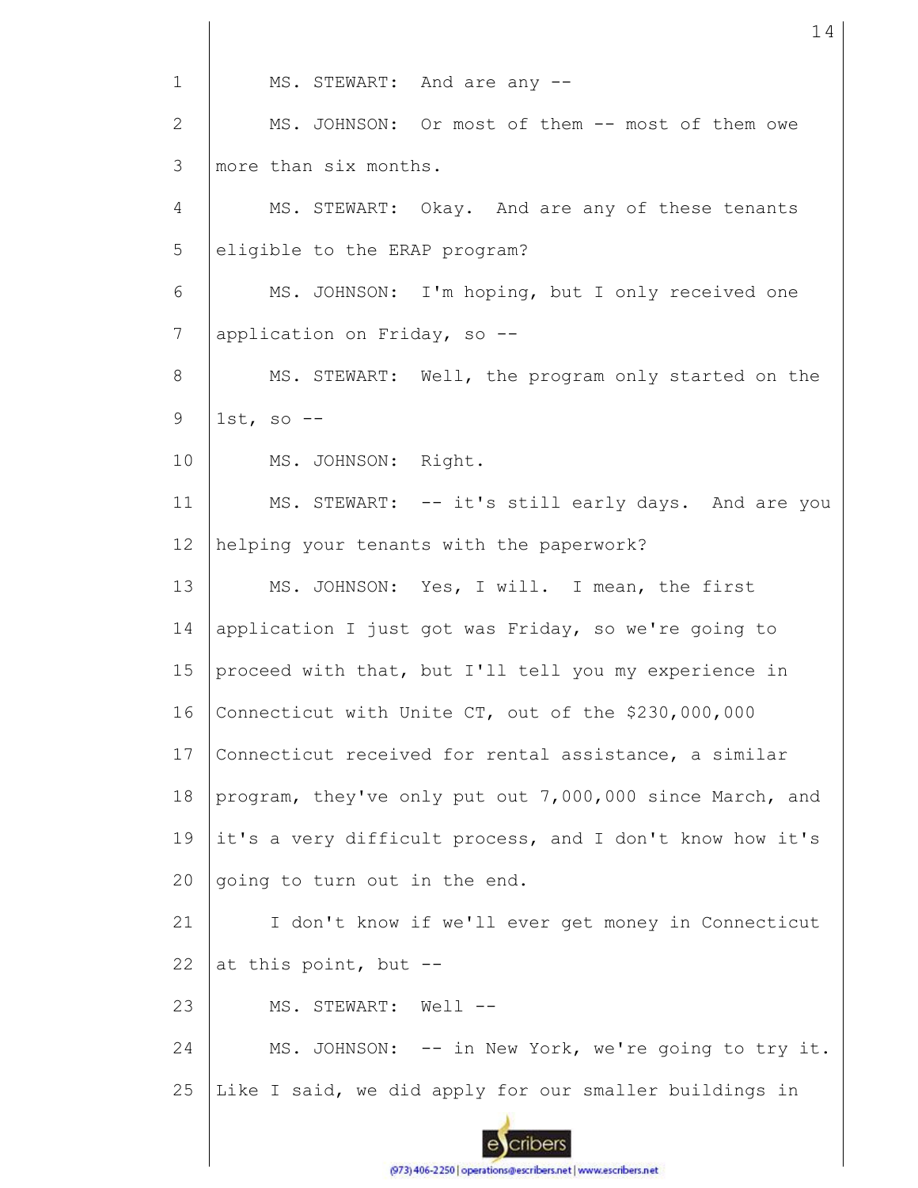MS. STEWART: And are any --

MS. JOHNSON: Or most of them -- most of them owe more than six months.

MS. STEWART: Okay. And are any of these tenants eligible to the ERAP program?

MS. JOHNSON: I'm hoping, but I only received one application on Friday, so --

MS. STEWART: Well, the program only started on the 1st, so --

MS. JOHNSON: Right.

MS. STEWART: -- it's still early days. And are you helping your tenants with the paperwork?

MS. JOHNSON: Yes, I will. I mean, the first application I just got was Friday, so we're going to proceed with that, but I'll tell you my experience in Connecticut with Unite CT, out of the $230,000,000 Connecticut received for rental assistance, a similar program, they've only put out 7,000,000 since March, and it's a very difficult process, and I don't know how it's going to turn out in the end.

I don't know if we'll ever get money in Connecticut at this point, but --

MS. STEWART: Well --

MS. JOHNSON: -- in New York, we're going to try it. Like I said, we did apply for our smaller buildings in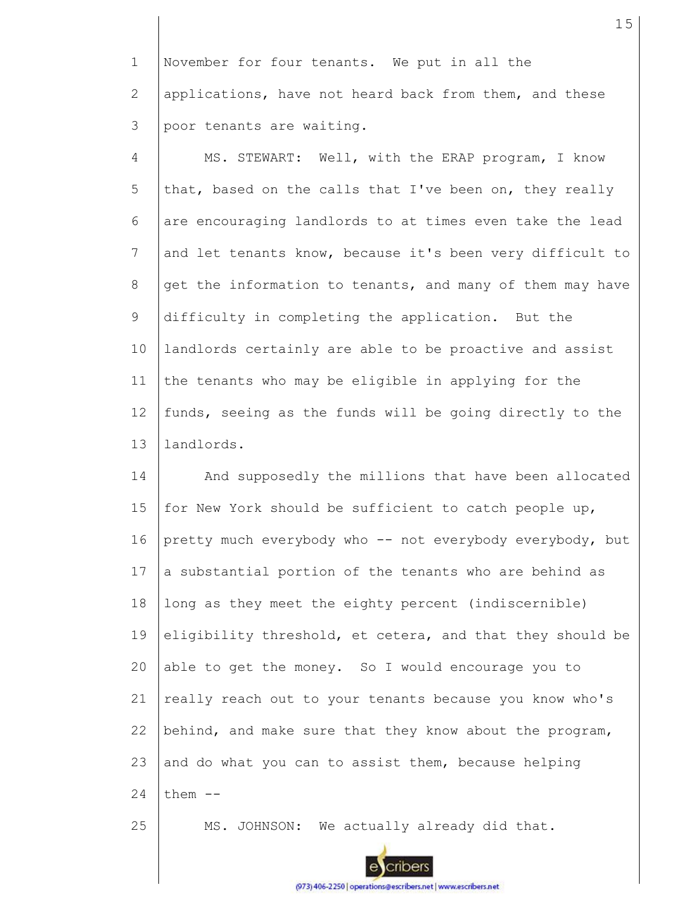November for four tenants. We put in all the applications, have not heard back from them, and these poor tenants are waiting.

MS. STEWART: Well, with the ERAP program, I know that, based on the calls that I've been on, they really are encouraging landlords to at times even take the lead and let tenants know, because it's been very difficult to get the information to tenants, and many of them may have difficulty in completing the application. But the landlords certainly are able to be proactive and assist the tenants who may be eligible in applying for the funds, seeing as the funds will be going directly to the landlords.

And supposedly the millions that have been allocated for New York should be sufficient to catch people up, pretty much everybody who -- not everybody everybody, but a substantial portion of the tenants who are behind as long as they meet the eighty percent (indiscernible) eligibility threshold, et cetera, and that they should be able to get the money. So I would encourage you to really reach out to your tenants because you know who's behind, and make sure that they know about the program, and do what you can to assist them, because helping them --

MS. JOHNSON: We actually already did that.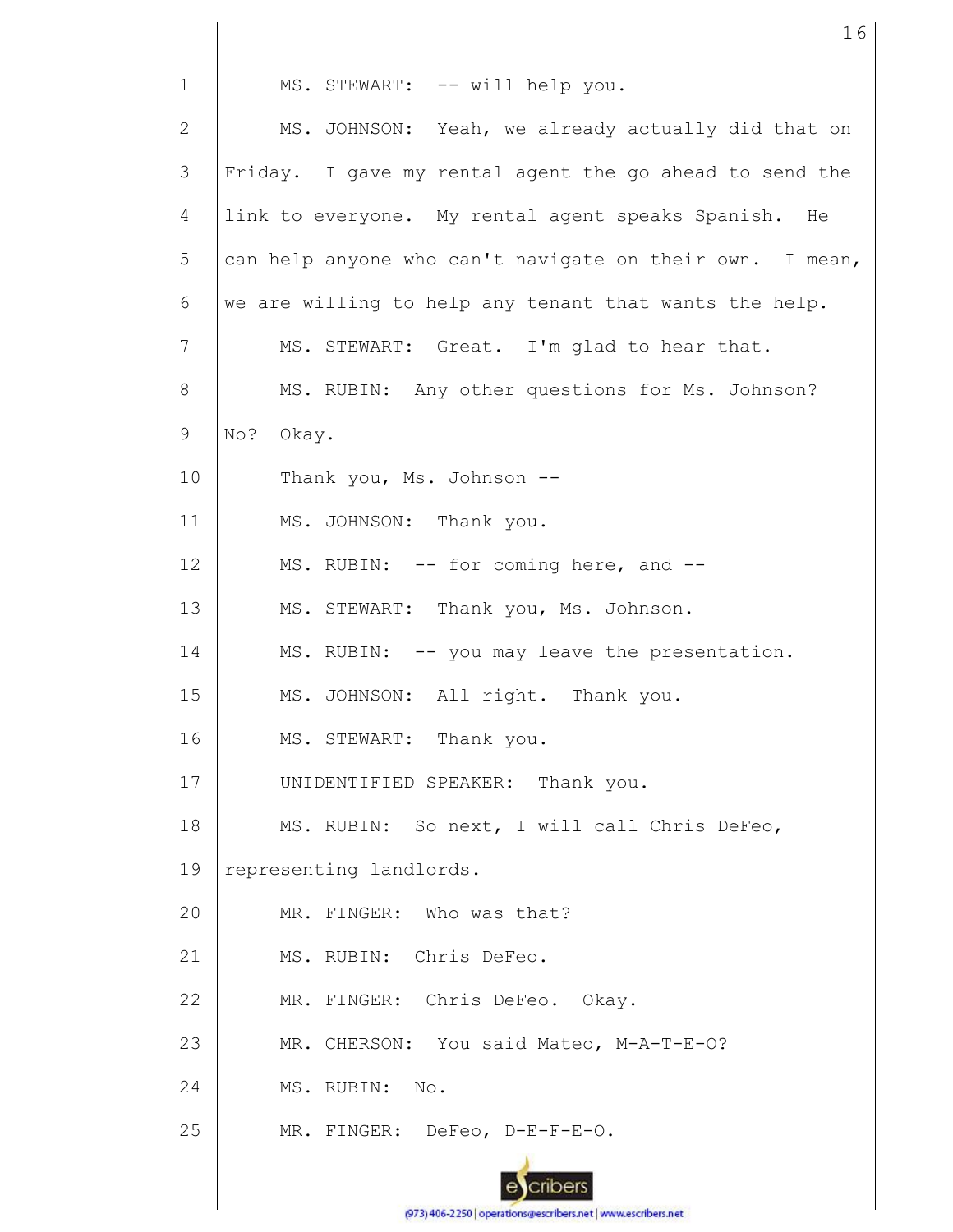MS. STEWART: -- will help you.

MS. JOHNSON: Yeah, we already actually did that on Friday. I gave my rental agent the go ahead to send the link to everyone. My rental agent speaks Spanish. He can help anyone who can't navigate on their own. I mean, we are willing to help any tenant that wants the help.

MS. STEWART: Great. I'm glad to hear that.

MS. RUBIN: Any other questions for Ms. Johnson? No? Okay.

Thank you, Ms. Johnson --

MS. JOHNSON: Thank you.

MS. RUBIN: -- for coming here, and --

MS. STEWART: Thank you, Ms. Johnson.

MS. RUBIN: -- you may leave the presentation.

MS. JOHNSON: All right. Thank you.

MS. STEWART: Thank you.

UNIDENTIFIED SPEAKER: Thank you.

MS. RUBIN: So next, I will call Chris DeFeo, representing landlords.

MR. FINGER: Who was that?

MS. RUBIN: Chris DeFeo.

MR. FINGER: Chris DeFeo. Okay.

MR. CHERSON: You said Mateo, M-A-T-E-O?

MS. RUBIN: No.

MR. FINGER: DeFeo, D-E-F-E-O.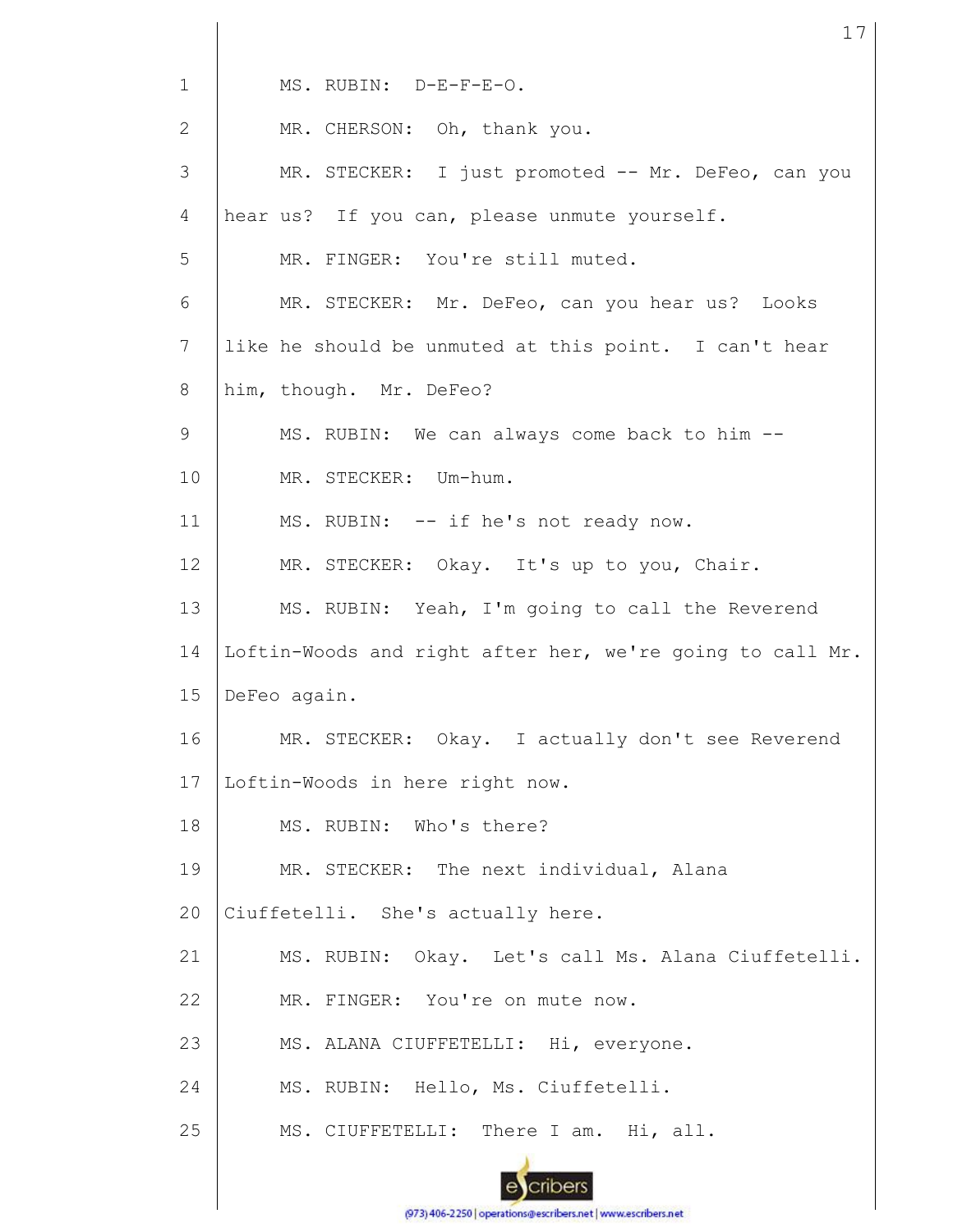MS. RUBIN: D-E-F-E-O.

MR. CHERSON: Oh, thank you.

MR. STECKER: I just promoted -- Mr. DeFeo, can you hear us? If you can, please unmute yourself.

MR. FINGER: You're still muted.

MR. STECKER: Mr. DeFeo, can you hear us? Looks like he should be unmuted at this point. I can't hear him, though. Mr. DeFeo?

MS. RUBIN: We can always come back to him --

MR. STECKER: Um-hum.

MS. RUBIN: -- if he's not ready now.

MR. STECKER: Okay. It's up to you, Chair.

MS. RUBIN: Yeah, I'm going to call the Reverend Loftin-Woods and right after her, we're going to call Mr. DeFeo again.

MR. STECKER: Okay. I actually don't see Reverend Loftin-Woods in here right now.

MS. RUBIN: Who's there?

MR. STECKER: The next individual, Alana Ciuffetelli. She's actually here.

MS. RUBIN: Okay. Let's call Ms. Alana Ciuffetelli.

MR. FINGER: You're on mute now.

MS. ALANA CIUFFETELLI: Hi, everyone.

MS. RUBIN: Hello, Ms. Ciuffetelli.

MS. CIUFFETELLI: There I am. Hi, all.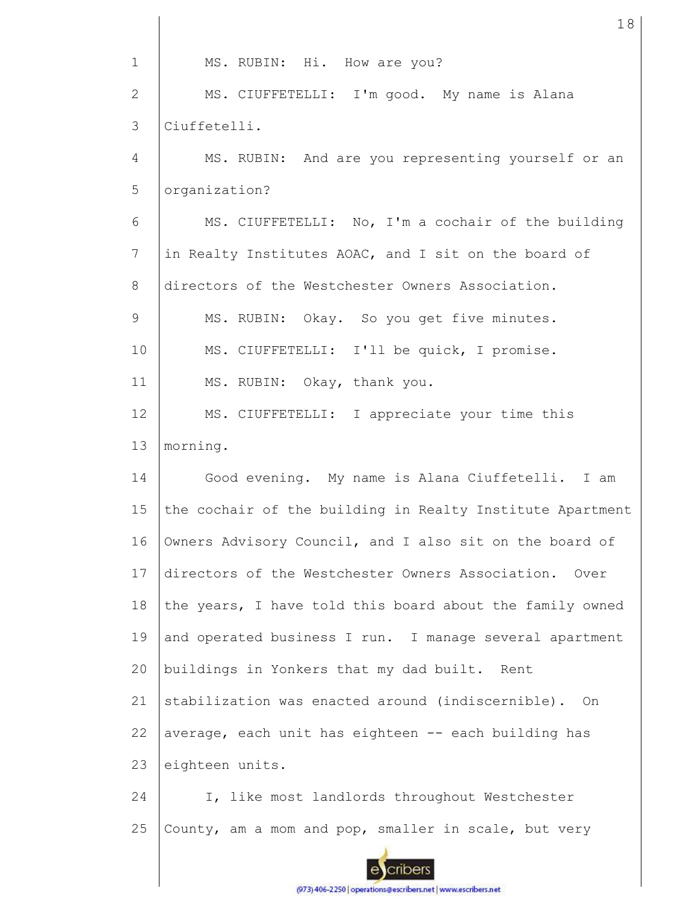MS. RUBIN: Hi. How are you?

MS. CIUFFETELLI: I'm good. My name is Alana Ciuffetelli.

MS. RUBIN: And are you representing yourself or an organization?

MS. CIUFFETELLI: No, I'm a cochair of the building in Realty Institutes AOAC, and I sit on the board of directors of the Westchester Owners Association.

MS. RUBIN: Okay. So you get five minutes.

MS. CIUFFETELLI: I'll be quick, I promise.

MS. RUBIN: Okay, thank you.

MS. CIUFFETELLI: I appreciate your time this morning.

Good evening. My name is Alana Ciuffetelli. I am the cochair of the building in Realty Institute Apartment Owners Advisory Council, and I also sit on the board of directors of the Westchester Owners Association. Over the years, I have told this board about the family owned and operated business I run. I manage several apartment buildings in Yonkers that my dad built. Rent stabilization was enacted around (indiscernible). On average, each unit has eighteen -- each building has eighteen units.

I, like most landlords throughout Westchester County, am a mom and pop, smaller in scale, but very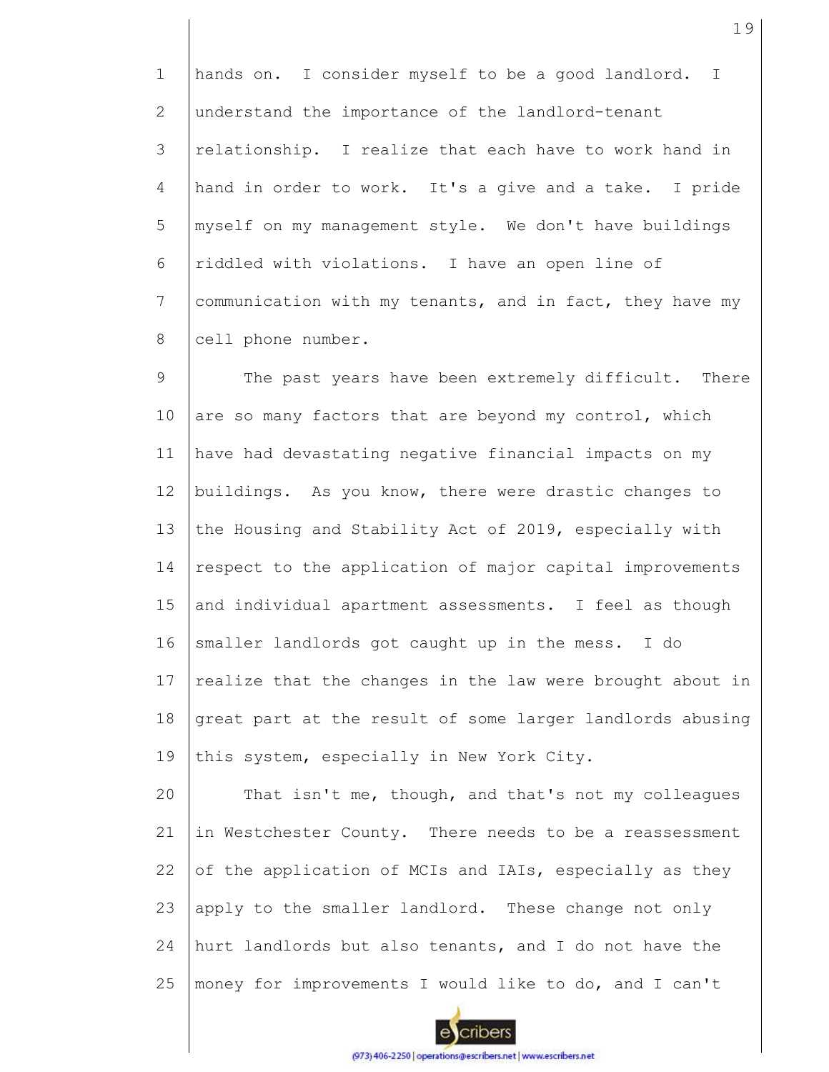hands on. I consider myself to be a good landlord. I understand the importance of the landlord-tenant relationship. I realize that each have to work hand in hand in order to work. It's a give and a take. I pride myself on my management style. We don't have buildings riddled with violations. I have an open line of communication with my tenants, and in fact, they have my cell phone number.

The past years have been extremely difficult. There are so many factors that are beyond my control, which have had devastating negative financial impacts on my buildings. As you know, there were drastic changes to the Housing and Stability Act of 2019, especially with respect to the application of major capital improvements and individual apartment assessments. I feel as though smaller landlords got caught up in the mess. I do realize that the changes in the law were brought about in great part at the result of some larger landlords abusing this system, especially in New York City.

That isn't me, though, and that's not my colleagues in Westchester County. There needs to be a reassessment of the application of MCIs and IAIs, especially as they apply to the smaller landlord. These change not only hurt landlords but also tenants, and I do not have the money for improvements I would like to do, and I can't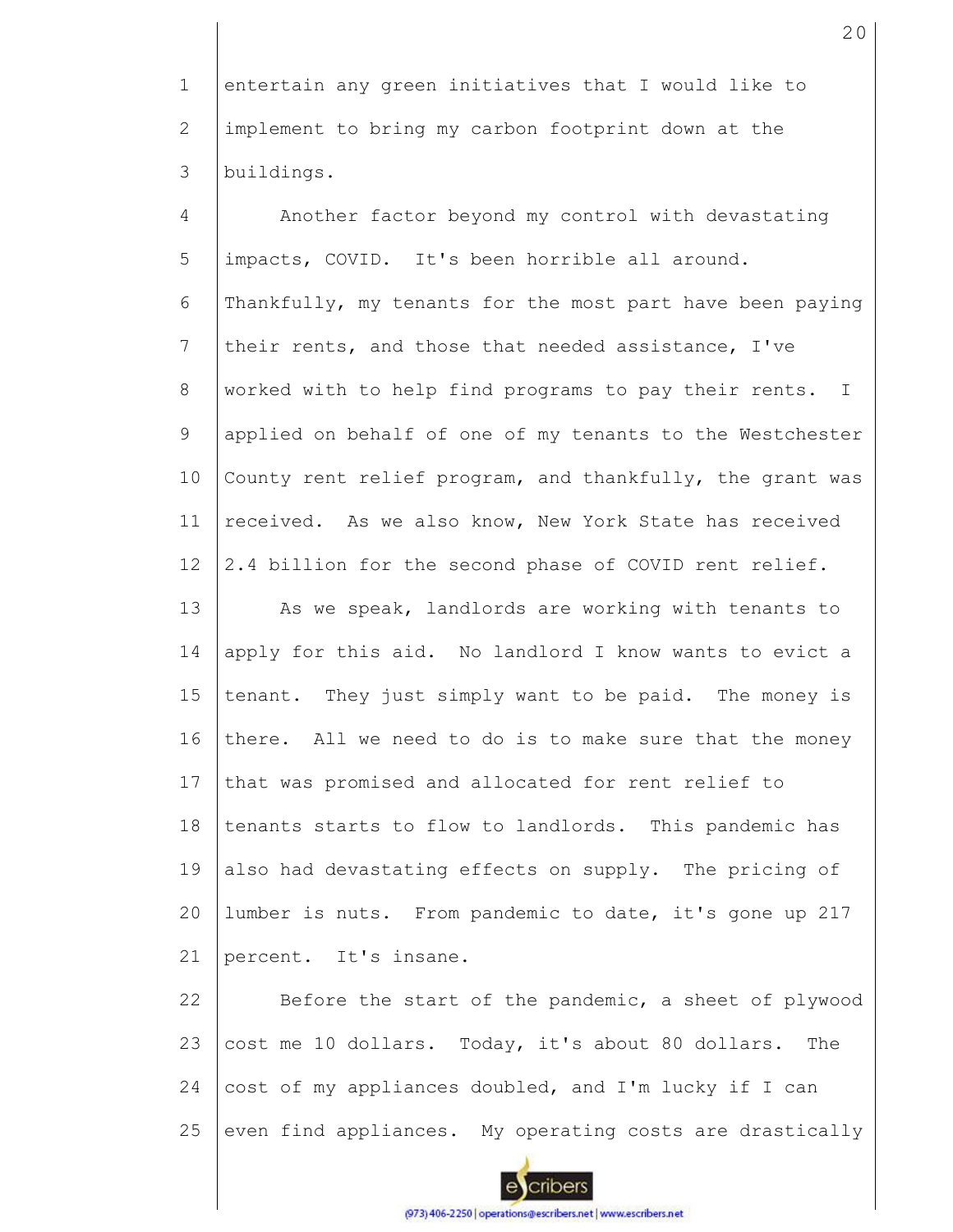entertain any green initiatives that I would like to implement to bring my carbon footprint down at the buildings.

Another factor beyond my control with devastating impacts, COVID. It's been horrible all around. Thankfully, my tenants for the most part have been paying their rents, and those that needed assistance, I've worked with to help find programs to pay their rents. I applied on behalf of one of my tenants to the Westchester County rent relief program, and thankfully, the grant was received. As we also know, New York State has received 2.4 billion for the second phase of COVID rent relief.

As we speak, landlords are working with tenants to apply for this aid. No landlord I know wants to evict a tenant. They just simply want to be paid. The money is there. All we need to do is to make sure that the money that was promised and allocated for rent relief to tenants starts to flow to landlords. This pandemic has also had devastating effects on supply. The pricing of lumber is nuts. From pandemic to date, it's gone up 217 percent. It's insane.

Before the start of the pandemic, a sheet of plywood cost me 10 dollars. Today, it's about 80 dollars. The cost of my appliances doubled, and I'm lucky if I can even find appliances. My operating costs are drastically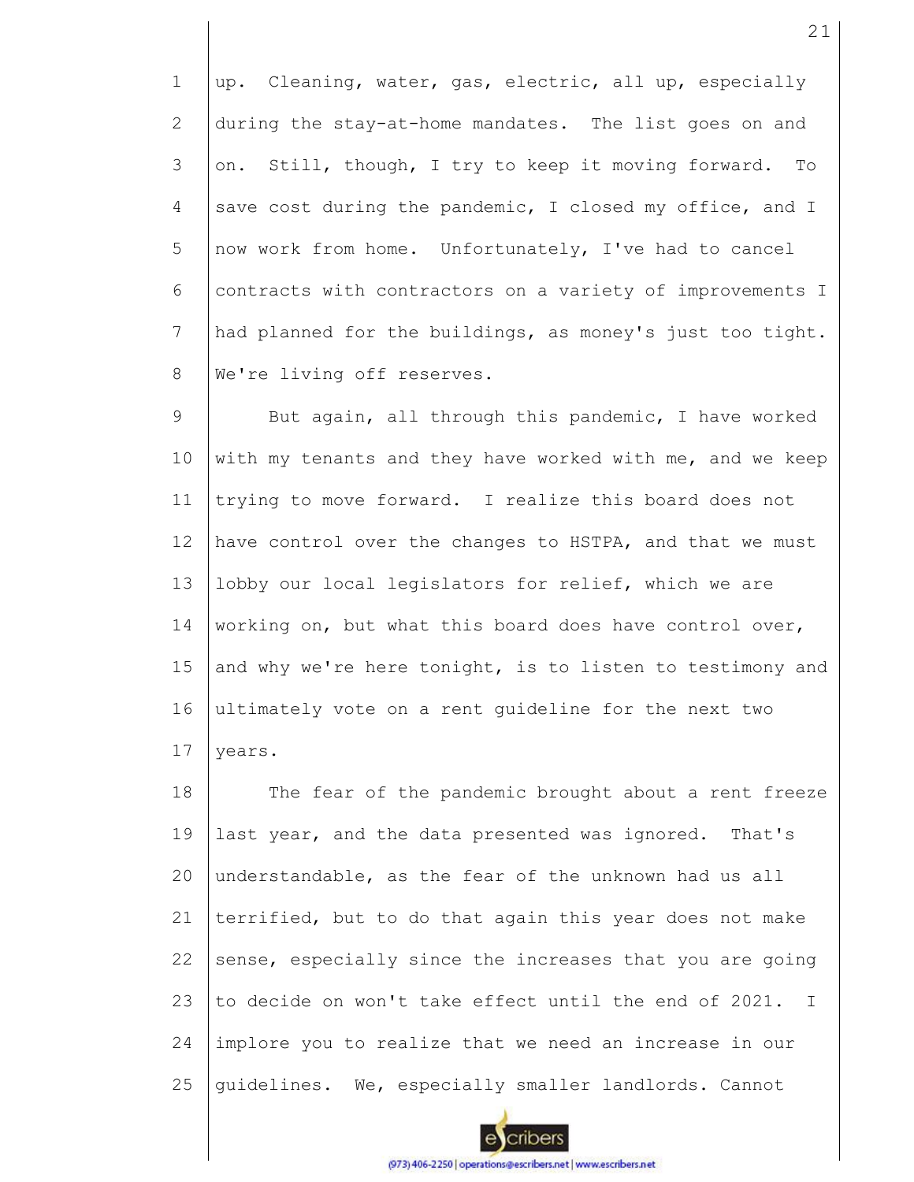up. Cleaning, water, gas, electric, all up, especially during the stay-at-home mandates. The list goes on and on. Still, though, I try to keep it moving forward. To save cost during the pandemic, I closed my office, and I now work from home. Unfortunately, I've had to cancel contracts with contractors on a variety of improvements I had planned for the buildings, as money's just too tight. We're living off reserves.

But again, all through this pandemic, I have worked with my tenants and they have worked with me, and we keep trying to move forward. I realize this board does not have control over the changes to HSTPA, and that we must lobby our local legislators for relief, which we are working on, but what this board does have control over, and why we're here tonight, is to listen to testimony and ultimately vote on a rent guideline for the next two years.

The fear of the pandemic brought about a rent freeze last year, and the data presented was ignored. That's understandable, as the fear of the unknown had us all terrified, but to do that again this year does not make sense, especially since the increases that you are going to decide on won't take effect until the end of 2021. I implore you to realize that we need an increase in our guidelines. We, especially smaller landlords. Cannot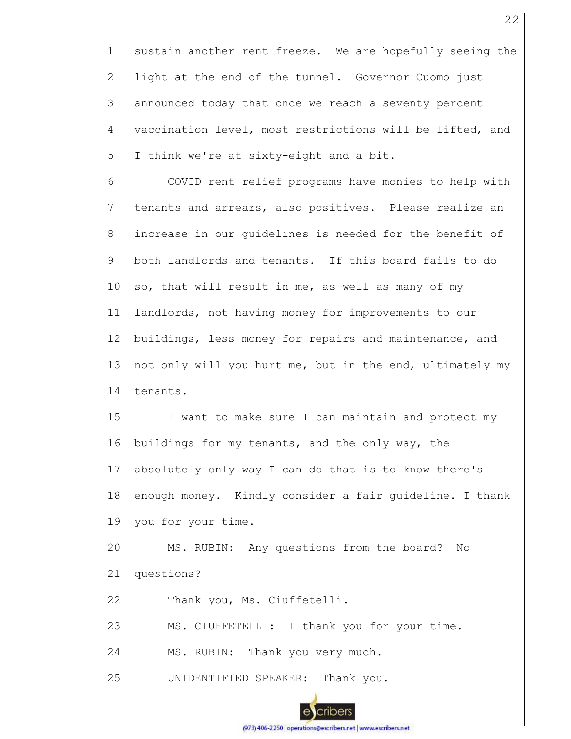sustain another rent freeze. We are hopefully seeing the light at the end of the tunnel. Governor Cuomo just announced today that once we reach a seventy percent vaccination level, most restrictions will be lifted, and I think we're at sixty-eight and a bit.

COVID rent relief programs have monies to help with tenants and arrears, also positives. Please realize an increase in our guidelines is needed for the benefit of both landlords and tenants. If this board fails to do so, that will result in me, as well as many of my landlords, not having money for improvements to our buildings, less money for repairs and maintenance, and not only will you hurt me, but in the end, ultimately my tenants.

I want to make sure I can maintain and protect my buildings for my tenants, and the only way, the absolutely only way I can do that is to know there's enough money. Kindly consider a fair guideline. I thank you for your time.

MS. RUBIN: Any questions from the board? No questions?

Thank you, Ms. Ciuffetelli.

MS. CIUFFETELLI: I thank you for your time.

MS. RUBIN: Thank you very much.

UNIDENTIFIED SPEAKER: Thank you.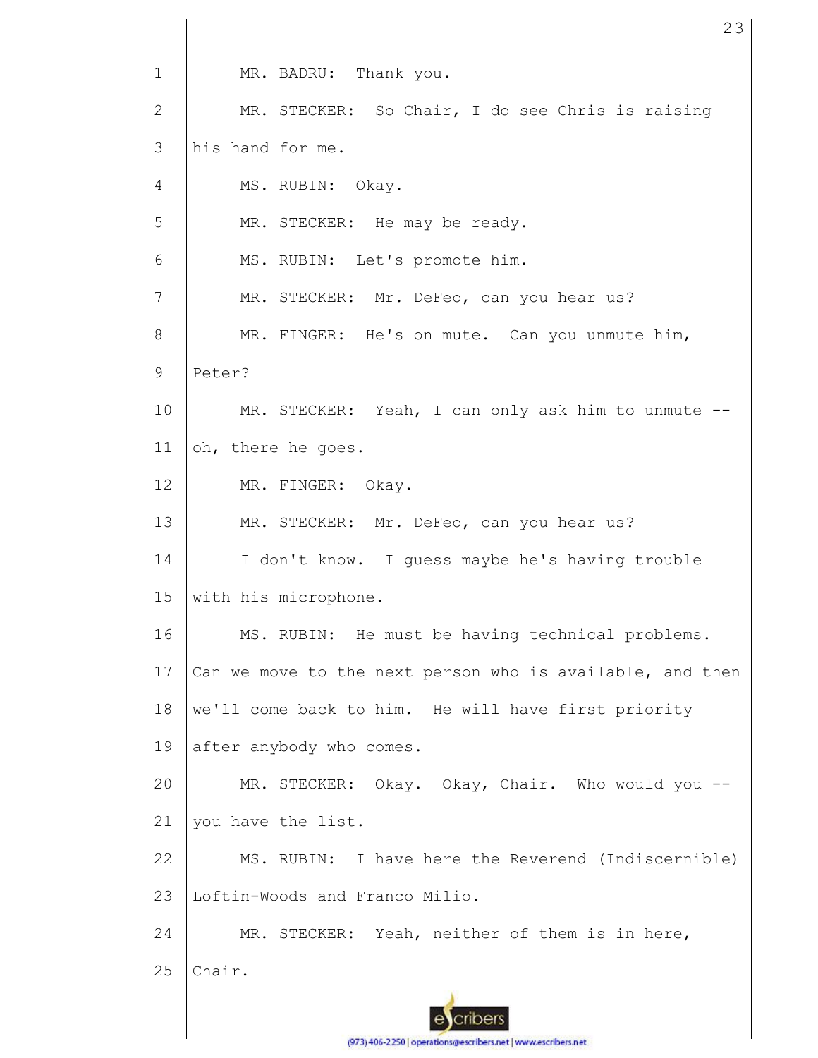MR. BADRU: Thank you.

MR. STECKER: So Chair, I do see Chris is raising his hand for me.

MS. RUBIN: Okay.

MR. STECKER: He may be ready.

MS. RUBIN: Let's promote him.

MR. STECKER: Mr. DeFeo, can you hear us?

MR. FINGER: He's on mute. Can you unmute him, Peter?

MR. STECKER: Yeah, I can only ask him to unmute -- oh, there he goes.

MR. FINGER: Okay.

MR. STECKER: Mr. DeFeo, can you hear us?

I don't know. I guess maybe he's having trouble with his microphone.

MS. RUBIN: He must be having technical problems. Can we move to the next person who is available, and then we'll come back to him. He will have first priority after anybody who comes.

MR. STECKER: Okay. Okay, Chair. Who would you -- you have the list.

MS. RUBIN: I have here the Reverend (Indiscernible) Loftin-Woods and Franco Milio.

MR. STECKER: Yeah, neither of them is in here, Chair.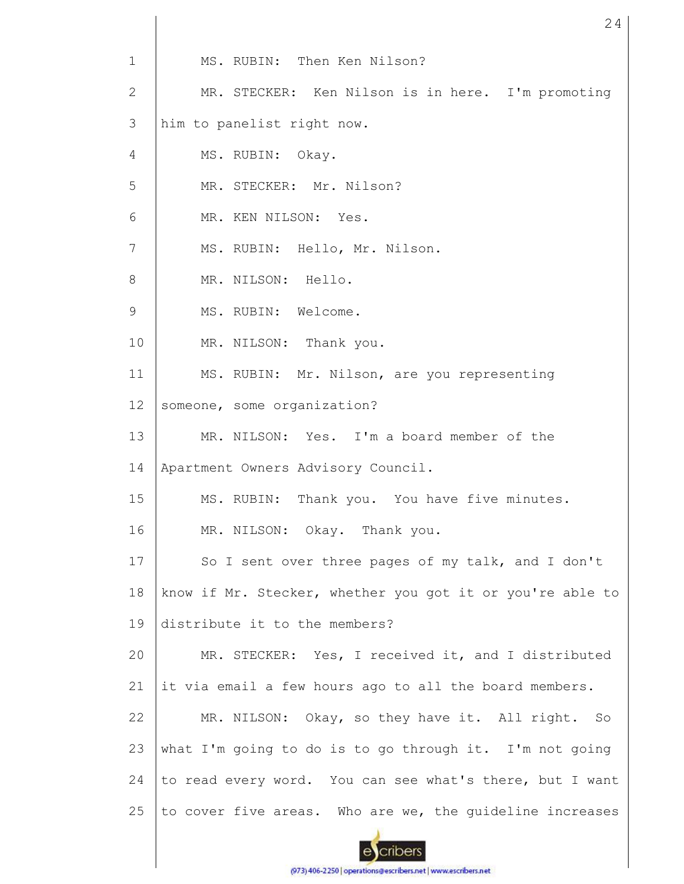MS. RUBIN: Then Ken Nilson?

MR. STECKER: Ken Nilson is in here. I'm promoting him to panelist right now.

MS. RUBIN: Okay.

MR. STECKER: Mr. Nilson?

MR. KEN NILSON: Yes.

MS. RUBIN: Hello, Mr. Nilson.

MR. NILSON: Hello.

MS. RUBIN: Welcome.

MR. NILSON: Thank you.

MS. RUBIN: Mr. Nilson, are you representing someone, some organization?

MR. NILSON: Yes. I'm a board member of the Apartment Owners Advisory Council.

MS. RUBIN: Thank you. You have five minutes.

MR. NILSON: Okay. Thank you.

So I sent over three pages of my talk, and I don't know if Mr. Stecker, whether you got it or you're able to distribute it to the members?

MR. STECKER: Yes, I received it, and I distributed it via email a few hours ago to all the board members.

MR. NILSON: Okay, so they have it. All right. So what I'm going to do is to go through it. I'm not going to read every word. You can see what's there, but I want to cover five areas. Who are we, the guideline increases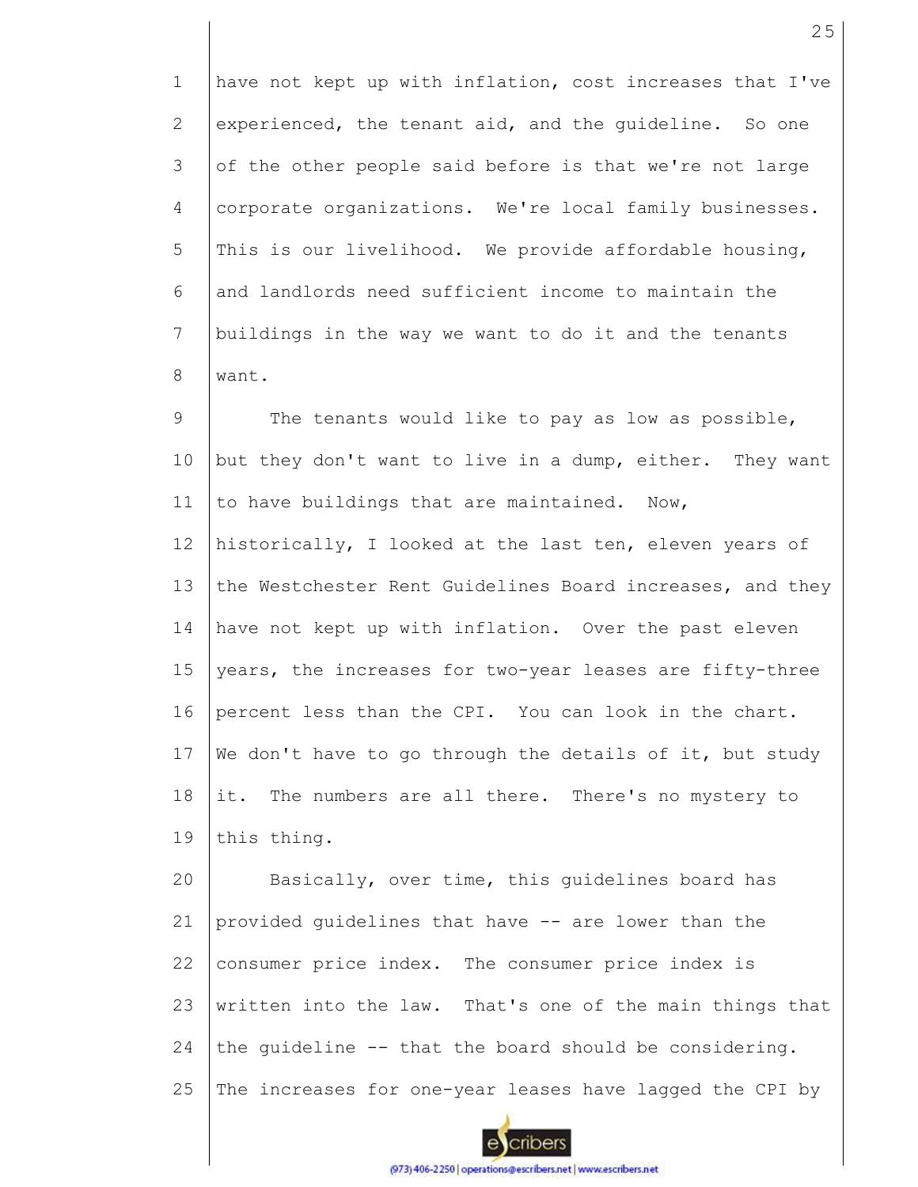have not kept up with inflation, cost increases that I've experienced, the tenant aid, and the guideline. So one of the other people said before is that we're not large corporate organizations. We're local family businesses. This is our livelihood. We provide affordable housing, and landlords need sufficient income to maintain the buildings in the way we want to do it and the tenants want.

The tenants would like to pay as low as possible, but they don't want to live in a dump, either. They want to have buildings that are maintained. Now, historically, I looked at the last ten, eleven years of the Westchester Rent Guidelines Board increases, and they have not kept up with inflation. Over the past eleven years, the increases for two-year leases are fifty-three percent less than the CPI. You can look in the chart. We don't have to go through the details of it, but study it. The numbers are all there. There's no mystery to this thing.

Basically, over time, this guidelines board has provided guidelines that have -- are lower than the consumer price index. The consumer price index is written into the law. That's one of the main things that the guideline -- that the board should be considering. The increases for one-year leases have lagged the CPI by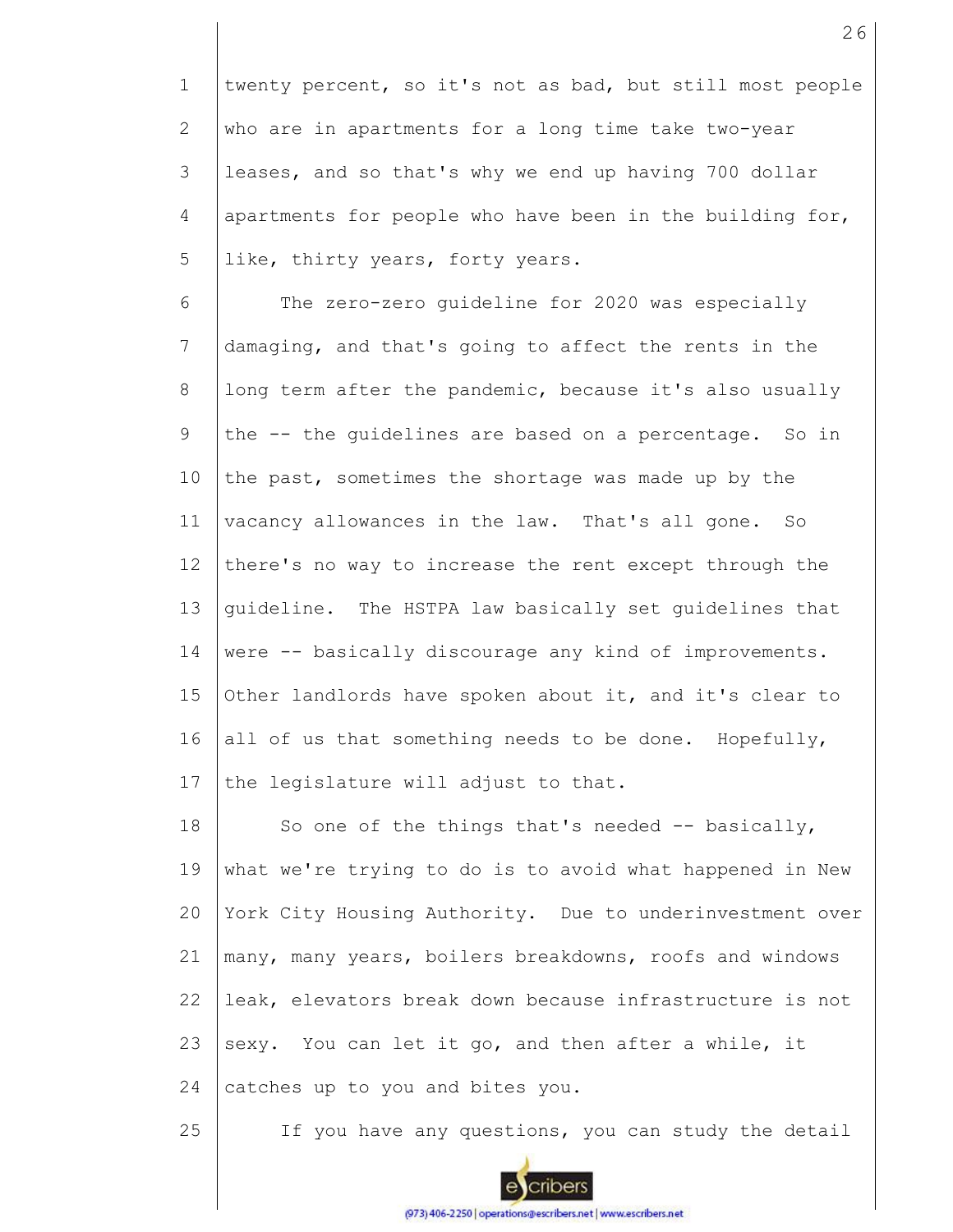twenty percent, so it's not as bad, but still most people who are in apartments for a long time take two-year leases, and so that's why we end up having 700 dollar apartments for people who have been in the building for, like, thirty years, forty years.

The zero-zero guideline for 2020 was especially damaging, and that's going to affect the rents in the long term after the pandemic, because it's also usually the -- the guidelines are based on a percentage. So in the past, sometimes the shortage was made up by the vacancy allowances in the law. That's all gone. So there's no way to increase the rent except through the guideline. The HSTPA law basically set guidelines that were -- basically discourage any kind of improvements. Other landlords have spoken about it, and it's clear to all of us that something needs to be done. Hopefully, the legislature will adjust to that.

So one of the things that's needed -- basically, what we're trying to do is to avoid what happened in New York City Housing Authority. Due to underinvestment over many, many years, boilers breakdowns, roofs and windows leak, elevators break down because infrastructure is not sexy. You can let it go, and then after a while, it catches up to you and bites you.

If you have any questions, you can study the detail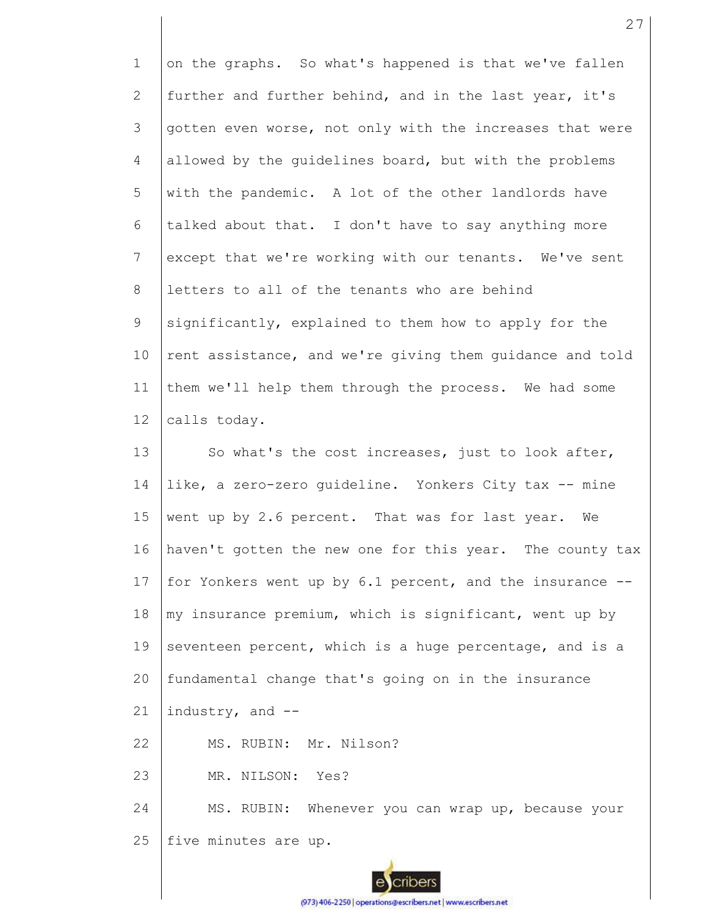on the graphs. So what's happened is that we've fallen further and further behind, and in the last year, it's gotten even worse, not only with the increases that were allowed by the guidelines board, but with the problems with the pandemic. A lot of the other landlords have talked about that. I don't have to say anything more except that we're working with our tenants. We've sent letters to all of the tenants who are behind significantly, explained to them how to apply for the rent assistance, and we're giving them guidance and told them we'll help them through the process. We had some calls today.

So what's the cost increases, just to look after, like, a zero-zero guideline. Yonkers City tax -- mine went up by 2.6 percent. That was for last year. We haven't gotten the new one for this year. The county tax for Yonkers went up by 6.1 percent, and the insurance -- my insurance premium, which is significant, went up by seventeen percent, which is a huge percentage, and is a fundamental change that's going on in the insurance industry, and --

MS. RUBIN: Mr. Nilson?

MR. NILSON: Yes?

MS. RUBIN: Whenever you can wrap up, because your five minutes are up.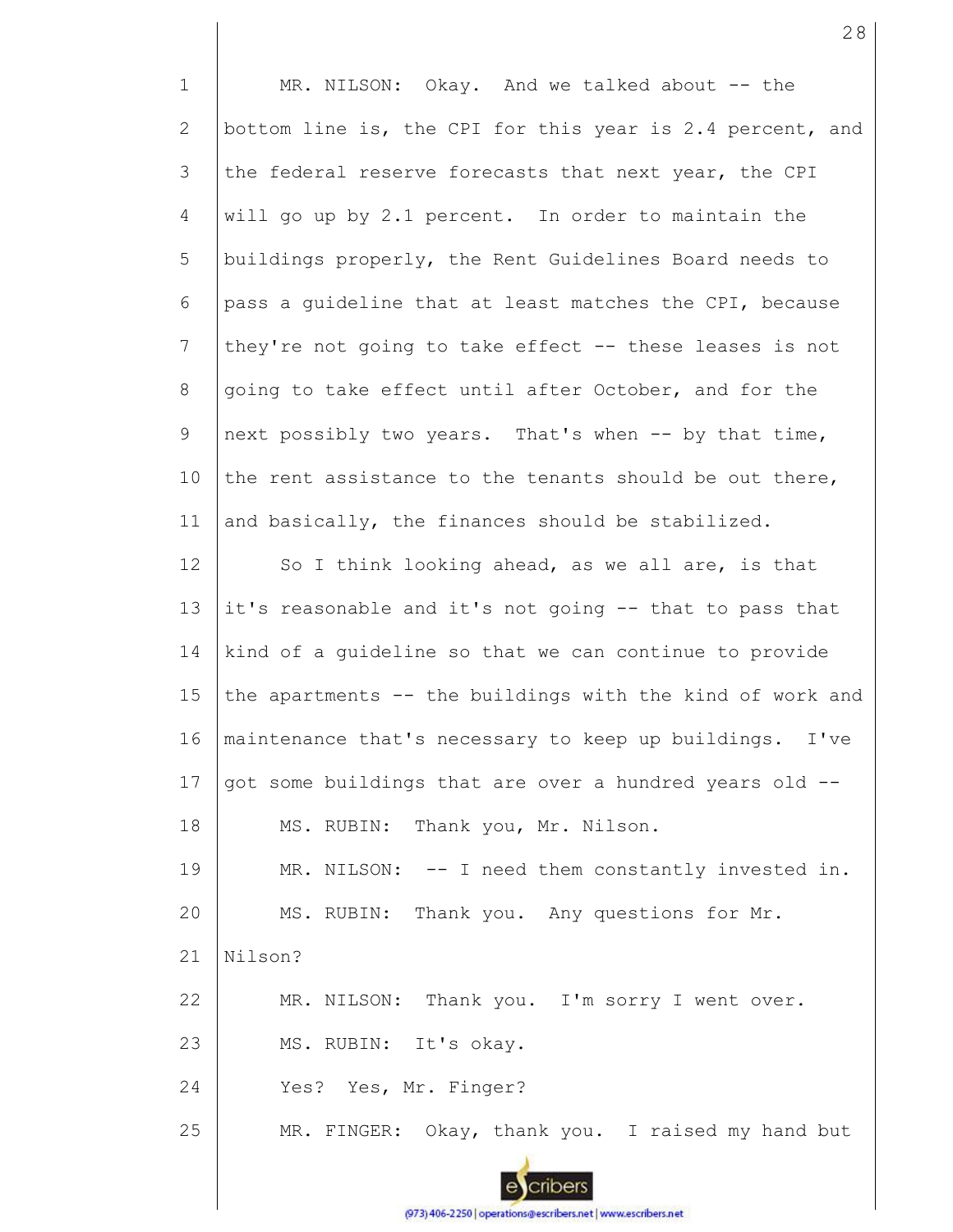MR. NILSON: Okay. And we talked about -- the bottom line is, the CPI for this year is 2.4 percent, and the federal reserve forecasts that next year, the CPI will go up by 2.1 percent. In order to maintain the buildings properly, the Rent Guidelines Board needs to pass a guideline that at least matches the CPI, because they're not going to take effect -- these leases is not going to take effect until after October, and for the next possibly two years. That's when -- by that time, the rent assistance to the tenants should be out there, and basically, the finances should be stabilized.

So I think looking ahead, as we all are, is that it's reasonable and it's not going -- that to pass that kind of a guideline so that we can continue to provide the apartments -- the buildings with the kind of work and maintenance that's necessary to keep up buildings. I've got some buildings that are over a hundred years old --

MS. RUBIN: Thank you, Mr. Nilson.

MR. NILSON: -- I need them constantly invested in.

MS. RUBIN: Thank you. Any questions for Mr. Nilson?

MR. NILSON: Thank you. I'm sorry I went over.

MS. RUBIN: It's okay.

Yes? Yes, Mr. Finger?

MR. FINGER: Okay, thank you. I raised my hand but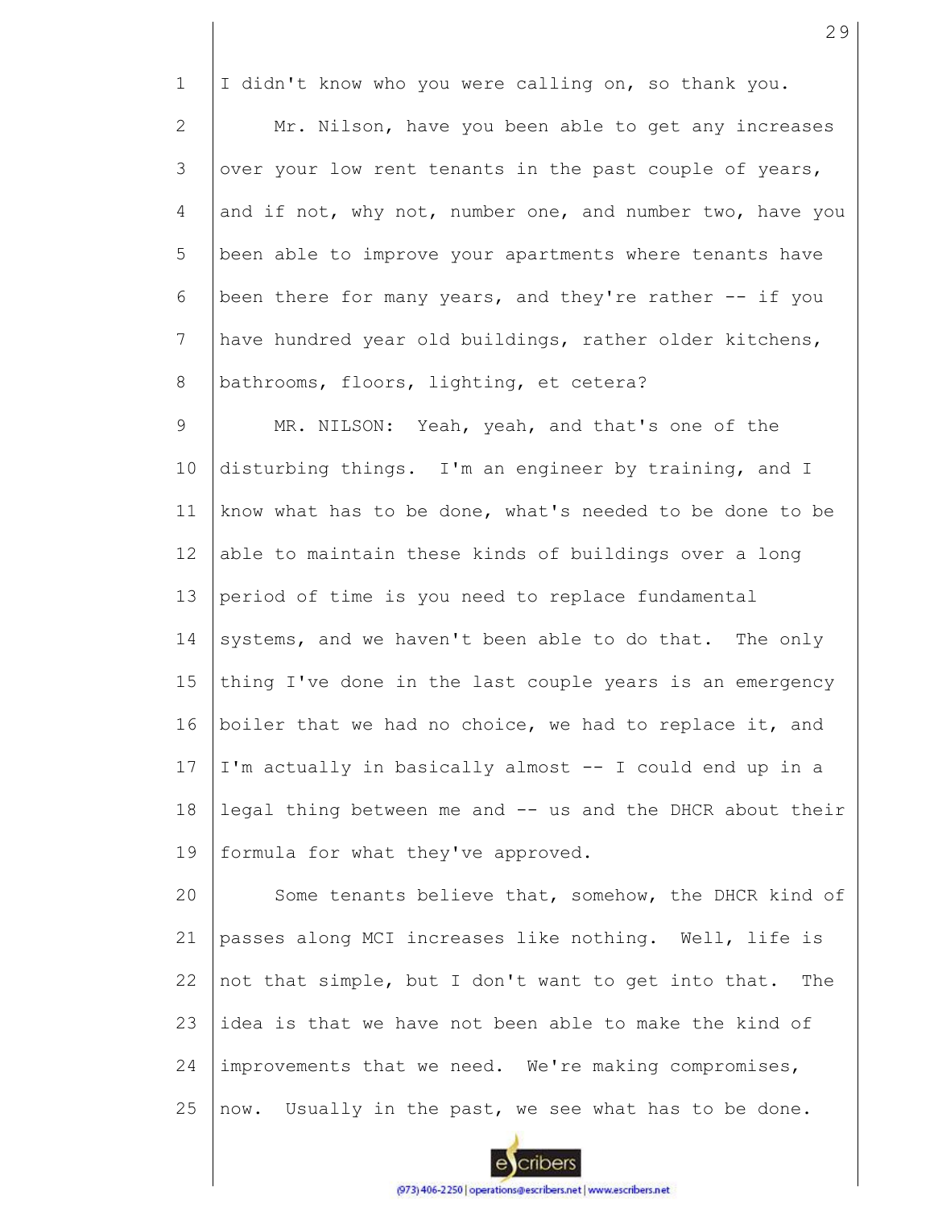I didn't know who you were calling on, so thank you.

Mr. Nilson, have you been able to get any increases over your low rent tenants in the past couple of years, and if not, why not, number one, and number two, have you been able to improve your apartments where tenants have been there for many years, and they're rather -- if you have hundred year old buildings, rather older kitchens, bathrooms, floors, lighting, et cetera?

MR. NILSON: Yeah, yeah, and that's one of the disturbing things. I'm an engineer by training, and I know what has to be done, what's needed to be done to be able to maintain these kinds of buildings over a long period of time is you need to replace fundamental systems, and we haven't been able to do that. The only thing I've done in the last couple years is an emergency boiler that we had no choice, we had to replace it, and I'm actually in basically almost -- I could end up in a legal thing between me and -- us and the DHCR about their formula for what they've approved.

Some tenants believe that, somehow, the DHCR kind of passes along MCI increases like nothing. Well, life is not that simple, but I don't want to get into that. The idea is that we have not been able to make the kind of improvements that we need. We're making compromises, now. Usually in the past, we see what has to be done.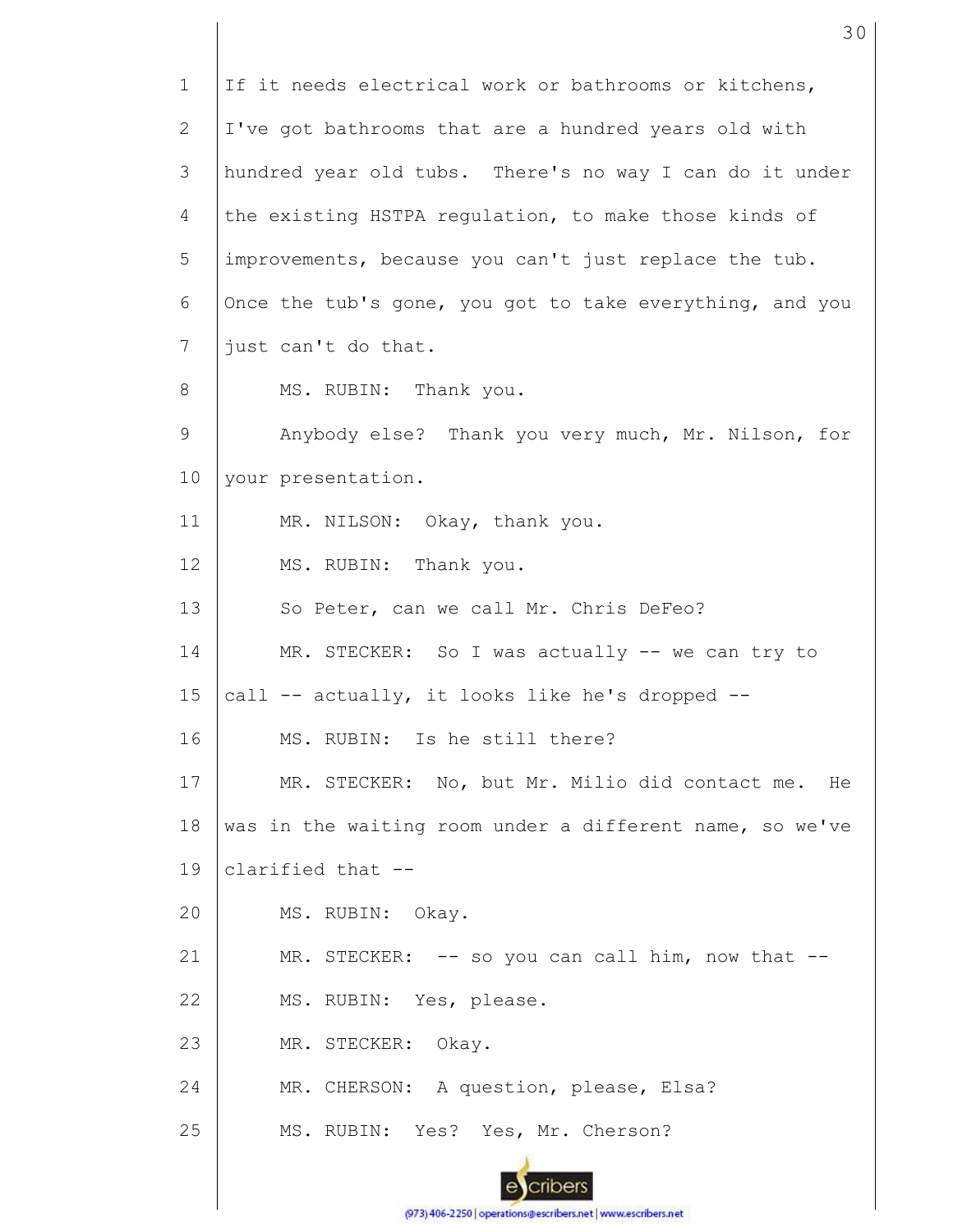If it needs electrical work or bathrooms or kitchens, I've got bathrooms that are a hundred years old with hundred year old tubs. There's no way I can do it under the existing HSTPA regulation, to make those kinds of improvements, because you can't just replace the tub. Once the tub's gone, you got to take everything, and you just can't do that.

MS. RUBIN: Thank you.

Anybody else? Thank you very much, Mr. Nilson, for your presentation.

MR. NILSON: Okay, thank you.

MS. RUBIN: Thank you.

So Peter, can we call Mr. Chris DeFeo?

MR. STECKER: So I was actually -- we can try to call -- actually, it looks like he's dropped --

MS. RUBIN: Is he still there?

MR. STECKER: No, but Mr. Milio did contact me. He was in the waiting room under a different name, so we've clarified that --

MS. RUBIN: Okay.

MR. STECKER: -- so you can call him, now that --

MS. RUBIN: Yes, please.

MR. STECKER: Okay.

MR. CHERSON: A question, please, Elsa?

MS. RUBIN: Yes? Yes, Mr. Cherson?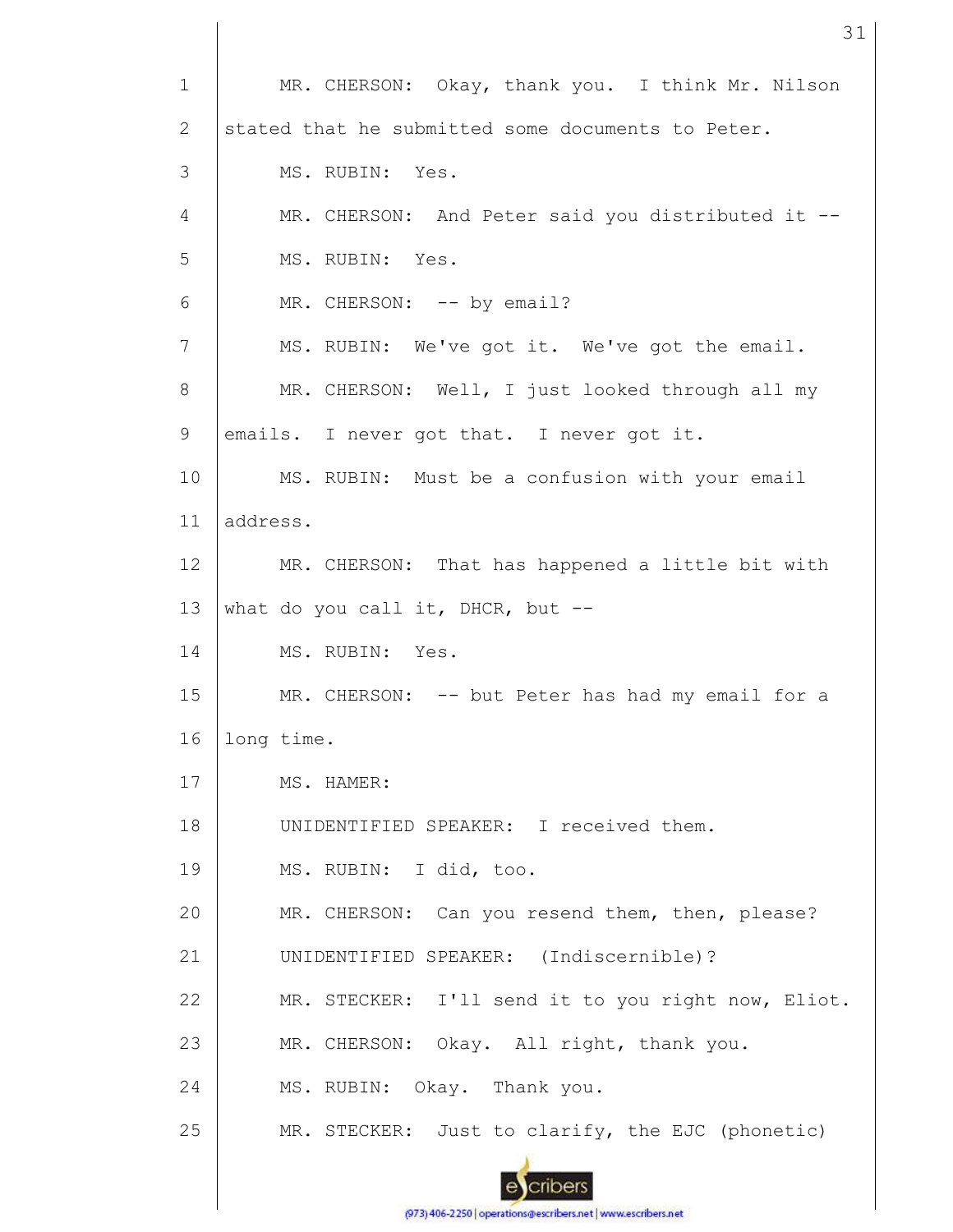MR. CHERSON: Okay, thank you. I think Mr. Nilson stated that he submitted some documents to Peter.

MS. RUBIN: Yes.

MR. CHERSON: And Peter said you distributed it --

MS. RUBIN: Yes.

MR. CHERSON: -- by email?

MS. RUBIN: We've got it. We've got the email.

MR. CHERSON: Well, I just looked through all my emails. I never got that. I never got it.

MS. RUBIN: Must be a confusion with your email address.

MR. CHERSON: That has happened a little bit with what do you call it, DHCR, but --

MS. RUBIN: Yes.

MR. CHERSON: -- but Peter has had my email for a long time.

MS. HAMER:

UNIDENTIFIED SPEAKER: I received them.

MS. RUBIN: I did, too.

MR. CHERSON: Can you resend them, then, please?

UNIDENTIFIED SPEAKER: (Indiscernible)?

MR. STECKER: I'll send it to you right now, Eliot.

MR. CHERSON: Okay. All right, thank you.

MS. RUBIN: Okay. Thank you.

MR. STECKER: Just to clarify, the EJC (phonetic)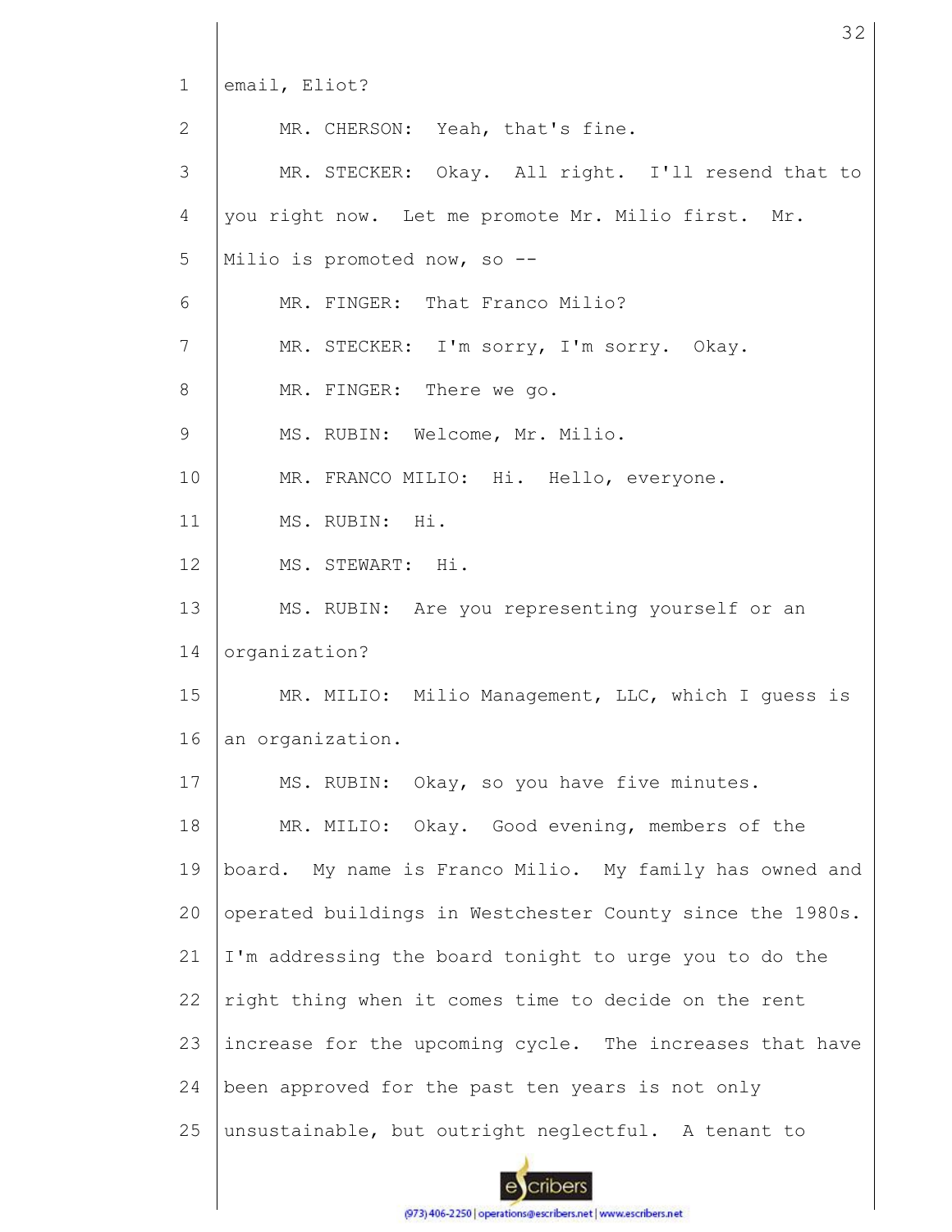email, Eliot?

MR. CHERSON: Yeah, that's fine.

MR. STECKER: Okay. All right. I'll resend that to you right now. Let me promote Mr. Milio first. Mr. Milio is promoted now, so --

MR. FINGER: That Franco Milio?

MR. STECKER: I'm sorry, I'm sorry. Okay.

MR. FINGER: There we go.

MS. RUBIN: Welcome, Mr. Milio.

MR. FRANCO MILIO: Hi. Hello, everyone.

MS. RUBIN: Hi.

MS. STEWART: Hi.

MS. RUBIN: Are you representing yourself or an organization?

MR. MILIO: Milio Management, LLC, which I guess is an organization.

MS. RUBIN: Okay, so you have five minutes.

MR. MILIO: Okay. Good evening, members of the board. My name is Franco Milio. My family has owned and operated buildings in Westchester County since the 1980s. I'm addressing the board tonight to urge you to do the right thing when it comes time to decide on the rent increase for the upcoming cycle. The increases that have been approved for the past ten years is not only unsustainable, but outright neglectful. A tenant to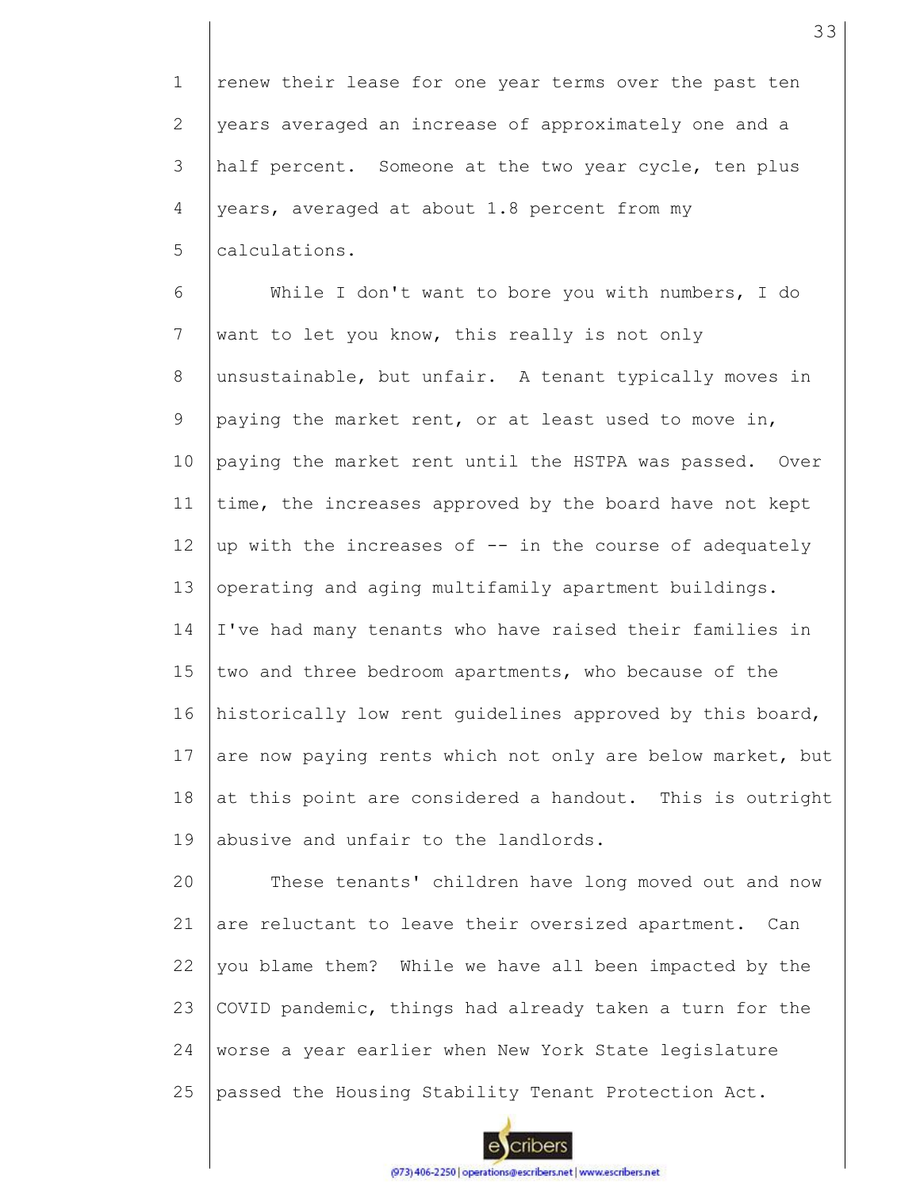renew their lease for one year terms over the past ten years averaged an increase of approximately one and a half percent. Someone at the two year cycle, ten plus years, averaged at about 1.8 percent from my calculations.

While I don't want to bore you with numbers, I do want to let you know, this really is not only unsustainable, but unfair. A tenant typically moves in paying the market rent, or at least used to move in, paying the market rent until the HSTPA was passed. Over time, the increases approved by the board have not kept up with the increases of -- in the course of adequately operating and aging multifamily apartment buildings. I've had many tenants who have raised their families in two and three bedroom apartments, who because of the historically low rent guidelines approved by this board, are now paying rents which not only are below market, but at this point are considered a handout. This is outright abusive and unfair to the landlords.

These tenants' children have long moved out and now are reluctant to leave their oversized apartment. Can you blame them? While we have all been impacted by the COVID pandemic, things had already taken a turn for the worse a year earlier when New York State legislature passed the Housing Stability Tenant Protection Act.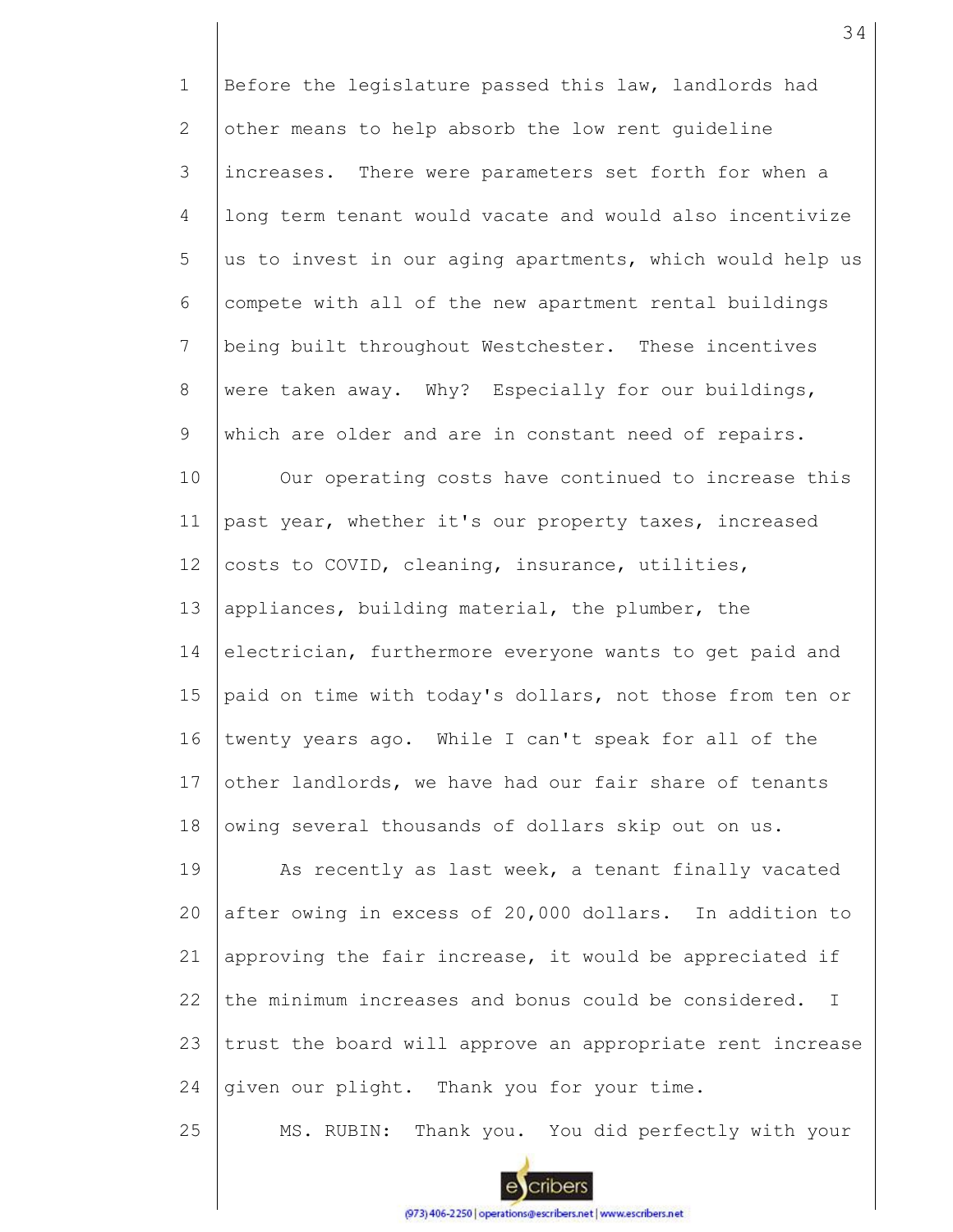Before the legislature passed this law, landlords had other means to help absorb the low rent guideline increases. There were parameters set forth for when a long term tenant would vacate and would also incentivize us to invest in our aging apartments, which would help us compete with all of the new apartment rental buildings being built throughout Westchester. These incentives were taken away. Why? Especially for our buildings, which are older and are in constant need of repairs.

Our operating costs have continued to increase this past year, whether it's our property taxes, increased costs to COVID, cleaning, insurance, utilities, appliances, building material, the plumber, the electrician, furthermore everyone wants to get paid and paid on time with today's dollars, not those from ten or twenty years ago. While I can't speak for all of the other landlords, we have had our fair share of tenants owing several thousands of dollars skip out on us.

As recently as last week, a tenant finally vacated after owing in excess of 20,000 dollars. In addition to approving the fair increase, it would be appreciated if the minimum increases and bonus could be considered. I trust the board will approve an appropriate rent increase given our plight. Thank you for your time.

MS. RUBIN: Thank you. You did perfectly with your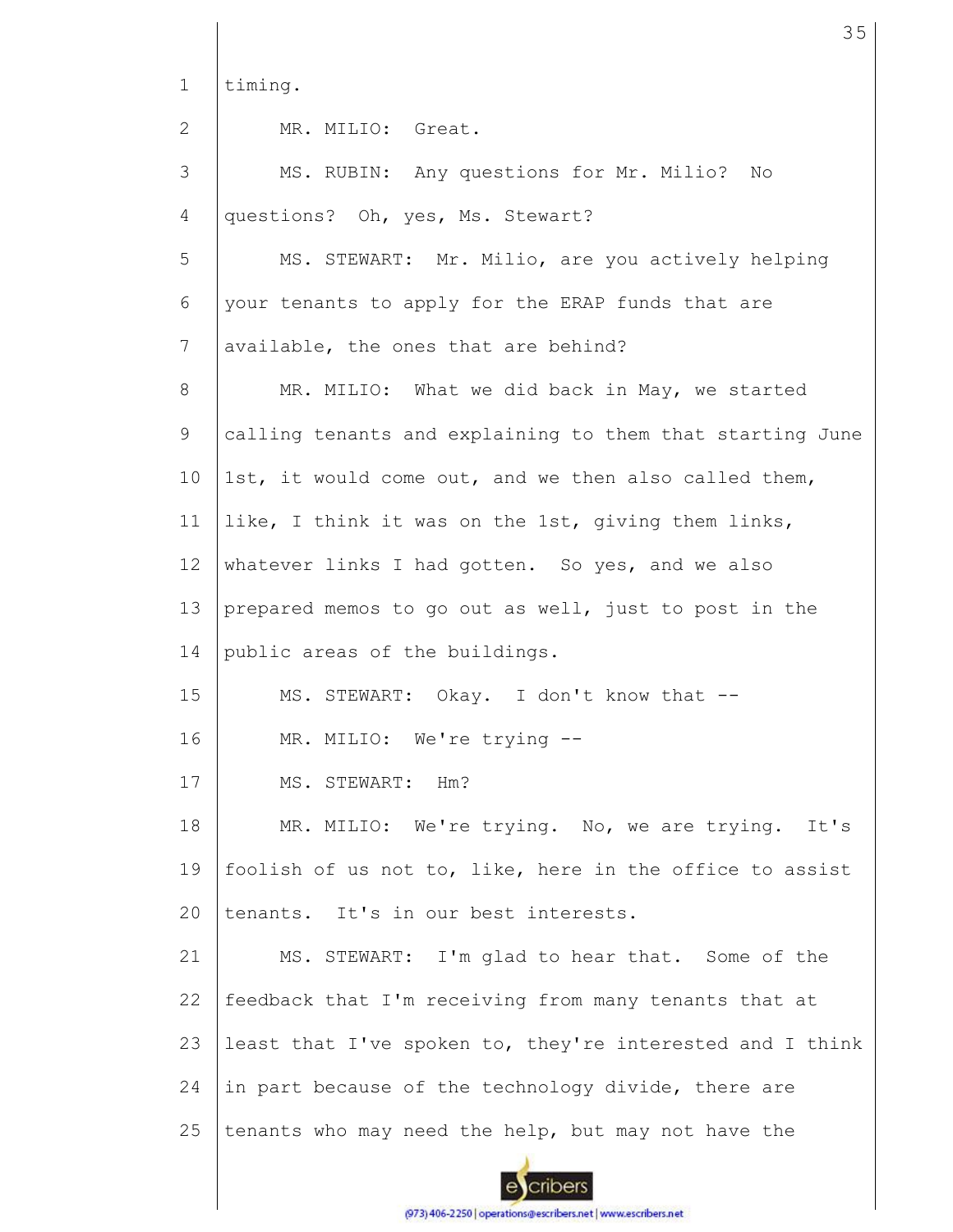timing.

MR. MILIO: Great.

MS. RUBIN: Any questions for Mr. Milio? No questions? Oh, yes, Ms. Stewart?

MS. STEWART: Mr. Milio, are you actively helping your tenants to apply for the ERAP funds that are available, the ones that are behind?

MR. MILIO: What we did back in May, we started calling tenants and explaining to them that starting June 1st, it would come out, and we then also called them, like, I think it was on the 1st, giving them links, whatever links I had gotten. So yes, and we also prepared memos to go out as well, just to post in the public areas of the buildings.

MS. STEWART: Okay. I don't know that --

MR. MILIO: We're trying --

MS. STEWART: Hm?

MR. MILIO: We're trying. No, we are trying. It's foolish of us not to, like, here in the office to assist tenants. It's in our best interests.

MS. STEWART: I'm glad to hear that. Some of the feedback that I'm receiving from many tenants that at least that I've spoken to, they're interested and I think in part because of the technology divide, there are tenants who may need the help, but may not have the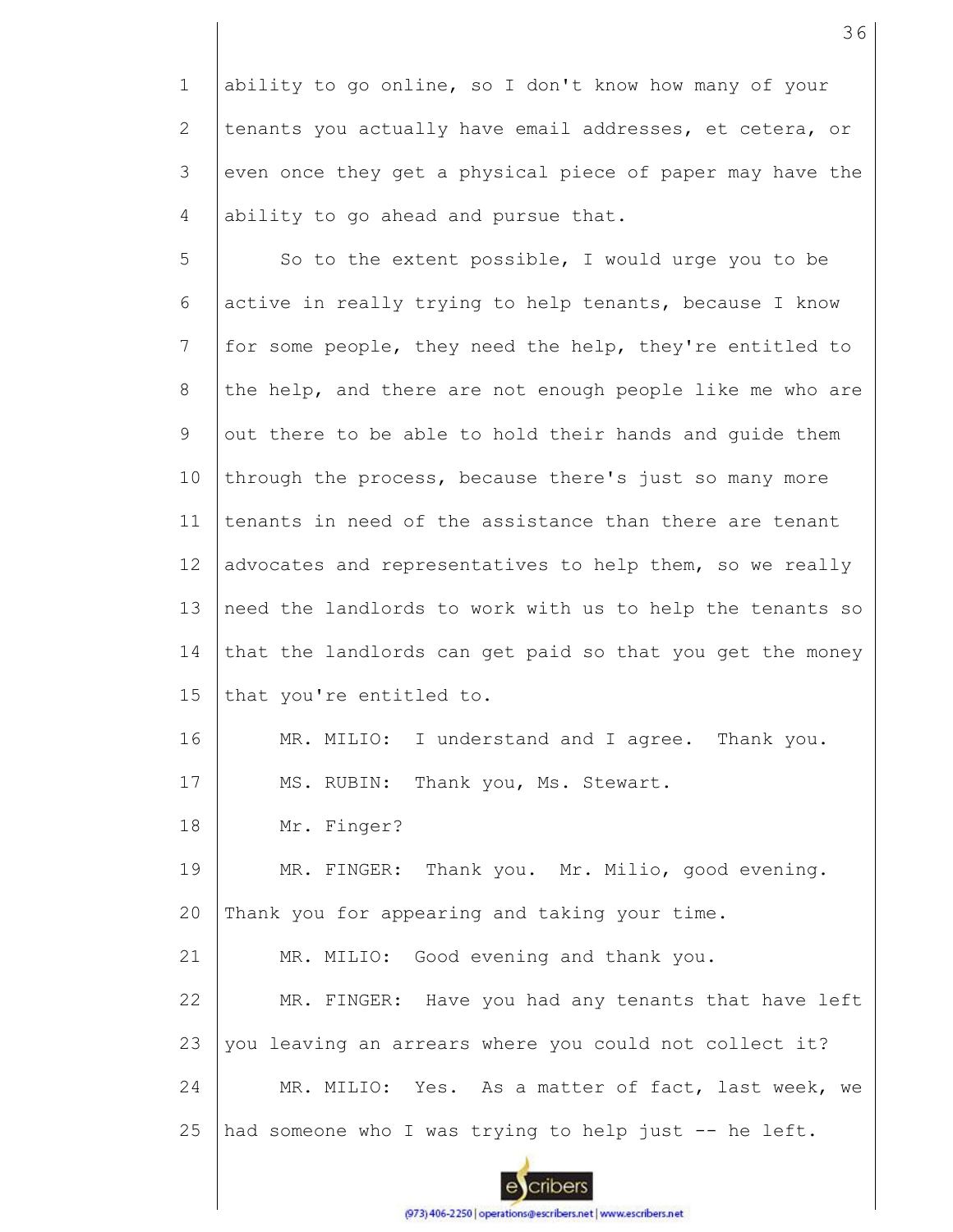ability to go online, so I don't know how many of your tenants you actually have email addresses, et cetera, or even once they get a physical piece of paper may have the ability to go ahead and pursue that.

So to the extent possible, I would urge you to be active in really trying to help tenants, because I know for some people, they need the help, they're entitled to the help, and there are not enough people like me who are out there to be able to hold their hands and guide them through the process, because there's just so many more tenants in need of the assistance than there are tenant advocates and representatives to help them, so we really need the landlords to work with us to help the tenants so that the landlords can get paid so that you get the money that you're entitled to.

MR. MILIO: I understand and I agree. Thank you.

MS. RUBIN: Thank you, Ms. Stewart.

Mr. Finger?

MR. FINGER: Thank you. Mr. Milio, good evening. Thank you for appearing and taking your time.

MR. MILIO: Good evening and thank you.

MR. FINGER: Have you had any tenants that have left you leaving an arrears where you could not collect it?

MR. MILIO: Yes. As a matter of fact, last week, we had someone who I was trying to help just -- he left.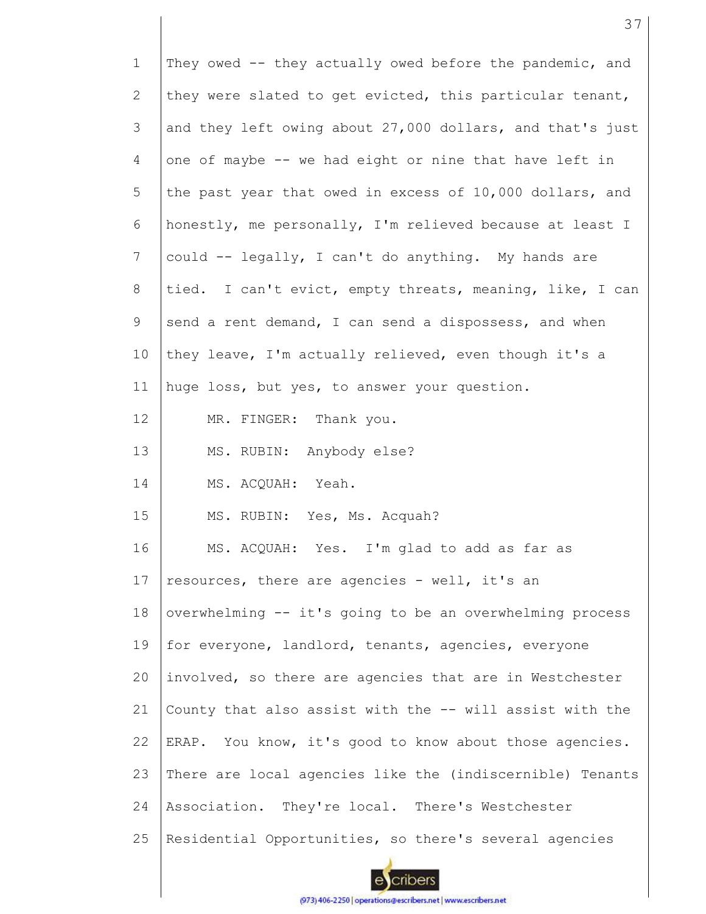They owed -- they actually owed before the pandemic, and they were slated to get evicted, this particular tenant, and they left owing about 27,000 dollars, and that's just one of maybe -- we had eight or nine that have left in the past year that owed in excess of 10,000 dollars, and honestly, me personally, I'm relieved because at least I could -- legally, I can't do anything. My hands are tied. I can't evict, empty threats, meaning, like, I can send a rent demand, I can send a dispossess, and when they leave, I'm actually relieved, even though it's a huge loss, but yes, to answer your question.

MR. FINGER: Thank you.

MS. RUBIN: Anybody else?

MS. ACQUAH: Yeah.

MS. RUBIN: Yes, Ms. Acquah?

MS. ACQUAH: Yes. I'm glad to add as far as resources, there are agencies - well, it's an overwhelming -- it's going to be an overwhelming process for everyone, landlord, tenants, agencies, everyone involved, so there are agencies that are in Westchester County that also assist with the -- will assist with the ERAP. You know, it's good to know about those agencies. There are local agencies like the (indiscernible) Tenants Association. They're local. There's Westchester Residential Opportunities, so there's several agencies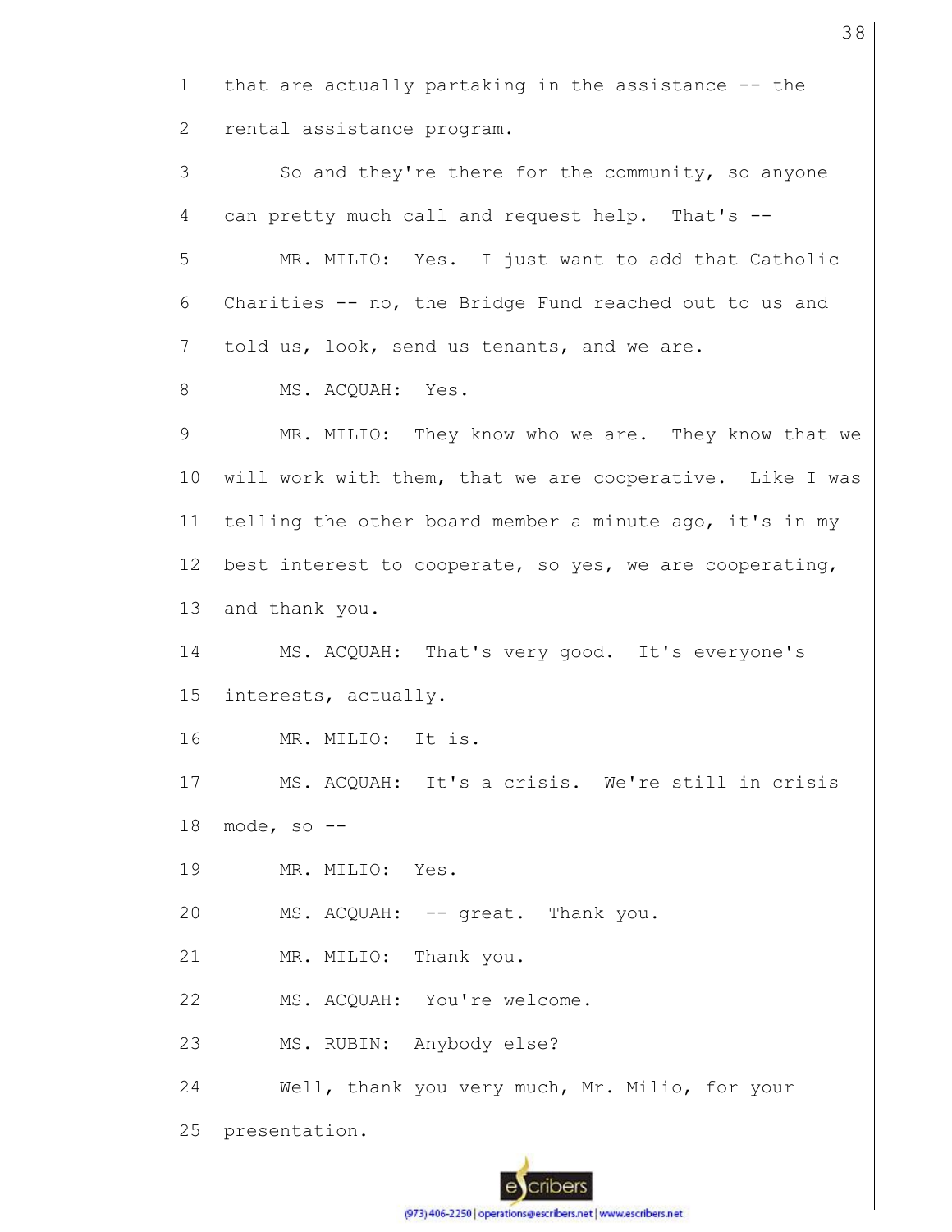that are actually partaking in the assistance -- the rental assistance program.

So and they're there for the community, so anyone can pretty much call and request help. That's --

MR. MILIO: Yes. I just want to add that Catholic Charities -- no, the Bridge Fund reached out to us and told us, look, send us tenants, and we are.

MS. ACQUAH: Yes.

MR. MILIO: They know who we are. They know that we will work with them, that we are cooperative. Like I was telling the other board member a minute ago, it's in my best interest to cooperate, so yes, we are cooperating, and thank you.

MS. ACQUAH: That's very good. It's everyone's interests, actually.

MR. MILIO: It is.

MS. ACQUAH: It's a crisis. We're still in crisis mode, so --

MR. MILIO: Yes.

MS. ACQUAH: -- great. Thank you.

MR. MILIO: Thank you.

MS. ACQUAH: You're welcome.

MS. RUBIN: Anybody else?

Well, thank you very much, Mr. Milio, for your presentation.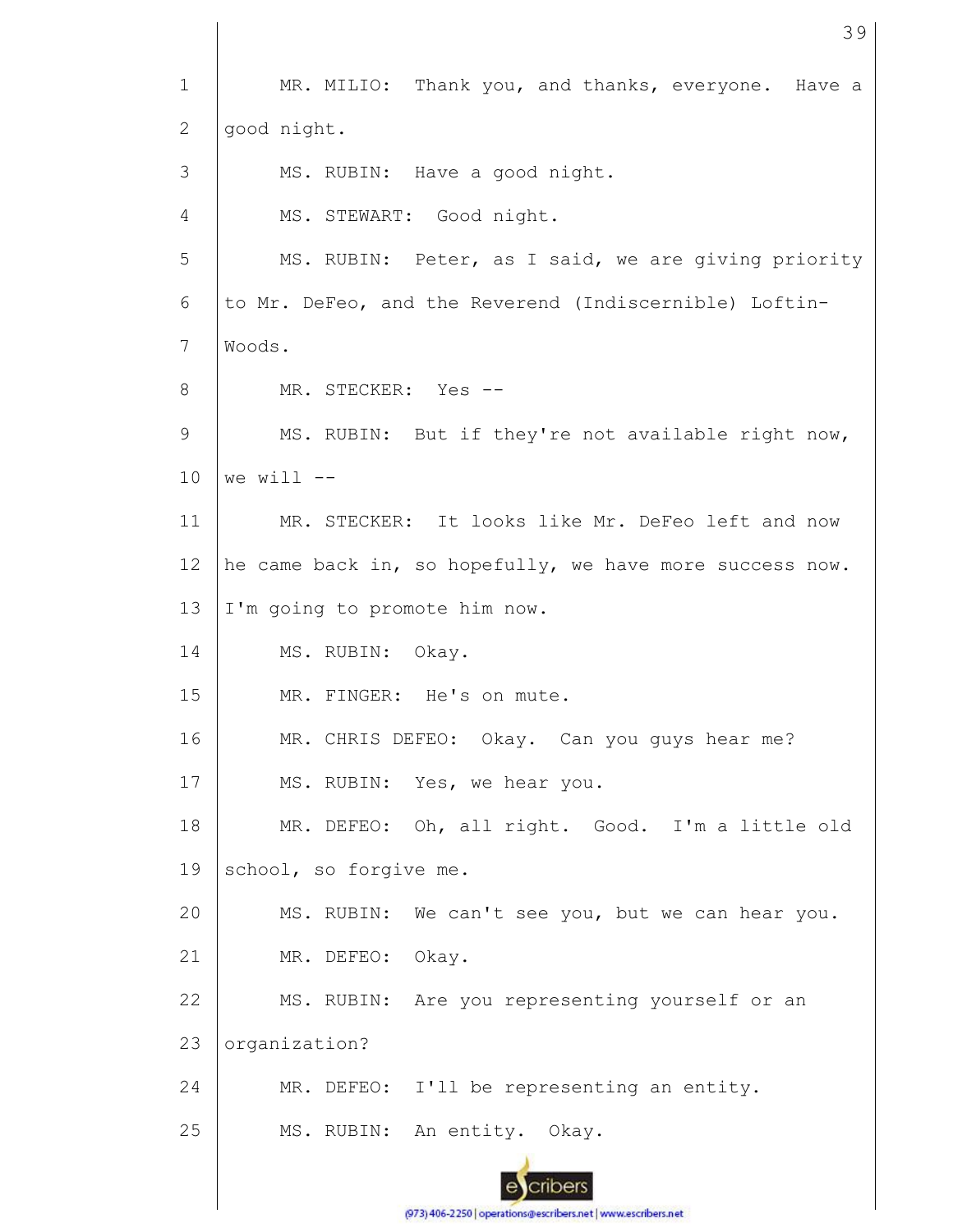1 MR. MILIO: Thank you, and thanks, everyone. Have a

2 good night.

3 MS. RUBIN: Have a good night.

4 MS. STEWART: Good night.

5 MS. RUBIN: Peter, as I said, we are giving priority

6 to Mr. DeFeo, and the Reverend (Indiscernible) Loftin-

7 Woods.

8 MR. STECKER: Yes --

9 MS. RUBIN: But if they're not available right now,

10 we will --

11 MR. STECKER: It looks like Mr. DeFeo left and now

12 he came back in, so hopefully, we have more success now.

13 I'm going to promote him now.

14 MS. RUBIN: Okay.

15 MR. FINGER: He's on mute.

16 MR. CHRIS DEFEO: Okay. Can you guys hear me?

17 MS. RUBIN: Yes, we hear you.

18 MR. DEFEO: Oh, all right. Good. I'm a little old

19 school, so forgive me.

20 MS. RUBIN: We can't see you, but we can hear you.

21 MR. DEFEO: Okay.

22 MS. RUBIN: Are you representing yourself or an

23 organization?

24 MR. DEFEO: I'll be representing an entity.

25 MS. RUBIN: An entity. Okay.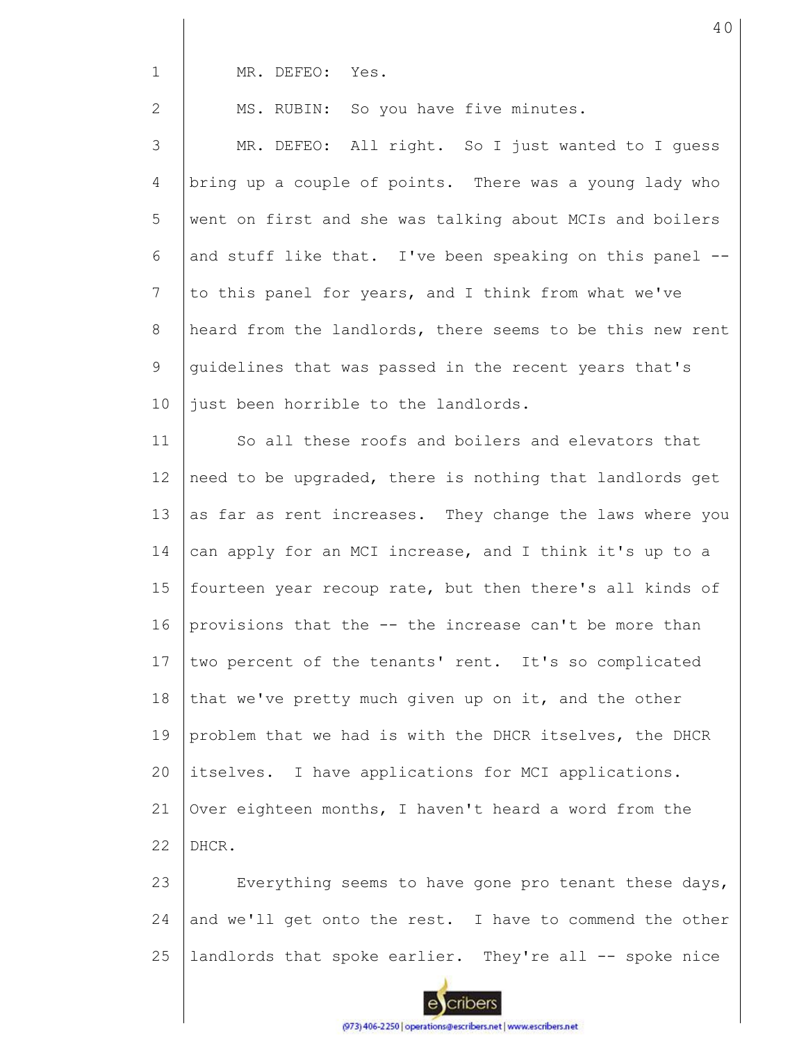MR. DEFEO: Yes.

MS. RUBIN: So you have five minutes.

MR. DEFEO: All right. So I just wanted to I guess bring up a couple of points. There was a young lady who went on first and she was talking about MCIs and boilers and stuff like that. I've been speaking on this panel -- to this panel for years, and I think from what we've heard from the landlords, there seems to be this new rent guidelines that was passed in the recent years that's just been horrible to the landlords.

So all these roofs and boilers and elevators that need to be upgraded, there is nothing that landlords get as far as rent increases. They change the laws where you can apply for an MCI increase, and I think it's up to a fourteen year recoup rate, but then there's all kinds of provisions that the -- the increase can't be more than two percent of the tenants' rent. It's so complicated that we've pretty much given up on it, and the other problem that we had is with the DHCR itselves, the DHCR itselves. I have applications for MCI applications. Over eighteen months, I haven't heard a word from the DHCR.

Everything seems to have gone pro tenant these days, and we'll get onto the rest. I have to commend the other landlords that spoke earlier. They're all -- spoke nice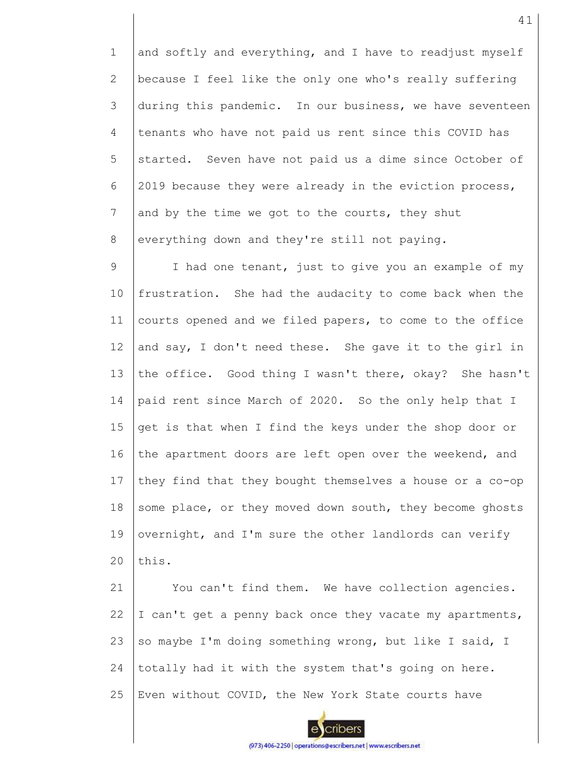and softly and everything, and I have to readjust myself because I feel like the only one who's really suffering during this pandemic. In our business, we have seventeen tenants who have not paid us rent since this COVID has started. Seven have not paid us a dime since October of 2019 because they were already in the eviction process, and by the time we got to the courts, they shut everything down and they're still not paying.

I had one tenant, just to give you an example of my frustration. She had the audacity to come back when the courts opened and we filed papers, to come to the office and say, I don't need these. She gave it to the girl in the office. Good thing I wasn't there, okay? She hasn't paid rent since March of 2020. So the only help that I get is that when I find the keys under the shop door or the apartment doors are left open over the weekend, and they find that they bought themselves a house or a co-op some place, or they moved down south, they become ghosts overnight, and I'm sure the other landlords can verify this.

You can't find them. We have collection agencies. I can't get a penny back once they vacate my apartments, so maybe I'm doing something wrong, but like I said, I totally had it with the system that's going on here. Even without COVID, the New York State courts have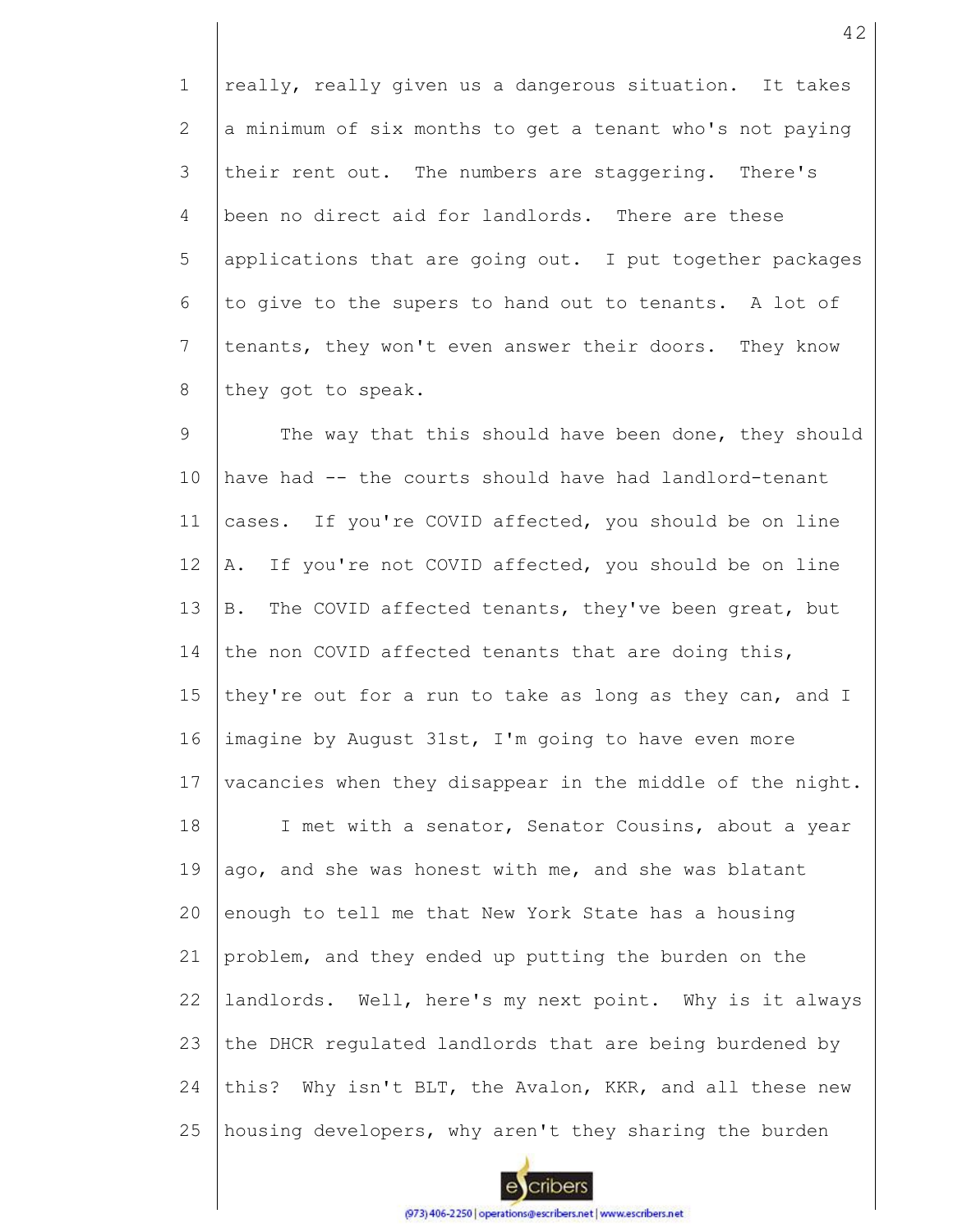really, really given us a dangerous situation. It takes a minimum of six months to get a tenant who's not paying their rent out. The numbers are staggering. There's been no direct aid for landlords. There are these applications that are going out. I put together packages to give to the supers to hand out to tenants. A lot of tenants, they won't even answer their doors. They know they got to speak.

The way that this should have been done, they should have had -- the courts should have had landlord-tenant cases. If you're COVID affected, you should be on line A. If you're not COVID affected, you should be on line B. The COVID affected tenants, they've been great, but the non COVID affected tenants that are doing this, they're out for a run to take as long as they can, and I imagine by August 31st, I'm going to have even more vacancies when they disappear in the middle of the night.

I met with a senator, Senator Cousins, about a year ago, and she was honest with me, and she was blatant enough to tell me that New York State has a housing problem, and they ended up putting the burden on the landlords. Well, here's my next point. Why is it always the DHCR regulated landlords that are being burdened by this? Why isn't BLT, the Avalon, KKR, and all these new housing developers, why aren't they sharing the burden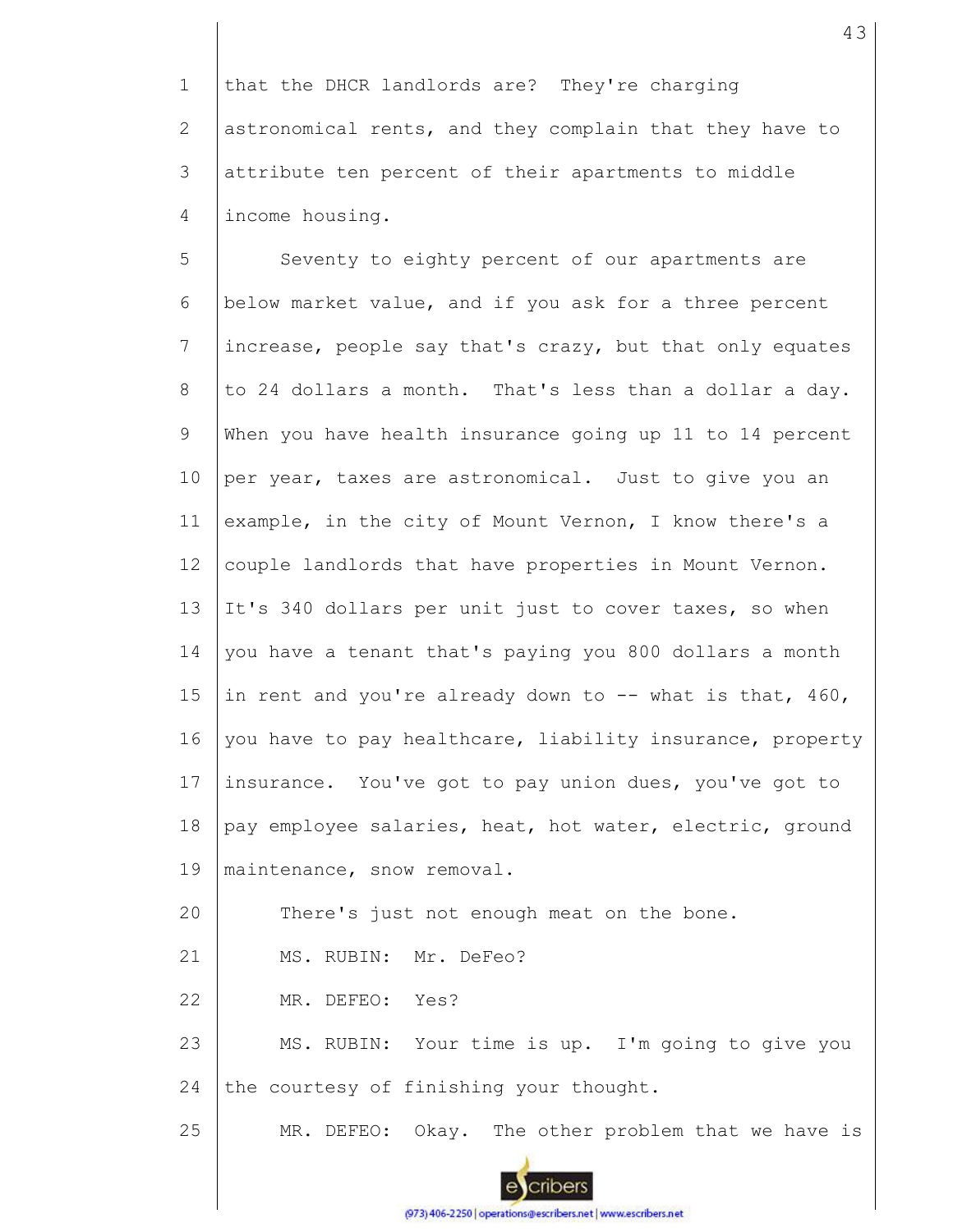that the DHCR landlords are? They're charging astronomical rents, and they complain that they have to attribute ten percent of their apartments to middle income housing.

Seventy to eighty percent of our apartments are below market value, and if you ask for a three percent increase, people say that's crazy, but that only equates to 24 dollars a month. That's less than a dollar a day. When you have health insurance going up 11 to 14 percent per year, taxes are astronomical. Just to give you an example, in the city of Mount Vernon, I know there's a couple landlords that have properties in Mount Vernon. It's 340 dollars per unit just to cover taxes, so when you have a tenant that's paying you 800 dollars a month in rent and you're already down to -- what is that, 460, you have to pay healthcare, liability insurance, property insurance. You've got to pay union dues, you've got to pay employee salaries, heat, hot water, electric, ground maintenance, snow removal.

There's just not enough meat on the bone.

MS. RUBIN: Mr. DeFeo?

MR. DEFEO: Yes?

MS. RUBIN: Your time is up. I'm going to give you the courtesy of finishing your thought.

MR. DEFEO: Okay. The other problem that we have is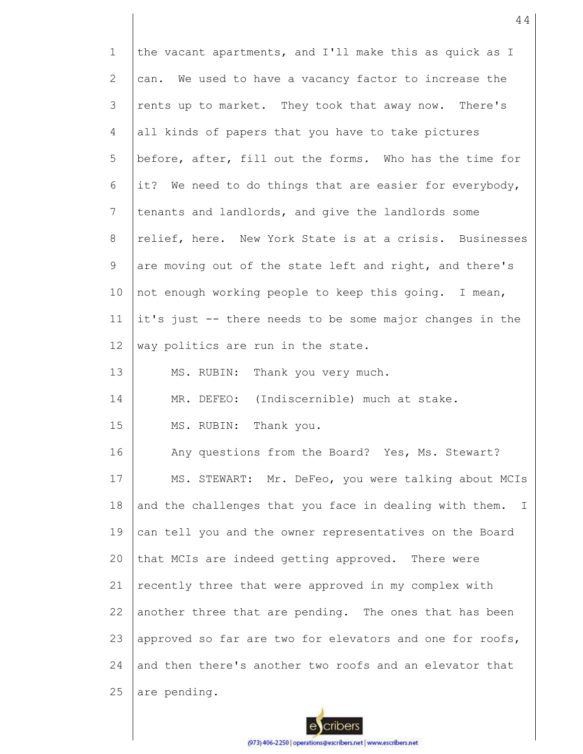the vacant apartments, and I'll make this as quick as I can. We used to have a vacancy factor to increase the rents up to market. They took that away now. There's all kinds of papers that you have to take pictures before, after, fill out the forms. Who has the time for it? We need to do things that are easier for everybody, tenants and landlords, and give the landlords some relief, here. New York State is at a crisis. Businesses are moving out of the state left and right, and there's not enough working people to keep this going. I mean, it's just -- there needs to be some major changes in the way politics are run in the state.

MS. RUBIN: Thank you very much.

MR. DEFEO: (Indiscernible) much at stake.

MS. RUBIN: Thank you.

Any questions from the Board? Yes, Ms. Stewart?

MS. STEWART: Mr. DeFeo, you were talking about MCIs and the challenges that you face in dealing with them. I can tell you and the owner representatives on the Board that MCIs are indeed getting approved. There were recently three that were approved in my complex with another three that are pending. The ones that has been approved so far are two for elevators and one for roofs, and then there's another two roofs and an elevator that are pending.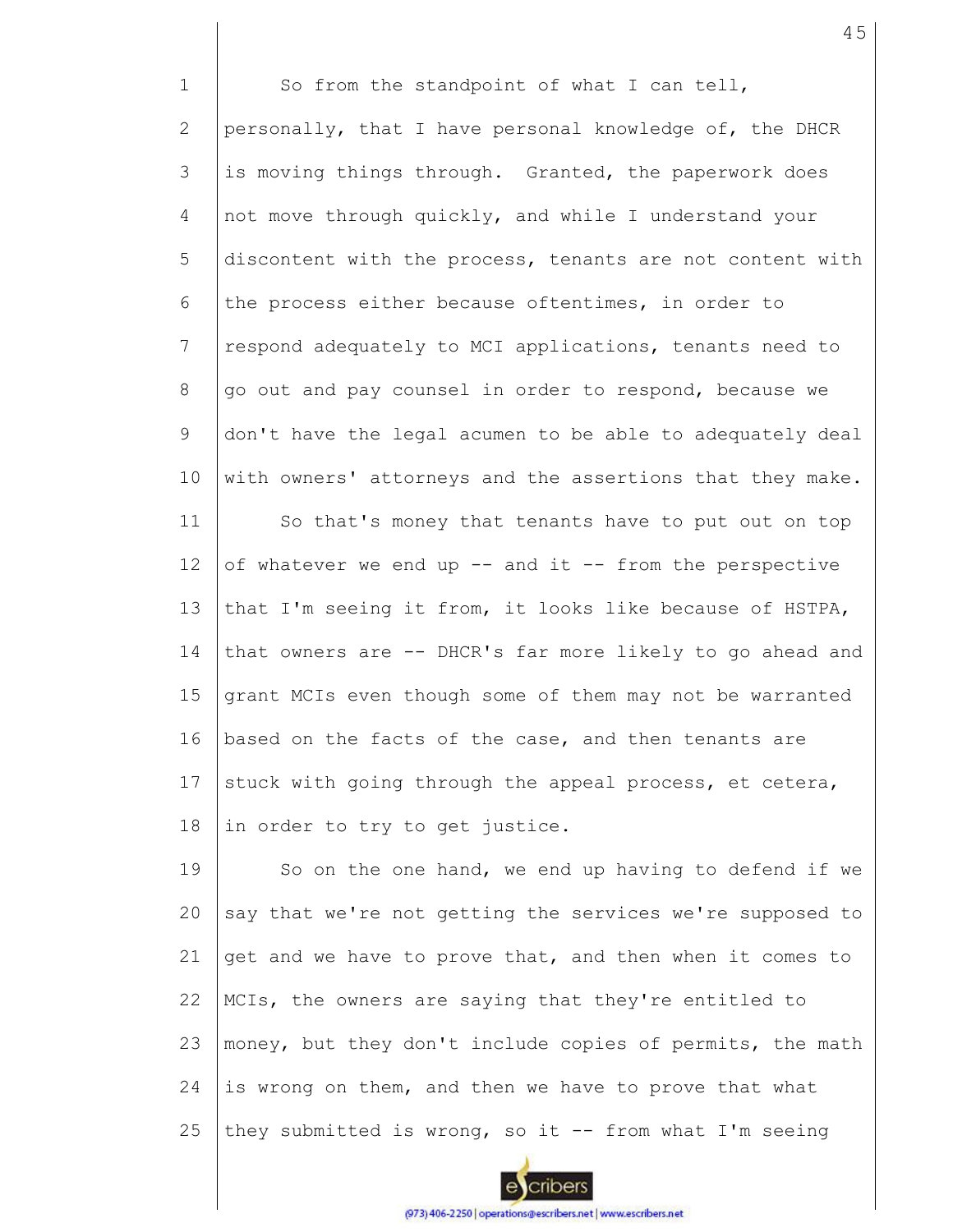So from the standpoint of what I can tell, personally, that I have personal knowledge of, the DHCR is moving things through. Granted, the paperwork does not move through quickly, and while I understand your discontent with the process, tenants are not content with the process either because oftentimes, in order to respond adequately to MCI applications, tenants need to go out and pay counsel in order to respond, because we don't have the legal acumen to be able to adequately deal with owners' attorneys and the assertions that they make.

So that's money that tenants have to put out on top of whatever we end up -- and it -- from the perspective that I'm seeing it from, it looks like because of HSTPA, that owners are -- DHCR's far more likely to go ahead and grant MCIs even though some of them may not be warranted based on the facts of the case, and then tenants are stuck with going through the appeal process, et cetera, in order to try to get justice.

So on the one hand, we end up having to defend if we say that we're not getting the services we're supposed to get and we have to prove that, and then when it comes to MCIs, the owners are saying that they're entitled to money, but they don't include copies of permits, the math is wrong on them, and then we have to prove that what they submitted is wrong, so it -- from what I'm seeing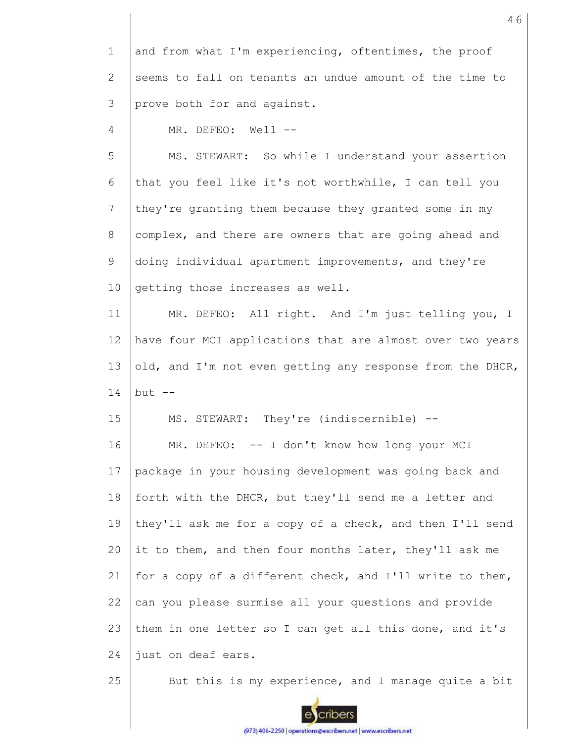and from what I'm experiencing, oftentimes, the proof seems to fall on tenants an undue amount of the time to prove both for and against.

MR. DEFEO: Well --

MS. STEWART: So while I understand your assertion that you feel like it's not worthwhile, I can tell you they're granting them because they granted some in my complex, and there are owners that are going ahead and doing individual apartment improvements, and they're getting those increases as well.

MR. DEFEO: All right. And I'm just telling you, I have four MCI applications that are almost over two years old, and I'm not even getting any response from the DHCR, but --

MS. STEWART: They're (indiscernible) --

MR. DEFEO: -- I don't know how long your MCI package in your housing development was going back and forth with the DHCR, but they'll send me a letter and they'll ask me for a copy of a check, and then I'll send it to them, and then four months later, they'll ask me for a copy of a different check, and I'll write to them, can you please surmise all your questions and provide them in one letter so I can get all this done, and it's just on deaf ears.

But this is my experience, and I manage quite a bit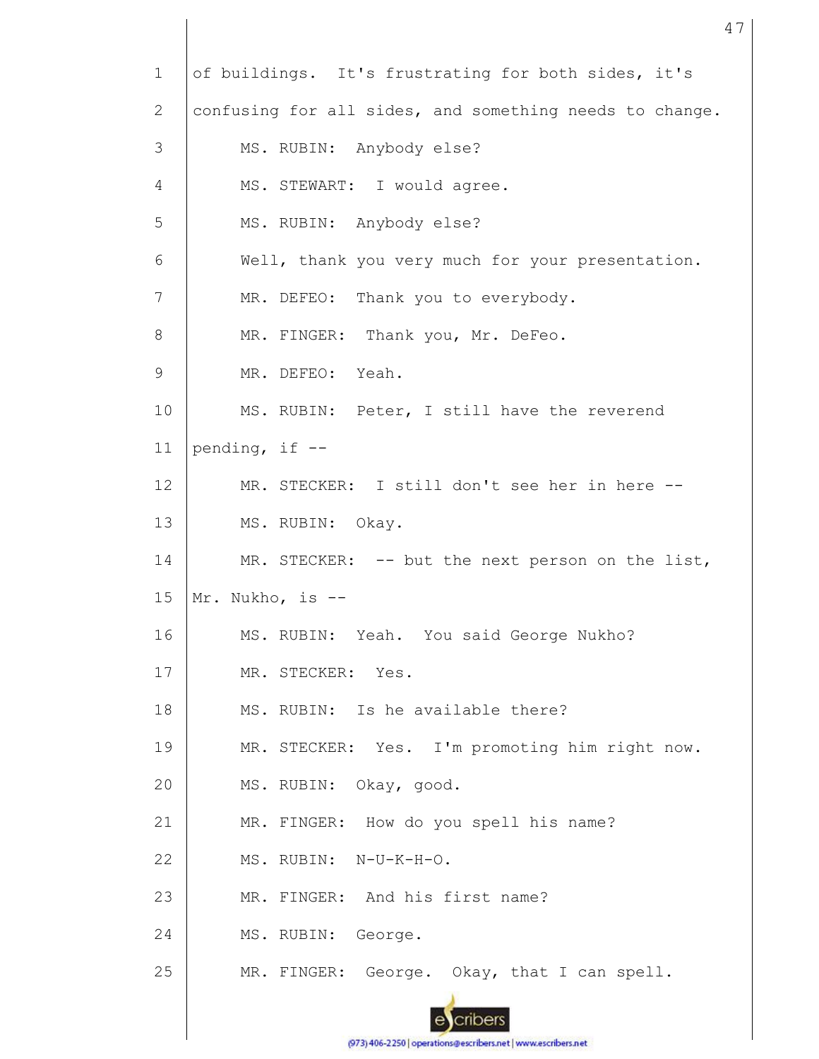1 of buildings. It's frustrating for both sides, it's
2 confusing for all sides, and something needs to change.
3 MS. RUBIN: Anybody else?
4 MS. STEWART: I would agree.
5 MS. RUBIN: Anybody else?
6 Well, thank you very much for your presentation.
7 MR. DEFEO: Thank you to everybody.
8 MR. FINGER: Thank you, Mr. DeFeo.
9 MR. DEFEO: Yeah.
10 MS. RUBIN: Peter, I still have the reverend
11 pending, if --
12 MR. STECKER: I still don't see her in here --
13 MS. RUBIN: Okay.
14 MR. STECKER: -- but the next person on the list,
15 Mr. Nukho, is --
16 MS. RUBIN: Yeah. You said George Nukho?
17 MR. STECKER: Yes.
18 MS. RUBIN: Is he available there?
19 MR. STECKER: Yes. I'm promoting him right now.
20 MS. RUBIN: Okay, good.
21 MR. FINGER: How do you spell his name?
22 MS. RUBIN: N-U-K-H-O.
23 MR. FINGER: And his first name?
24 MS. RUBIN: George.
25 MR. FINGER: George. Okay, that I can spell.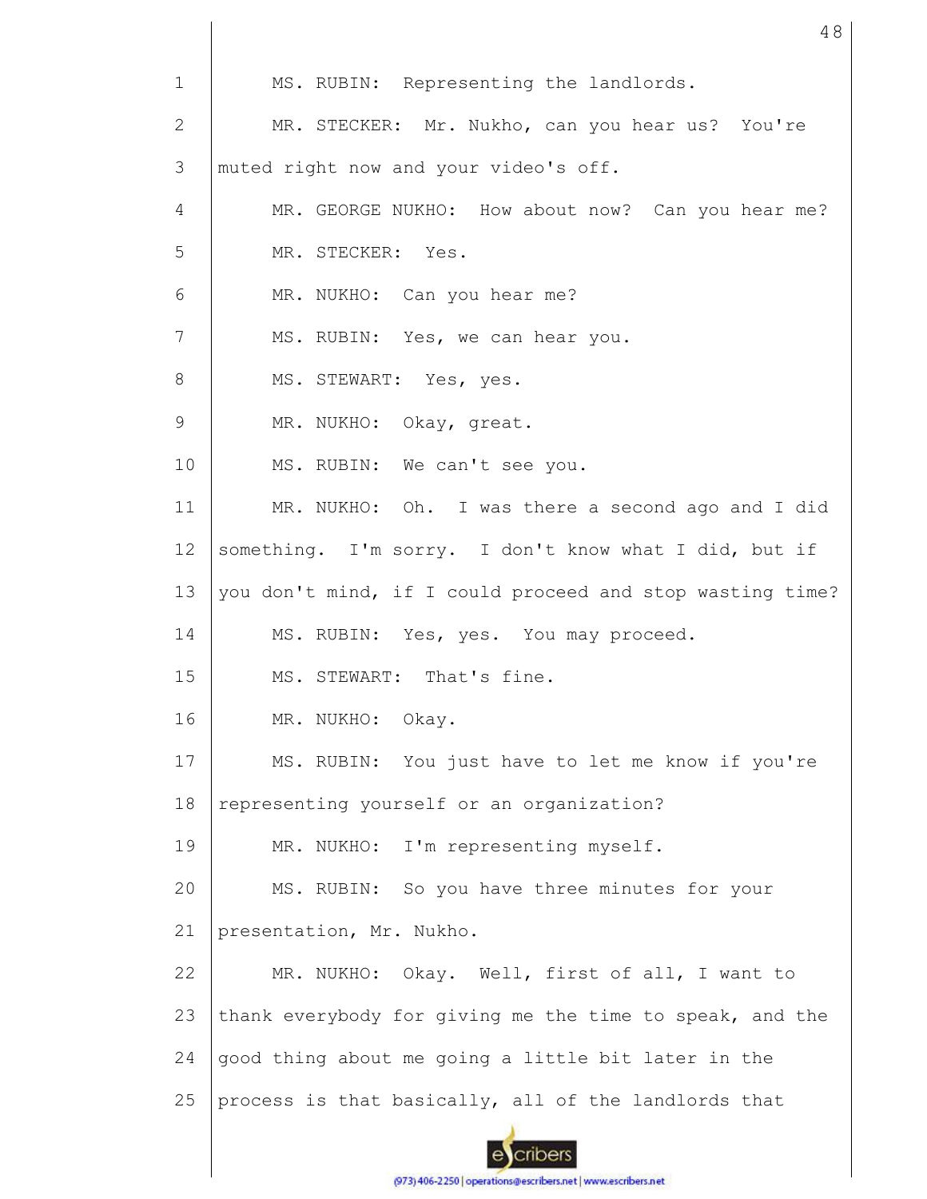MS. RUBIN: Representing the landlords.

MR. STECKER: Mr. Nukho, can you hear us? You're muted right now and your video's off.

MR. GEORGE NUKHO: How about now? Can you hear me?

MR. STECKER: Yes.

MR. NUKHO: Can you hear me?

MS. RUBIN: Yes, we can hear you.

MS. STEWART: Yes, yes.

MR. NUKHO: Okay, great.

MS. RUBIN: We can't see you.

MR. NUKHO: Oh. I was there a second ago and I did something. I'm sorry. I don't know what I did, but if you don't mind, if I could proceed and stop wasting time?

MS. RUBIN: Yes, yes. You may proceed.

MS. STEWART: That's fine.

MR. NUKHO: Okay.

MS. RUBIN: You just have to let me know if you're representing yourself or an organization?

MR. NUKHO: I'm representing myself.

MS. RUBIN: So you have three minutes for your presentation, Mr. Nukho.

MR. NUKHO: Okay. Well, first of all, I want to thank everybody for giving me the time to speak, and the good thing about me going a little bit later in the process is that basically, all of the landlords that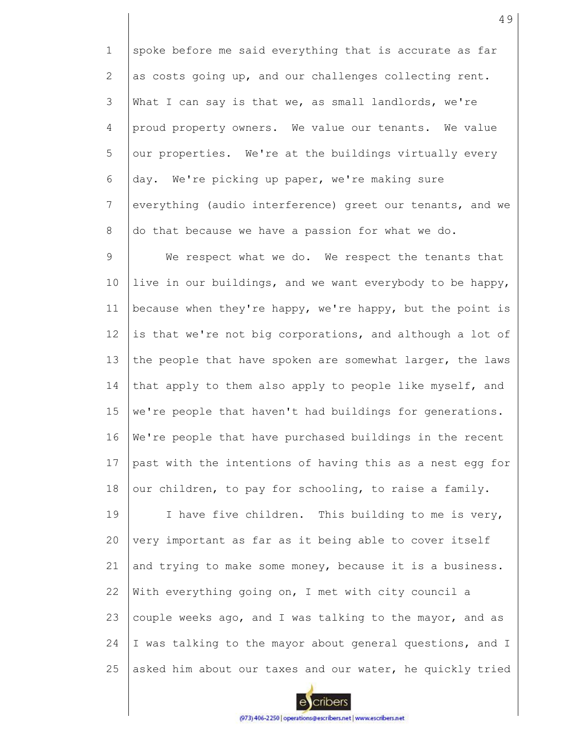spoke before me said everything that is accurate as far as costs going up, and our challenges collecting rent. What I can say is that we, as small landlords, we're proud property owners. We value our tenants. We value our properties. We're at the buildings virtually every day. We're picking up paper, we're making sure everything (audio interference) greet our tenants, and we do that because we have a passion for what we do.

We respect what we do. We respect the tenants that live in our buildings, and we want everybody to be happy, because when they're happy, we're happy, but the point is is that we're not big corporations, and although a lot of the people that have spoken are somewhat larger, the laws that apply to them also apply to people like myself, and we're people that haven't had buildings for generations. We're people that have purchased buildings in the recent past with the intentions of having this as a nest egg for our children, to pay for schooling, to raise a family.

I have five children. This building to me is very, very important as far as it being able to cover itself and trying to make some money, because it is a business. With everything going on, I met with city council a couple weeks ago, and I was talking to the mayor, and as I was talking to the mayor about general questions, and I asked him about our taxes and our water, he quickly tried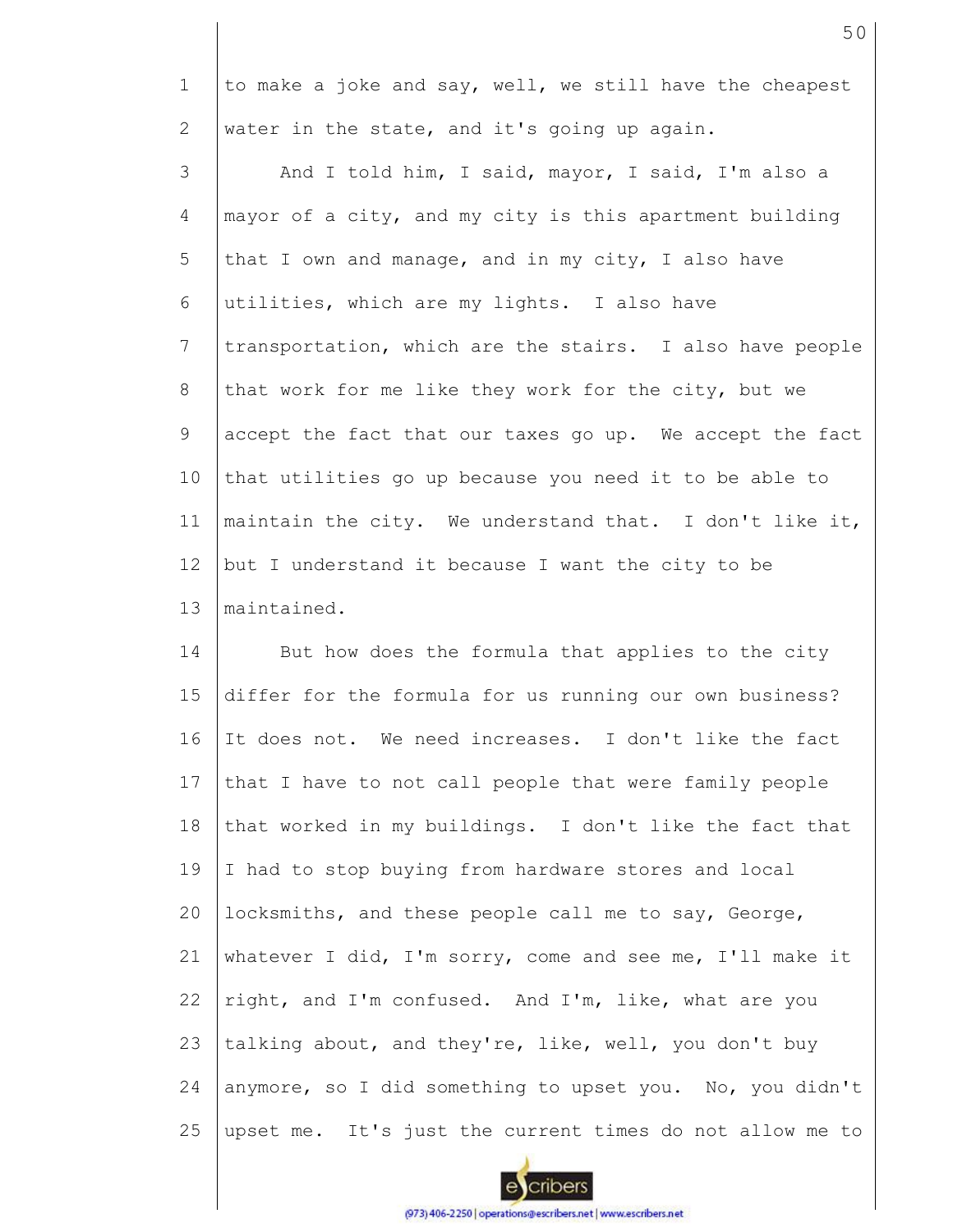to make a joke and say, well, we still have the cheapest water in the state, and it's going up again.

And I told him, I said, mayor, I said, I'm also a mayor of a city, and my city is this apartment building that I own and manage, and in my city, I also have utilities, which are my lights. I also have transportation, which are the stairs. I also have people that work for me like they work for the city, but we accept the fact that our taxes go up. We accept the fact that utilities go up because you need it to be able to maintain the city. We understand that. I don't like it, but I understand it because I want the city to be maintained.

But how does the formula that applies to the city differ for the formula for us running our own business? It does not. We need increases. I don't like the fact that I have to not call people that were family people that worked in my buildings. I don't like the fact that I had to stop buying from hardware stores and local locksmiths, and these people call me to say, George, whatever I did, I'm sorry, come and see me, I'll make it right, and I'm confused. And I'm, like, what are you talking about, and they're, like, well, you don't buy anymore, so I did something to upset you. No, you didn't upset me. It's just the current times do not allow me to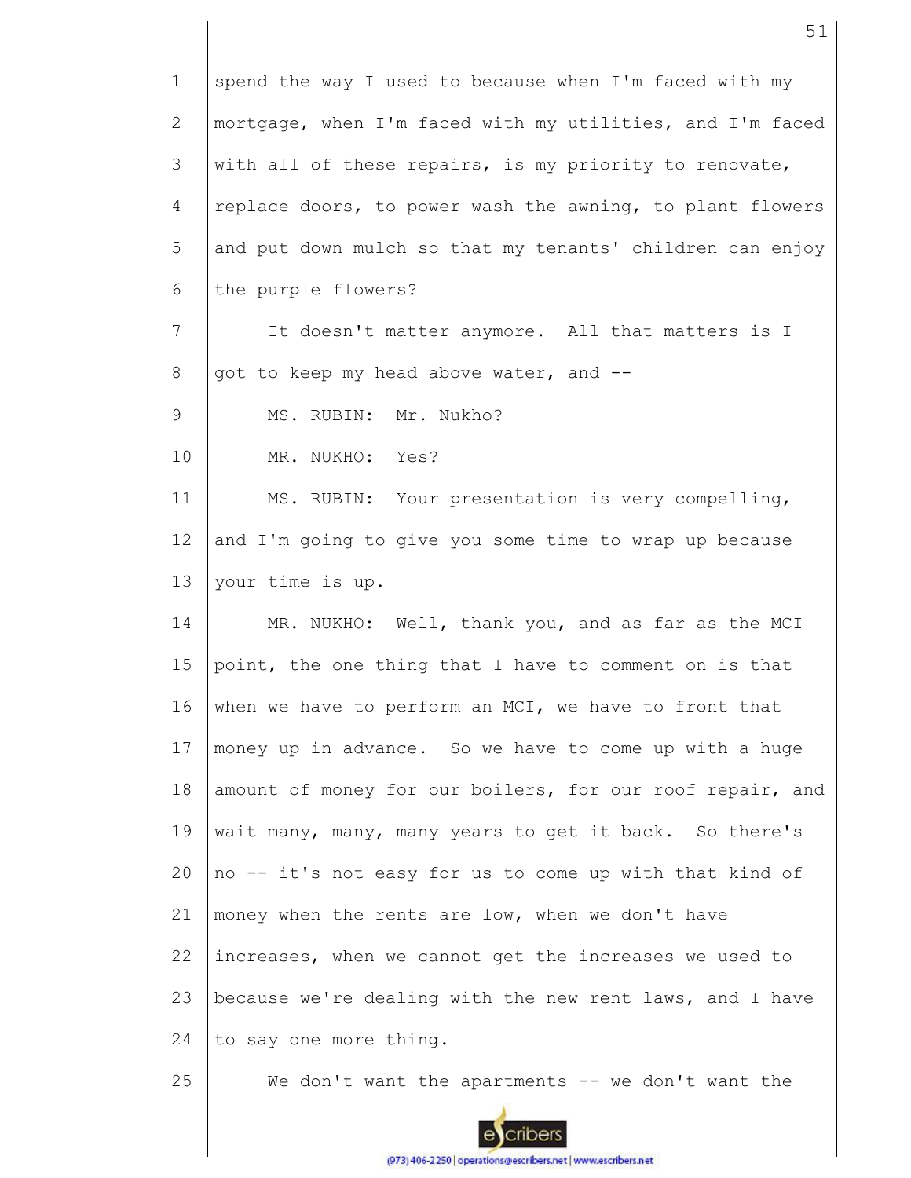spend the way I used to because when I'm faced with my mortgage, when I'm faced with my utilities, and I'm faced with all of these repairs, is my priority to renovate, replace doors, to power wash the awning, to plant flowers and put down mulch so that my tenants' children can enjoy the purple flowers?

It doesn't matter anymore. All that matters is I got to keep my head above water, and --

MS. RUBIN: Mr. Nukho?

MR. NUKHO: Yes?

MS. RUBIN: Your presentation is very compelling, and I'm going to give you some time to wrap up because your time is up.

MR. NUKHO: Well, thank you, and as far as the MCI point, the one thing that I have to comment on is that when we have to perform an MCI, we have to front that money up in advance. So we have to come up with a huge amount of money for our boilers, for our roof repair, and wait many, many, many years to get it back. So there's no -- it's not easy for us to come up with that kind of money when the rents are low, when we don't have increases, when we cannot get the increases we used to because we're dealing with the new rent laws, and I have to say one more thing.

We don't want the apartments -- we don't want the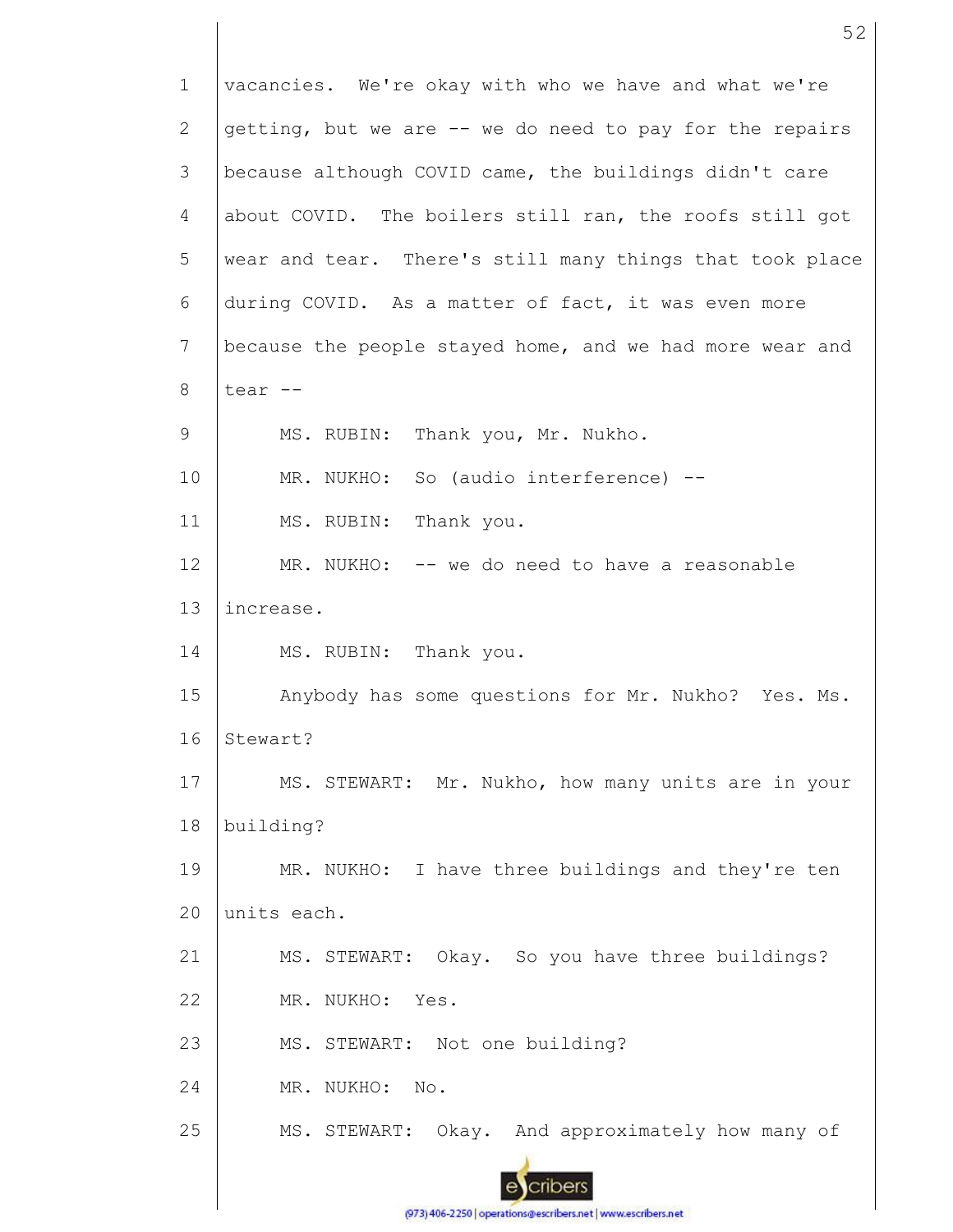vacancies. We're okay with who we have and what we're getting, but we are -- we do need to pay for the repairs because although COVID came, the buildings didn't care about COVID. The boilers still ran, the roofs still got wear and tear. There's still many things that took place during COVID. As a matter of fact, it was even more because the people stayed home, and we had more wear and tear --

MS. RUBIN: Thank you, Mr. Nukho.

MR. NUKHO: So (audio interference) --

MS. RUBIN: Thank you.

MR. NUKHO: -- we do need to have a reasonable increase.

MS. RUBIN: Thank you.

Anybody has some questions for Mr. Nukho? Yes. Ms. Stewart?

MS. STEWART: Mr. Nukho, how many units are in your building?

MR. NUKHO: I have three buildings and they're ten units each.

MS. STEWART: Okay. So you have three buildings?

MR. NUKHO: Yes.

MS. STEWART: Not one building?

MR. NUKHO: No.

MS. STEWART: Okay. And approximately how many of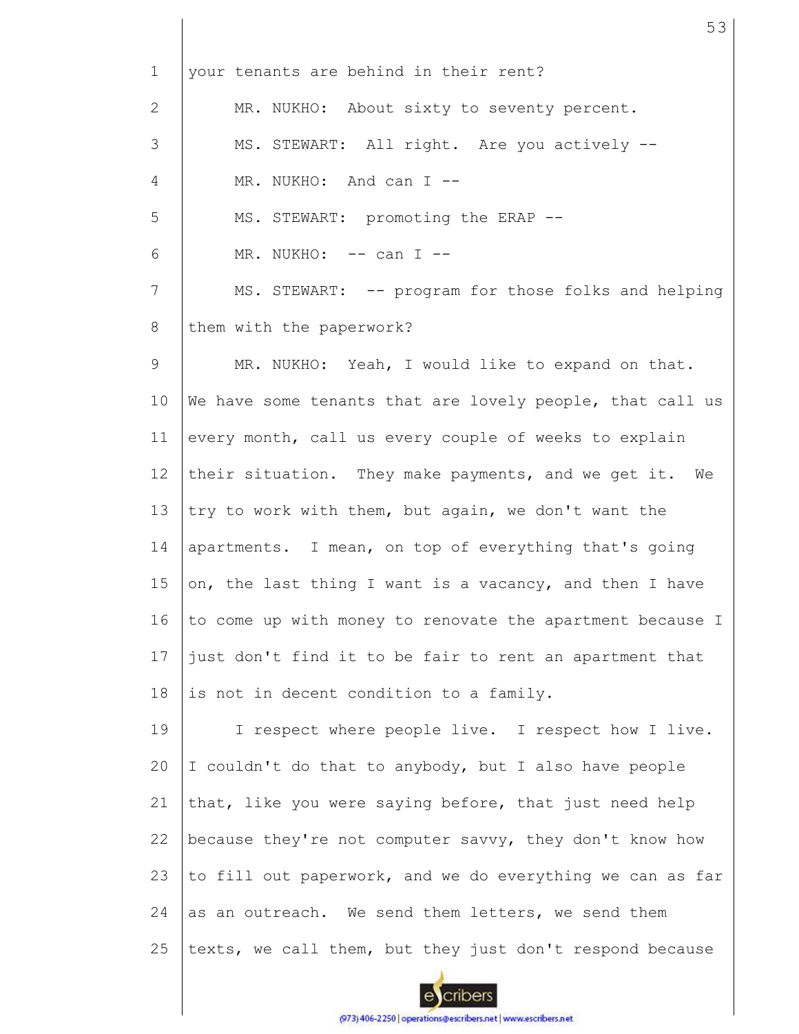your tenants are behind in their rent?

MR. NUKHO: About sixty to seventy percent.

MS. STEWART: All right. Are you actively --

MR. NUKHO: And can I --

MS. STEWART: promoting the ERAP --

MR. NUKHO: -- can I --

MS. STEWART: -- program for those folks and helping them with the paperwork?

MR. NUKHO: Yeah, I would like to expand on that. We have some tenants that are lovely people, that call us every month, call us every couple of weeks to explain their situation. They make payments, and we get it. We try to work with them, but again, we don't want the apartments. I mean, on top of everything that's going on, the last thing I want is a vacancy, and then I have to come up with money to renovate the apartment because I just don't find it to be fair to rent an apartment that is not in decent condition to a family.

I respect where people live. I respect how I live. I couldn't do that to anybody, but I also have people that, like you were saying before, that just need help because they're not computer savvy, they don't know how to fill out paperwork, and we do everything we can as far as an outreach. We send them letters, we send them texts, we call them, but they just don't respond because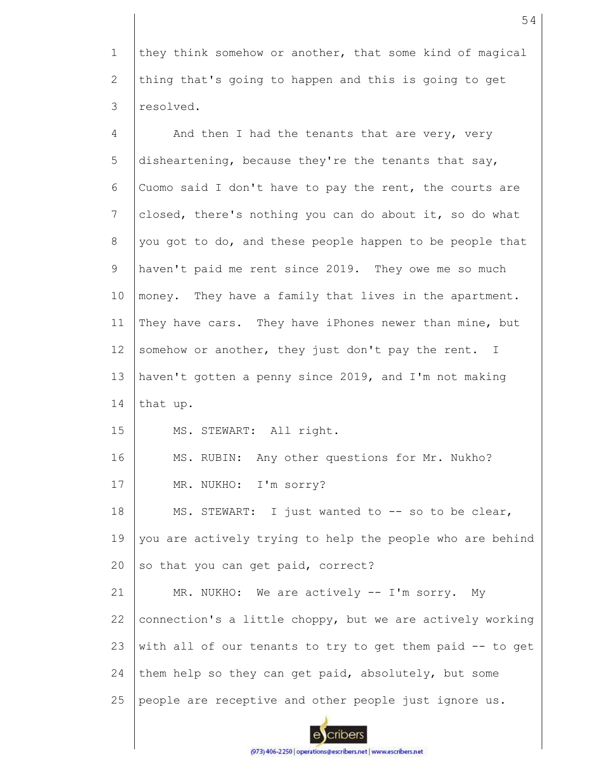they think somehow or another, that some kind of magical thing that's going to happen and this is going to get resolved.

And then I had the tenants that are very, very disheartening, because they're the tenants that say, Cuomo said I don't have to pay the rent, the courts are closed, there's nothing you can do about it, so do what you got to do, and these people happen to be people that haven't paid me rent since 2019. They owe me so much money. They have a family that lives in the apartment. They have cars. They have iPhones newer than mine, but somehow or another, they just don't pay the rent. I haven't gotten a penny since 2019, and I'm not making that up.

MS. STEWART: All right.

MS. RUBIN: Any other questions for Mr. Nukho?

MR. NUKHO: I'm sorry?

MS. STEWART: I just wanted to -- so to be clear, you are actively trying to help the people who are behind so that you can get paid, correct?

MR. NUKHO: We are actively -- I'm sorry. My connection's a little choppy, but we are actively working with all of our tenants to try to get them paid -- to get them help so they can get paid, absolutely, but some people are receptive and other people just ignore us.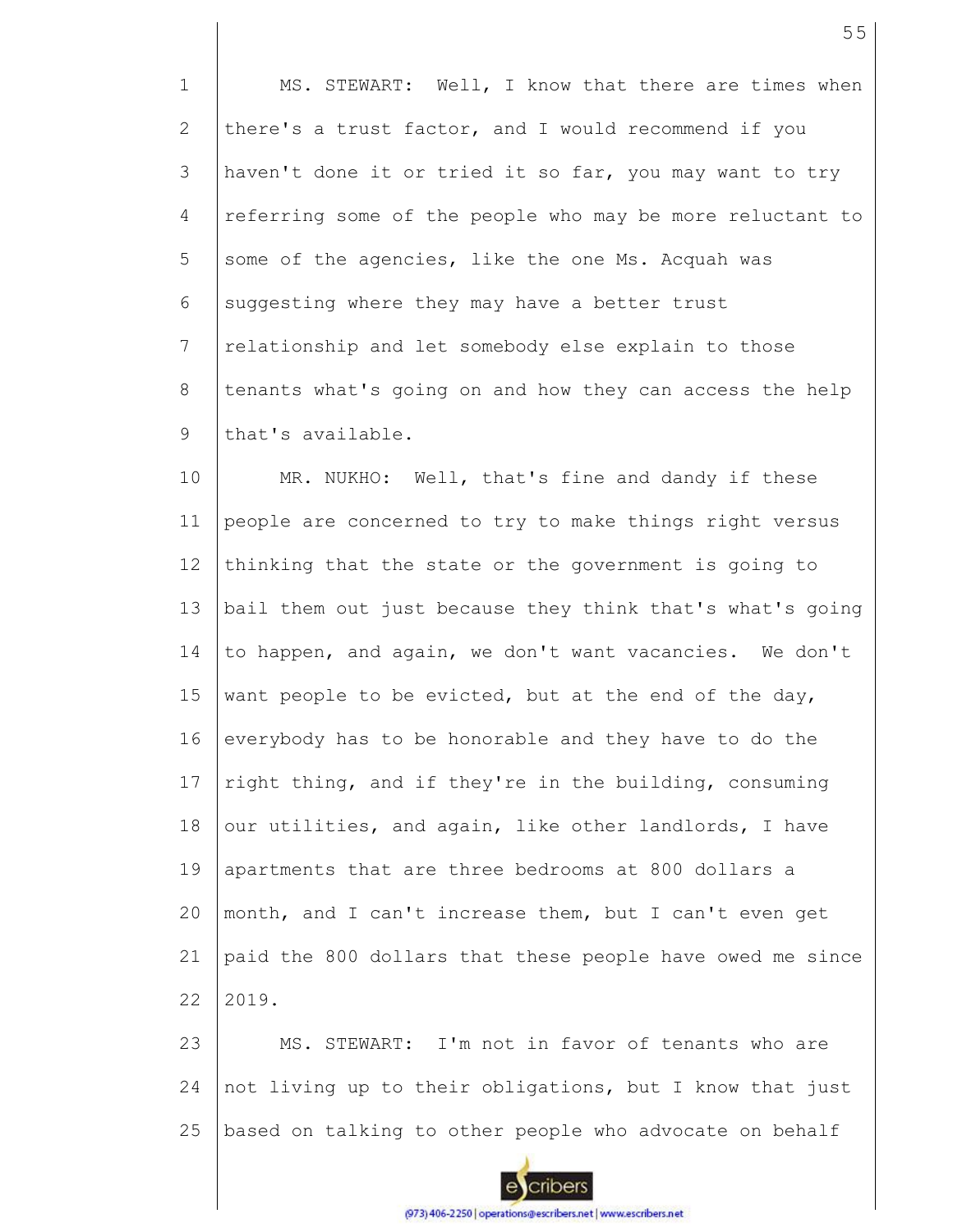MS. STEWART: Well, I know that there are times when there's a trust factor, and I would recommend if you haven't done it or tried it so far, you may want to try referring some of the people who may be more reluctant to some of the agencies, like the one Ms. Acquah was suggesting where they may have a better trust relationship and let somebody else explain to those tenants what's going on and how they can access the help that's available.

MR. NUKHO: Well, that's fine and dandy if these people are concerned to try to make things right versus thinking that the state or the government is going to bail them out just because they think that's what's going to happen, and again, we don't want vacancies. We don't want people to be evicted, but at the end of the day, everybody has to be honorable and they have to do the right thing, and if they're in the building, consuming our utilities, and again, like other landlords, I have apartments that are three bedrooms at 800 dollars a month, and I can't increase them, but I can't even get paid the 800 dollars that these people have owed me since 2019.

MS. STEWART: I'm not in favor of tenants who are not living up to their obligations, but I know that just based on talking to other people who advocate on behalf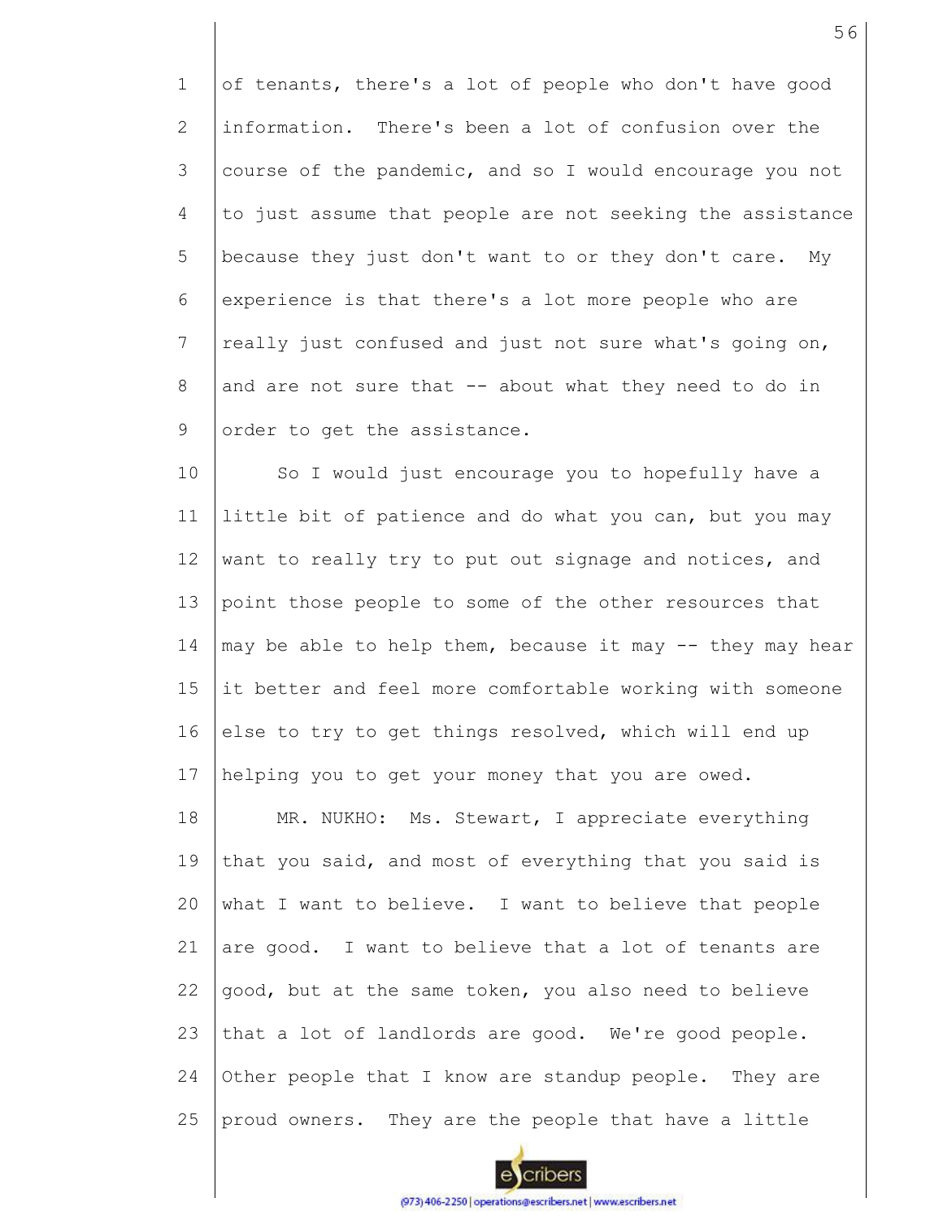of tenants, there's a lot of people who don't have good information. There's been a lot of confusion over the course of the pandemic, and so I would encourage you not to just assume that people are not seeking the assistance because they just don't want to or they don't care. My experience is that there's a lot more people who are really just confused and just not sure what's going on, and are not sure that -- about what they need to do in order to get the assistance.

So I would just encourage you to hopefully have a little bit of patience and do what you can, but you may want to really try to put out signage and notices, and point those people to some of the other resources that may be able to help them, because it may -- they may hear it better and feel more comfortable working with someone else to try to get things resolved, which will end up helping you to get your money that you are owed.

MR. NUKHO: Ms. Stewart, I appreciate everything that you said, and most of everything that you said is what I want to believe. I want to believe that people are good. I want to believe that a lot of tenants are good, but at the same token, you also need to believe that a lot of landlords are good. We're good people. Other people that I know are standup people. They are proud owners. They are the people that have a little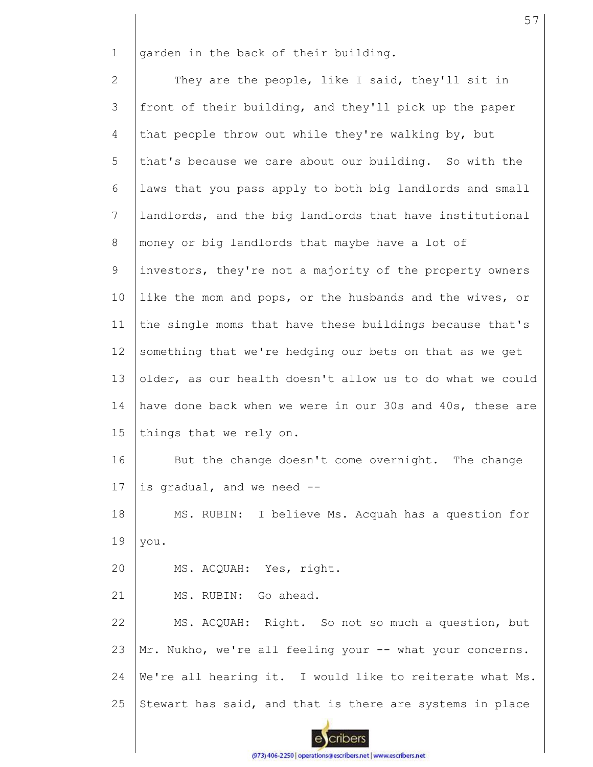garden in the back of their building.

They are the people, like I said, they'll sit in front of their building, and they'll pick up the paper that people throw out while they're walking by, but that's because we care about our building. So with the laws that you pass apply to both big landlords and small landlords, and the big landlords that have institutional money or big landlords that maybe have a lot of investors, they're not a majority of the property owners like the mom and pops, or the husbands and the wives, or the single moms that have these buildings because that's something that we're hedging our bets on that as we get older, as our health doesn't allow us to do what we could have done back when we were in our 30s and 40s, these are things that we rely on.

But the change doesn't come overnight. The change is gradual, and we need --

MS. RUBIN: I believe Ms. Acquah has a question for you.

MS. ACQUAH: Yes, right.

MS. RUBIN: Go ahead.

MS. ACQUAH: Right. So not so much a question, but Mr. Nukho, we're all feeling your -- what your concerns. We're all hearing it. I would like to reiterate what Ms. Stewart has said, and that is there are systems in place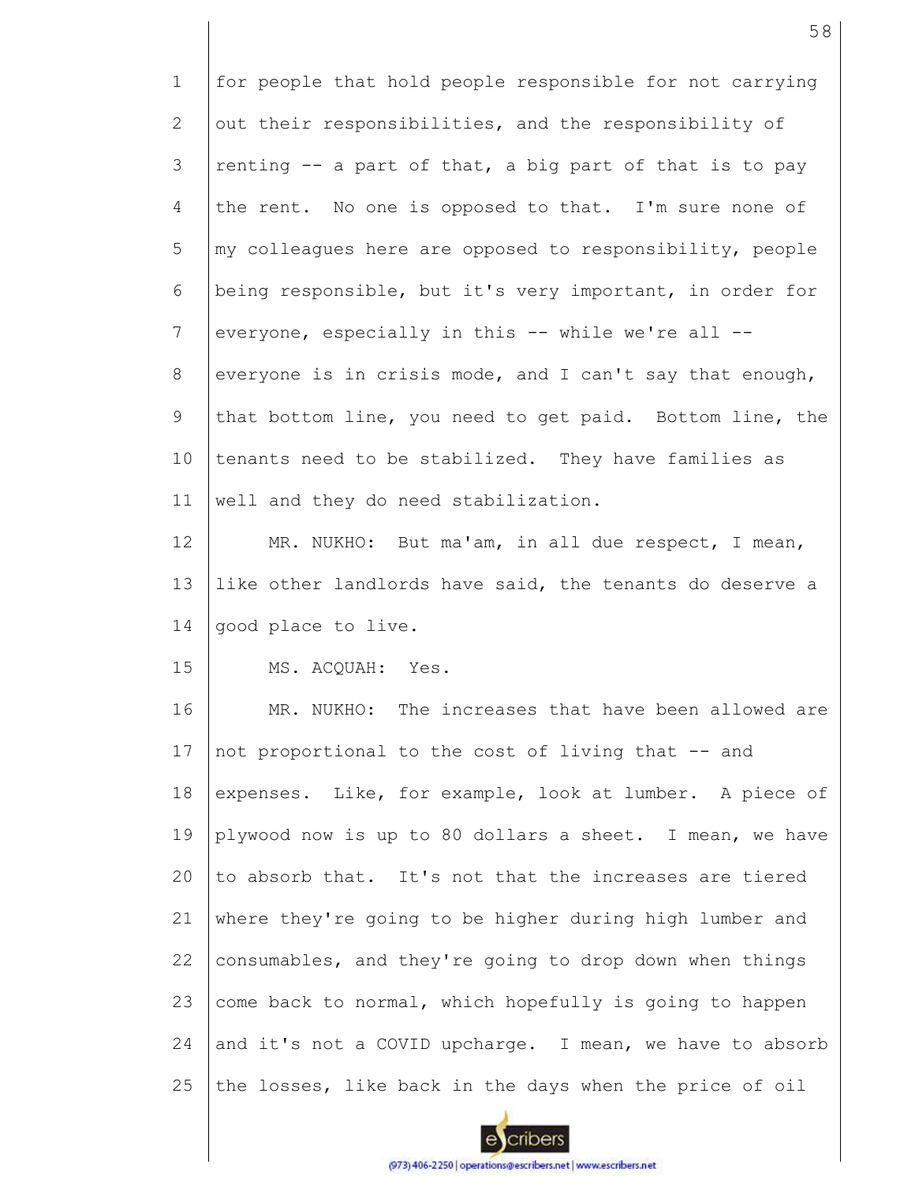for people that hold people responsible for not carrying out their responsibilities, and the responsibility of renting -- a part of that, a big part of that is to pay the rent. No one is opposed to that. I'm sure none of my colleagues here are opposed to responsibility, people being responsible, but it's very important, in order for everyone, especially in this -- while we're all -- everyone is in crisis mode, and I can't say that enough, that bottom line, you need to get paid. Bottom line, the tenants need to be stabilized. They have families as well and they do need stabilization.

MR. NUKHO: But ma'am, in all due respect, I mean, like other landlords have said, the tenants do deserve a good place to live.

MS. ACQUAH: Yes.

MR. NUKHO: The increases that have been allowed are not proportional to the cost of living that -- and expenses. Like, for example, look at lumber. A piece of plywood now is up to 80 dollars a sheet. I mean, we have to absorb that. It's not that the increases are tiered where they're going to be higher during high lumber and consumables, and they're going to drop down when things come back to normal, which hopefully is going to happen and it's not a COVID upcharge. I mean, we have to absorb the losses, like back in the days when the price of oil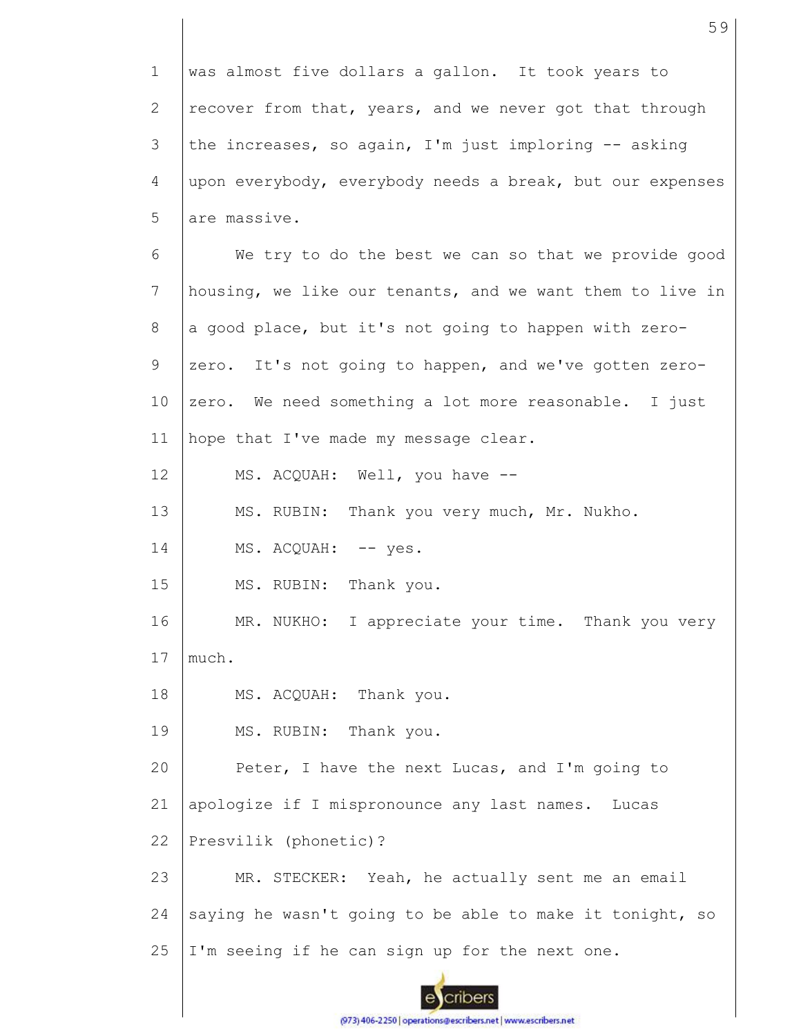was almost five dollars a gallon. It took years to recover from that, years, and we never got that through the increases, so again, I'm just imploring -- asking upon everybody, everybody needs a break, but our expenses are massive.

We try to do the best we can so that we provide good housing, we like our tenants, and we want them to live in a good place, but it's not going to happen with zero-zero. It's not going to happen, and we've gotten zero-zero. We need something a lot more reasonable. I just hope that I've made my message clear.

MS. ACQUAH: Well, you have --

MS. RUBIN: Thank you very much, Mr. Nukho.

MS. ACQUAH: -- yes.

MS. RUBIN: Thank you.

MR. NUKHO: I appreciate your time. Thank you very much.

MS. ACQUAH: Thank you.

MS. RUBIN: Thank you.

Peter, I have the next Lucas, and I'm going to apologize if I mispronounce any last names. Lucas Presvilik (phonetic)?

MR. STECKER: Yeah, he actually sent me an email saying he wasn't going to be able to make it tonight, so I'm seeing if he can sign up for the next one.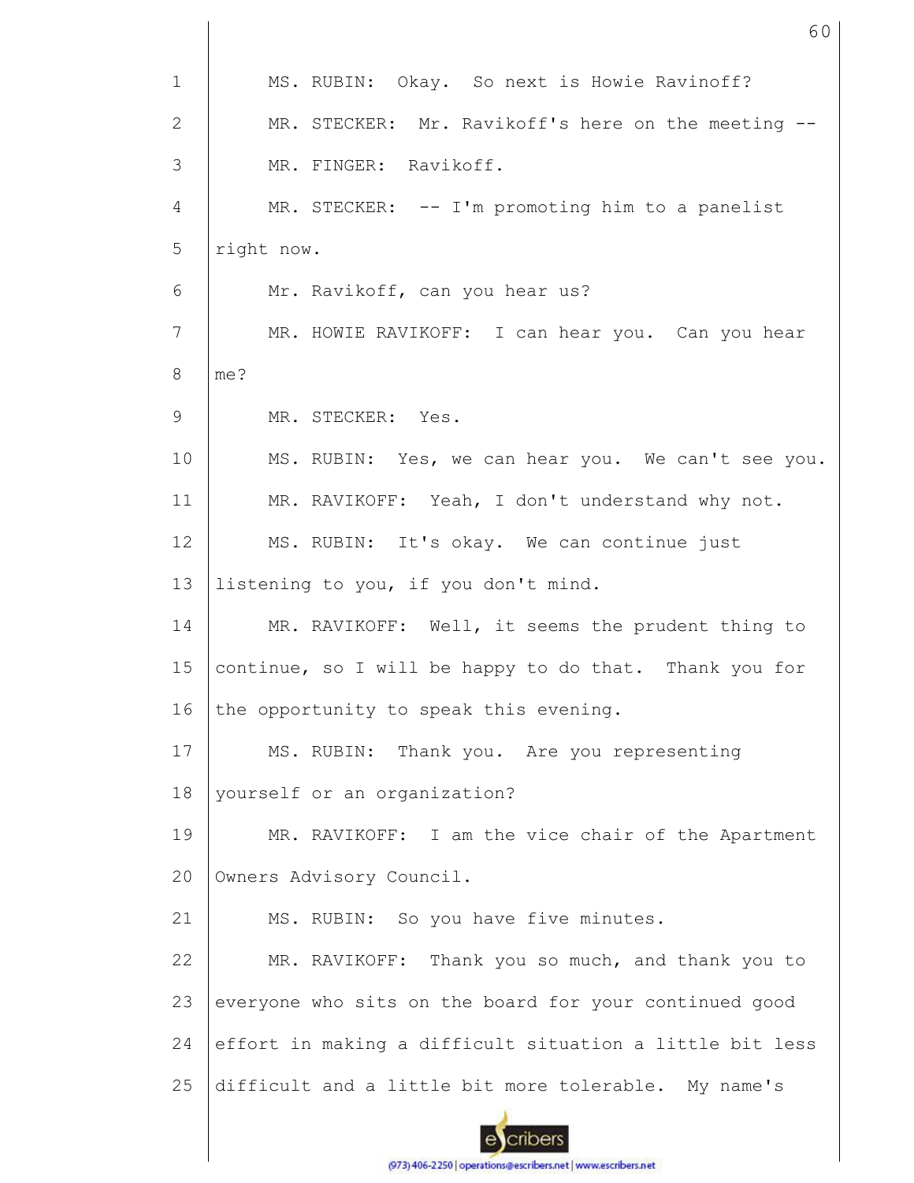MS. RUBIN: Okay. So next is Howie Ravinoff?

MR. STECKER: Mr. Ravikoff's here on the meeting --

MR. FINGER: Ravikoff.

MR. STECKER: -- I'm promoting him to a panelist right now.

Mr. Ravikoff, can you hear us?

MR. HOWIE RAVIKOFF: I can hear you. Can you hear me?

MR. STECKER: Yes.

MS. RUBIN: Yes, we can hear you. We can't see you.

MR. RAVIKOFF: Yeah, I don't understand why not.

MS. RUBIN: It's okay. We can continue just listening to you, if you don't mind.

MR. RAVIKOFF: Well, it seems the prudent thing to continue, so I will be happy to do that. Thank you for the opportunity to speak this evening.

MS. RUBIN: Thank you. Are you representing yourself or an organization?

MR. RAVIKOFF: I am the vice chair of the Apartment Owners Advisory Council.

MS. RUBIN: So you have five minutes.

MR. RAVIKOFF: Thank you so much, and thank you to everyone who sits on the board for your continued good effort in making a difficult situation a little bit less difficult and a little bit more tolerable. My name's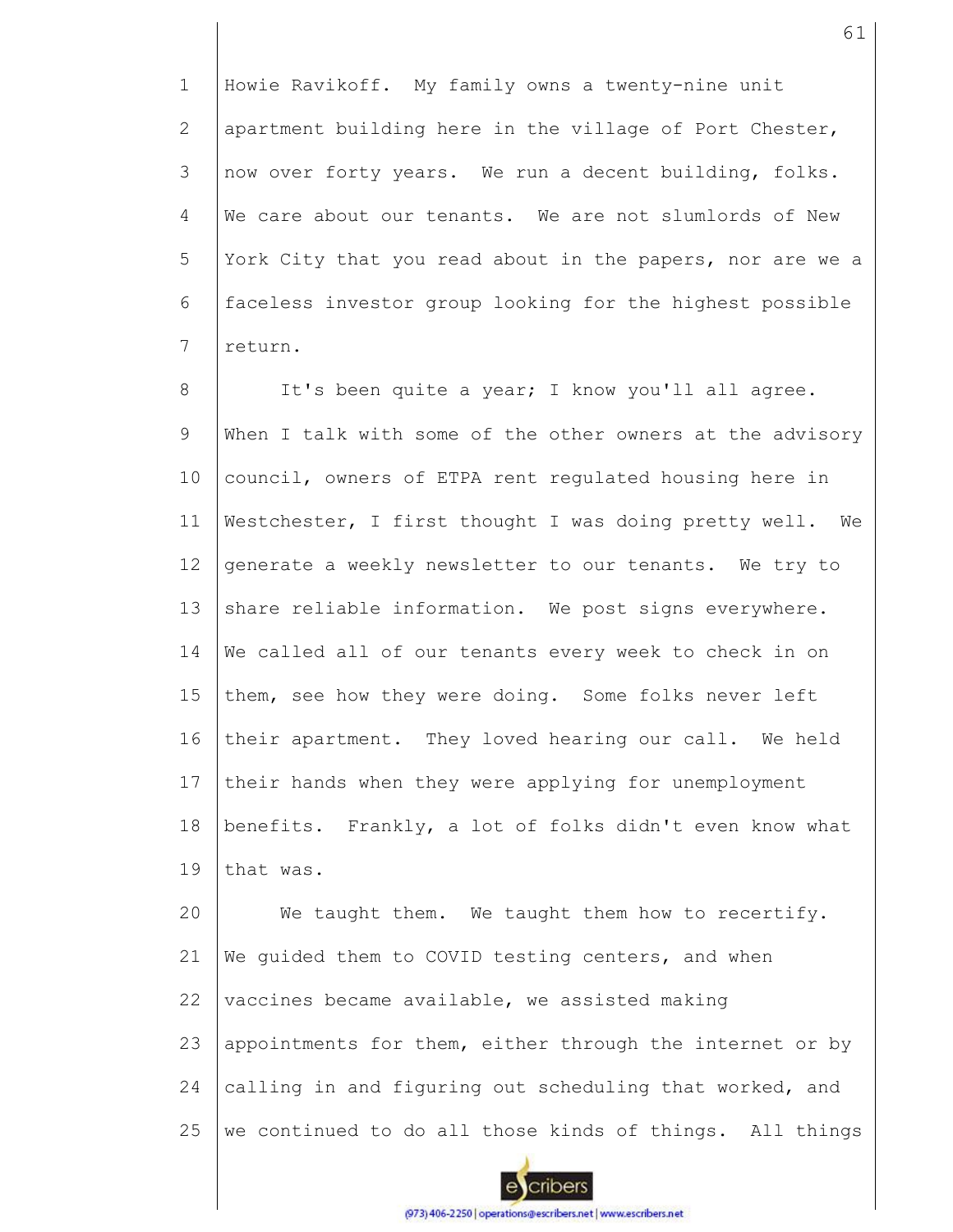Howie Ravikoff. My family owns a twenty-nine unit apartment building here in the village of Port Chester, now over forty years. We run a decent building, folks. We care about our tenants. We are not slumlords of New York City that you read about in the papers, nor are we a faceless investor group looking for the highest possible return.

It's been quite a year; I know you'll all agree. When I talk with some of the other owners at the advisory council, owners of ETPA rent regulated housing here in Westchester, I first thought I was doing pretty well. We generate a weekly newsletter to our tenants. We try to share reliable information. We post signs everywhere. We called all of our tenants every week to check in on them, see how they were doing. Some folks never left their apartment. They loved hearing our call. We held their hands when they were applying for unemployment benefits. Frankly, a lot of folks didn't even know what that was.

We taught them. We taught them how to recertify. We guided them to COVID testing centers, and when vaccines became available, we assisted making appointments for them, either through the internet or by calling in and figuring out scheduling that worked, and we continued to do all those kinds of things. All things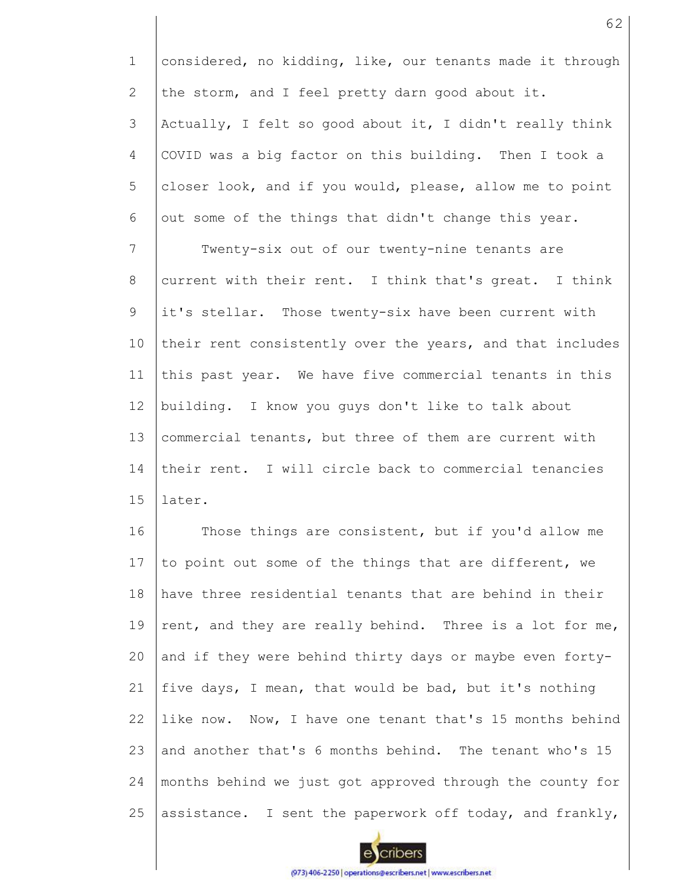considered, no kidding, like, our tenants made it through the storm, and I feel pretty darn good about it. Actually, I felt so good about it, I didn't really think COVID was a big factor on this building. Then I took a closer look, and if you would, please, allow me to point out some of the things that didn't change this year.

Twenty-six out of our twenty-nine tenants are current with their rent. I think that's great. I think it's stellar. Those twenty-six have been current with their rent consistently over the years, and that includes this past year. We have five commercial tenants in this building. I know you guys don't like to talk about commercial tenants, but three of them are current with their rent. I will circle back to commercial tenancies later.

Those things are consistent, but if you'd allow me to point out some of the things that are different, we have three residential tenants that are behind in their rent, and they are really behind. Three is a lot for me, and if they were behind thirty days or maybe even forty-five days, I mean, that would be bad, but it's nothing like now. Now, I have one tenant that's 15 months behind and another that's 6 months behind. The tenant who's 15 months behind we just got approved through the county for assistance. I sent the paperwork off today, and frankly,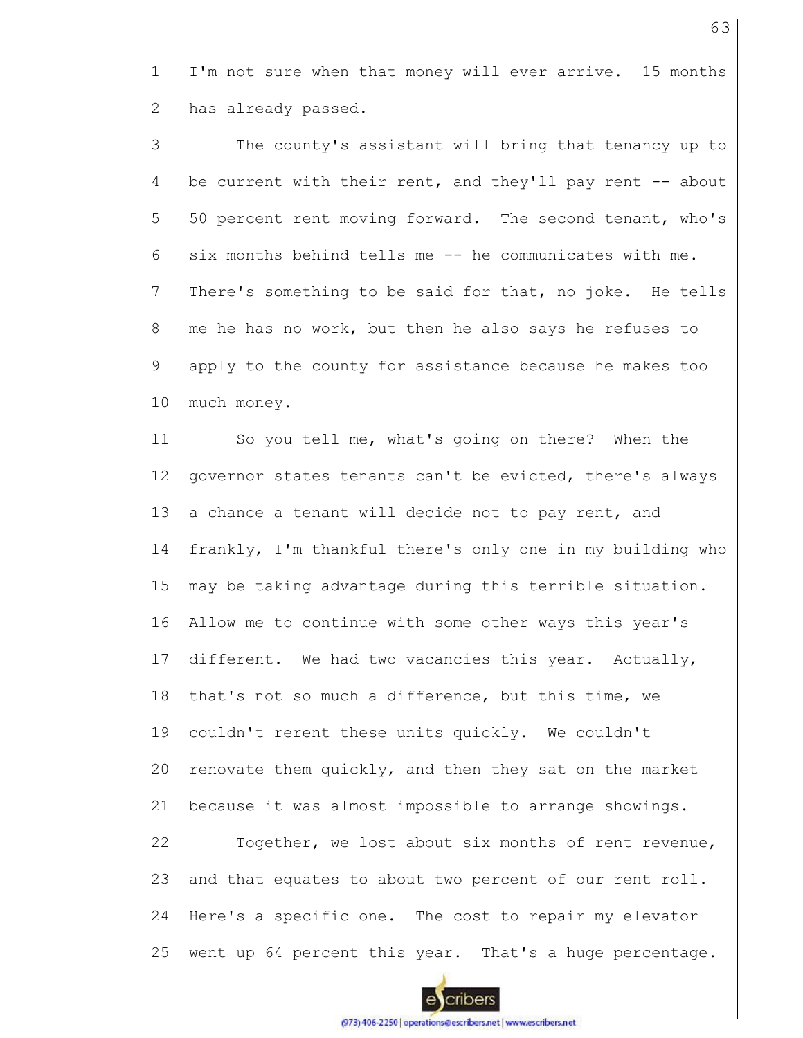I'm not sure when that money will ever arrive. 15 months has already passed.

The county's assistant will bring that tenancy up to be current with their rent, and they'll pay rent -- about 50 percent rent moving forward. The second tenant, who's six months behind tells me -- he communicates with me. There's something to be said for that, no joke. He tells me he has no work, but then he also says he refuses to apply to the county for assistance because he makes too much money.

So you tell me, what's going on there? When the governor states tenants can't be evicted, there's always a chance a tenant will decide not to pay rent, and frankly, I'm thankful there's only one in my building who may be taking advantage during this terrible situation. Allow me to continue with some other ways this year's different. We had two vacancies this year. Actually, that's not so much a difference, but this time, we couldn't rerent these units quickly. We couldn't renovate them quickly, and then they sat on the market because it was almost impossible to arrange showings.

Together, we lost about six months of rent revenue, and that equates to about two percent of our rent roll. Here's a specific one. The cost to repair my elevator went up 64 percent this year. That's a huge percentage.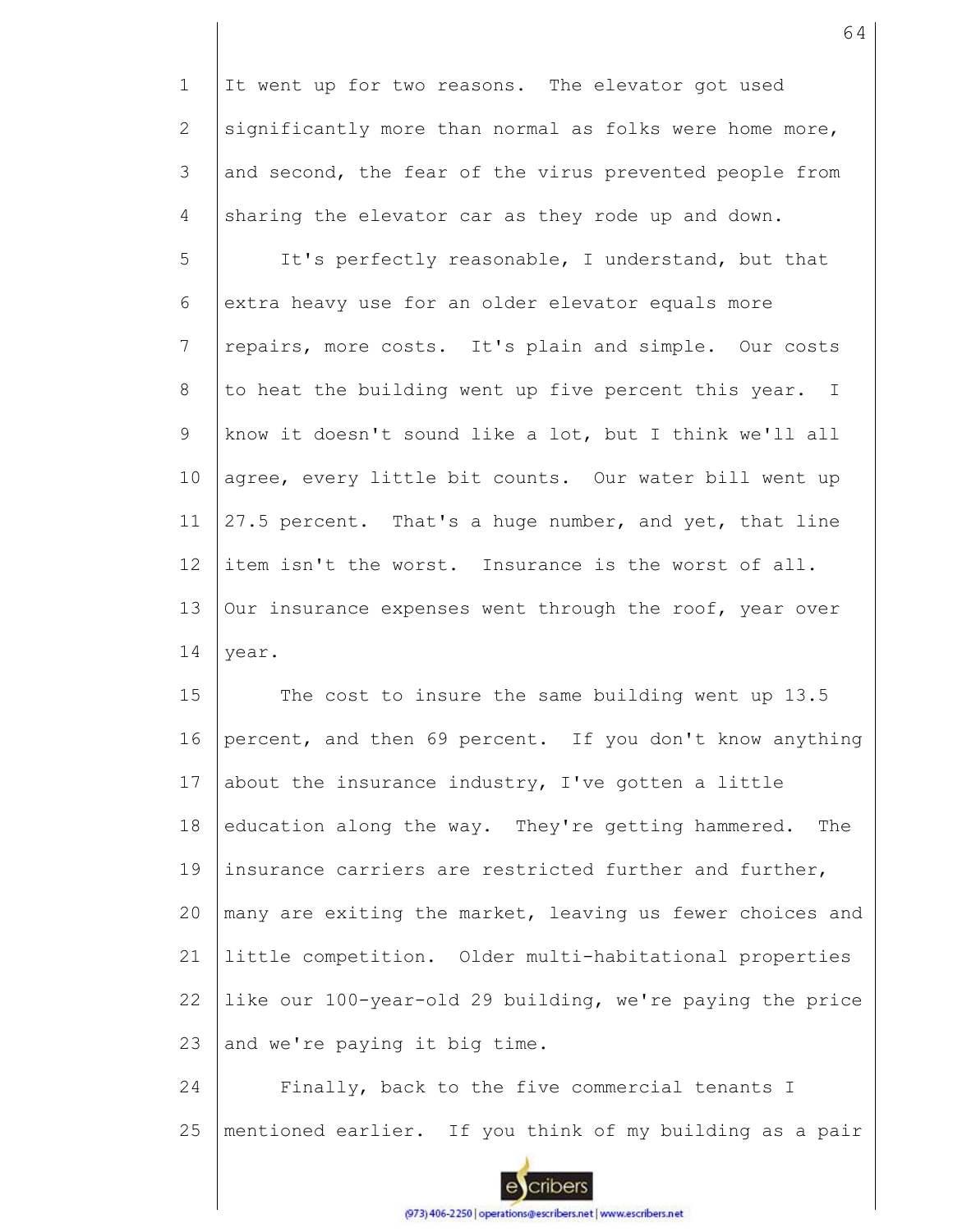It went up for two reasons. The elevator got used significantly more than normal as folks were home more, and second, the fear of the virus prevented people from sharing the elevator car as they rode up and down.

It's perfectly reasonable, I understand, but that extra heavy use for an older elevator equals more repairs, more costs. It's plain and simple. Our costs to heat the building went up five percent this year. I know it doesn't sound like a lot, but I think we'll all agree, every little bit counts. Our water bill went up 27.5 percent. That's a huge number, and yet, that line item isn't the worst. Insurance is the worst of all. Our insurance expenses went through the roof, year over year.

The cost to insure the same building went up 13.5 percent, and then 69 percent. If you don't know anything about the insurance industry, I've gotten a little education along the way. They're getting hammered. The insurance carriers are restricted further and further, many are exiting the market, leaving us fewer choices and little competition. Older multi-habitational properties like our 100-year-old 29 building, we're paying the price and we're paying it big time.

Finally, back to the five commercial tenants I mentioned earlier. If you think of my building as a pair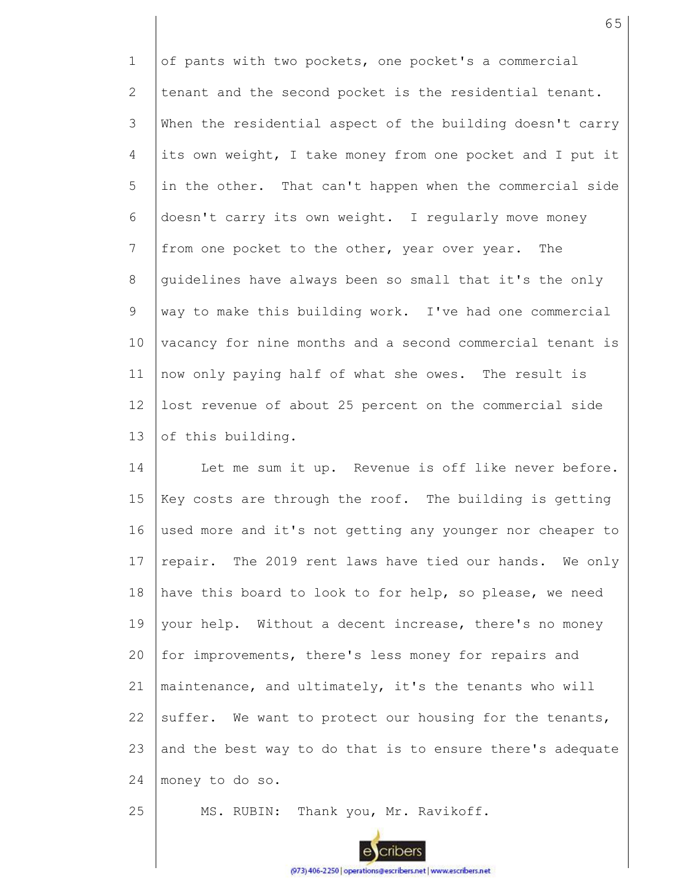of pants with two pockets, one pocket's a commercial tenant and the second pocket is the residential tenant. When the residential aspect of the building doesn't carry its own weight, I take money from one pocket and I put it in the other. That can't happen when the commercial side doesn't carry its own weight. I regularly move money from one pocket to the other, year over year. The guidelines have always been so small that it's the only way to make this building work. I've had one commercial vacancy for nine months and a second commercial tenant is now only paying half of what she owes. The result is lost revenue of about 25 percent on the commercial side of this building.

Let me sum it up. Revenue is off like never before. Key costs are through the roof. The building is getting used more and it's not getting any younger nor cheaper to repair. The 2019 rent laws have tied our hands. We only have this board to look to for help, so please, we need your help. Without a decent increase, there's no money for improvements, there's less money for repairs and maintenance, and ultimately, it's the tenants who will suffer. We want to protect our housing for the tenants, and the best way to do that is to ensure there's adequate money to do so.

MS. RUBIN: Thank you, Mr. Ravikoff.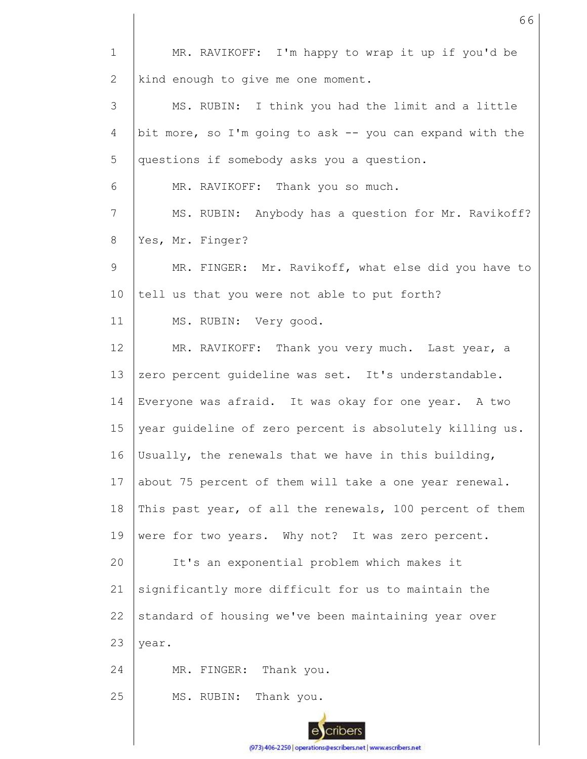MR. RAVIKOFF: I'm happy to wrap it up if you'd be kind enough to give me one moment.

MS. RUBIN: I think you had the limit and a little bit more, so I'm going to ask -- you can expand with the questions if somebody asks you a question.

MR. RAVIKOFF: Thank you so much.

MS. RUBIN: Anybody has a question for Mr. Ravikoff? Yes, Mr. Finger?

MR. FINGER: Mr. Ravikoff, what else did you have to tell us that you were not able to put forth?

MS. RUBIN: Very good.

MR. RAVIKOFF: Thank you very much. Last year, a zero percent guideline was set. It's understandable. Everyone was afraid. It was okay for one year. A two year guideline of zero percent is absolutely killing us. Usually, the renewals that we have in this building, about 75 percent of them will take a one year renewal. This past year, of all the renewals, 100 percent of them were for two years. Why not? It was zero percent.

It's an exponential problem which makes it significantly more difficult for us to maintain the standard of housing we've been maintaining year over year.

MR. FINGER: Thank you.

MS. RUBIN: Thank you.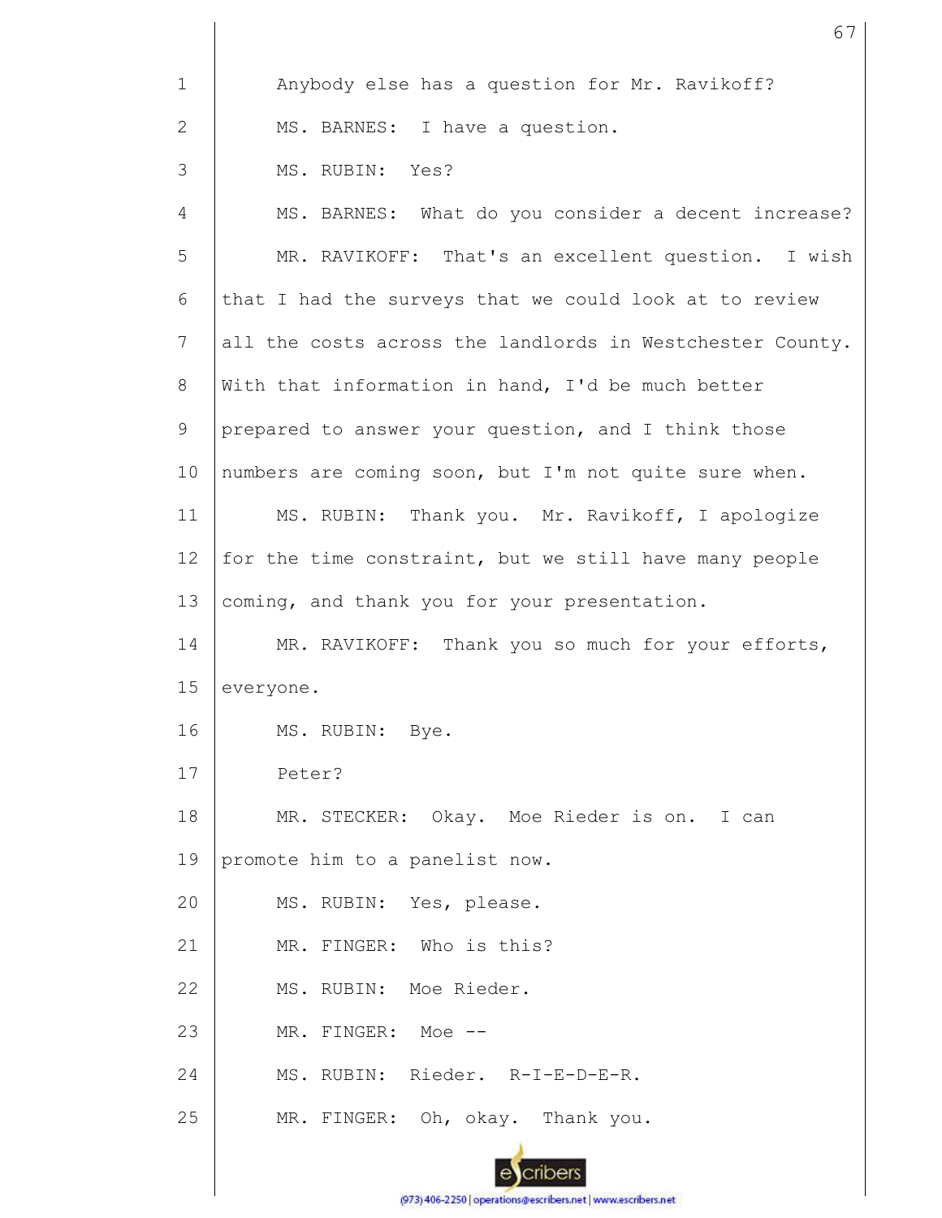Anybody else has a question for Mr. Ravikoff?

MS. BARNES: I have a question.

MS. RUBIN: Yes?

MS. BARNES: What do you consider a decent increase?

MR. RAVIKOFF: That's an excellent question. I wish that I had the surveys that we could look at to review all the costs across the landlords in Westchester County. With that information in hand, I'd be much better prepared to answer your question, and I think those numbers are coming soon, but I'm not quite sure when.

MS. RUBIN: Thank you. Mr. Ravikoff, I apologize for the time constraint, but we still have many people coming, and thank you for your presentation.

MR. RAVIKOFF: Thank you so much for your efforts, everyone.

MS. RUBIN: Bye.

Peter?

MR. STECKER: Okay. Moe Rieder is on. I can promote him to a panelist now.

MS. RUBIN: Yes, please.

MR. FINGER: Who is this?

MS. RUBIN: Moe Rieder.

MR. FINGER: Moe --

MS. RUBIN: Rieder. R-I-E-D-E-R.

MR. FINGER: Oh, okay. Thank you.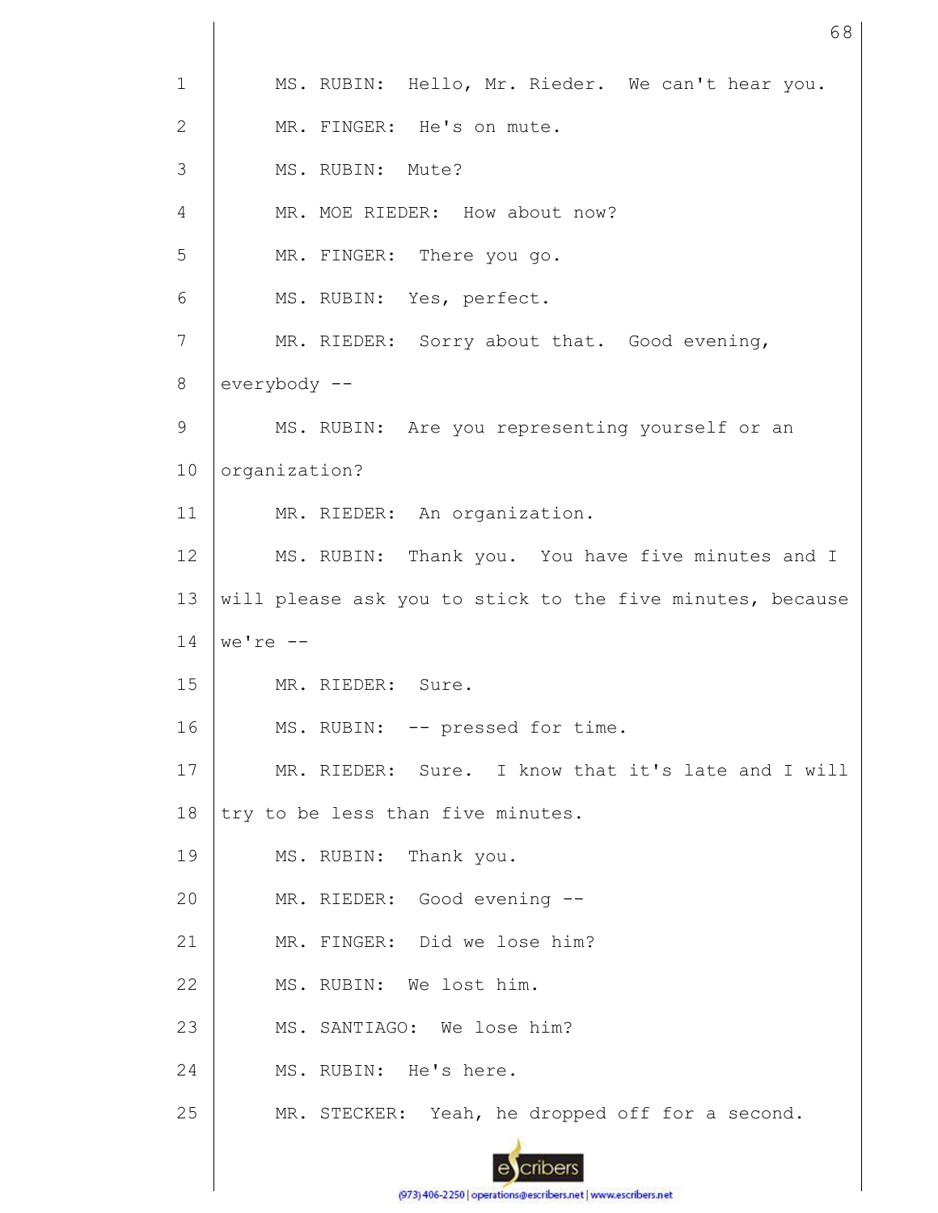MS. RUBIN: Hello, Mr. Rieder. We can't hear you.

MR. FINGER: He's on mute.

MS. RUBIN: Mute?

MR. MOE RIEDER: How about now?

MR. FINGER: There you go.

MS. RUBIN: Yes, perfect.

MR. RIEDER: Sorry about that. Good evening, everybody --

MS. RUBIN: Are you representing yourself or an organization?

MR. RIEDER: An organization.

MS. RUBIN: Thank you. You have five minutes and I will please ask you to stick to the five minutes, because we're --

MR. RIEDER: Sure.

MS. RUBIN: -- pressed for time.

MR. RIEDER: Sure. I know that it's late and I will try to be less than five minutes.

MS. RUBIN: Thank you.

MR. RIEDER: Good evening --

MR. FINGER: Did we lose him?

MS. RUBIN: We lost him.

MS. SANTIAGO: We lose him?

MS. RUBIN: He's here.

MR. STECKER: Yeah, he dropped off for a second.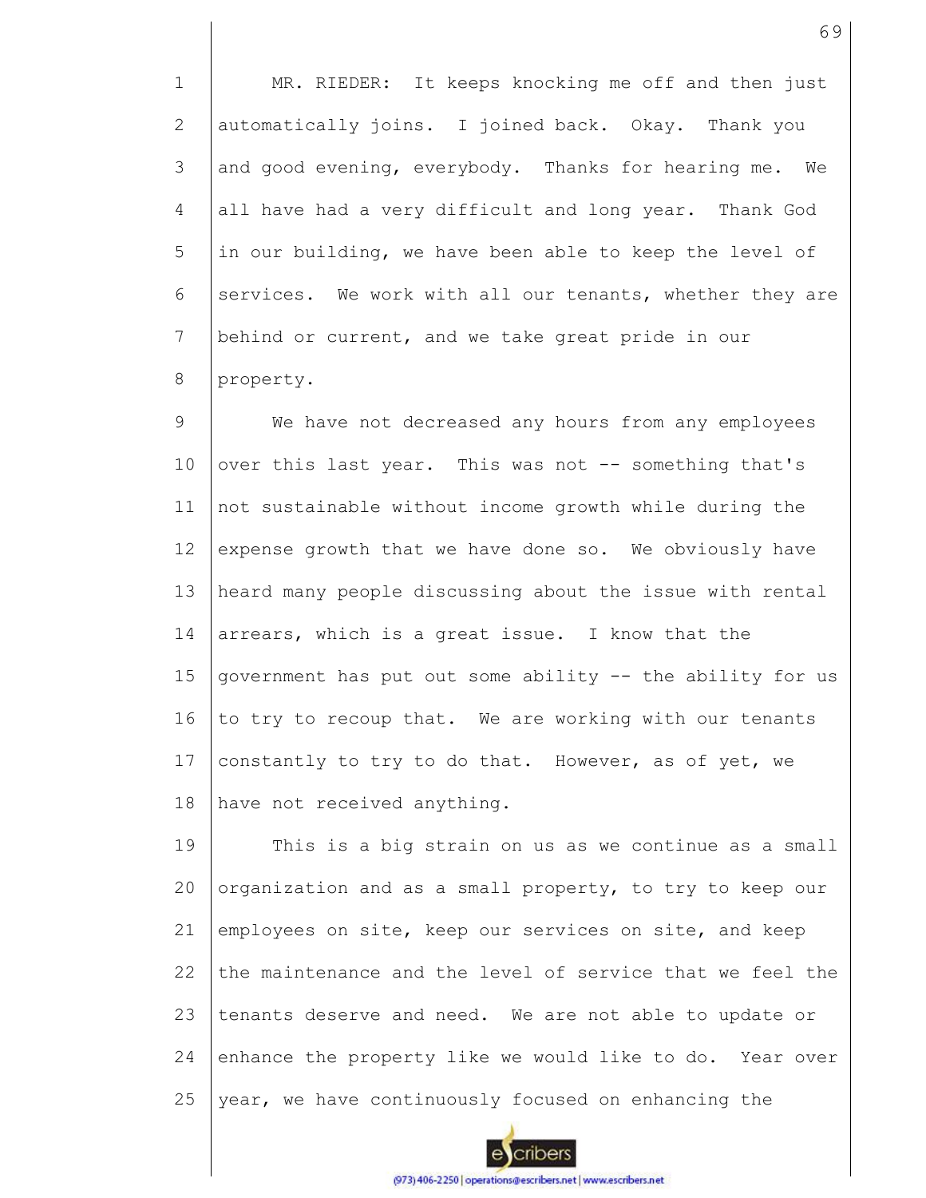MR. RIEDER: It keeps knocking me off and then just automatically joins. I joined back. Okay. Thank you and good evening, everybody. Thanks for hearing me. We all have had a very difficult and long year. Thank God in our building, we have been able to keep the level of services. We work with all our tenants, whether they are behind or current, and we take great pride in our property.

We have not decreased any hours from any employees over this last year. This was not -- something that's not sustainable without income growth while during the expense growth that we have done so. We obviously have heard many people discussing about the issue with rental arrears, which is a great issue. I know that the government has put out some ability -- the ability for us to try to recoup that. We are working with our tenants constantly to try to do that. However, as of yet, we have not received anything.

This is a big strain on us as we continue as a small organization and as a small property, to try to keep our employees on site, keep our services on site, and keep the maintenance and the level of service that we feel the tenants deserve and need. We are not able to update or enhance the property like we would like to do. Year over year, we have continuously focused on enhancing the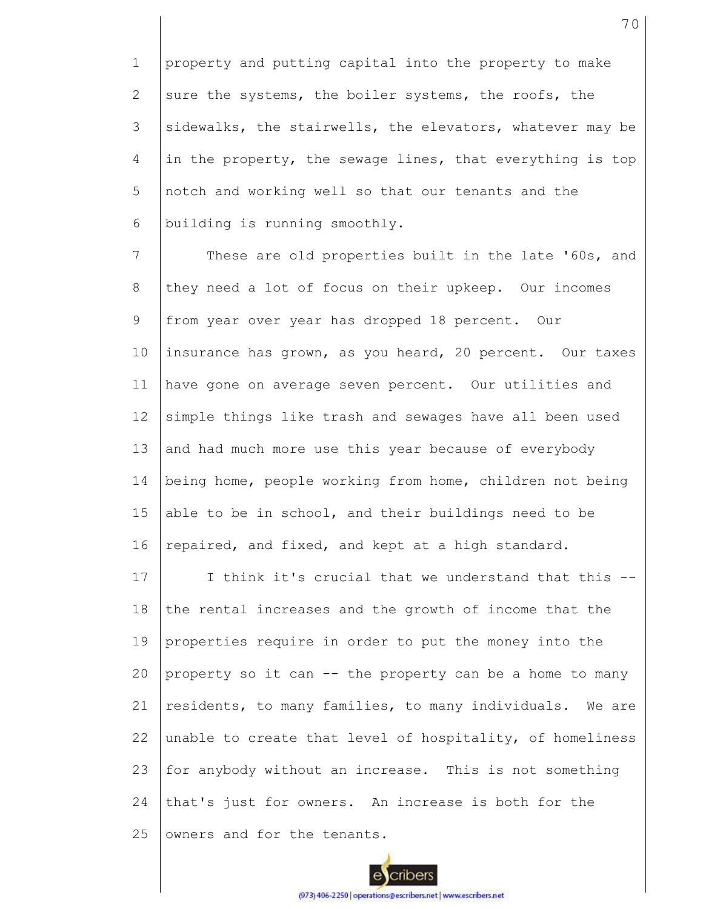property and putting capital into the property to make sure the systems, the boiler systems, the roofs, the sidewalks, the stairwells, the elevators, whatever may be in the property, the sewage lines, that everything is top notch and working well so that our tenants and the building is running smoothly.

These are old properties built in the late '60s, and they need a lot of focus on their upkeep. Our incomes from year over year has dropped 18 percent. Our insurance has grown, as you heard, 20 percent. Our taxes have gone on average seven percent. Our utilities and simple things like trash and sewages have all been used and had much more use this year because of everybody being home, people working from home, children not being able to be in school, and their buildings need to be repaired, and fixed, and kept at a high standard.

I think it's crucial that we understand that this -- the rental increases and the growth of income that the properties require in order to put the money into the property so it can -- the property can be a home to many residents, to many families, to many individuals. We are unable to create that level of hospitality, of homeliness for anybody without an increase. This is not something that's just for owners. An increase is both for the owners and for the tenants.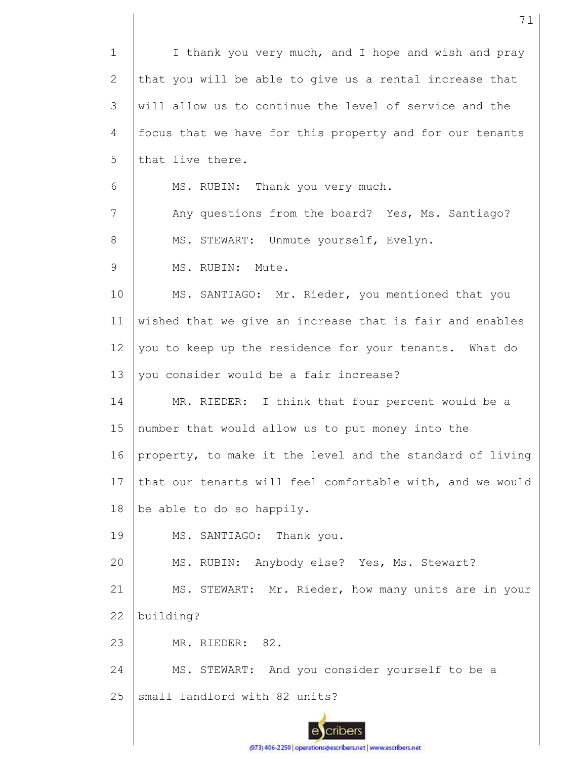I thank you very much, and I hope and wish and pray that you will be able to give us a rental increase that will allow us to continue the level of service and the focus that we have for this property and for our tenants that live there.

MS. RUBIN: Thank you very much.

Any questions from the board? Yes, Ms. Santiago?

MS. STEWART: Unmute yourself, Evelyn.

MS. RUBIN: Mute.

MS. SANTIAGO: Mr. Rieder, you mentioned that you wished that we give an increase that is fair and enables you to keep up the residence for your tenants. What do you consider would be a fair increase?

MR. RIEDER: I think that four percent would be a number that would allow us to put money into the property, to make it the level and the standard of living that our tenants will feel comfortable with, and we would be able to do so happily.

MS. SANTIAGO: Thank you.

MS. RUBIN: Anybody else? Yes, Ms. Stewart?

MS. STEWART: Mr. Rieder, how many units are in your building?

MR. RIEDER: 82.

MS. STEWART: And you consider yourself to be a small landlord with 82 units?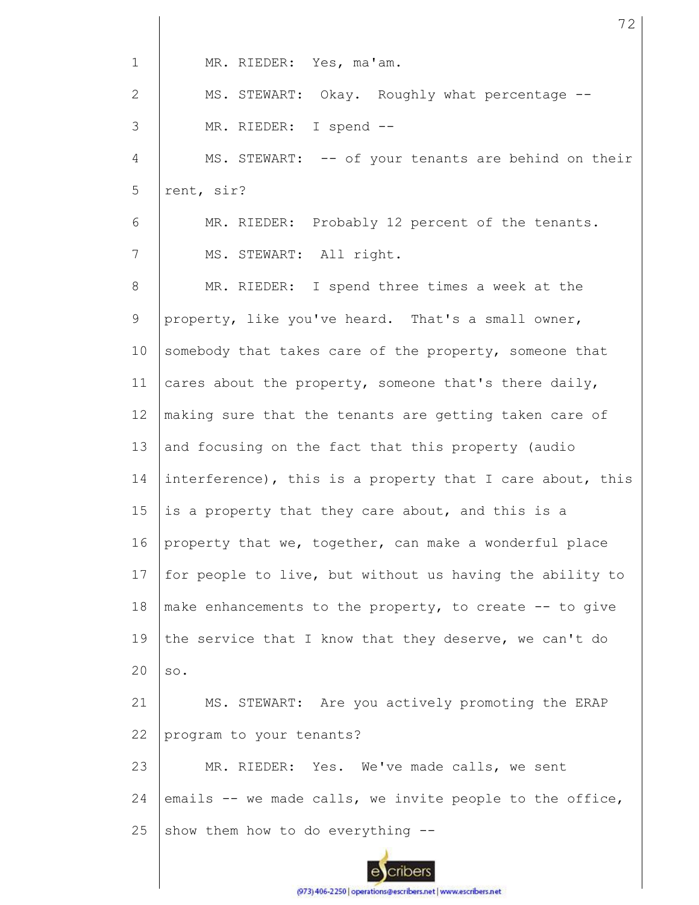MR. RIEDER: Yes, ma'am.

MS. STEWART: Okay. Roughly what percentage --

MR. RIEDER: I spend --

MS. STEWART: -- of your tenants are behind on their rent, sir?

MR. RIEDER: Probably 12 percent of the tenants.

MS. STEWART: All right.

MR. RIEDER: I spend three times a week at the property, like you've heard. That's a small owner, somebody that takes care of the property, someone that cares about the property, someone that's there daily, making sure that the tenants are getting taken care of and focusing on the fact that this property (audio interference), this is a property that I care about, this is a property that they care about, and this is a property that we, together, can make a wonderful place for people to live, but without us having the ability to make enhancements to the property, to create -- to give the service that I know that they deserve, we can't do so.

MS. STEWART: Are you actively promoting the ERAP program to your tenants?

MR. RIEDER: Yes. We've made calls, we sent emails -- we made calls, we invite people to the office, show them how to do everything --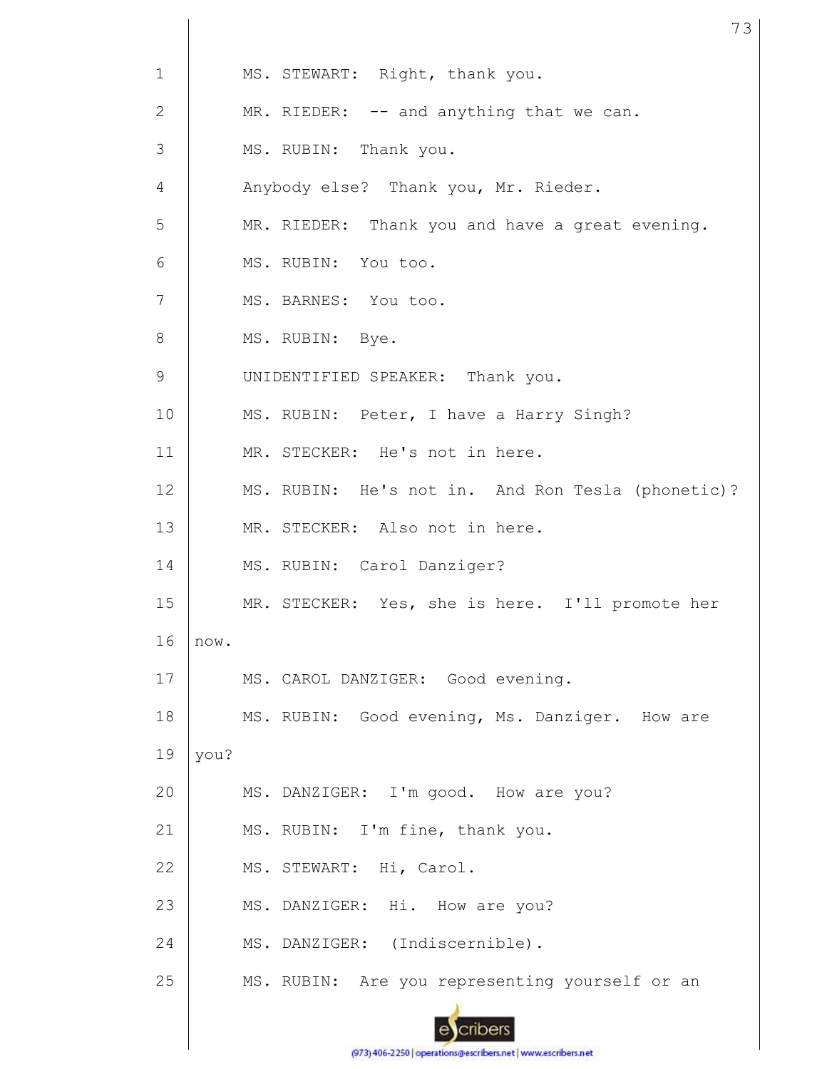MS. STEWART: Right, thank you.

MR. RIEDER: -- and anything that we can.

MS. RUBIN: Thank you.

Anybody else? Thank you, Mr. Rieder.

MR. RIEDER: Thank you and have a great evening.

MS. RUBIN: You too.

MS. BARNES: You too.

MS. RUBIN: Bye.

UNIDENTIFIED SPEAKER: Thank you.

MS. RUBIN: Peter, I have a Harry Singh?

MR. STECKER: He's not in here.

MS. RUBIN: He's not in. And Ron Tesla (phonetic)?

MR. STECKER: Also not in here.

MS. RUBIN: Carol Danziger?

MR. STECKER: Yes, she is here. I'll promote her now.

MS. CAROL DANZIGER: Good evening.

MS. RUBIN: Good evening, Ms. Danziger. How are you?

MS. DANZIGER: I'm good. How are you?

MS. RUBIN: I'm fine, thank you.

MS. STEWART: Hi, Carol.

MS. DANZIGER: Hi. How are you?

MS. DANZIGER: (Indiscernible).

MS. RUBIN: Are you representing yourself or an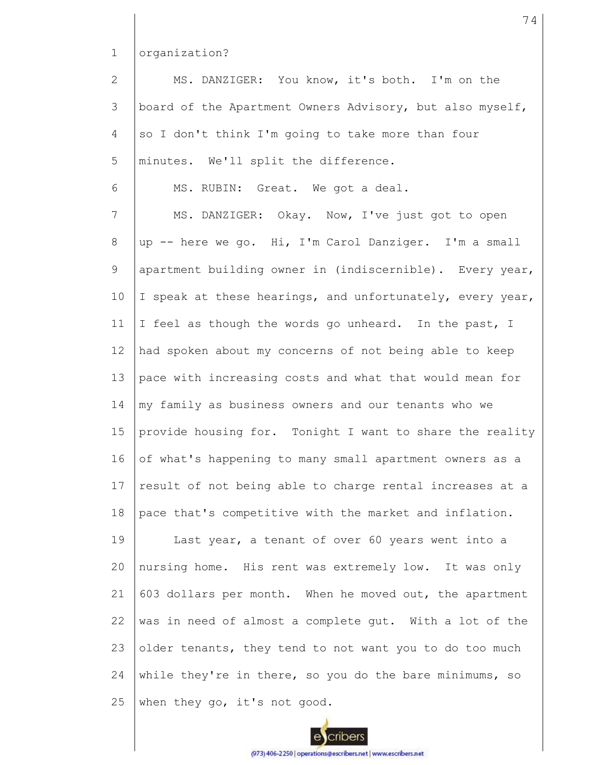organization?

MS. DANZIGER: You know, it's both. I'm on the board of the Apartment Owners Advisory, but also myself, so I don't think I'm going to take more than four minutes. We'll split the difference.

MS. RUBIN: Great. We got a deal.

MS. DANZIGER: Okay. Now, I've just got to open up -- here we go. Hi, I'm Carol Danziger. I'm a small apartment building owner in (indiscernible). Every year, I speak at these hearings, and unfortunately, every year, I feel as though the words go unheard. In the past, I had spoken about my concerns of not being able to keep pace with increasing costs and what that would mean for my family as business owners and our tenants who we provide housing for. Tonight I want to share the reality of what's happening to many small apartment owners as a result of not being able to charge rental increases at a pace that's competitive with the market and inflation.

Last year, a tenant of over 60 years went into a nursing home. His rent was extremely low. It was only 603 dollars per month. When he moved out, the apartment was in need of almost a complete gut. With a lot of the older tenants, they tend to not want you to do too much while they're in there, so you do the bare minimums, so when they go, it's not good.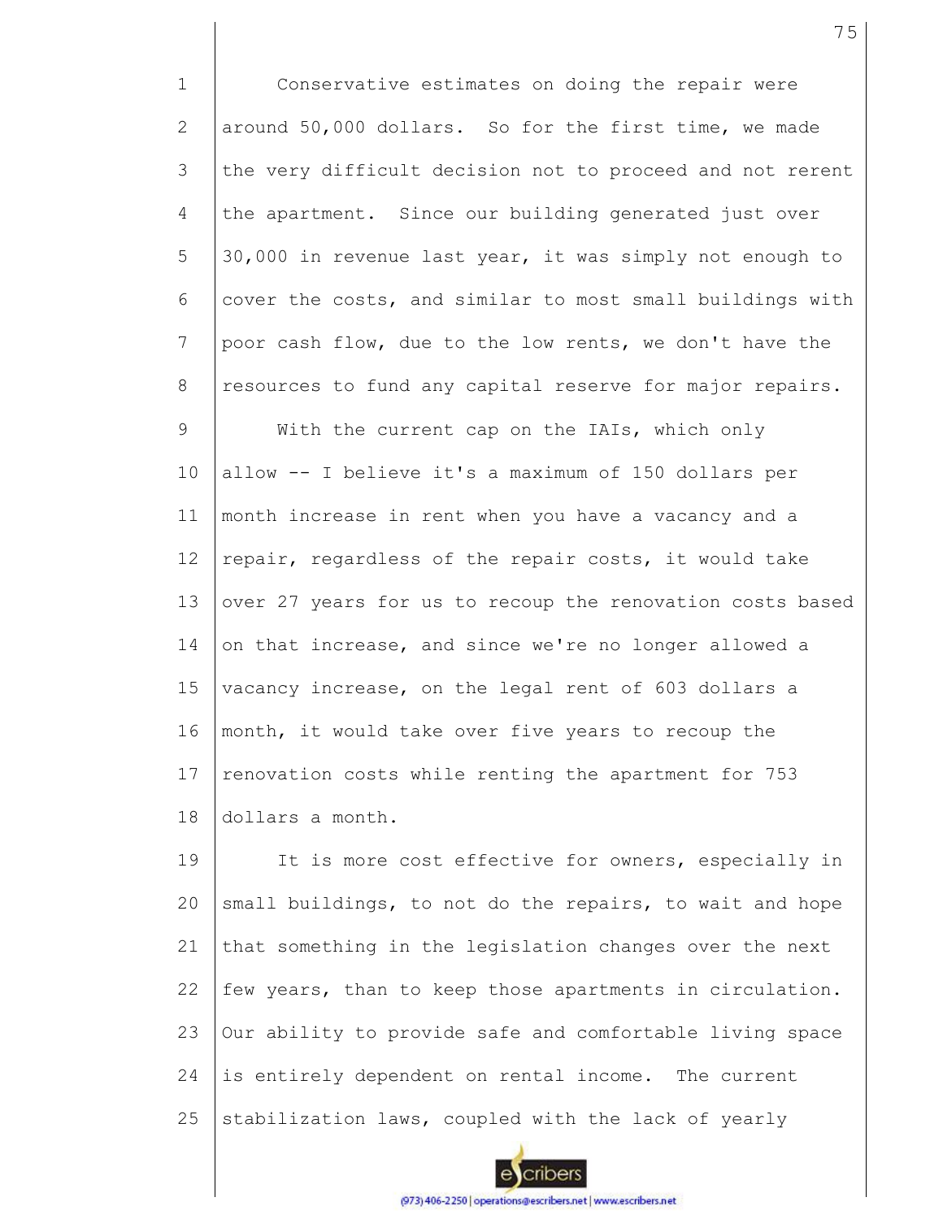Conservative estimates on doing the repair were around 50,000 dollars. So for the first time, we made the very difficult decision not to proceed and not rerent the apartment. Since our building generated just over 30,000 in revenue last year, it was simply not enough to cover the costs, and similar to most small buildings with poor cash flow, due to the low rents, we don't have the resources to fund any capital reserve for major repairs.

With the current cap on the IAIs, which only allow -- I believe it's a maximum of 150 dollars per month increase in rent when you have a vacancy and a repair, regardless of the repair costs, it would take over 27 years for us to recoup the renovation costs based on that increase, and since we're no longer allowed a vacancy increase, on the legal rent of 603 dollars a month, it would take over five years to recoup the renovation costs while renting the apartment for 753 dollars a month.

It is more cost effective for owners, especially in small buildings, to not do the repairs, to wait and hope that something in the legislation changes over the next few years, than to keep those apartments in circulation. Our ability to provide safe and comfortable living space is entirely dependent on rental income. The current stabilization laws, coupled with the lack of yearly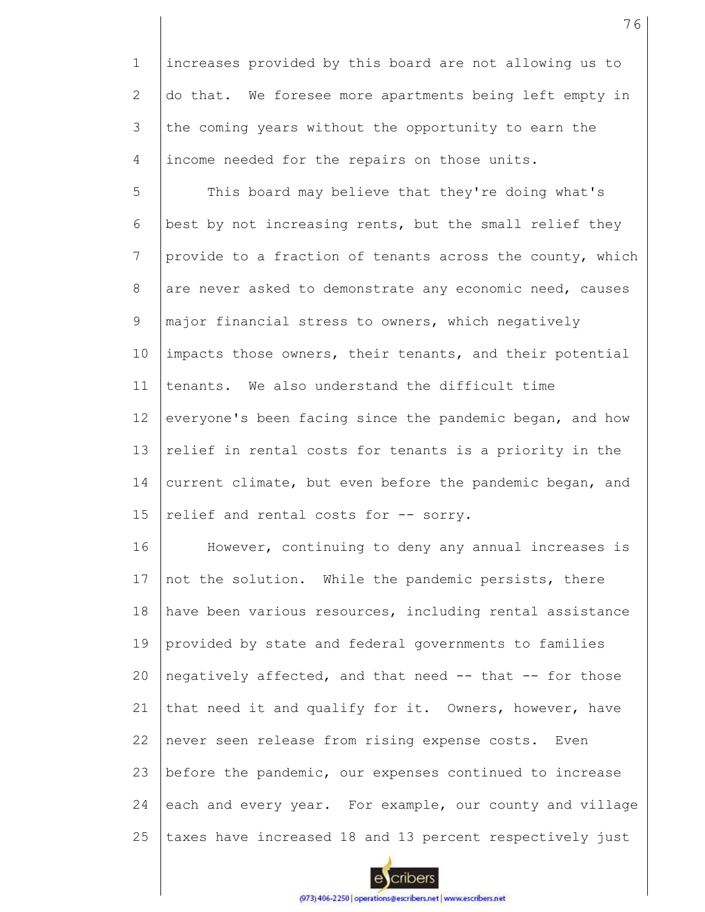increases provided by this board are not allowing us to do that. We foresee more apartments being left empty in the coming years without the opportunity to earn the income needed for the repairs on those units.

This board may believe that they're doing what's best by not increasing rents, but the small relief they provide to a fraction of tenants across the county, which are never asked to demonstrate any economic need, causes major financial stress to owners, which negatively impacts those owners, their tenants, and their potential tenants. We also understand the difficult time everyone's been facing since the pandemic began, and how relief in rental costs for tenants is a priority in the current climate, but even before the pandemic began, and relief and rental costs for -- sorry.

However, continuing to deny any annual increases is not the solution. While the pandemic persists, there have been various resources, including rental assistance provided by state and federal governments to families negatively affected, and that need -- that -- for those that need it and qualify for it. Owners, however, have never seen release from rising expense costs. Even before the pandemic, our expenses continued to increase each and every year. For example, our county and village taxes have increased 18 and 13 percent respectively just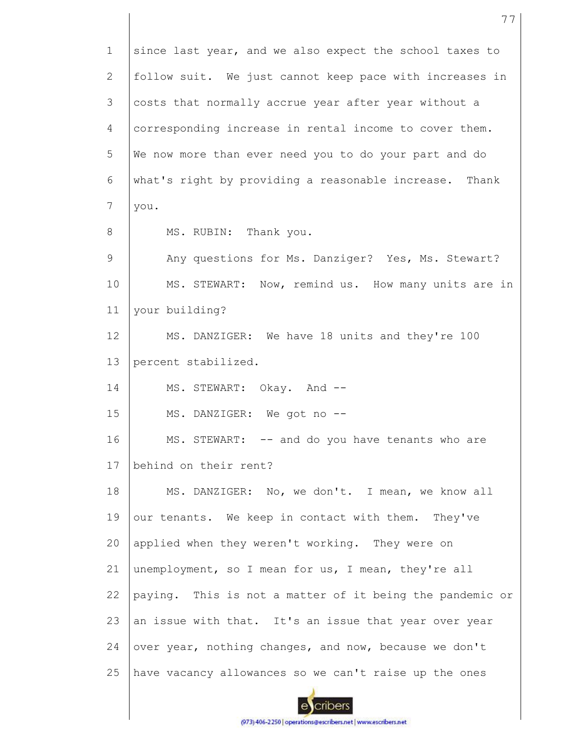since last year, and we also expect the school taxes to follow suit. We just cannot keep pace with increases in costs that normally accrue year after year without a corresponding increase in rental income to cover them. We now more than ever need you to do your part and do what's right by providing a reasonable increase. Thank you.

MS. RUBIN: Thank you.

Any questions for Ms. Danziger? Yes, Ms. Stewart?

MS. STEWART: Now, remind us. How many units are in your building?

MS. DANZIGER: We have 18 units and they're 100 percent stabilized.

MS. STEWART: Okay. And --

MS. DANZIGER: We got no --

MS. STEWART: -- and do you have tenants who are behind on their rent?

MS. DANZIGER: No, we don't. I mean, we know all our tenants. We keep in contact with them. They've applied when they weren't working. They were on unemployment, so I mean for us, I mean, they're all paying. This is not a matter of it being the pandemic or an issue with that. It's an issue that year over year over year, nothing changes, and now, because we don't have vacancy allowances so we can't raise up the ones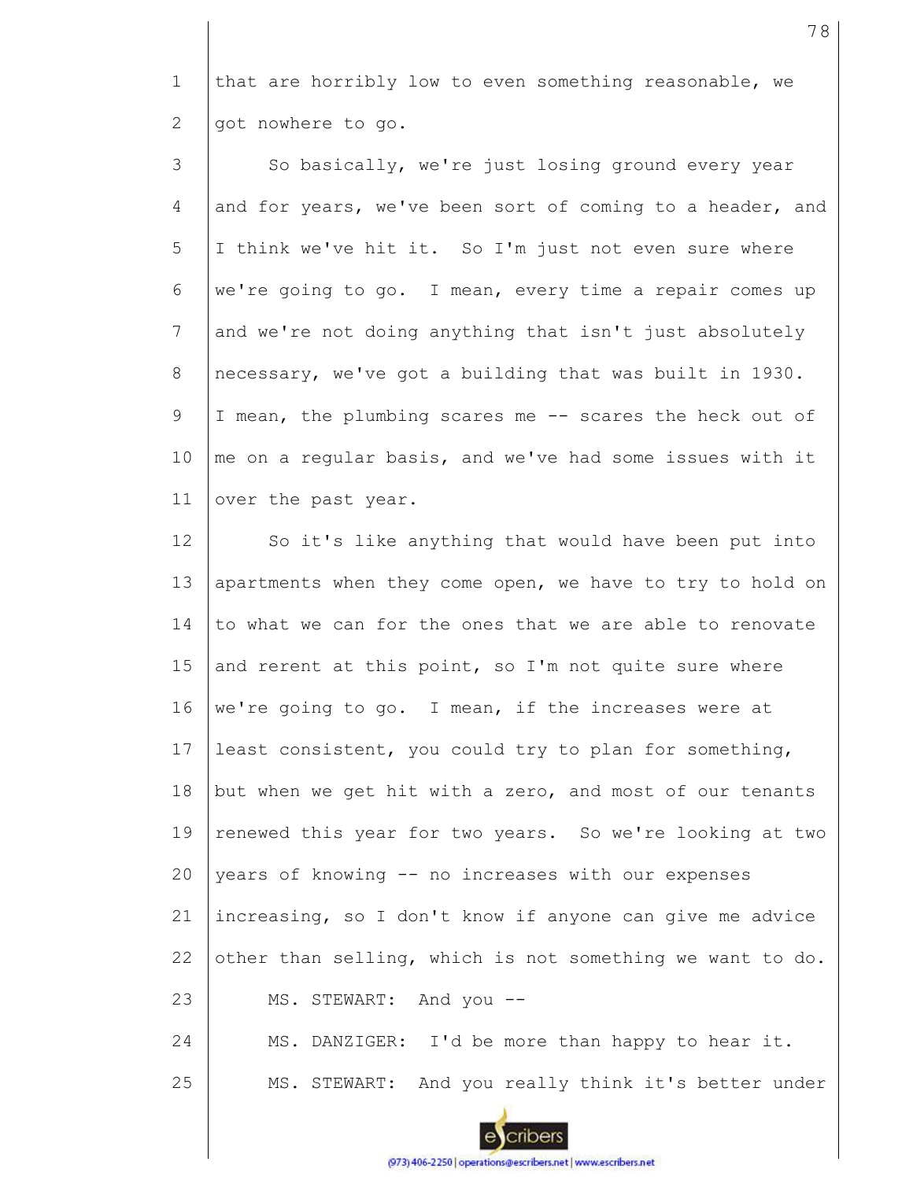that are horribly low to even something reasonable, we got nowhere to go.

So basically, we're just losing ground every year and for years, we've been sort of coming to a header, and I think we've hit it. So I'm just not even sure where we're going to go. I mean, every time a repair comes up and we're not doing anything that isn't just absolutely necessary, we've got a building that was built in 1930. I mean, the plumbing scares me -- scares the heck out of me on a regular basis, and we've had some issues with it over the past year.

So it's like anything that would have been put into apartments when they come open, we have to try to hold on to what we can for the ones that we are able to renovate and rerent at this point, so I'm not quite sure where we're going to go. I mean, if the increases were at least consistent, you could try to plan for something, but when we get hit with a zero, and most of our tenants renewed this year for two years. So we're looking at two years of knowing -- no increases with our expenses increasing, so I don't know if anyone can give me advice other than selling, which is not something we want to do.

MS. STEWART: And you --

MS. DANZIGER: I'd be more than happy to hear it.

MS. STEWART: And you really think it's better under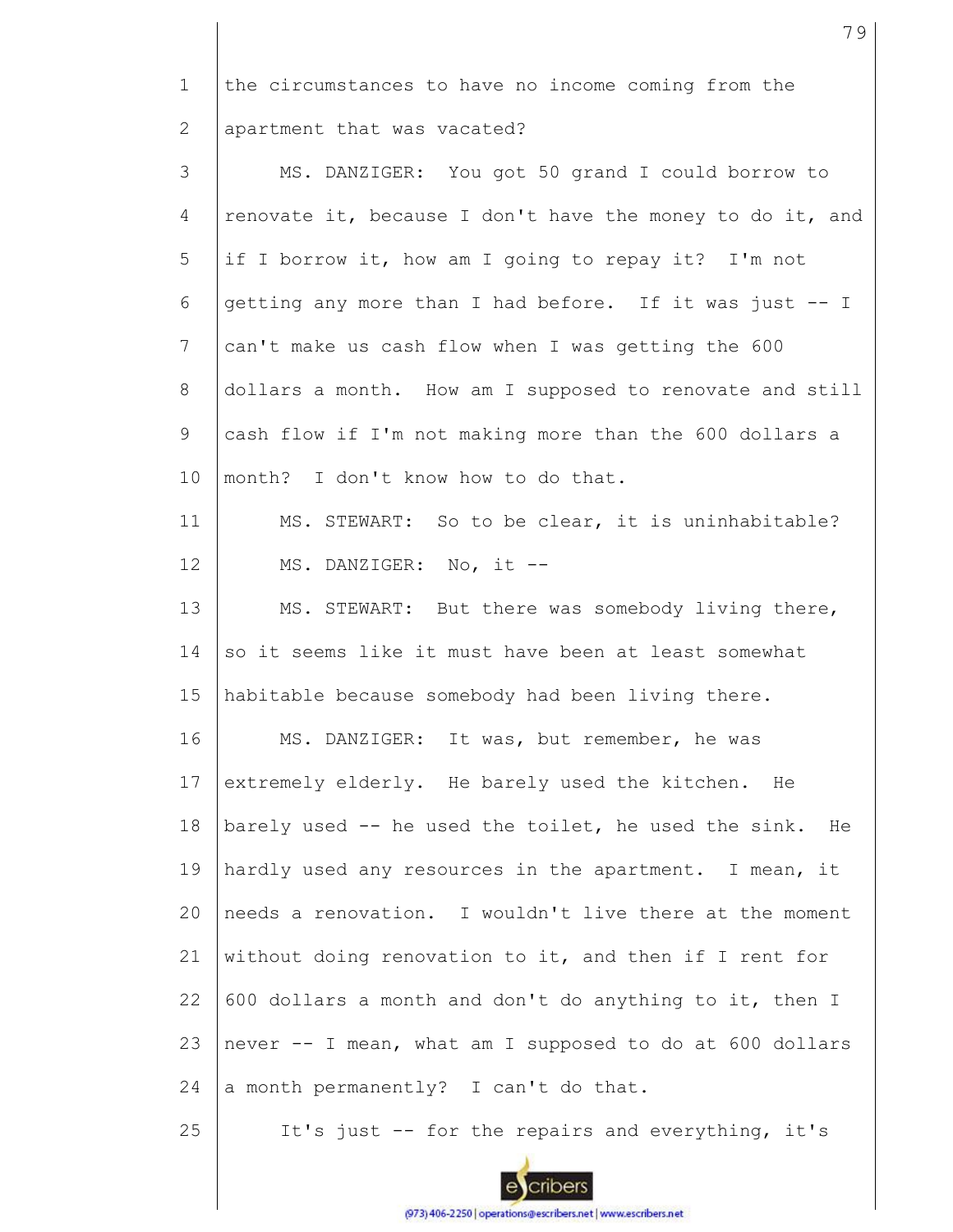the circumstances to have no income coming from the apartment that was vacated?

MS. DANZIGER: You got 50 grand I could borrow to renovate it, because I don't have the money to do it, and if I borrow it, how am I going to repay it? I'm not getting any more than I had before. If it was just -- I can't make us cash flow when I was getting the 600 dollars a month. How am I supposed to renovate and still cash flow if I'm not making more than the 600 dollars a month? I don't know how to do that.

MS. STEWART: So to be clear, it is uninhabitable?

MS. DANZIGER: No, it --

MS. STEWART: But there was somebody living there, so it seems like it must have been at least somewhat habitable because somebody had been living there.

MS. DANZIGER: It was, but remember, he was extremely elderly. He barely used the kitchen. He barely used -- he used the toilet, he used the sink. He hardly used any resources in the apartment. I mean, it needs a renovation. I wouldn't live there at the moment without doing renovation to it, and then if I rent for 600 dollars a month and don't do anything to it, then I never -- I mean, what am I supposed to do at 600 dollars a month permanently? I can't do that.

It's just -- for the repairs and everything, it's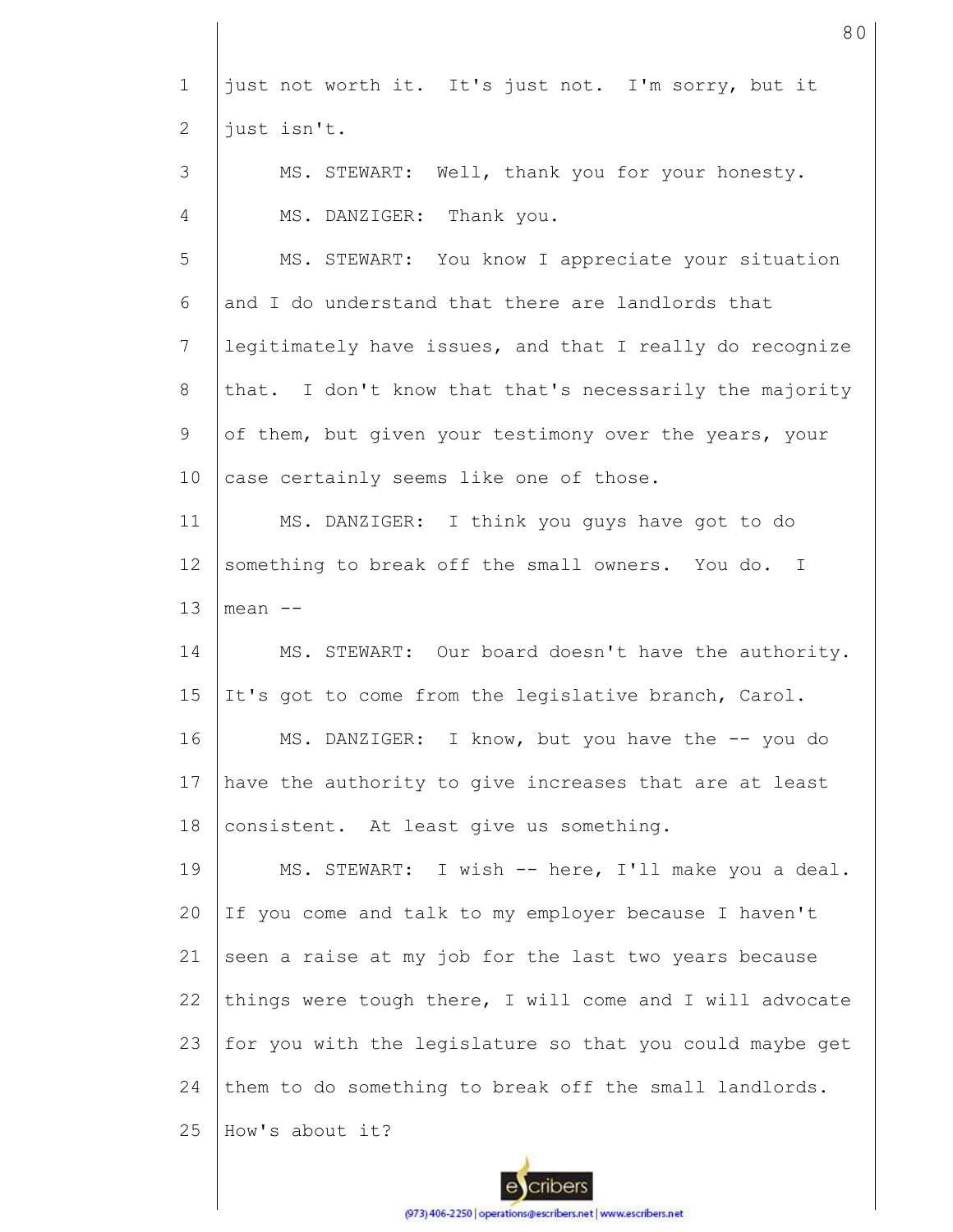just not worth it. It's just not. I'm sorry, but it just isn't.

MS. STEWART: Well, thank you for your honesty.

MS. DANZIGER: Thank you.

MS. STEWART: You know I appreciate your situation and I do understand that there are landlords that legitimately have issues, and that I really do recognize that. I don't know that that's necessarily the majority of them, but given your testimony over the years, your case certainly seems like one of those.

MS. DANZIGER: I think you guys have got to do something to break off the small owners. You do. I mean --

MS. STEWART: Our board doesn't have the authority. It's got to come from the legislative branch, Carol.

MS. DANZIGER: I know, but you have the -- you do have the authority to give increases that are at least consistent. At least give us something.

MS. STEWART: I wish -- here, I'll make you a deal. If you come and talk to my employer because I haven't seen a raise at my job for the last two years because things were tough there, I will come and I will advocate for you with the legislature so that you could maybe get them to do something to break off the small landlords. How's about it?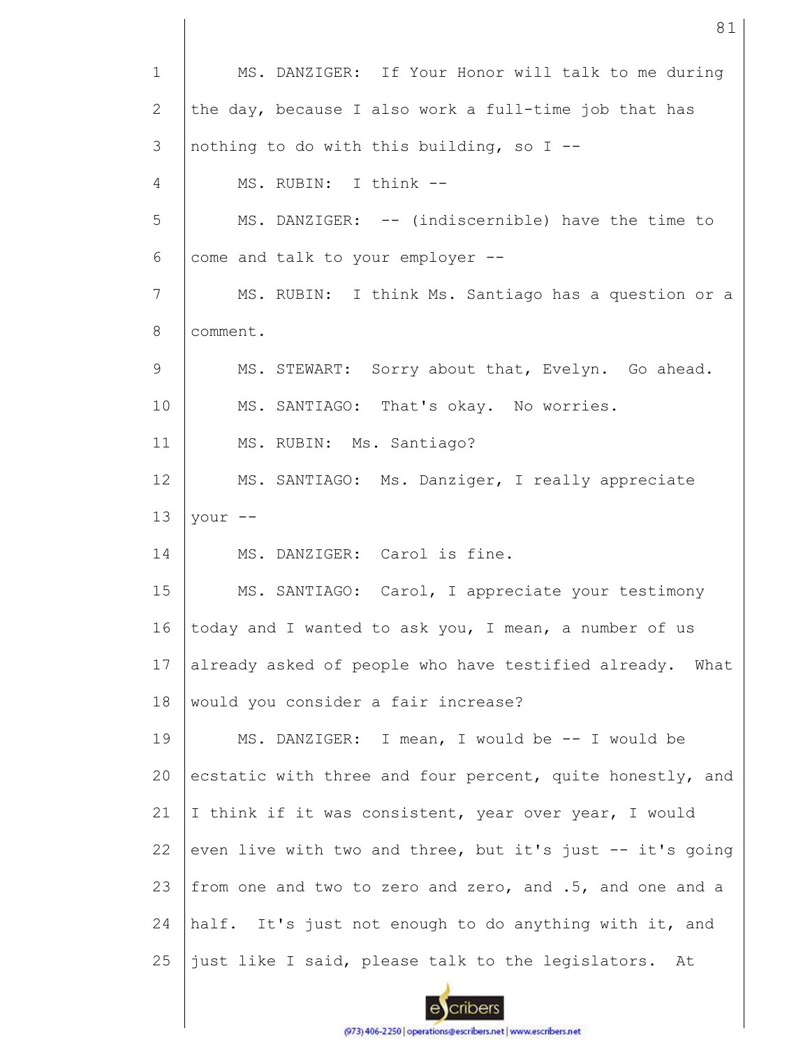MS. DANZIGER: If Your Honor will talk to me during the day, because I also work a full-time job that has nothing to do with this building, so I --

MS. RUBIN: I think --

MS. DANZIGER: -- (indiscernible) have the time to come and talk to your employer --

MS. RUBIN: I think Ms. Santiago has a question or a comment.

MS. STEWART: Sorry about that, Evelyn. Go ahead.

MS. SANTIAGO: That's okay. No worries.

MS. RUBIN: Ms. Santiago?

MS. SANTIAGO: Ms. Danziger, I really appreciate your --

MS. DANZIGER: Carol is fine.

MS. SANTIAGO: Carol, I appreciate your testimony today and I wanted to ask you, I mean, a number of us already asked of people who have testified already. What would you consider a fair increase?

MS. DANZIGER: I mean, I would be -- I would be ecstatic with three and four percent, quite honestly, and I think if it was consistent, year over year, I would even live with two and three, but it's just -- it's going from one and two to zero and zero, and .5, and one and a half. It's just not enough to do anything with it, and just like I said, please talk to the legislators. At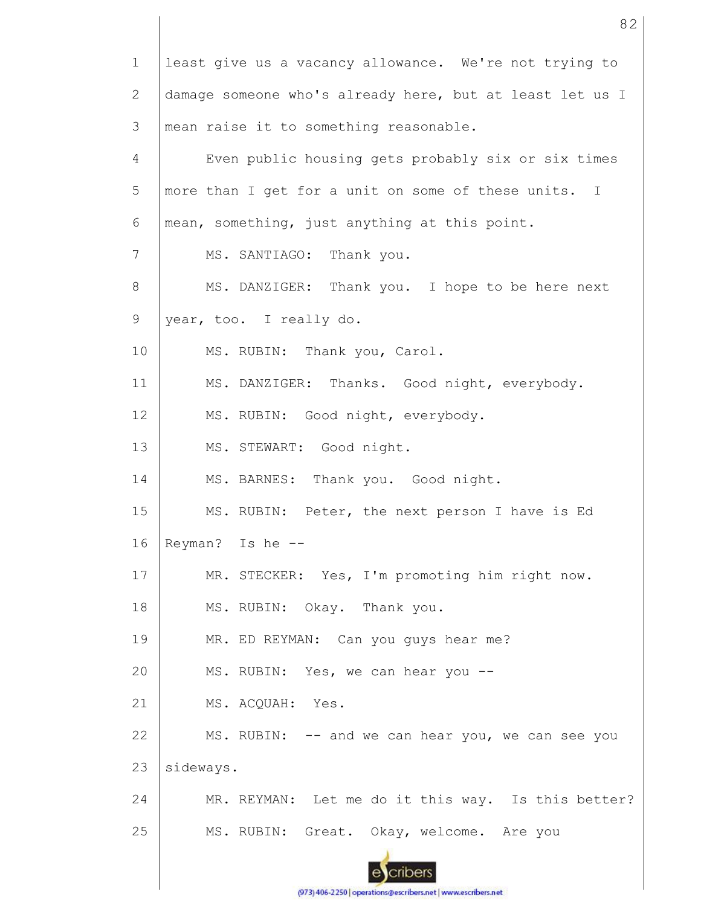least give us a vacancy allowance. We're not trying to damage someone who's already here, but at least let us I mean raise it to something reasonable.

Even public housing gets probably six or six times more than I get for a unit on some of these units. I mean, something, just anything at this point.

MS. SANTIAGO: Thank you.

MS. DANZIGER: Thank you. I hope to be here next year, too. I really do.

MS. RUBIN: Thank you, Carol.

MS. DANZIGER: Thanks. Good night, everybody.

MS. RUBIN: Good night, everybody.

MS. STEWART: Good night.

MS. BARNES: Thank you. Good night.

MS. RUBIN: Peter, the next person I have is Ed Reyman? Is he --

MR. STECKER: Yes, I'm promoting him right now.

MS. RUBIN: Okay. Thank you.

MR. ED REYMAN: Can you guys hear me?

MS. RUBIN: Yes, we can hear you --

MS. ACQUAH: Yes.

MS. RUBIN: -- and we can hear you, we can see you sideways.

MR. REYMAN: Let me do it this way. Is this better?

MS. RUBIN: Great. Okay, welcome. Are you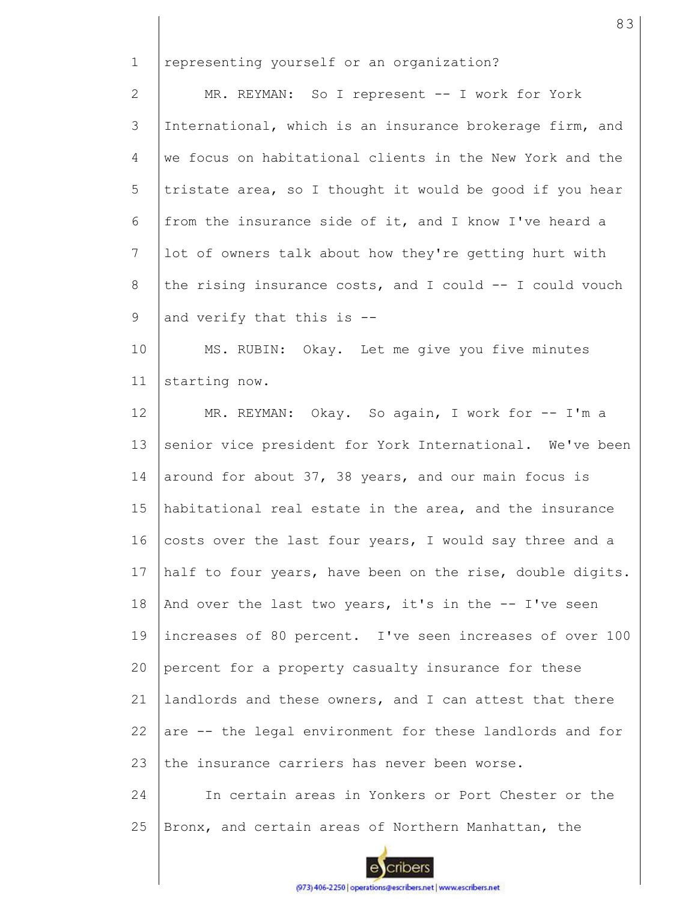representing yourself or an organization?

MR. REYMAN: So I represent -- I work for York International, which is an insurance brokerage firm, and we focus on habitational clients in the New York and the tristate area, so I thought it would be good if you hear from the insurance side of it, and I know I've heard a lot of owners talk about how they're getting hurt with the rising insurance costs, and I could -- I could vouch and verify that this is --

MS. RUBIN: Okay. Let me give you five minutes starting now.

MR. REYMAN: Okay. So again, I work for -- I'm a senior vice president for York International. We've been around for about 37, 38 years, and our main focus is habitational real estate in the area, and the insurance costs over the last four years, I would say three and a half to four years, have been on the rise, double digits. And over the last two years, it's in the -- I've seen increases of 80 percent. I've seen increases of over 100 percent for a property casualty insurance for these landlords and these owners, and I can attest that there are -- the legal environment for these landlords and for the insurance carriers has never been worse.

In certain areas in Yonkers or Port Chester or the Bronx, and certain areas of Northern Manhattan, the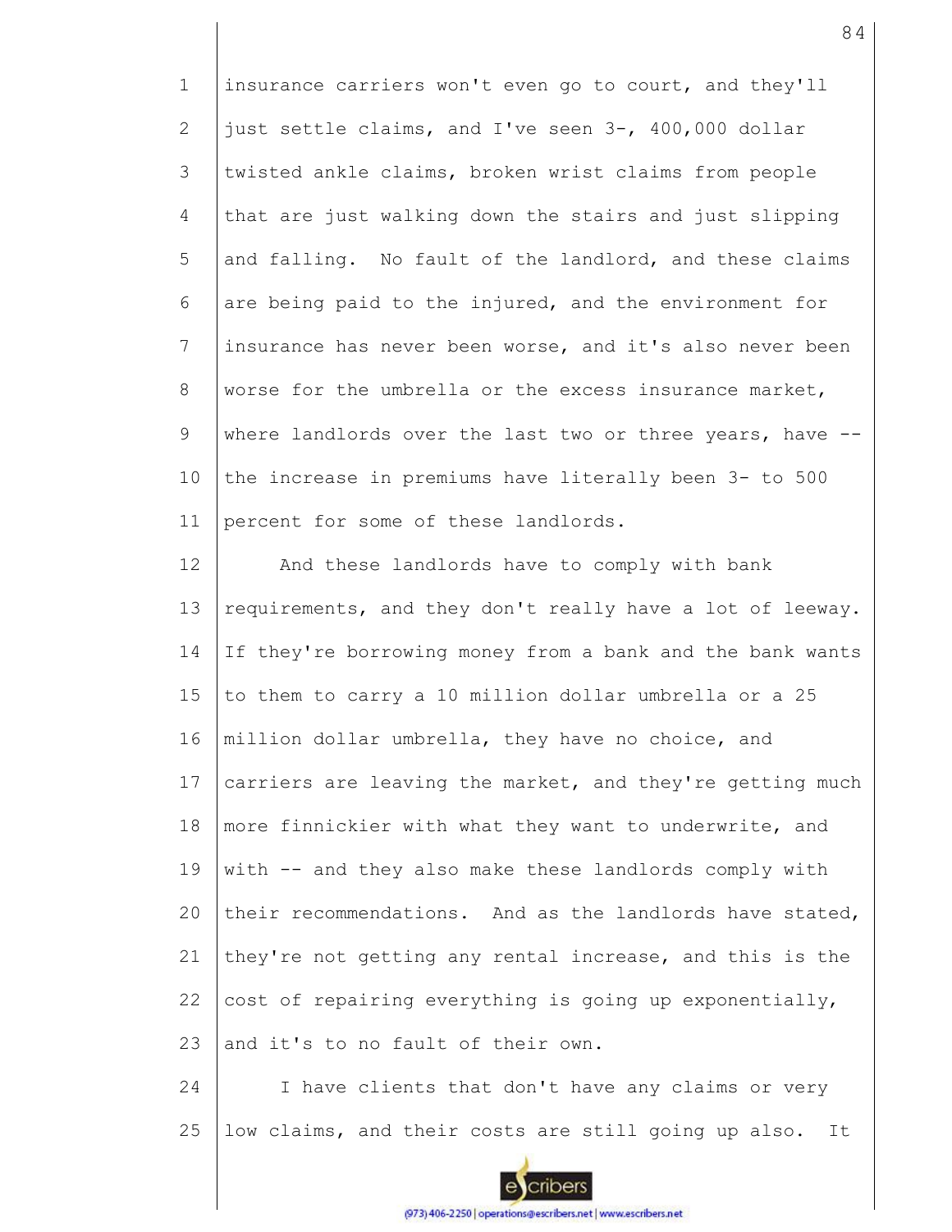insurance carriers won't even go to court, and they'll just settle claims, and I've seen 3-, 400,000 dollar twisted ankle claims, broken wrist claims from people that are just walking down the stairs and just slipping and falling. No fault of the landlord, and these claims are being paid to the injured, and the environment for insurance has never been worse, and it's also never been worse for the umbrella or the excess insurance market, where landlords over the last two or three years, have -- the increase in premiums have literally been 3- to 500 percent for some of these landlords.

And these landlords have to comply with bank requirements, and they don't really have a lot of leeway. If they're borrowing money from a bank and the bank wants to them to carry a 10 million dollar umbrella or a 25 million dollar umbrella, they have no choice, and carriers are leaving the market, and they're getting much more finnickier with what they want to underwrite, and with -- and they also make these landlords comply with their recommendations. And as the landlords have stated, they're not getting any rental increase, and this is the cost of repairing everything is going up exponentially, and it's to no fault of their own.

I have clients that don't have any claims or very low claims, and their costs are still going up also. It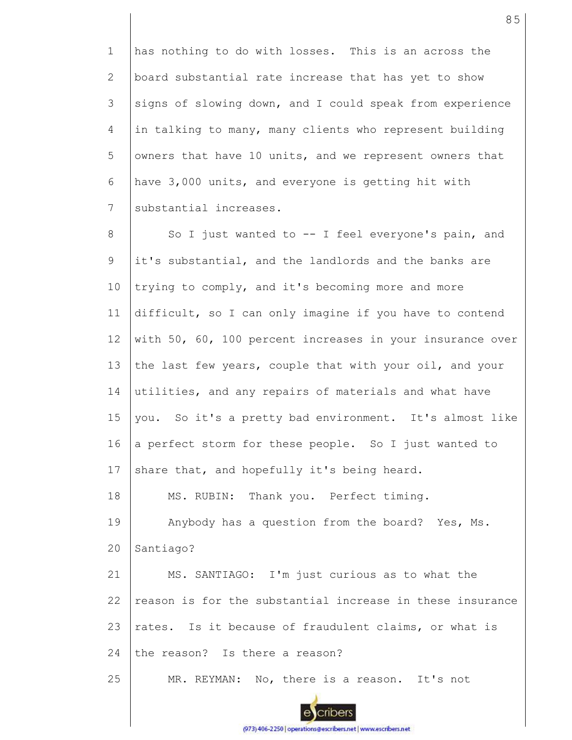has nothing to do with losses. This is an across the board substantial rate increase that has yet to show signs of slowing down, and I could speak from experience in talking to many, many clients who represent building owners that have 10 units, and we represent owners that have 3,000 units, and everyone is getting hit with substantial increases.

So I just wanted to -- I feel everyone's pain, and it's substantial, and the landlords and the banks are trying to comply, and it's becoming more and more difficult, so I can only imagine if you have to contend with 50, 60, 100 percent increases in your insurance over the last few years, couple that with your oil, and your utilities, and any repairs of materials and what have you. So it's a pretty bad environment. It's almost like a perfect storm for these people. So I just wanted to share that, and hopefully it's being heard.

MS. RUBIN: Thank you. Perfect timing.

Anybody has a question from the board? Yes, Ms. Santiago?

MS. SANTIAGO: I'm just curious as to what the reason is for the substantial increase in these insurance rates. Is it because of fraudulent claims, or what is the reason? Is there a reason?

MR. REYMAN: No, there is a reason. It's not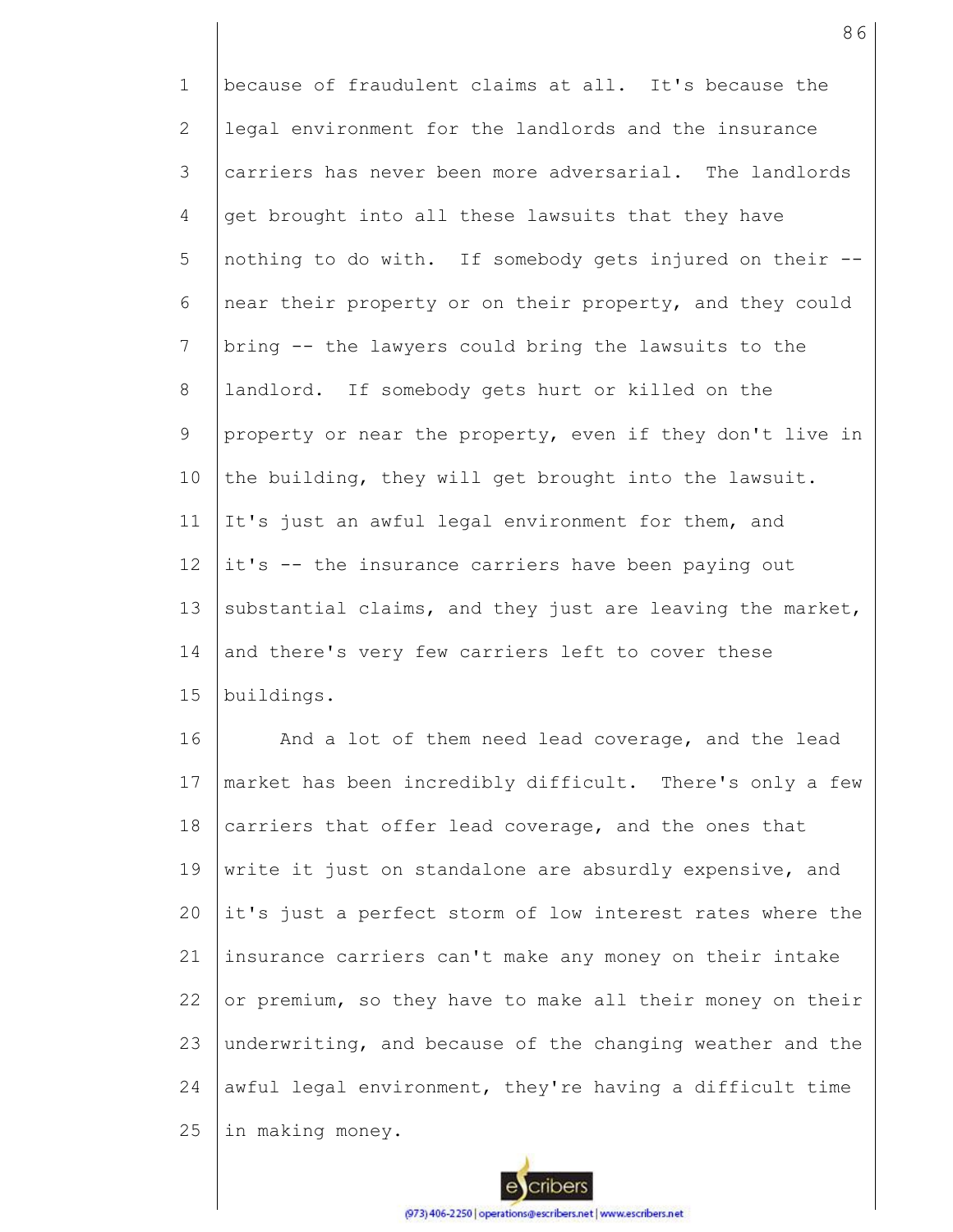because of fraudulent claims at all. It's because the legal environment for the landlords and the insurance carriers has never been more adversarial. The landlords get brought into all these lawsuits that they have nothing to do with. If somebody gets injured on their -- near their property or on their property, and they could bring -- the lawyers could bring the lawsuits to the landlord. If somebody gets hurt or killed on the property or near the property, even if they don't live in the building, they will get brought into the lawsuit. It's just an awful legal environment for them, and it's -- the insurance carriers have been paying out substantial claims, and they just are leaving the market, and there's very few carriers left to cover these buildings.

And a lot of them need lead coverage, and the lead market has been incredibly difficult. There's only a few carriers that offer lead coverage, and the ones that write it just on standalone are absurdly expensive, and it's just a perfect storm of low interest rates where the insurance carriers can't make any money on their intake or premium, so they have to make all their money on their underwriting, and because of the changing weather and the awful legal environment, they're having a difficult time in making money.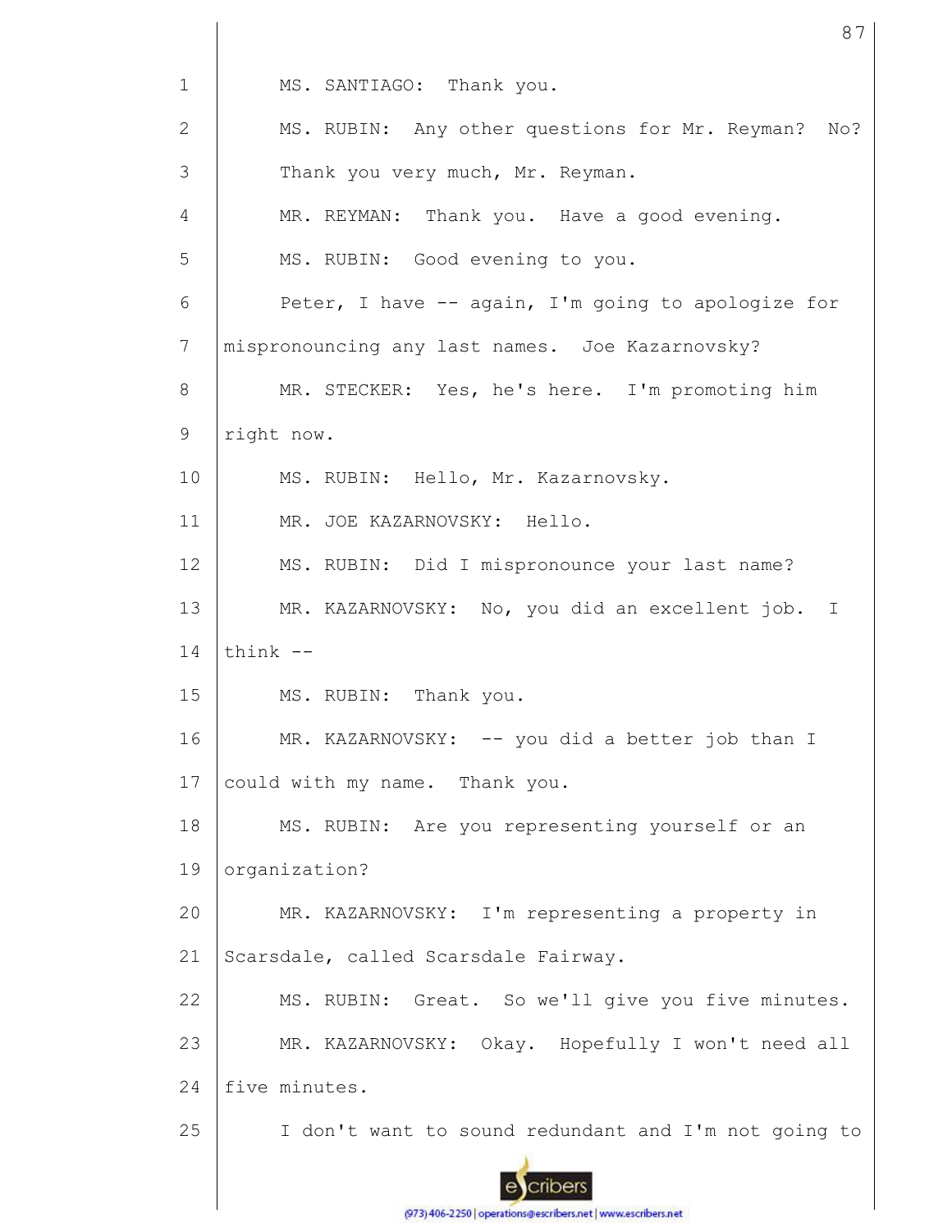MS. SANTIAGO: Thank you.

MS. RUBIN: Any other questions for Mr. Reyman? No? Thank you very much, Mr. Reyman.

MR. REYMAN: Thank you. Have a good evening.

MS. RUBIN: Good evening to you.

Peter, I have -- again, I'm going to apologize for mispronouncing any last names. Joe Kazarnovsky?

MR. STECKER: Yes, he's here. I'm promoting him right now.

MS. RUBIN: Hello, Mr. Kazarnovsky.

MR. JOE KAZARNOVSKY: Hello.

MS. RUBIN: Did I mispronounce your last name?

MR. KAZARNOVSKY: No, you did an excellent job. I think --

MS. RUBIN: Thank you.

MR. KAZARNOVSKY: -- you did a better job than I could with my name. Thank you.

MS. RUBIN: Are you representing yourself or an organization?

MR. KAZARNOVSKY: I'm representing a property in Scarsdale, called Scarsdale Fairway.

MS. RUBIN: Great. So we'll give you five minutes.

MR. KAZARNOVSKY: Okay. Hopefully I won't need all five minutes.

I don't want to sound redundant and I'm not going to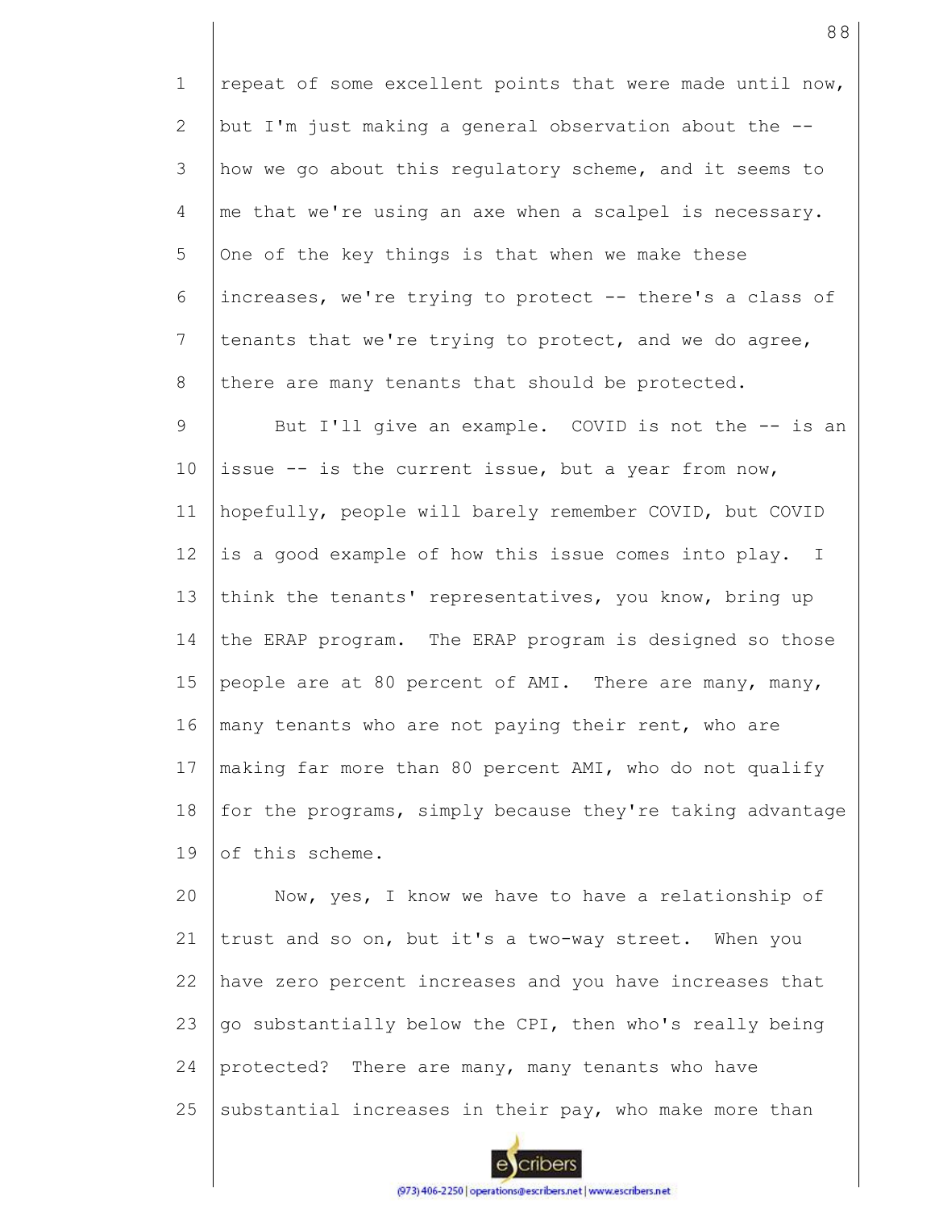repeat of some excellent points that were made until now, but I'm just making a general observation about the -- how we go about this regulatory scheme, and it seems to me that we're using an axe when a scalpel is necessary. One of the key things is that when we make these increases, we're trying to protect -- there's a class of tenants that we're trying to protect, and we do agree, there are many tenants that should be protected.

But I'll give an example. COVID is not the -- is an issue -- is the current issue, but a year from now, hopefully, people will barely remember COVID, but COVID is a good example of how this issue comes into play. I think the tenants' representatives, you know, bring up the ERAP program. The ERAP program is designed so those people are at 80 percent of AMI. There are many, many, many tenants who are not paying their rent, who are making far more than 80 percent AMI, who do not qualify for the programs, simply because they're taking advantage of this scheme.

Now, yes, I know we have to have a relationship of trust and so on, but it's a two-way street. When you have zero percent increases and you have increases that go substantially below the CPI, then who's really being protected? There are many, many tenants who have substantial increases in their pay, who make more than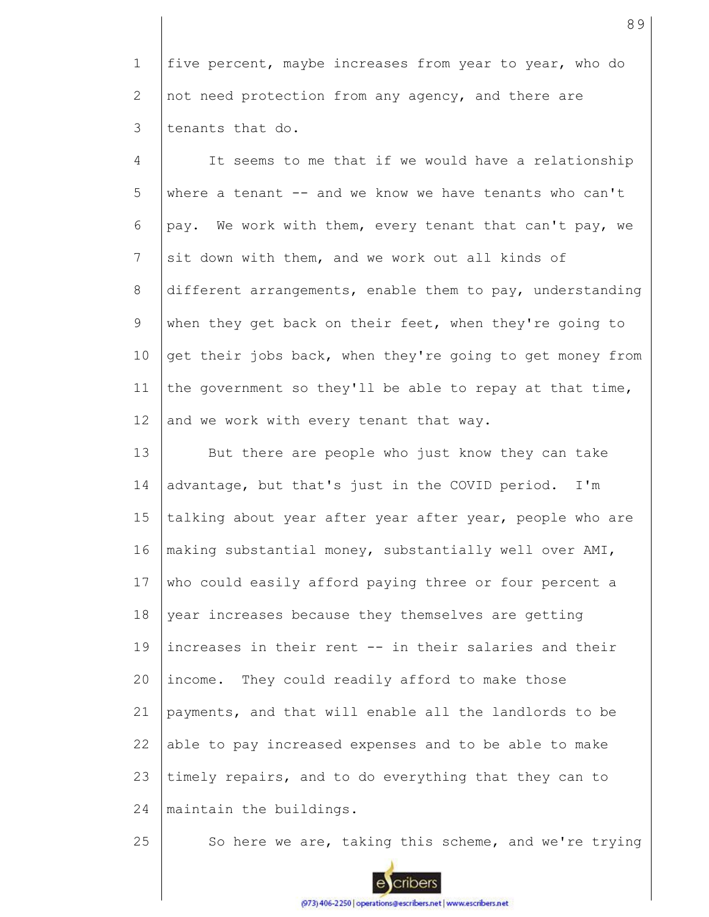five percent, maybe increases from year to year, who do not need protection from any agency, and there are tenants that do.

It seems to me that if we would have a relationship where a tenant -- and we know we have tenants who can't pay. We work with them, every tenant that can't pay, we sit down with them, and we work out all kinds of different arrangements, enable them to pay, understanding when they get back on their feet, when they're going to get their jobs back, when they're going to get money from the government so they'll be able to repay at that time, and we work with every tenant that way.

But there are people who just know they can take advantage, but that's just in the COVID period. I'm talking about year after year after year, people who are making substantial money, substantially well over AMI, who could easily afford paying three or four percent a year increases because they themselves are getting increases in their rent -- in their salaries and their income. They could readily afford to make those payments, and that will enable all the landlords to be able to pay increased expenses and to be able to make timely repairs, and to do everything that they can to maintain the buildings.

So here we are, taking this scheme, and we're trying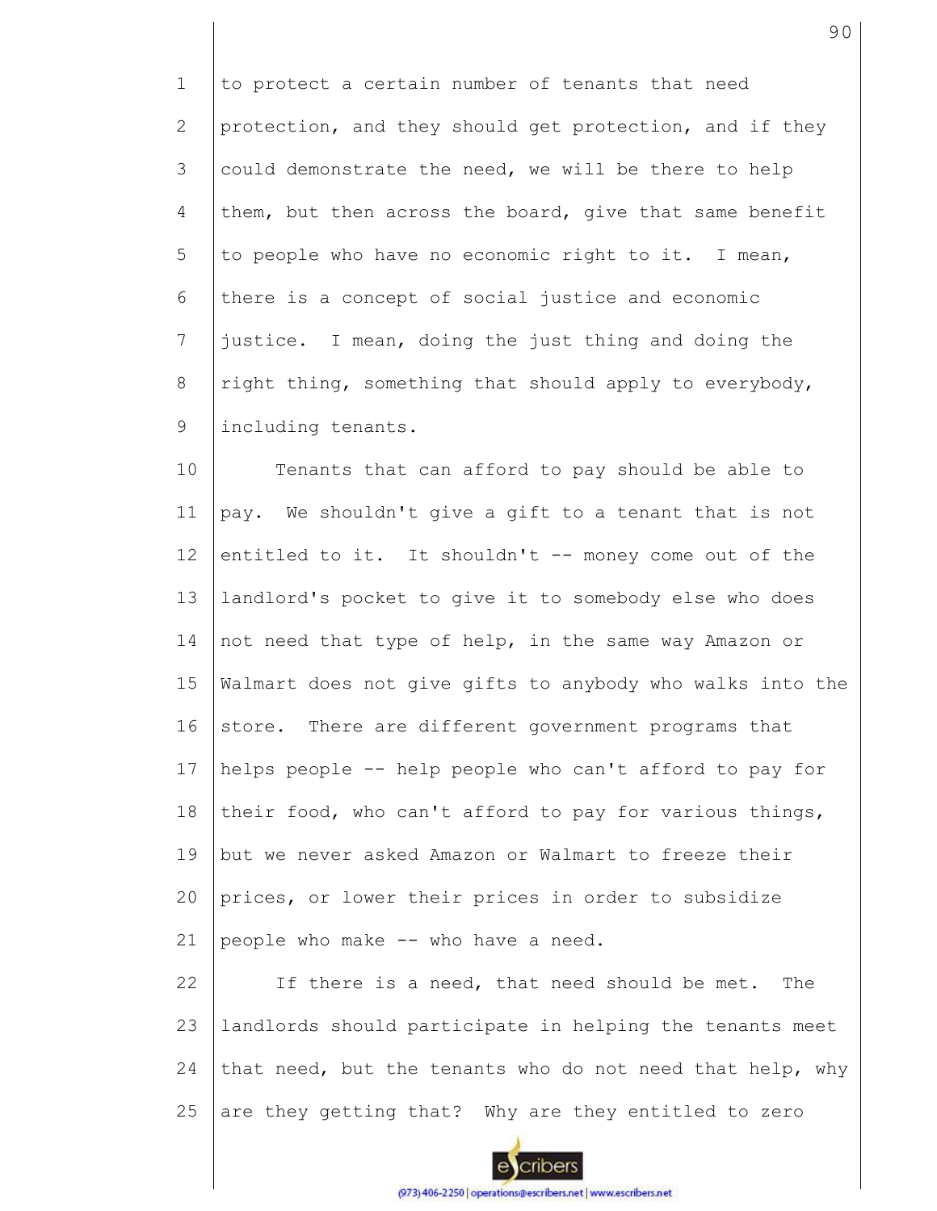to protect a certain number of tenants that need protection, and they should get protection, and if they could demonstrate the need, we will be there to help them, but then across the board, give that same benefit to people who have no economic right to it. I mean, there is a concept of social justice and economic justice. I mean, doing the just thing and doing the right thing, something that should apply to everybody, including tenants.

Tenants that can afford to pay should be able to pay. We shouldn't give a gift to a tenant that is not entitled to it. It shouldn't -- money come out of the landlord's pocket to give it to somebody else who does not need that type of help, in the same way Amazon or Walmart does not give gifts to anybody who walks into the store. There are different government programs that helps people -- help people who can't afford to pay for their food, who can't afford to pay for various things, but we never asked Amazon or Walmart to freeze their prices, or lower their prices in order to subsidize people who make -- who have a need.

If there is a need, that need should be met. The landlords should participate in helping the tenants meet that need, but the tenants who do not need that help, why are they getting that? Why are they entitled to zero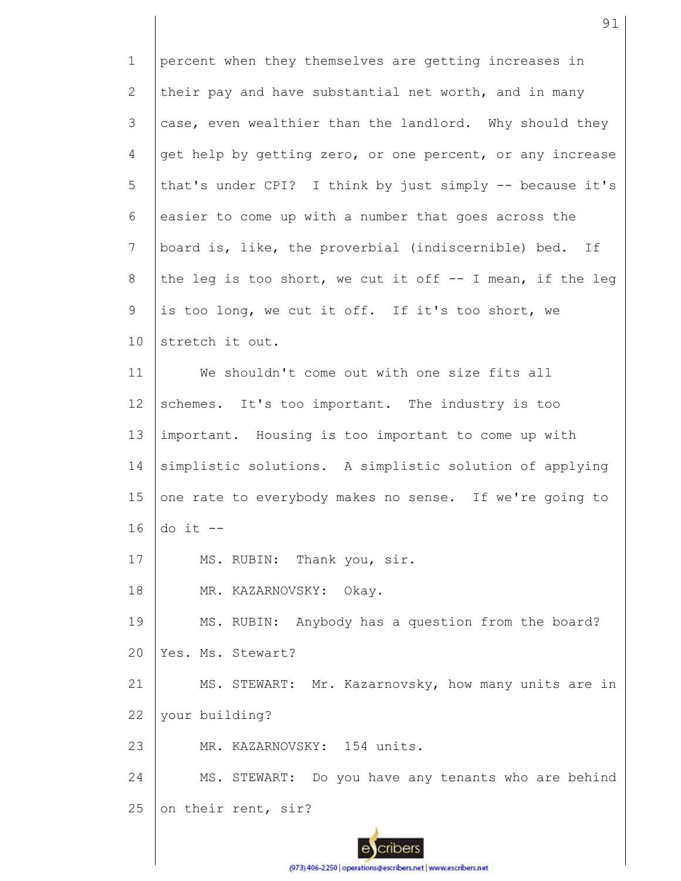percent when they themselves are getting increases in their pay and have substantial net worth, and in many case, even wealthier than the landlord. Why should they get help by getting zero, or one percent, or any increase that's under CPI? I think by just simply -- because it's easier to come up with a number that goes across the board is, like, the proverbial (indiscernible) bed. If the leg is too short, we cut it off -- I mean, if the leg is too long, we cut it off. If it's too short, we stretch it out.

We shouldn't come out with one size fits all schemes. It's too important. The industry is too important. Housing is too important to come up with simplistic solutions. A simplistic solution of applying one rate to everybody makes no sense. If we're going to do it --

MS. RUBIN: Thank you, sir.

MR. KAZARNOVSKY: Okay.

MS. RUBIN: Anybody has a question from the board? Yes. Ms. Stewart?

MS. STEWART: Mr. Kazarnovsky, how many units are in your building?

MR. KAZARNOVSKY: 154 units.

MS. STEWART: Do you have any tenants who are behind on their rent, sir?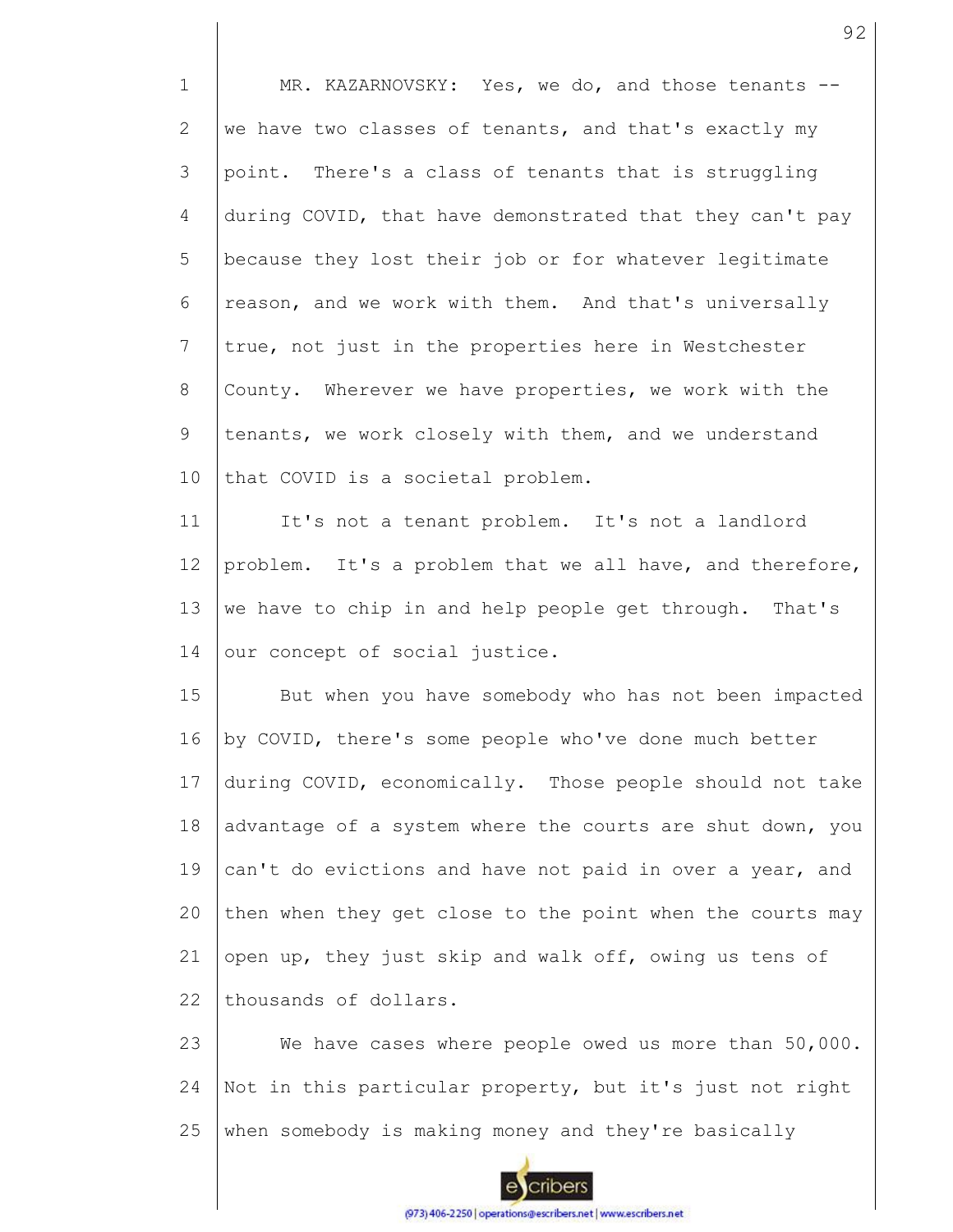MR. KAZARNOVSKY: Yes, we do, and those tenants -- we have two classes of tenants, and that's exactly my point. There's a class of tenants that is struggling during COVID, that have demonstrated that they can't pay because they lost their job or for whatever legitimate reason, and we work with them. And that's universally true, not just in the properties here in Westchester County. Wherever we have properties, we work with the tenants, we work closely with them, and we understand that COVID is a societal problem.

It's not a tenant problem. It's not a landlord problem. It's a problem that we all have, and therefore, we have to chip in and help people get through. That's our concept of social justice.

But when you have somebody who has not been impacted by COVID, there's some people who've done much better during COVID, economically. Those people should not take advantage of a system where the courts are shut down, you can't do evictions and have not paid in over a year, and then when they get close to the point when the courts may open up, they just skip and walk off, owing us tens of thousands of dollars.

We have cases where people owed us more than 50,000. Not in this particular property, but it's just not right when somebody is making money and they're basically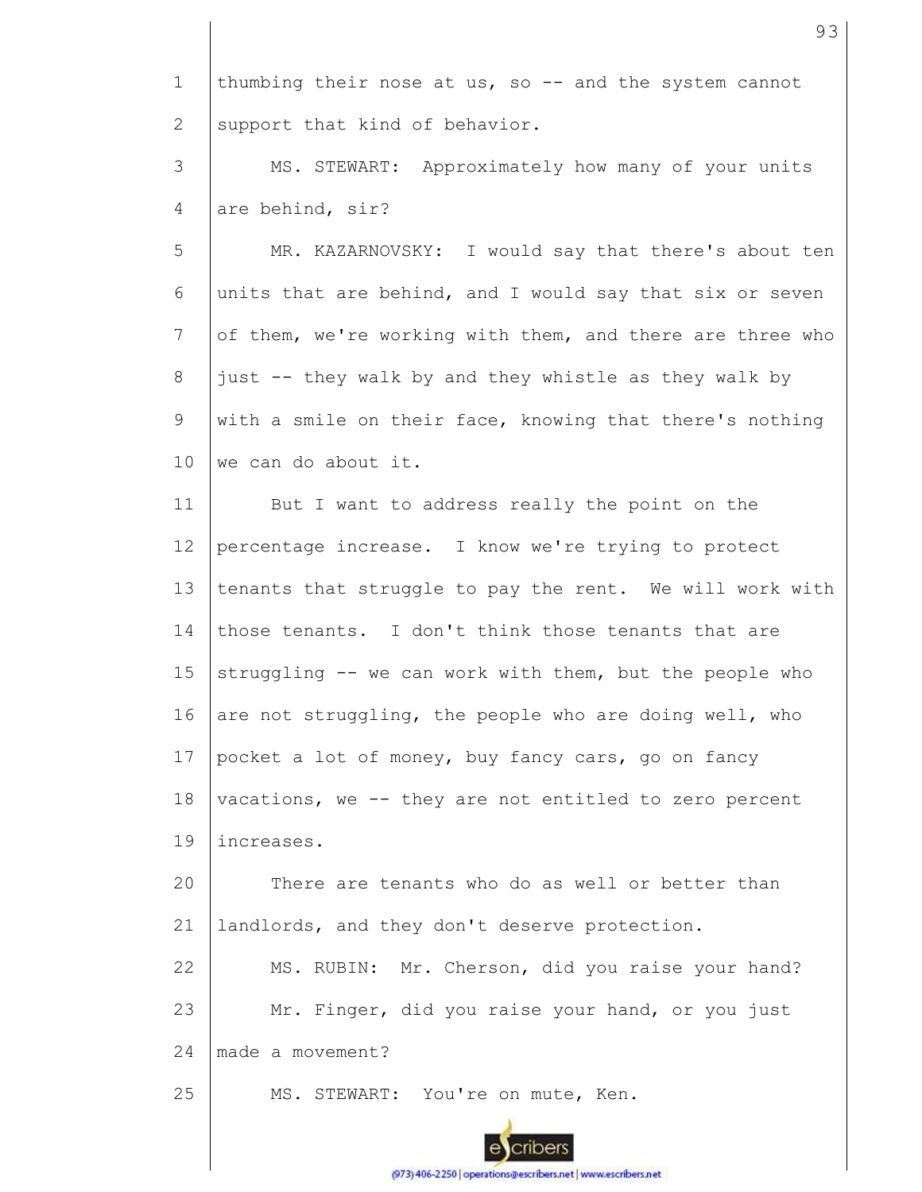thumbing their nose at us, so -- and the system cannot support that kind of behavior.

MS. STEWART: Approximately how many of your units are behind, sir?

MR. KAZARNOVSKY: I would say that there's about ten units that are behind, and I would say that six or seven of them, we're working with them, and there are three who just -- they walk by and they whistle as they walk by with a smile on their face, knowing that there's nothing we can do about it.

But I want to address really the point on the percentage increase. I know we're trying to protect tenants that struggle to pay the rent. We will work with those tenants. I don't think those tenants that are struggling -- we can work with them, but the people who are not struggling, the people who are doing well, who pocket a lot of money, buy fancy cars, go on fancy vacations, we -- they are not entitled to zero percent increases.

There are tenants who do as well or better than landlords, and they don't deserve protection.

MS. RUBIN: Mr. Cherson, did you raise your hand?

Mr. Finger, did you raise your hand, or you just made a movement?

MS. STEWART: You're on mute, Ken.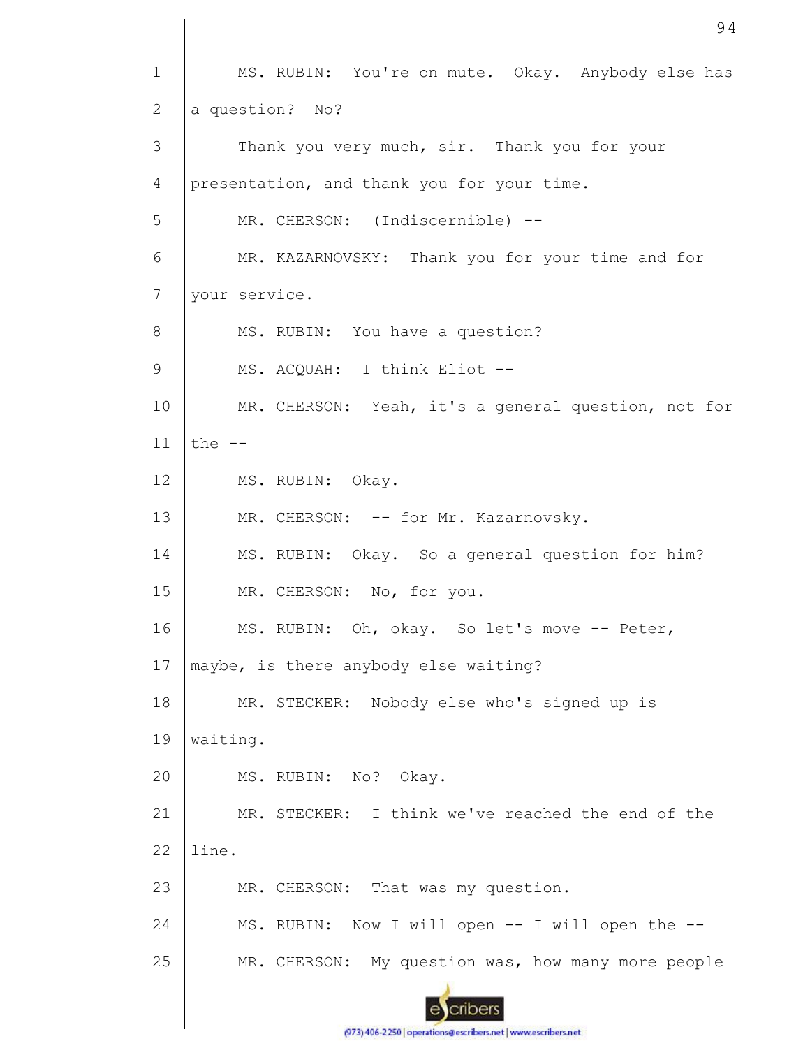MS. RUBIN: You're on mute. Okay. Anybody else has a question? No?

Thank you very much, sir. Thank you for your presentation, and thank you for your time.

MR. CHERSON: (Indiscernible) --

MR. KAZARNOVSKY: Thank you for your time and for your service.

MS. RUBIN: You have a question?

MS. ACQUAH: I think Eliot --

MR. CHERSON: Yeah, it's a general question, not for the --

MS. RUBIN: Okay.

MR. CHERSON: -- for Mr. Kazarnovsky.

MS. RUBIN: Okay. So a general question for him?

MR. CHERSON: No, for you.

MS. RUBIN: Oh, okay. So let's move -- Peter, maybe, is there anybody else waiting?

MR. STECKER: Nobody else who's signed up is waiting.

MS. RUBIN: No? Okay.

MR. STECKER: I think we've reached the end of the line.

MR. CHERSON: That was my question.

MS. RUBIN: Now I will open -- I will open the --

MR. CHERSON: My question was, how many more people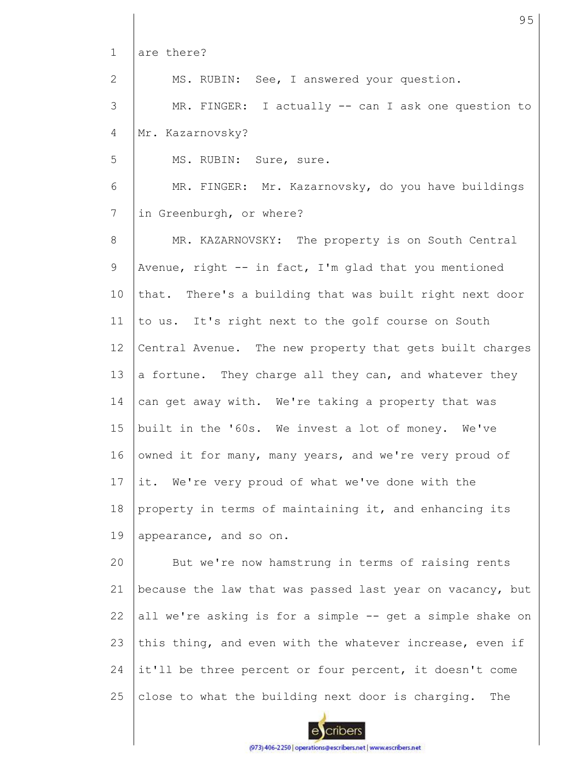are there?

MS. RUBIN: See, I answered your question.

MR. FINGER: I actually -- can I ask one question to Mr. Kazarnovsky?

MS. RUBIN: Sure, sure.

MR. FINGER: Mr. Kazarnovsky, do you have buildings in Greenburgh, or where?

MR. KAZARNOVSKY: The property is on South Central Avenue, right -- in fact, I'm glad that you mentioned that. There's a building that was built right next door to us. It's right next to the golf course on South Central Avenue. The new property that gets built charges a fortune. They charge all they can, and whatever they can get away with. We're taking a property that was built in the '60s. We invest a lot of money. We've owned it for many, many years, and we're very proud of it. We're very proud of what we've done with the property in terms of maintaining it, and enhancing its appearance, and so on.

But we're now hamstrung in terms of raising rents because the law that was passed last year on vacancy, but all we're asking is for a simple -- get a simple shake on this thing, and even with the whatever increase, even if it'll be three percent or four percent, it doesn't come close to what the building next door is charging. The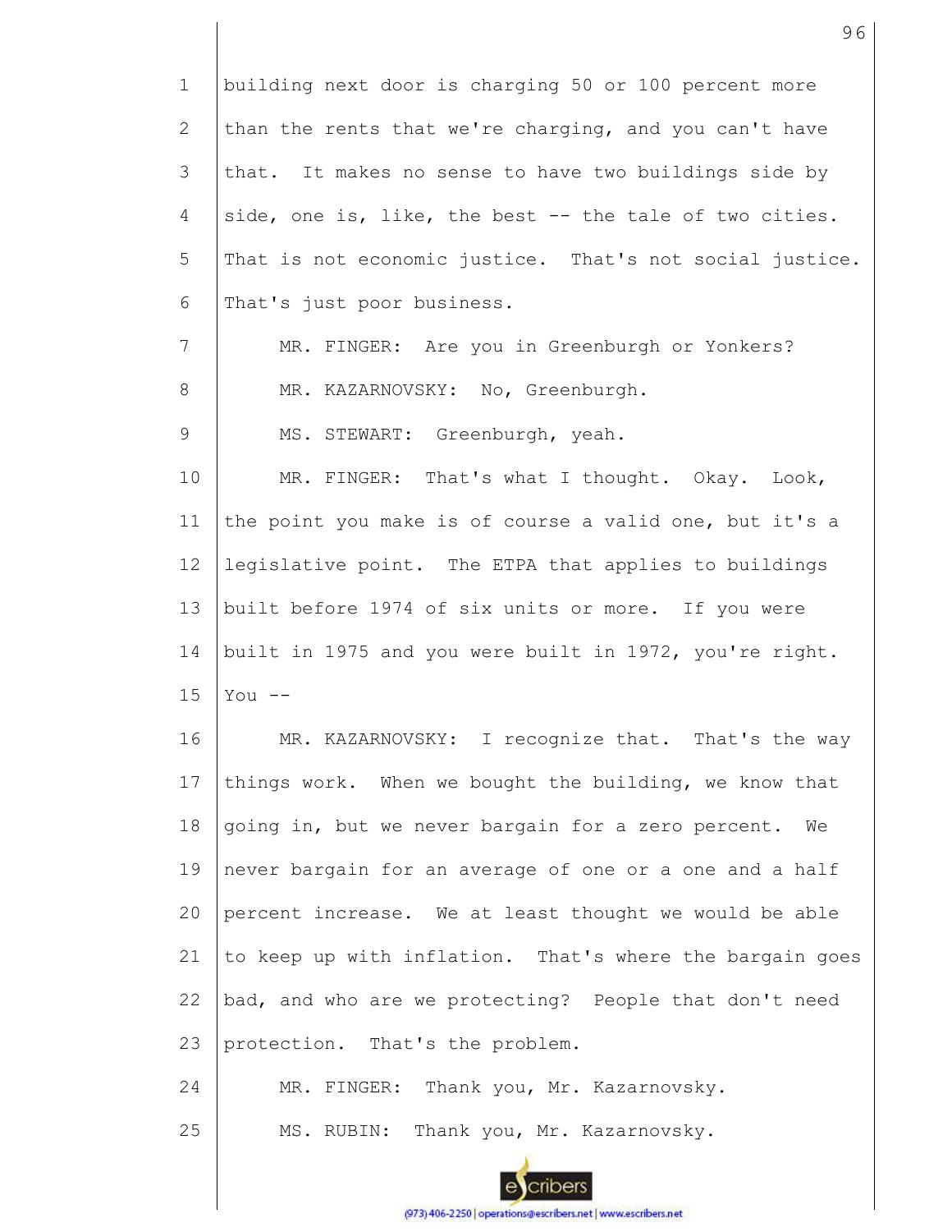building next door is charging 50 or 100 percent more than the rents that we're charging, and you can't have that. It makes no sense to have two buildings side by side, one is, like, the best -- the tale of two cities. That is not economic justice. That's not social justice. That's just poor business.

MR. FINGER: Are you in Greenburgh or Yonkers?

MR. KAZARNOVSKY: No, Greenburgh.

MS. STEWART: Greenburgh, yeah.

MR. FINGER: That's what I thought. Okay. Look, the point you make is of course a valid one, but it's a legislative point. The ETPA that applies to buildings built before 1974 of six units or more. If you were built in 1975 and you were built in 1972, you're right. You --

MR. KAZARNOVSKY: I recognize that. That's the way things work. When we bought the building, we know that going in, but we never bargain for a zero percent. We never bargain for an average of one or a one and a half percent increase. We at least thought we would be able to keep up with inflation. That's where the bargain goes bad, and who are we protecting? People that don't need protection. That's the problem.

MR. FINGER: Thank you, Mr. Kazarnovsky.

MS. RUBIN: Thank you, Mr. Kazarnovsky.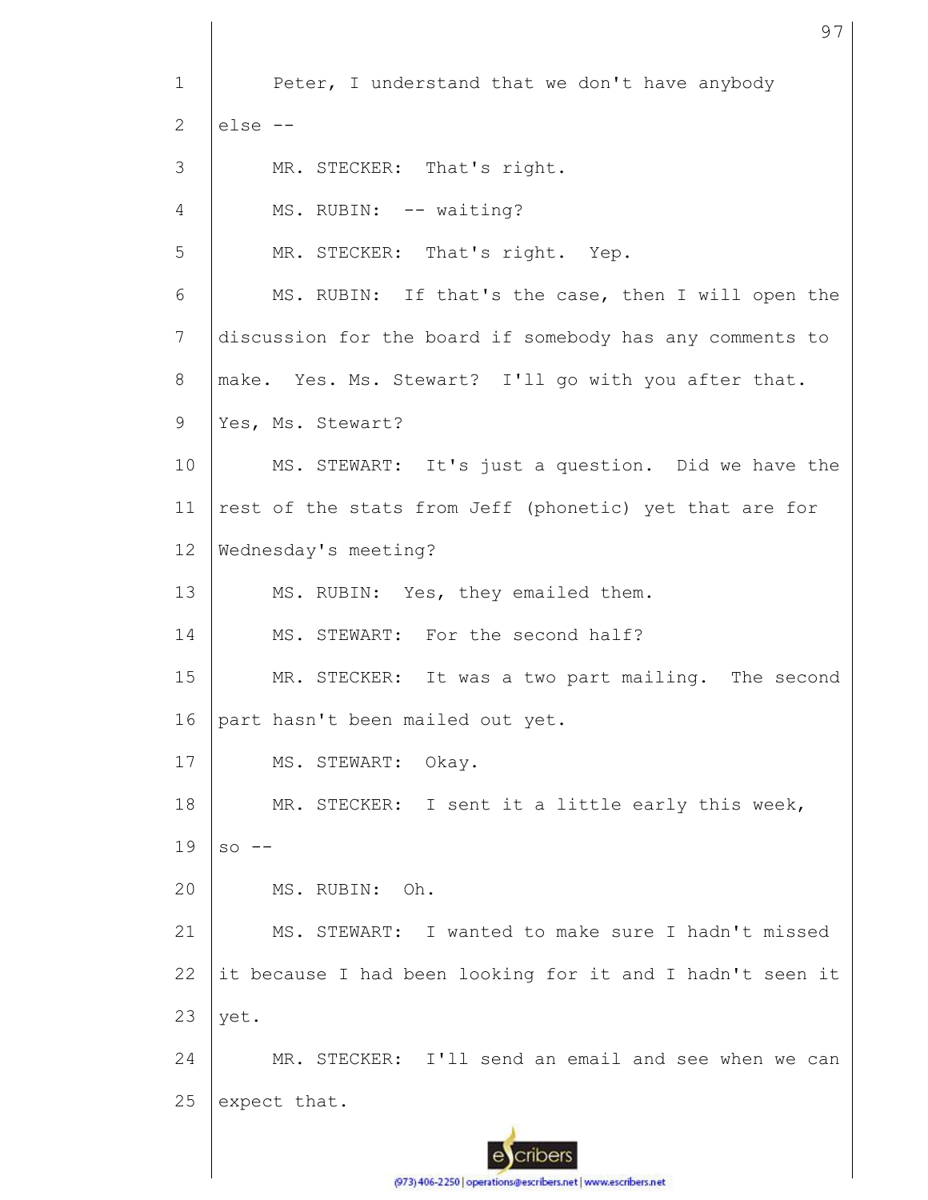Peter, I understand that we don't have anybody else --

MR. STECKER: That's right.

MS. RUBIN: -- waiting?

MR. STECKER: That's right. Yep.

MS. RUBIN: If that's the case, then I will open the discussion for the board if somebody has any comments to make. Yes. Ms. Stewart? I'll go with you after that. Yes, Ms. Stewart?

MS. STEWART: It's just a question. Did we have the rest of the stats from Jeff (phonetic) yet that are for Wednesday's meeting?

MS. RUBIN: Yes, they emailed them.

MS. STEWART: For the second half?

MR. STECKER: It was a two part mailing. The second part hasn't been mailed out yet.

MS. STEWART: Okay.

MR. STECKER: I sent it a little early this week, so --

MS. RUBIN: Oh.

MS. STEWART: I wanted to make sure I hadn't missed it because I had been looking for it and I hadn't seen it yet.

MR. STECKER: I'll send an email and see when we can expect that.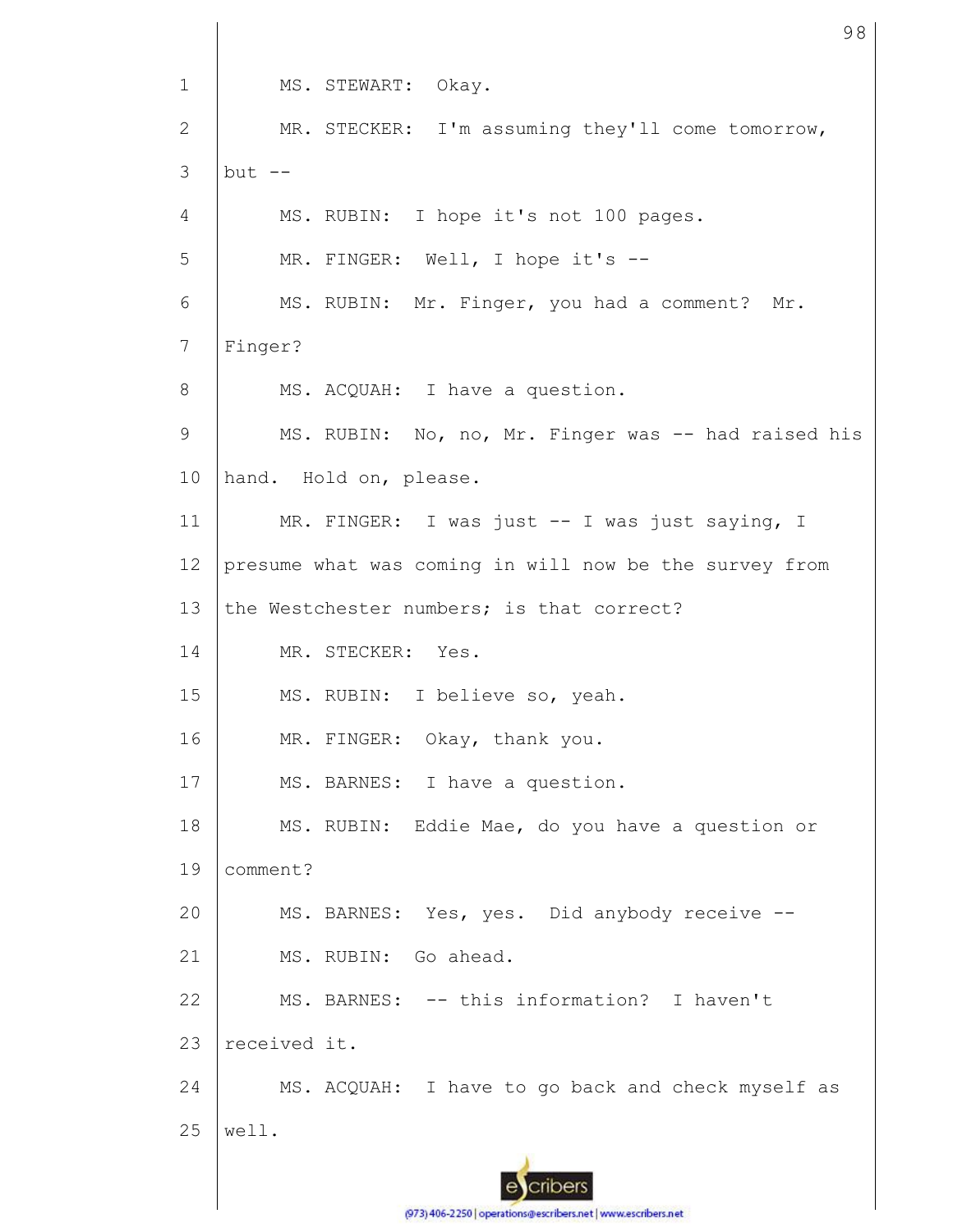MS. STEWART: Okay.

MR. STECKER: I'm assuming they'll come tomorrow, but --

MS. RUBIN: I hope it's not 100 pages.

MR. FINGER: Well, I hope it's --

MS. RUBIN: Mr. Finger, you had a comment? Mr. Finger?

MS. ACQUAH: I have a question.

MS. RUBIN: No, no, Mr. Finger was -- had raised his hand. Hold on, please.

MR. FINGER: I was just -- I was just saying, I presume what was coming in will now be the survey from the Westchester numbers; is that correct?

MR. STECKER: Yes.

MS. RUBIN: I believe so, yeah.

MR. FINGER: Okay, thank you.

MS. BARNES: I have a question.

MS. RUBIN: Eddie Mae, do you have a question or comment?

MS. BARNES: Yes, yes. Did anybody receive --

MS. RUBIN: Go ahead.

MS. BARNES: -- this information? I haven't received it.

MS. ACQUAH: I have to go back and check myself as well.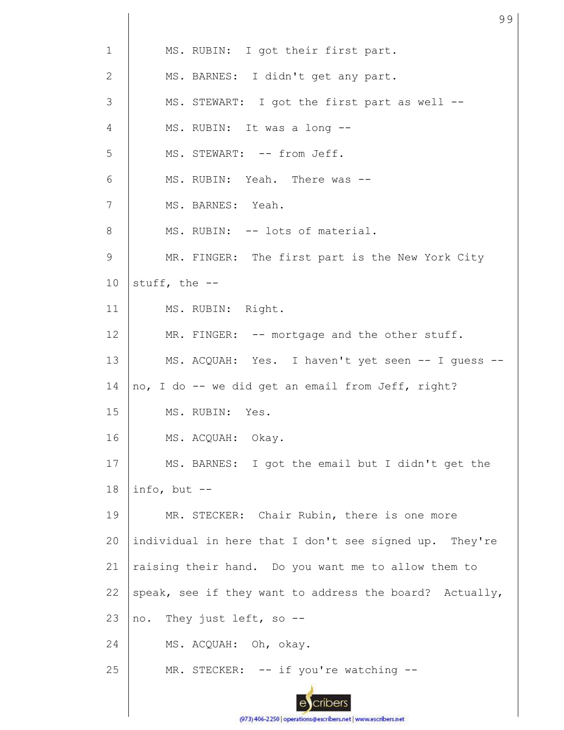1 MS. RUBIN: I got their first part.

2 MS. BARNES: I didn't get any part.

3 MS. STEWART: I got the first part as well --

4 MS. RUBIN: It was a long --

5 MS. STEWART: -- from Jeff.

6 MS. RUBIN: Yeah. There was --

7 MS. BARNES: Yeah.

8 MS. RUBIN: -- lots of material.

9 MR. FINGER: The first part is the New York City

10 stuff, the --

11 MS. RUBIN: Right.

12 MR. FINGER: -- mortgage and the other stuff.

13 MS. ACQUAH: Yes. I haven't yet seen -- I guess --

14 no, I do -- we did get an email from Jeff, right?

15 MS. RUBIN: Yes.

16 MS. ACQUAH: Okay.

17 MS. BARNES: I got the email but I didn't get the

18 info, but --

19 MR. STECKER: Chair Rubin, there is one more

20 individual in here that I don't see signed up. They're

21 raising their hand. Do you want me to allow them to

22 speak, see if they want to address the board? Actually,

23 no. They just left, so --

24 MS. ACQUAH: Oh, okay.

25 MR. STECKER: -- if you're watching --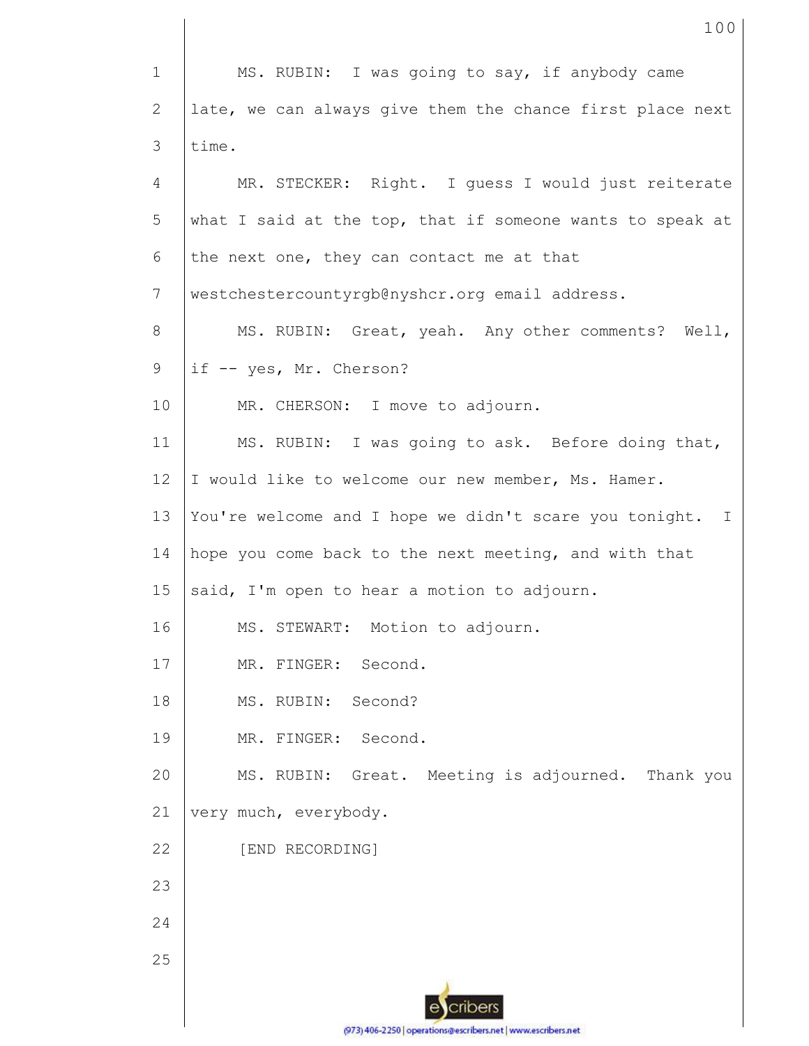MS. RUBIN: I was going to say, if anybody came late, we can always give them the chance first place next time.

MR. STECKER: Right. I guess I would just reiterate what I said at the top, that if someone wants to speak at the next one, they can contact me at that westchestercountyrgb@nyshcr.org email address.

MS. RUBIN: Great, yeah. Any other comments? Well, if -- yes, Mr. Cherson?

MR. CHERSON: I move to adjourn.

MS. RUBIN: I was going to ask. Before doing that, I would like to welcome our new member, Ms. Hamer. You're welcome and I hope we didn't scare you tonight. I hope you come back to the next meeting, and with that said, I'm open to hear a motion to adjourn.

MS. STEWART: Motion to adjourn.

MR. FINGER: Second.

MS. RUBIN: Second?

MR. FINGER: Second.

MS. RUBIN: Great. Meeting is adjourned. Thank you very much, everybody.

[END RECORDING]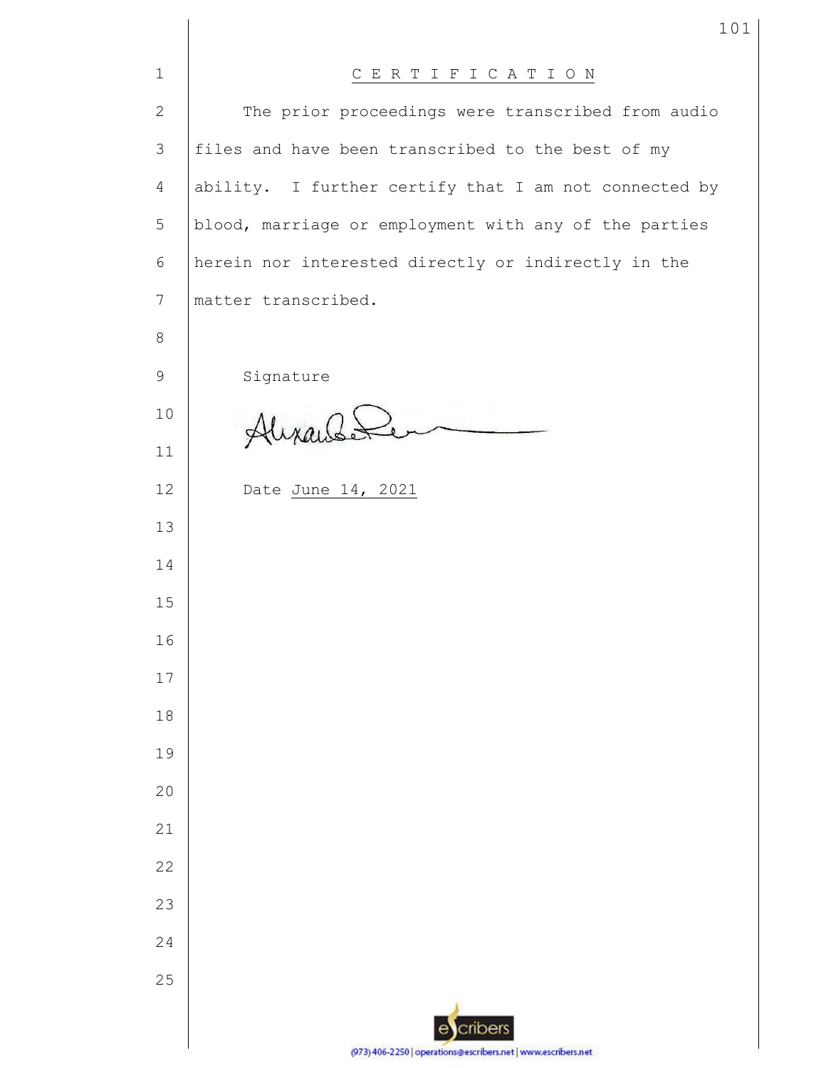# C E R T I F I C A T I O N

The prior proceedings were transcribed from audio files and have been transcribed to the best of my ability. I further certify that I am not connected by blood, marriage or employment with any of the parties herein nor interested directly or indirectly in the matter transcribed.

Signature

Date June 14, 2021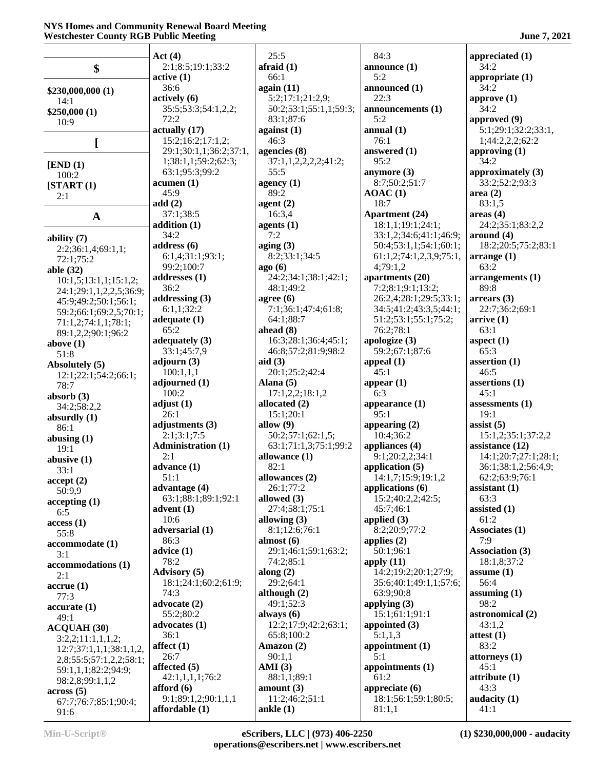## $

**$230,000,000 (1)**
14:1
**$250,000 (1)**
10:9

## [

**[END (1)**
100:2
**[START (1)**
2:1

## A

**ability (7)**
2:2;36:1,4;69:1,1;
72:1;75:2
**able (32)**
10:1,5;13:1,1;15:1,2;
24:1;29:1,1,2,2,5;36:9;
45:9;49:2;50:1;56:1;
59:2;66:1;69:2,5;70:1;
71:1,2;74:1,1;78:1;
89:1,2,2;90:1;96:2
**above (1)**
51:8
**Absolutely (5)**
12:1;22:1;54:2;66:1;
78:7
**absorb (3)**
34:2;58:2,2
**absurdly (1)**
86:1
**abusing (1)**
19:1
**abusive (1)**
33:1
**accept (2)**
50:9,9
**accepting (1)**
6:5
**access (1)**
55:8
**accommodate (1)**
3:1
**accommodations (1)**
2:1
**accrue (1)**
77:3
**accurate (1)**
49:1
**ACQUAH (30)**
3:2,2;11:1,1,1,2;
12:7;37:1,1,1;38:1,1,2,
2,8;55:5;57:1,2,2,2;58:1;
59:1,1,1;82:2;94:9;
98:2,8;99:1,1,2
**across (5)**
67:7;76:7;85:1;90:4;
91:6
**Act (4)**
2:1;8:5;19:1;33:2
**active (1)**
36:6
**actively (6)**
35:5;53:3;54:1,2,2;
72:2
**actually (17)**
15:2;16:2;17:1,2;
29:1;30:1,1;36:2;37:1,
1;38:1,1;59:2;62:3;
63:1;95:3;99:2
**acumen (1)**
45:9
**add (2)**
37:1;38:5
**addition (1)**
34:2
**address (6)**
6:1,4;31:1;93:1;
99:2;100:7
**addresses (1)**
36:2
**addressing (3)**
6:1,1;32:2
**adequate (1)**
65:2
**adequately (3)**
33:1;45:7,9
**adjourn (3)**
100:1,1,1
**adjourned (1)**
100:2
**adjust (1)**
26:1
**adjustments (3)**
2:1;3:1;7:5
**Administration (1)**
2:1
**advance (1)**
51:1
**advantage (4)**
63:1;88:1;89:1;92:1
**advent (1)**
10:6
**adversarial (1)**
86:3
**advice (1)**
78:2
**Advisory (5)**
18:1;24:1;60:2;61:9;
74:3
**advocate (2)**
55:2;80:2
**advocates (1)**
36:1
**affect (1)**
26:7
**affected (5)**
42:1,1,1,1;76:2
**afford (6)**
9:1;89:1,2;90:1,1,1
**affordable (1)**
25:5
**afraid (1)**
66:1
**again (11)**
5:2;17:1;21:2,9;
50:2;53:1;55:1,1;59:3;
83:1;87:6
**against (1)**
46:3
**agencies (8)**
37:1,1,2,2,2,2;41:2;
55:5
**agency (1)**
89:2
**agent (2)**
16:3,4
**agents (1)**
7:2
**aging (3)**
8:2;33:1;34:5
**ago (6)**
24:2;34:1;38:1;42:1;
48:1;49:2
**agree (6)**
7:1;36:1;47:4;61:8;
64:1;88:7
**ahead (8)**
16:3;28:1;36:4;45:1;
46:8;57:2;81:9;98:2
**aid (3)**
20:1;25:2;42:4
**Alana (5)**
17:1,2,2;18:1,2
**allocated (2)**
15:1;20:1
**allow (9)**
50:2;57:1;62:1,5;
63:1;71:1,3;75:1;99:2
**allowance (1)**
82:1
**allowances (2)**
26:1;77:2
**allowed (3)**
27:4;58:1;75:1
**allowing (3)**
8:1;12:6;76:1
**almost (6)**
29:1;46:1;59:1;63:2;
74:2;85:1
**along (2)**
29:2;64:1
**although (2)**
49:1;52:3
**always (6)**
12:2;17:9;42:2;63:1;
65:8;100:2
**Amazon (2)**
90:1,1
**AMI (3)**
88:1,1;89:1
**amount (3)**
11:2;46:2;51:1
**ankle (1)**
84:3
**announce (1)**
5:2
**announced (1)**
22:3
**announcements (1)**
5:2
**annual (1)**
76:1
**answered (1)**
95:2
**anymore (3)**
8:7;50:2;51:7
**AOAC (1)**
18:7
**Apartment (24)**
18:1,1;19:1;24:1;
33:1,2;34:6;41:1;46:9;
50:4;53:1,1;54:1;60:1;
61:1,2;74:1,2,3,9;75:1,
4;79:1,2
**apartments (20)**
7:2;8:1;9:1;13:2;
26:2,4;28:1;29:5;33:1;
34:5;41:2;43:3,5;44:1;
51:2;53:1;55:1;75:2;
76:2;78:1
**apologize (3)**
59:2;67:1;87:6
**appeal (1)**
45:1
**appear (1)**
6:3
**appearance (1)**
95:1
**appearing (2)**
10:4;36:2
**appliances (4)**
9:1;20:2,2;34:1
**application (5)**
14:1,7;15:9;19:1,2
**applications (6)**
15:2;40:2,2;42:5;
45:7;46:1
**applied (3)**
8:2;20:9;77:2
**applies (2)**
50:1;96:1
**apply (11)**
14:2;19:2;20:1;27:9;
35:6;40:1;49:1,1;57:6;
63:9;90:8
**applying (3)**
15:1;61:1;91:1
**appointed (3)**
5:1,1,3
**appointment (1)**
5:1
**appointments (1)**
61:2
**appreciate (6)**
18:1;56:1;59:1;80:5;
81:1,1
**appreciated (1)**
34:2
**appropriate (1)**
34:2
**approve (1)**
34:2
**approved (9)**
5:1;29:1;32:2;33:1,
1;44:2,2,2;62:2
**approving (1)**
34:2
**approximately (3)**
33:2;52:2;93:3
**area (2)**
83:1,5
**areas (4)**
24:2;35:1;83:2,2
**around (4)**
18:2;20:5;75:2;83:1
**arrange (1)**
63:2
**arrangements (1)**
89:8
**arrears (3)**
22:7;36:2;69:1
**arrive (1)**
63:1
**aspect (1)**
65:3
**assertion (1)**
46:5
**assertions (1)**
45:1
**assessments (1)**
19:1
**assist (5)**
15:1,2;35:1;37:2,2
**assistance (12)**
14:1;20:7;27:1;28:1;
36:1;38:1,2;56:4,9;
62:2;63:9;76:1
**assistant (1)**
63:3
**assisted (1)**
61:2
**Associates (1)**
7:9
**Association (3)**
18:1,8;37:2
**assume (1)**
56:4
**assuming (1)**
98:2
**astronomical (2)**
43:1,2
**attest (1)**
83:2
**attorneys (1)**
45:1
**attribute (1)**
43:3
**audacity (1)**
41:1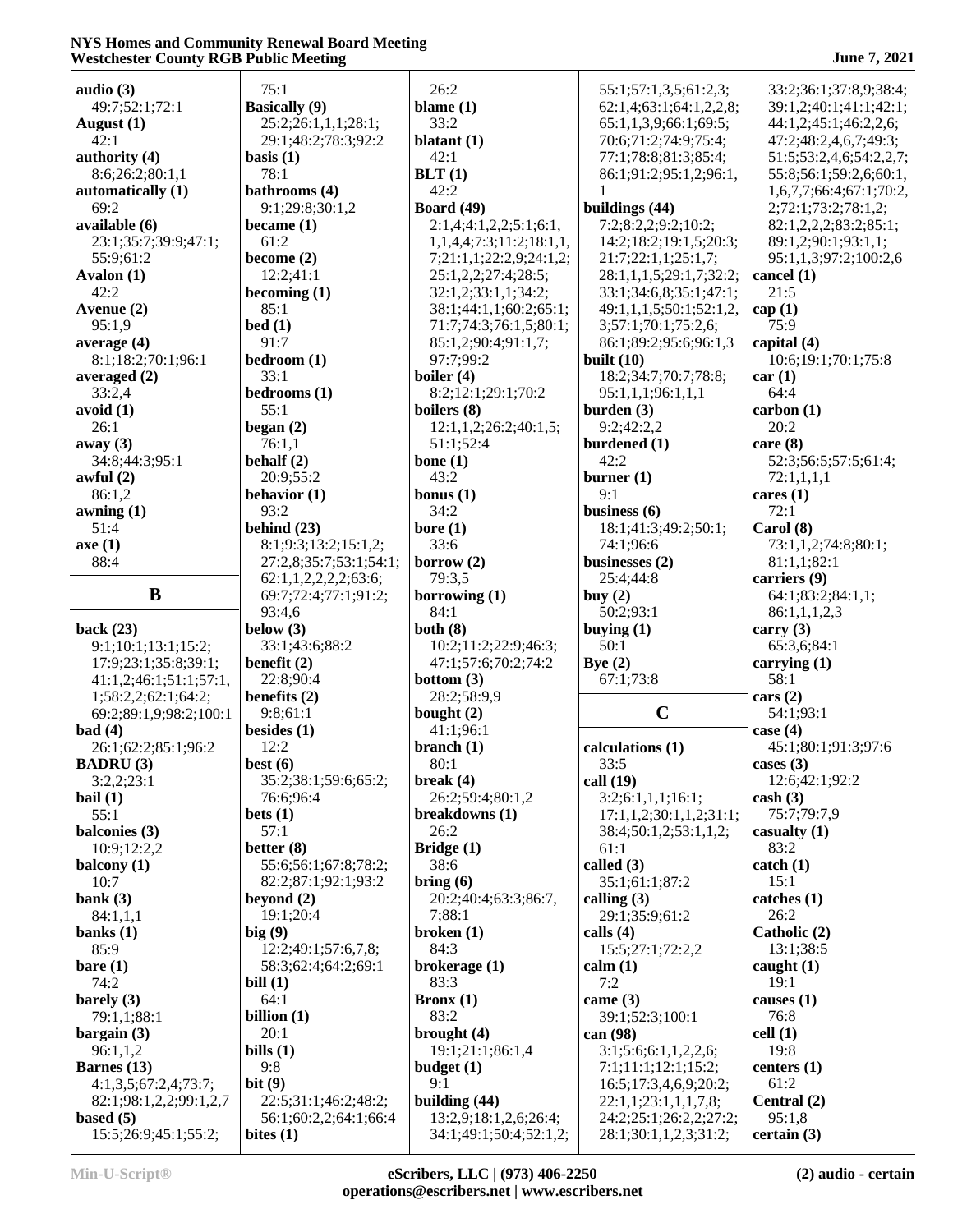**audio (3)**
49:7;52:1;72:1
**August (1)**
42:1
**authority (4)**
8:6;26:2;80:1,1
**automatically (1)**
69:2
**available (6)**
23:1;35:7;39:9;47:1;55:9;61:2
**Avalon (1)**
42:2
**Avenue (2)**
95:1,9
**average (4)**
8:1;18:2;70:1;96:1
**averaged (2)**
33:2,4
**avoid (1)**
26:1
**away (3)**
34:8;44:3;95:1
**awful (2)**
86:1,2
**awning (1)**
51:4
**axe (1)**
88:4

## B

**back (23)**
9:1;10:1;13:1;15:2;17:9;23:1;35:8;39:1;41:1,2;46:1;51:1;57:1,1;58:2,2;62:1;64:2;69:2;89:1,9;98:2;100:1
**bad (4)**
26:1;62:2;85:1;96:2
**BADRU (3)**
3:2,2;23:1
**bail (1)**
55:1
**balconies (3)**
10:9;12:2,2
**balcony (1)**
10:7
**bank (3)**
84:1,1,1
**banks (1)**
85:9
**bare (1)**
74:2
**barely (3)**
79:1,1;88:1
**bargain (3)**
96:1,1,2
**Barnes (13)**
4:1,3,5;67:2,4;73:7;82:1;98:1,2,2;99:1,2,7
**based (5)**
15:5;26:9;45:1;55:2;75:1
**Basically (9)**
25:2;26:1,1,1;28:1;29:1;48:2;78:3;92:2
**basis (1)**
78:1
**bathrooms (4)**
9:1;29:8;30:1,2
**became (1)**
61:2
**become (2)**
12:2;41:1
**becoming (1)**
85:1
**bed (1)**
91:7
**bedroom (1)**
33:1
**bedrooms (1)**
55:1
**began (2)**
76:1,1
**behalf (2)**
20:9;55:2
**behavior (1)**
93:2
**behind (23)**
8:1;9:3;13:2;15:1,2;27:2,8;35:7;53:1;54:1;62:1,1,2,2,2,2;63:6;69:7;72:4;77:1;91:2;93:4,6
**below (3)**
33:1;43:6;88:2
**benefit (2)**
22:8;90:4
**benefits (2)**
9:8;61:1
**besides (1)**
12:2
**best (6)**
35:2;38:1;59:6;65:2;76:6;96:4
**bets (1)**
57:1
**better (8)**
55:6;56:1;67:8;78:2;82:2;87:1;92:1;93:2
**beyond (2)**
19:1;20:4
**big (9)**
12:2;49:1;57:6,7,8;58:3;62:4;64:2;69:1
**bill (1)**
64:1
**billion (1)**
20:1
**bills (1)**
9:8
**bit (9)**
22:5;31:1;46:2;48:2;56:1;60:2,2;64:1;66:4
**bites (1)**
26:2
**blame (1)**
33:2
**blatant (1)**
42:1
**BLT (1)**
42:2
**Board (49)**
2:1,4;4:1,2,2;5:1;6:1,1,1,4,4;7:3;11:2;18:1,1,7;21:1,1;22:2,9;24:1,2;25:1,2,2;27:4;28:5;32:1,2;33:1,1;34:2;38:1;44:1,1;60:2;65:1;71:7;74:3;76:1,5;80:1;85:1,2;90:4;91:1,7;97:7;99:2
**boiler (4)**
8:2;12:1;29:1;70:2
**boilers (8)**
12:1,1,2;26:2;40:1,5;51:1;52:4
**bone (1)**
43:2
**bonus (1)**
34:2
**bore (1)**
33:6
**borrow (2)**
79:3,5
**borrowing (1)**
84:1
**both (8)**
10:2;11:2;22:9;46:3;47:1;57:6;70:2;74:2
**bottom (3)**
28:2;58:9,9
**bought (2)**
41:1;96:1
**branch (1)**
80:1
**break (4)**
26:2;59:4;80:1,2
**breakdowns (1)**
26:2
**Bridge (1)**
38:6
**bring (6)**
20:2;40:4;63:3;86:7,7;88:1
**broken (1)**
84:3
**brokerage (1)**
83:3
**Bronx (1)**
83:2
**brought (4)**
19:1;21:1;86:1,4
**budget (1)**
9:1
**building (44)**
13:2,9;18:1,2,6;26:4;34:1;49:1;50:4;52:1,2;55:1;57:1,3,5;61:2,3;62:1,4;63:1;64:1,2,2,8;65:1,1,3,9;66:1;69:5;70:6;71:2;74:9;75:4;77:1;78:8;81:3;85:4;86:1;91:2;95:1,2;96:1,1
**buildings (44)**
7:3;8:2,2;9:2;10:2;14:2;18:2;19:1,5;20:3;21:7;22:1,1;25:1,7;28:1,1,1,5;29:1,7;32:2;33:1;34:6,8;35:1;47:1;49:1,1,1,5;50:1;52:1,2,3;57:1;70:1;75:2,6;86:1;89:2;95:6;96:1,3
**built (10)**
18:2;34:7;70:7;78:8;95:1,1,1;96:1,1,1
**burden (3)**
9:2;42:2,2
**burdened (1)**
42:2
**burner (1)**
9:1
**business (6)**
18:1;41:3;49:2;50:1;74:1;96:6
**businesses (2)**
25:4;44:8
**buy (2)**
50:2;93:1
**buying (1)**
50:1
**Bye (2)**
67:1;73:8

## C

**calculations (1)**
33:5
**call (19)**
3:2;6:1,1,1;16:1;17:1,1,2;30:1,1,2;31:1;38:4;50:1,2;53:1,1,2;61:1
**called (3)**
35:1;61:1;87:2
**calling (3)**
29:1;35:9;61:2
**calls (4)**
15:5;27:1;72:2,2
**calm (1)**
7:2
**came (3)**
39:1;52:3;100:1
**can (98)**
3:1;5:6;6:1,1,2,2,6;7:1;11:1;12:1;15:2;16:5;17:3,4,6,9;20:2;22:1,1;23:1,1,1,7,8;24:2;25:1;26:2,2,2;27:2;28:1;30:1,1,2,3;31:2;33:2;36:1;37:8,9;38:4;39:1,2;40:1;41:1;42:1;44:1,2;45:1;46:2,2,6;47:2;48:2,4,6,7;49:3;51:5;53:2,4,6;54:2,2,7;55:8;56:1;59:2,6;60:1,1,6,7,7;66:4;67:1;70:2,2;72:1;73:2;78:1,2;82:1,2,2,2;83:2;85:1;89:1,2;90:1;93:1,1;95:1,1,3;97:2;100:2,6
**cancel (1)**
21:5
**cap (1)**
75:9
**capital (4)**
10:6;19:1;70:1;75:8
**car (1)**
64:4
**carbon (1)**
20:2
**care (8)**
52:3;56:5;57:5;61:4;72:1,1,1,1
**cares (1)**
72:1
**Carol (8)**
73:1,1,2;74:8;80:1;81:1,1;82:1
**carriers (9)**
64:1;83:2;84:1,1;86:1,1,1,2,3
**carry (3)**
65:3,6;84:1
**carrying (1)**
58:1
**cars (2)**
54:1;93:1
**case (4)**
45:1;80:1;91:3;97:6
**cases (3)**
12:6;42:1;92:2
**cash (3)**
75:7;79:7,9
**casualty (1)**
83:2
**catch (1)**
15:1
**catches (1)**
26:2
**Catholic (2)**
13:1;38:5
**caught (1)**
19:1
**causes (1)**
76:8
**cell (1)**
19:8
**centers (1)**
61:2
**Central (2)**
95:1,8
**certain (3)**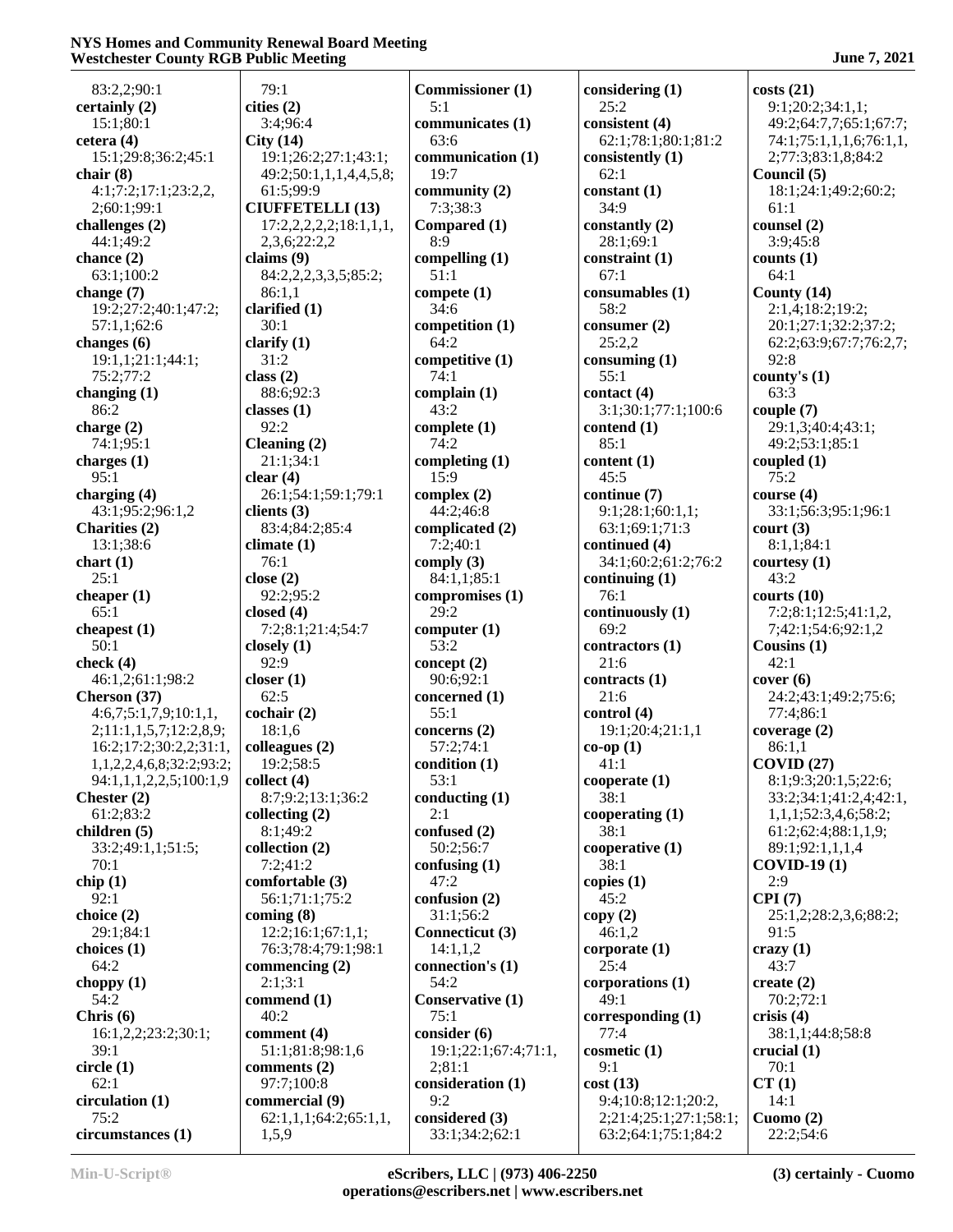83:2,2;90:1
**certainly (2)**
15:1;80:1
**cetera (4)**
15:1;29:8;36:2;45:1
**chair (8)**
4:1;7:2;17:1;23:2,2,
2;60:1;99:1
**challenges (2)**
44:1;49:2
**chance (2)**
63:1;100:2
**change (7)**
19:2;27:2;40:1;47:2;
57:1,1;62:6
**changes (6)**
19:1,1;21:1;44:1;
75:2;77:2
**changing (1)**
86:2
**charge (2)**
74:1;95:1
**charges (1)**
95:1
**charging (4)**
43:1;95:2;96:1,2
**Charities (2)**
13:1;38:6
**chart (1)**
25:1
**cheaper (1)**
65:1
**cheapest (1)**
50:1
**check (4)**
46:1,2;61:1;98:2
**Cherson (37)**
4:6,7;5:1,7,9;10:1,1,
2;11:1,1,5,7;12:2,8,9;
16:2;17:2;30:2,2;31:1,
1,1,2,2,4,6,8;32:2;93:2;
94:1,1,1,2,2,5;100:1,9
**Chester (2)**
61:2;83:2
**children (5)**
33:2;49:1,1;51:5;
70:1
**chip (1)**
92:1
**choice (2)**
29:1;84:1
**choices (1)**
64:2
**choppy (1)**
54:2
**Chris (6)**
16:1,2,2;23:2;30:1;
39:1
**circle (1)**
62:1
**circulation (1)**
75:2
**circumstances (1)**
79:1
**cities (2)**
3:4;96:4
**City (14)**
19:1;26:2;27:1;43:1;
49:2;50:1,1,1,4,4,5,8;
61:5;99:9
**CIUFFETELLI (13)**
17:2,2,2,2,2;18:1,1,1,
2,3,6;22:2,2
**claims (9)**
84:2,2,2,3,3,5;85:2;
86:1,1
**clarified (1)**
30:1
**clarify (1)**
31:2
**class (2)**
88:6;92:3
**classes (1)**
92:2
**Cleaning (2)**
21:1;34:1
**clear (4)**
26:1;54:1;59:1;79:1
**clients (3)**
83:4;84:2;85:4
**climate (1)**
76:1
**close (2)**
92:2;95:2
**closed (4)**
7:2;8:1;21:4;54:7
**closely (1)**
92:9
**closer (1)**
62:5
**cochair (2)**
18:1,6
**colleagues (2)**
19:2;58:5
**collect (4)**
8:7;9:2;13:1;36:2
**collecting (2)**
8:1;49:2
**collection (2)**
7:2;41:2
**comfortable (3)**
56:1;71:1;75:2
**coming (8)**
12:2;16:1;67:1,1;
76:3;78:4;79:1;98:1
**commencing (2)**
2:1;3:1
**commend (1)**
40:2
**comment (4)**
51:1;81:8;98:1,6
**comments (2)**
97:7;100:8
**commercial (9)**
62:1,1,1;64:2;65:1,1,
1,5,9
**Commissioner (1)**
5:1
**communicates (1)**
63:6
**communication (1)**
19:7
**community (2)**
7:3;38:3
**Compared (1)**
8:9
**compelling (1)**
51:1
**compete (1)**
34:6
**competition (1)**
64:2
**competitive (1)**
74:1
**complain (1)**
43:2
**complete (1)**
74:2
**completing (1)**
15:9
**complex (2)**
44:2;46:8
**complicated (2)**
7:2;40:1
**comply (3)**
84:1,1;85:1
**compromises (1)**
29:2
**computer (1)**
53:2
**concept (2)**
90:6;92:1
**concerned (1)**
55:1
**concerns (2)**
57:2;74:1
**condition (1)**
53:1
**conducting (1)**
2:1
**confused (2)**
50:2;56:7
**confusing (1)**
47:2
**confusion (2)**
31:2;56:2
**Connecticut (3)**
14:1,1,2
**connection's (1)**
54:2
**Conservative (1)**
75:1
**consider (6)**
19:1;22:1;67:4;71:1,
2;81:1
**consideration (1)**
9:2
**considered (3)**
33:1;34:2;62:1
**considering (1)**
25:2
**consistent (4)**
62:1;78:1;80:1;81:2
**consistently (1)**
62:1
**constant (1)**
34:9
**constantly (2)**
28:1;69:1
**constraint (1)**
67:1
**consumables (1)**
58:2
**consumer (2)**
25:2,2
**consuming (1)**
55:1
**contact (4)**
3:1;30:1;77:1;100:6
**contend (1)**
85:1
**content (1)**
45:5
**continue (7)**
9:1;28:1;60:1,1;
63:1;69:1;71:3
**continued (4)**
34:1;60:2;61:2;76:2
**continuing (1)**
76:1
**continuously (1)**
69:2
**contractors (1)**
21:6
**contracts (1)**
21:6
**control (4)**
19:1;20:4;21:1,1
**co-op (1)**
41:1
**cooperate (1)**
38:1
**cooperating (1)**
38:1
**cooperative (1)**
38:1
**copies (1)**
45:2
**copy (2)**
46:1,2
**corporate (1)**
25:4
**corporations (1)**
49:1
**corresponding (1)**
77:4
**cosmetic (1)**
9:1
**cost (13)**
9:4;10:8;12:1;20:2,
2;21:4;25:1;27:1;58:1;
63:2;64:1;75:1;84:2
**costs (21)**
9:1;20:2;34:1,1;
49:2;64:7,7;65:1;67:7;
74:1;75:1,1,1,6;76:1,1,
2;77:3;83:1,8;84:2
**Council (5)**
18:1;24:1;49:2;60:2;
61:1
**counsel (2)**
3:9;45:8
**counts (1)**
64:1
**County (14)**
2:1,4;18:2;19:2;
20:1;27:1;32:2;37:2;
62:2;63:9;67:7;76:2,7;
92:8
**county's (1)**
63:3
**couple (7)**
29:1,3;40:4;43:1;
49:2;53:1;85:1
**coupled (1)**
75:2
**course (4)**
33:1;56:3;95:1;96:1
**court (3)**
8:1,1;84:1
**courtesy (1)**
43:2
**courts (10)**
7:2;8:1;12:5;41:1,2,
7;42:1;54:6;92:1,2
**Cousins (1)**
42:1
**cover (6)**
24:2;43:1;49:2;75:6;
77:4;86:1
**coverage (2)**
86:1,1
**COVID (27)**
8:1;9:3;20:1,5;22:6;
33:2;34:1;41:2,4;42:1,
1,1,1;52:3,4,6;58:2;
61:2;62:4;88:1,1,9;
89:1;92:1,1,1,4
**COVID-19 (1)**
2:9
**CPI (7)**
25:1,2;28:2,3,6;88:2;
91:5
**crazy (1)**
43:7
**create (2)**
70:2;72:1
**crisis (4)**
38:1,1;44:8;58:8
**crucial (1)**
70:1
**CT (1)**
14:1
**Cuomo (2)**
22:2;54:6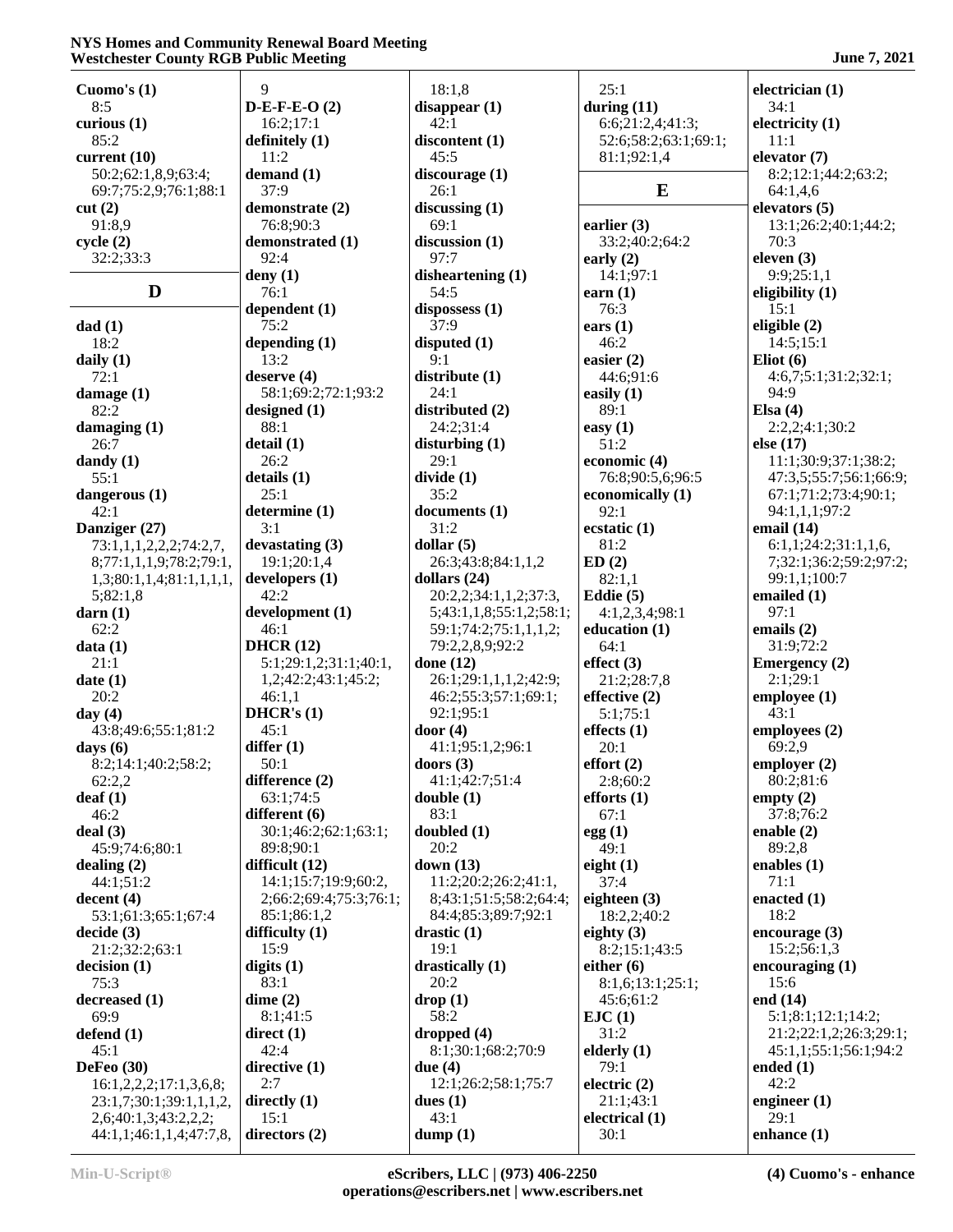**Cuomo's (1)**
8:5
**curious (1)**
85:2
**current (10)**
50:2;62:1,8,9;63:4;
69:7;75:2,9;76:1;88:1
**cut (2)**
91:8,9
**cycle (2)**
32:2;33:3

## D

**dad (1)**
18:2
**daily (1)**
13:2
**damage (1)**
82:2
**damaging (1)**
26:7
**dandy (1)**
55:1
**dangerous (1)**
42:1
**Danziger (27)**
73:1,1,1,2,2,2;74:2,7,
8;77:1,1,1,9;78:2;79:1,
1,3;80:1,1,4;81:1,1,1,1,
5;82:1,8
**darn (1)**
62:2
**data (1)**
21:1
**date (1)**
20:2
**day (4)**
43:8;49:6;55:1;81:2
**days (6)**
8:2;14:1;40:2;58:2;
62:2,2
**deaf (1)**
46:2
**deal (3)**
45:9;74:6;80:1
**dealing (2)**
44:1;51:2
**decent (4)**
53:1;61:3;65:1;67:4
**decide (3)**
21:2;32:2;63:1
**decision (1)**
75:3
**decreased (1)**
69:9
**defend (1)**
45:1
**DeFeo (30)**
16:1,2,2,2;17:1,3,6,8;
23:1,7;30:1;39:1,1,1,2,
2,6;40:1,3;43:2,2,2;
44:1,1;46:1,1,4;47:7,8,
9
**D-E-F-E-O (2)**
16:2;17:1
**definitely (1)**
11:2
**demand (1)**
37:9
**demonstrate (2)**
76:8;90:3
**demonstrated (1)**
92:4
**deny (1)**
76:1
**dependent (1)**
75:2
**depending (1)**
13:2
**deserve (4)**
58:1;69:2;72:1;93:2
**designed (1)**
88:1
**detail (1)**
26:2
**details (1)**
25:1
**determine (1)**
3:1
**devastating (3)**
19:1;20:1,4
**developers (1)**
42:2
**development (1)**
46:1
**DHCR (12)**
5:1;29:1,2;31:1;40:1,
1,2;42:2;43:1;45:2;
46:1,1
**DHCR's (1)**
45:1
**differ (1)**
50:1
**difference (2)**
63:1;74:5
**different (6)**
30:1;46:2;62:1;63:1;
89:8;90:1
**difficult (12)**
14:1;15:7;19:9;60:2,
2;66:2;69:4;75:3;76:1;
85:1;86:1,2
**difficulty (1)**
15:9
**digits (1)**
83:1
**dime (2)**
8:1;41:5
**direct (1)**
42:4
**directive (1)**
2:7
**directly (1)**
15:1
**directors (2)**
18:1,8
**disappear (1)**
42:1
**discontent (1)**
45:5
**discourage (1)**
26:1
**discussing (1)**
69:1
**discussion (1)**
97:7
**disheartening (1)**
54:5
**dispossess (1)**
37:9
**disputed (1)**
9:1
**distribute (1)**
24:1
**distributed (2)**
24:2;31:4
**disturbing (1)**
29:1
**divide (1)**
35:2
**documents (1)**
31:2
**dollar (5)**
26:3;43:8;84:1,1,2
**dollars (24)**
20:2,2;34:1,1,2;37:3,
5;43:1,1,8;55:1,2;58:1;
59:1;74:2;75:1,1,1,2;
79:2,2,8,9;92:2
**done (12)**
26:1;29:1,1,1,2;42:9;
46:2;55:3;57:1;69:1;
92:1;95:1
**door (4)**
41:1;95:1,2;96:1
**doors (3)**
41:1;42:7;51:4
**double (1)**
83:1
**doubled (1)**
20:2
**down (13)**
11:2;20:2;26:2;41:1,
8;43:1;51:5;58:2;64:4;
84:4;85:3;89:7;92:1
**drastic (1)**
19:1
**drastically (1)**
20:2
**drop (1)**
58:2
**dropped (4)**
8:1;30:1;68:2;70:9
**due (4)**
12:1;26:2;58:1;75:7
**dues (1)**
43:1
**dump (1)**
25:1
**during (11)**
6:6;21:2,4;41:3;
52:6;58:2;63:1;69:1;
81:1;92:1,4

## E

**earlier (3)**
33:2;40:2;64:2
**early (2)**
14:1;97:1
**earn (1)**
76:3
**ears (1)**
46:2
**easier (2)**
44:6;91:6
**easily (1)**
89:1
**easy (1)**
51:2
**economic (4)**
76:8;90:5,6;96:5
**economically (1)**
92:1
**ecstatic (1)**
81:2
**ED (2)**
82:1,1
**Eddie (5)**
4:1,2,3,4;98:1
**education (1)**
64:1
**effect (3)**
21:2;28:7,8
**effective (2)**
5:1;75:1
**effects (1)**
20:1
**effort (2)**
2:8;60:2
**efforts (1)**
67:1
**egg (1)**
49:1
**eight (1)**
37:4
**eighteen (3)**
18:2,2;40:2
**eighty (3)**
8:2;15:1;43:5
**either (6)**
8:1,6;13:1;25:1;
45:6;61:2
**EJC (1)**
31:2
**elderly (1)**
79:1
**electric (2)**
21:1;43:1
**electrical (1)**
30:1
**electrician (1)**
34:1
**electricity (1)**
11:1
**elevator (7)**
8:2;12:1;44:2;63:2;
64:1,4,6
**elevators (5)**
13:1;26:2;40:1;44:2;
70:3
**eleven (3)**
9:9;25:1,1
**eligibility (1)**
15:1
**eligible (2)**
14:5;15:1
**Eliot (6)**
4:6,7;5:1;31:2;32:1;
94:9
**Elsa (4)**
2:2,2;4:1;30:2
**else (17)**
11:1;30:9;37:1;38:2;
47:3,5;55:7;56:1;66:9;
67:1;71:2;73:4;90:1;
94:1,1,1;97:2
**email (14)**
6:1,1;24:2;31:1,1,6,
7;32:1;36:2;59:2;97:2;
99:1,1;100:7
**emailed (1)**
97:1
**emails (2)**
31:9;72:2
**Emergency (2)**
2:1;29:1
**employee (1)**
43:1
**employees (2)**
69:2,9
**employer (2)**
80:2;81:6
**empty (2)**
37:8;76:2
**enable (2)**
89:2,8
**enables (1)**
71:1
**enacted (1)**
18:2
**encourage (3)**
15:2;56:1,3
**encouraging (1)**
15:6
**end (14)**
5:1;8:1;12:1;14:2;
21:2;22:1,2;26:3;29:1;
45:1,1;55:1;56:1;94:2
**ended (1)**
42:2
**engineer (1)**
29:1
**enhance (1)**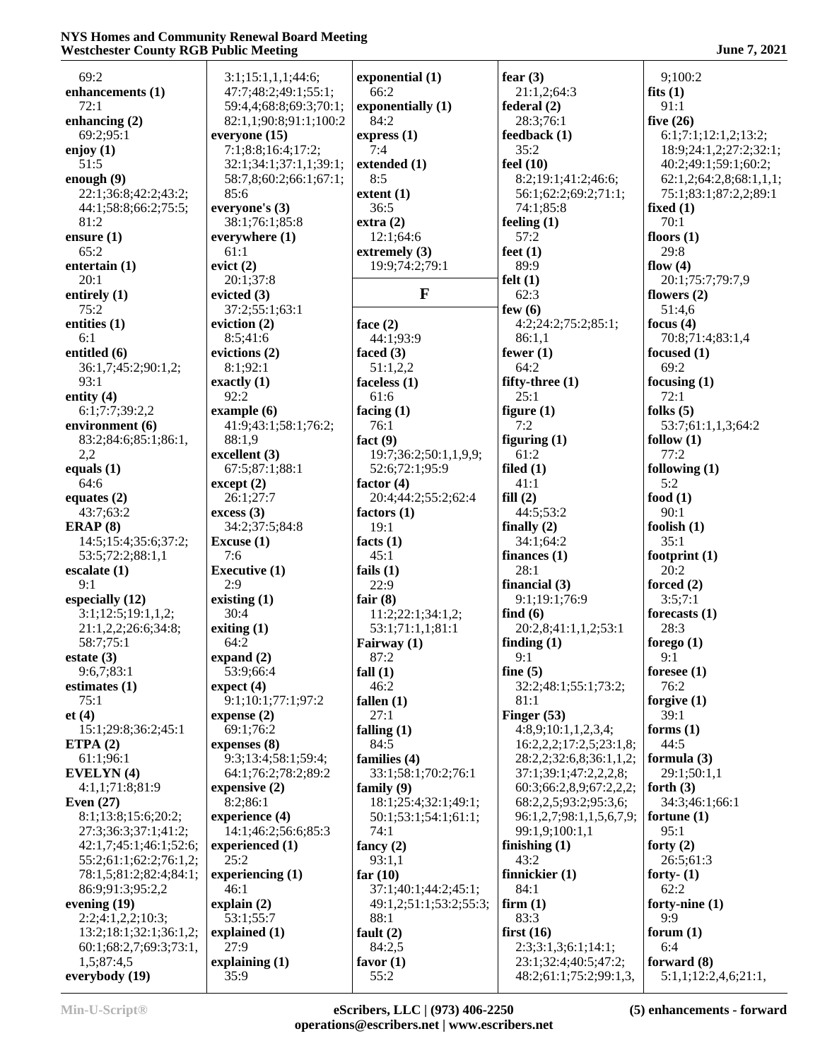69:2
**enhancements (1)**
72:1
**enhancing (2)**
69:2;95:1
**enjoy (1)**
51:5
**enough (9)**
22:1;36:8;42:2;43:2;
44:1;58:8;66:2;75:5;
81:2
**ensure (1)**
65:2
**entertain (1)**
20:1
**entirely (1)**
75:2
**entities (1)**
6:1
**entitled (6)**
36:1,7;45:2;90:1,2;
93:1
**entity (4)**
6:1;7:7;39:2,2
**environment (6)**
83:2;84:6;85:1;86:1,
2,2
**equals (1)**
64:6
**equates (2)**
43:7;63:2
**ERAP (8)**
14:5;15:4;35:6;37:2;
53:5;72:2;88:1,1
**escalate (1)**
9:1
**especially (12)**
3:1;12:5;19:1,1,2;
21:1,2,2;26:6;34:8;
58:7;75:1
**estate (3)**
9:6,7;83:1
**estimates (1)**
75:1
**et (4)**
15:1;29:8;36:2;45:1
**ETPA (2)**
61:1;96:1
**EVELYN (4)**
4:1,1;71:8;81:9
**Even (27)**
8:1;13:8;15:6;20:2;
27:3;36:3;37:1;41:2;
42:1,7;45:1;46:1;52:6;
55:2;61:1;62:2;76:1,2;
78:1,5;81:2;82:4;84:1;
86:9;91:3;95:2,2
**evening (19)**
2:2;4:1,2,2;10:3;
13:2;18:1;32:1;36:1,2;
60:1;68:2,7;69:3;73:1,
1,5;87:4,5
**everybody (19)**
3:1;15:1,1,1;44:6;
47:7;48:2;49:1;55:1;
59:4,4;68:8;69:3;70:1;
82:1,1;90:8;91:1;100:2
**everyone (15)**
7:1;8:8;16:4;17:2;
32:1;34:1;37:1,1;39:1;
58:7,8;60:2;66:1;67:1;
85:6
**everyone's (3)**
38:1;76:1;85:8
**everywhere (1)**
61:1
**evict (2)**
20:1;37:8
**evicted (3)**
37:2;55:1;63:1
**eviction (2)**
8:5;41:6
**evictions (2)**
8:1;92:1
**exactly (1)**
92:2
**example (6)**
41:9;43:1;58:1;76:2;
88:1,9
**excellent (3)**
67:5;87:1;88:1
**except (2)**
26:1;27:7
**excess (3)**
34:2;37:5;84:8
**Excuse (1)**
7:6
**Executive (1)**
2:9
**existing (1)**
30:4
**exiting (1)**
64:2
**expand (2)**
53:9;66:4
**expect (4)**
9:1;10:1;77:1;97:2
**expense (2)**
69:1;76:2
**expenses (8)**
9:3;13:4;58:1;59:4;
64:1;76:2;78:2;89:2
**expensive (2)**
8:2;86:1
**experience (4)**
14:1;46:2;56:6;85:3
**experienced (1)**
25:2
**experiencing (1)**
46:1
**explain (2)**
53:1;55:7
**explained (1)**
27:9
**explaining (1)**
35:9
**exponential (1)**
66:2
**exponentially (1)**
84:2
**express (1)**
7:4
**extended (1)**
8:5
**extent (1)**
36:5
**extra (2)**
12:1;64:6
**extremely (3)**
19:9;74:2;79:1

## F

**face (2)**
44:1;93:9
**faced (3)**
51:1,2,2
**faceless (1)**
61:6
**facing (1)**
76:1
**fact (9)**
19:7;36:2;50:1,1,9,9;
52:6;72:1;95:9
**factor (4)**
20:4;44:2;55:2;62:4
**factors (1)**
19:1
**facts (1)**
45:1
**fails (1)**
22:9
**fair (8)**
11:2;22:1;34:1,2;
53:1;71:1,1;81:1
**Fairway (1)**
87:2
**fall (1)**
46:2
**fallen (1)**
27:1
**falling (1)**
84:5
**families (4)**
33:1;58:1;70:2;76:1
**family (9)**
18:1;25:4;32:1;49:1;
50:1;53:1;54:1;61:1;
74:1
**fancy (2)**
93:1,1
**far (10)**
37:1;40:1;44:2;45:1;
49:1,2;51:1;53:2;55:3;
88:1
**fault (2)**
84:2,5
**favor (1)**
55:2
**fear (3)**
21:1,2;64:3
**federal (2)**
28:3;76:1
**feedback (1)**
35:2
**feel (10)**
8:2;19:1;41:2;46:6;
56:1;62:2;69:2;71:1;
74:1;85:8
**feeling (1)**
57:2
**feet (1)**
89:9
**felt (1)**
62:3
**few (6)**
4:2;24:2;75:2;85:1;
86:1,1
**fewer (1)**
64:2
**fifty-three (1)**
25:1
**figure (1)**
7:2
**figuring (1)**
61:2
**filed (1)**
41:1
**fill (2)**
44:5;53:2
**finally (2)**
34:1;64:2
**finances (1)**
28:1
**financial (3)**
9:1;19:1;76:9
**find (6)**
20:2,8;41:1,1,2;53:1
**finding (1)**
9:1
**fine (5)**
32:2;48:1;55:1;73:2;
81:1
**Finger (53)**
4:8,9;10:1,1,2,3,4;
16:2,2,2;17:2,5;23:1,8;
28:2,2;32:6,8;36:1,1,2;
37:1;39:1;47:2,2,2,8;
60:3;66:2,8,9;67:2,2,2;
68:2,2,5;93:2;95:3,6;
96:1,2,7;98:1,1,5,6,7,9;
99:1,9;100:1,1
**finishing (1)**
43:2
**finnickier (1)**
84:1
**firm (1)**
83:3
**first (16)**
2:3;3:1,3;6:1;14:1;
23:1;32:4;40:5;47:2;
48:2;61:1;75:2;99:1,3,
9;100:2
**fits (1)**
91:1
**five (26)**
6:1;7:1;12:1,2;13:2;
18:9;24:1,2;27:2;32:1;
40:2;49:1;59:1;60:2;
62:1,2;64:2,8;68:1,1,1;
75:1;83:1;87:2,2;89:1
**fixed (1)**
70:1
**floors (1)**
29:8
**flow (4)**
20:1;75:7;79:7,9
**flowers (2)**
51:4,6
**focus (4)**
70:8;71:4;83:1,4
**focused (1)**
69:2
**focusing (1)**
72:1
**folks (5)**
53:7;61:1,1,3;64:2
**follow (1)**
77:2
**following (1)**
5:2
**food (1)**
90:1
**foolish (1)**
35:1
**footprint (1)**
20:2
**forced (2)**
3:5;7:1
**forecasts (1)**
28:3
**forego (1)**
9:1
**foresee (1)**
76:2
**forgive (1)**
39:1
**forms (1)**
44:5
**formula (3)**
29:1;50:1,1
**forth (3)**
34:3;46:1;66:1
**fortune (1)**
95:1
**forty (2)**
26:5;61:3
**forty- (1)**
62:2
**forty-nine (1)**
9:9
**forum (1)**
6:4
**forward (8)**
5:1,1;12:2,4,6;21:1,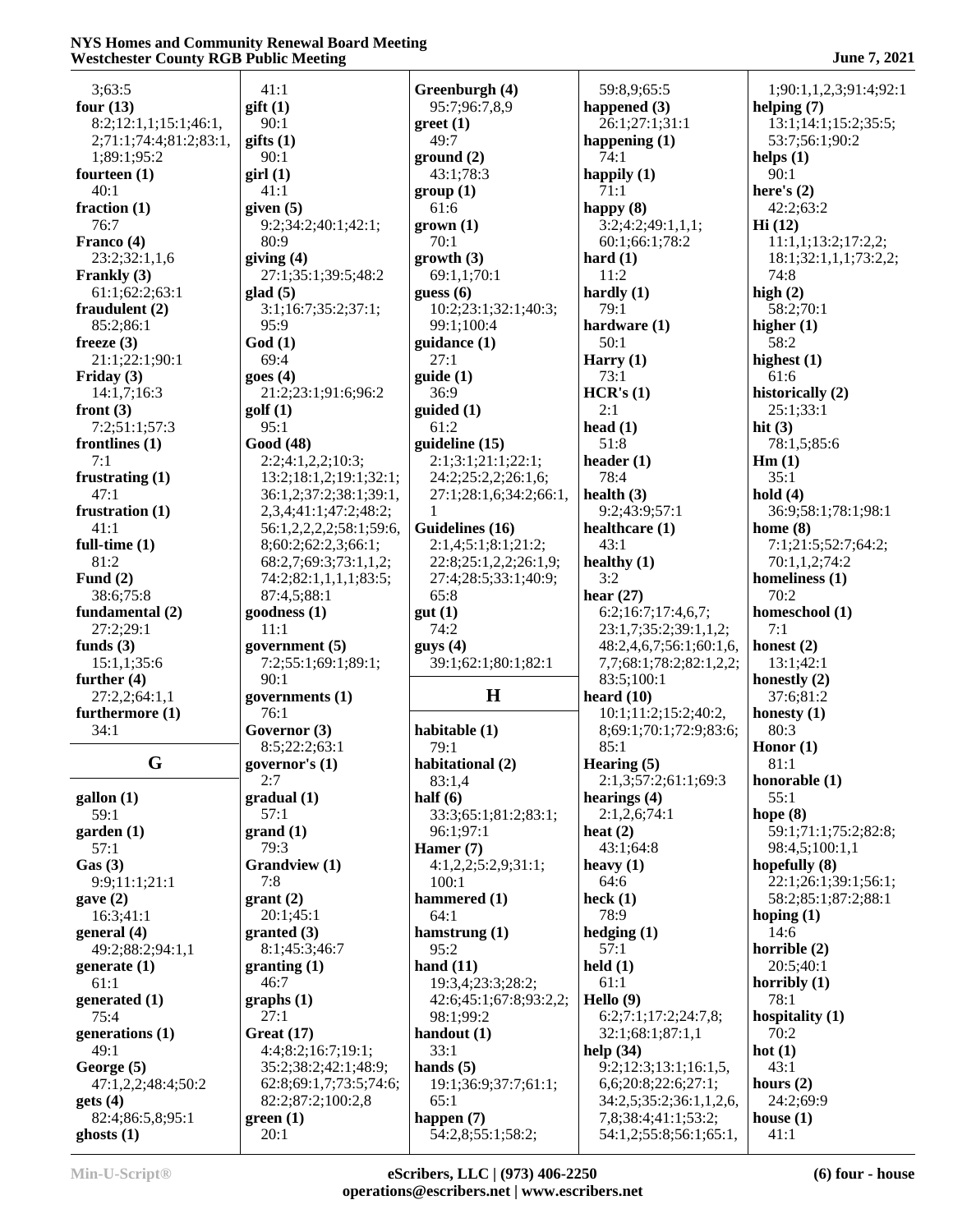3;63:5
**four (13)**
8:2;12:1,1;15:1;46:1,
2;71:1;74:4;81:2;83:1,
1;89:1;95:2
**fourteen (1)**
40:1
**fraction (1)**
76:7
**Franco (4)**
23:2;32:1,1,6
**Frankly (3)**
61:1;62:2;63:1
**fraudulent (2)**
85:2;86:1
**freeze (3)**
21:1;22:1;90:1
**Friday (3)**
14:1,7;16:3
**front (3)**
7:2;51:1;57:3
**frontlines (1)**
7:1
**frustrating (1)**
47:1
**frustration (1)**
41:1
**full-time (1)**
81:2
**Fund (2)**
38:6;75:8
**fundamental (2)**
27:2;29:1
**funds (3)**
15:1,1;35:6
**further (4)**
27:2,2;64:1,1
**furthermore (1)**
34:1

## G

**gallon (1)**
59:1
**garden (1)**
57:1
**Gas (3)**
9:9;11:1;21:1
**gave (2)**
16:3;41:1
**general (4)**
49:2;88:2;94:1,1
**generate (1)**
61:1
**generated (1)**
75:4
**generations (1)**
49:1
**George (5)**
47:1,2,2;48:4;50:2
**gets (4)**
82:4;86:5,8;95:1
**ghosts (1)**
41:1
**gift (1)**
90:1
**gifts (1)**
90:1
**girl (1)**
41:1
**given (5)**
9:2;34:2;40:1;42:1;
80:9
**giving (4)**
27:1;35:1;39:5;48:2
**glad (5)**
3:1;16:7;35:2;37:1;
95:9
**God (1)**
69:4
**goes (4)**
21:2;23:1;91:6;96:2
**golf (1)**
95:1
**Good (48)**
2:2;4:1,2,2;10:3;
13:2;18:1,2;19:1;32:1;
36:1,2;37:2;38:1;39:1,
2,3,4;41:1;47:2;48:2;
56:1,2,2,2,2;58:1;59:6,
8;60:2;62:2,3;66:1;
68:2,7;69:3;73:1,1,2;
74:2;82:1,1,1,1;83:5;
87:4,5;88:1
**goodness (1)**
11:1
**government (5)**
7:2;55:1;69:1;89:1;
90:1
**governments (1)**
76:1
**Governor (3)**
8:5;22:2;63:1
**governor's (1)**
2:7
**gradual (1)**
57:1
**grand (1)**
79:3
**Grandview (1)**
7:8
**grant (2)**
20:1;45:1
**granted (3)**
8:1;45:3;46:7
**granting (1)**
46:7
**graphs (1)**
27:1
**Great (17)**
4:4;8:2;16:7;19:1;
35:2;38:2;42:1;48:9;
62:8;69:1,7;73:5;74:6;
82:2;87:2;100:2,8
**green (1)**
20:1
**Greenburgh (4)**
95:7;96:7,8,9
**greet (1)**
49:7
**ground (2)**
43:1;78:3
**group (1)**
61:6
**grown (1)**
70:1
**growth (3)**
69:1,1;70:1
**guess (6)**
10:2;23:1;32:1;40:3;
99:1;100:4
**guidance (1)**
27:1
**guide (1)**
36:9
**guided (1)**
61:2
**guideline (15)**
2:1;3:1;21:1;22:1;
24:2;25:2,2;26:1,6;
27:1;28:1,6;34:2;66:1,
1
**Guidelines (16)**
2:1,4;5:1;8:1;21:2;
22:8;25:1,2,2;26:1,9;
27:4;28:5;33:1;40:9;
65:8
**gut (1)**
74:2
**guys (4)**
39:1;62:1;80:1;82:1

## H

**habitable (1)**
79:1
**habitational (2)**
83:1,4
**half (6)**
33:3;65:1;81:2;83:1;
96:1;97:1
**Hamer (7)**
4:1,2,2;5:2,9;31:1;
100:1
**hammered (1)**
64:1
**hamstrung (1)**
95:2
**hand (11)**
19:3,4;23:3;28:2;
42:6;45:1;67:8;93:2,2;
98:1;99:2
**handout (1)**
33:1
**hands (5)**
19:1;36:9;37:7;61:1;
65:1
**happen (7)**
54:2,8;55:1;58:2;
59:8,9;65:5
**happened (3)**
26:1;27:1;31:1
**happening (1)**
74:1
**happily (1)**
71:1
**happy (8)**
3:2;4:2;49:1,1,1;
60:1;66:1;78:2
**hard (1)**
11:2
**hardly (1)**
79:1
**hardware (1)**
50:1
**Harry (1)**
73:1
**HCR's (1)**
2:1
**head (1)**
51:8
**header (1)**
78:4
**health (3)**
9:2;43:9;57:1
**healthcare (1)**
43:1
**healthy (1)**
3:2
**hear (27)**
6:2;16:7;17:4,6,7;
23:1,7;35:2;39:1,1,2;
48:2,4,6,7;56:1;60:1,6,
7,7;68:1;78:2;82:1,2,2;
83:5;100:1
**heard (10)**
10:1;11:2;15:2;40:2,
8;69:1;70:1;72:9;83:6;
85:1
**Hearing (5)**
2:1,3;57:2;61:1;69:3
**hearings (4)**
2:1,2,6;74:1
**heat (2)**
43:1;64:8
**heavy (1)**
64:6
**heck (1)**
78:9
**hedging (1)**
57:1
**held (1)**
61:1
**Hello (9)**
6:2;7:1;17:2;24:7,8;
32:1;68:1;87:1,1
**help (34)**
9:2;12:3;13:1;16:1,5,
6,6;20:8;22:6;27:1;
34:2,5;35:2;36:1,1,2,6,
7,8;38:4;41:1;53:2;
54:1,2;55:8;56:1;65:1,
1;90:1,1,2,3;91:4;92:1
**helping (7)**
13:1;14:1;15:2;35:5;
53:7;56:1;90:2
**helps (1)**
90:1
**here's (2)**
42:2;63:2
**Hi (12)**
11:1,1;13:2;17:2,2;
18:1;32:1,1,1;73:2,2;
74:8
**high (2)**
58:2;70:1
**higher (1)**
58:2
**highest (1)**
61:6
**historically (2)**
25:1;33:1
**hit (3)**
78:1,5;85:6
**Hm (1)**
35:1
**hold (4)**
36:9;58:1;78:1;98:1
**home (8)**
7:1;21:5;52:7;64:2;
70:1,1,2;74:2
**homeliness (1)**
70:2
**homeschool (1)**
7:1
**honest (2)**
13:1;42:1
**honestly (2)**
37:6;81:2
**honesty (1)**
80:3
**Honor (1)**
81:1
**honorable (1)**
55:1
**hope (8)**
59:1;71:1;75:2;82:8;
98:4,5;100:1,1
**hopefully (8)**
22:1;26:1;39:1;56:1;
58:2;85:1;87:2;88:1
**hoping (1)**
14:6
**horrible (2)**
20:5;40:1
**horribly (1)**
78:1
**hospitality (1)**
70:2
**hot (1)**
43:1
**hours (2)**
24:2;69:9
**house (1)**
41:1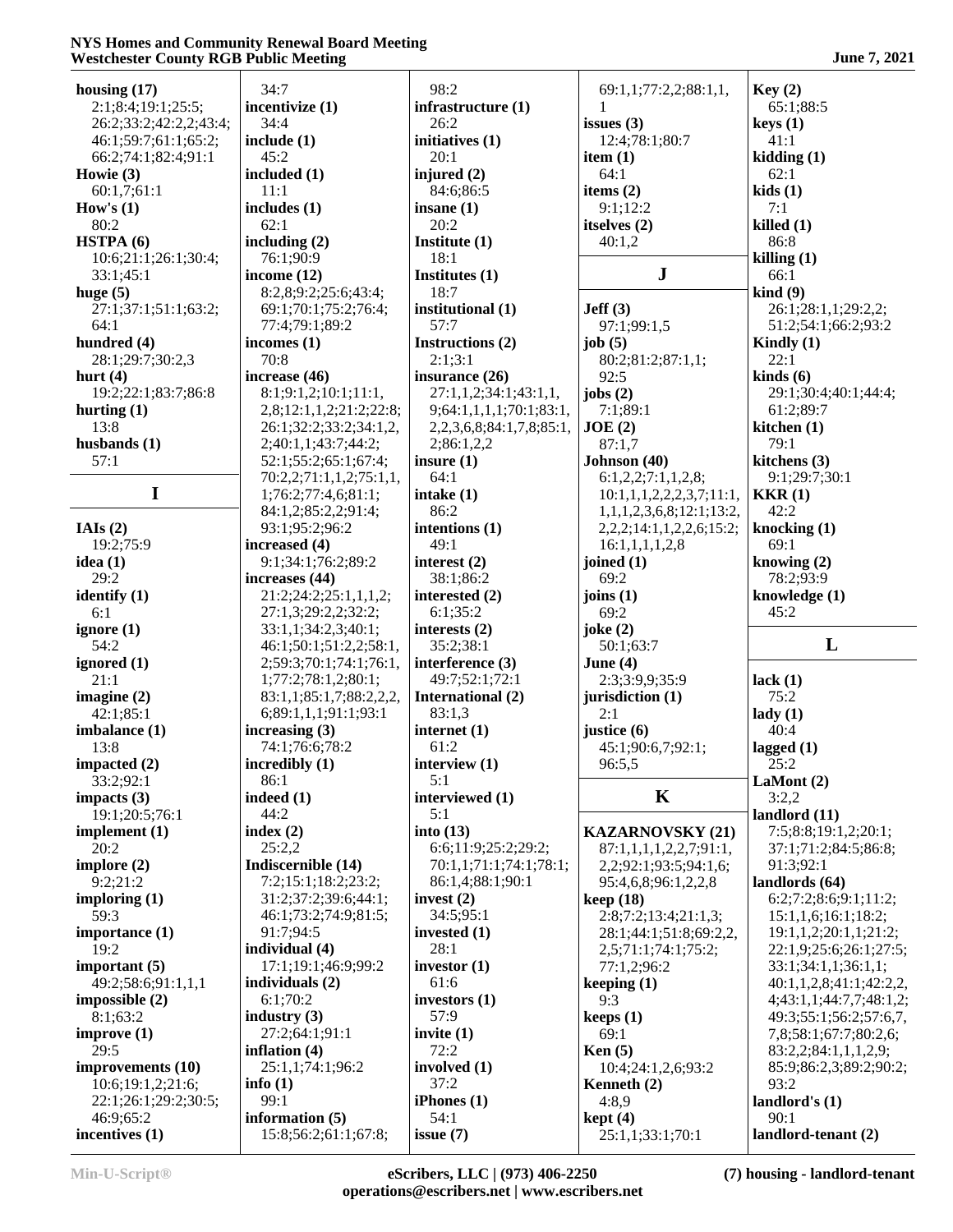**housing (17)**
2:1;8:4;19:1;25:5;
26:2;33:2;42:2,2;43:4;
46:1;59:7;61:1;65:2;
66:2;74:1;82:4;91:1
**Howie (3)**
60:1,7;61:1
**How's (1)**
80:2
**HSTPA (6)**
10:6;21:1;26:1;30:4;
33:1;45:1
**huge (5)**
27:1;37:1;51:1;63:2;
64:1
**hundred (4)**
28:1;29:7;30:2,3
**hurt (4)**
19:2;22:1;83:7;86:8
**hurting (1)**
13:8
**husbands (1)**
57:1

## I

**IAIs (2)**
19:2;75:9
**idea (1)**
29:2
**identify (1)**
6:1
**ignore (1)**
54:2
**ignored (1)**
21:1
**imagine (2)**
42:1;85:1
**imbalance (1)**
13:8
**impacted (2)**
33:2;92:1
**impacts (3)**
19:1;20:5;76:1
**implement (1)**
20:2
**implore (2)**
9:2;21:2
**imploring (1)**
59:3
**importance (1)**
19:2
**important (5)**
49:2;58:6;91:1,1,1
**impossible (2)**
8:1;63:2
**improve (1)**
29:5
**improvements (10)**
10:6;19:1,2;21:6;
22:1;26:1;29:2;30:5;
46:9;65:2
**incentives (1)**
34:7
**incentivize (1)**
34:4
**include (1)**
45:2
**included (1)**
11:1
**includes (1)**
62:1
**including (2)**
76:1;90:9
**income (12)**
8:2,8;9:2;25:6;43:4;
69:1;70:1;75:2;76:4;
77:4;79:1;89:2
**incomes (1)**
70:8
**increase (46)**
8:1;9:1,2;10:1;11:1,
2,8;12:1,1,2;21:2;22:8;
26:1;32:2;33:2;34:1,2,
2;40:1,1;43:7;44:2;
52:1;55:2;65:1;67:4;
70:2,2;71:1,1,2;75:1,1,
1;76:2;77:4,6;81:1;
84:1,2;85:2,2;91:4;
93:1;95:2;96:2
**increased (4)**
9:1;34:1;76:2;89:2
**increases (44)**
21:2;24:2;25:1,1,1,2;
27:1,3;29:2,2;32:2;
33:1,1;34:2,3;40:1;
46:1;50:1;51:2,2;58:1,
2;59:3;70:1;74:1;76:1,
1;77:2;78:1,2;80:1;
83:1,1;85:1,7;88:2,2,2,
6;89:1,1,1;91:1;93:1
**increasing (3)**
74:1;76:6;78:2
**incredibly (1)**
86:1
**indeed (1)**
44:2
**index (2)**
25:2,2
**Indiscernible (14)**
7:2;15:1;18:2;23:2;
31:2;37:2;39:6;44:1;
46:1;73:2;74:9;81:5;
91:7;94:5
**individual (4)**
17:1;19:1;46:9;99:2
**individuals (2)**
6:1;70:2
**industry (3)**
27:2;64:1;91:1
**inflation (4)**
25:1,1;74:1;96:2
**info (1)**
99:1
**information (5)**
15:8;56:2;61:1;67:8;
98:2
**infrastructure (1)**
26:2
**initiatives (1)**
20:1
**injured (2)**
84:6;86:5
**insane (1)**
20:2
**Institute (1)**
18:1
**Institutes (1)**
18:7
**institutional (1)**
57:7
**Instructions (2)**
2:1;3:1
**insurance (26)**
27:1,1,2;34:1;43:1,1,
9;64:1,1,1,1;70:1;83:1,
2,2,3,6,8;84:1,7,8;85:1,
2;86:1,2,2
**insure (1)**
64:1
**intake (1)**
86:2
**intentions (1)**
49:1
**interest (2)**
38:1;86:2
**interested (2)**
6:1;35:2
**interests (2)**
35:2;38:1
**interference (3)**
49:7;52:1;72:1
**International (2)**
83:1,3
**internet (1)**
61:2
**interview (1)**
5:1
**interviewed (1)**
5:1
**into (13)**
6:6;11:9;25:2;29:2;
70:1,1;71:1;74:1;78:1;
86:1,4;88:1;90:1
**invest (2)**
34:5;95:1
**invested (1)**
28:1
**investor (1)**
61:6
**investors (1)**
57:9
**invite (1)**
72:2
**involved (1)**
37:2
**iPhones (1)**
54:1
**issue (7)**
69:1,1;77:2,2;88:1,1,
1
**issues (3)**
12:4;78:1;80:7
**item (1)**
64:1
**items (2)**
9:1;12:2
**itselves (2)**
40:1,2

## J

**Jeff (3)**
97:1;99:1,5
**job (5)**
80:2;81:2;87:1,1;
92:5
**jobs (2)**
7:1;89:1
**JOE (2)**
87:1,7
**Johnson (40)**
6:1,2,2;7:1,1,2,8;
10:1,1,1,2,2,2,3,7;11:1,
1,1,1,2,3,6,8;12:1;13:2,
2,2,2;14:1,1,2,2,6;15:2;
16:1,1,1,1,2,8
**joined (1)**
69:2
**joins (1)**
69:2
**joke (2)**
50:1;63:7
**June (4)**
2:3;3:9,9;35:9
**jurisdiction (1)**
2:1
**justice (6)**
45:1;90:6,7;92:1;
96:5,5

## K

**KAZARNOVSKY (21)**
87:1,1,1,1,2,2,7;91:1,
2,2;92:1;93:5;94:1,6;
95:4,6,8;96:1,2,2,8
**keep (18)**
2:8;7:2;13:4;21:1,3;
28:1;44:1;51:8;69:2,2,
2,5;71:1;74:1;75:2;
77:1,2;96:2
**keeping (1)**
9:3
**keeps (1)**
69:1
**Ken (5)**
10:4;24:1,2,6;93:2
**Kenneth (2)**
4:8,9
**kept (4)**
25:1,1;33:1;70:1
**Key (2)**
65:1;88:5
**keys (1)**
41:1
**kidding (1)**
62:1
**kids (1)**
7:1
**killed (1)**
86:8
**killing (1)**
66:1
**kind (9)**
26:1;28:1,1;29:2,2;
51:2;54:1;66:2;93:2
**Kindly (1)**
22:1
**kinds (6)**
29:1;30:4;40:1;44:4;
61:2;89:7
**kitchen (1)**
79:1
**kitchens (3)**
9:1;29:7;30:1
**KKR (1)**
42:2
**knocking (1)**
69:1
**knowing (2)**
78:2;93:9
**knowledge (1)**
45:2

## L

**lack (1)**
75:2
**lady (1)**
40:4
**lagged (1)**
25:2
**LaMont (2)**
3:2,2
**landlord (11)**
7:5;8:8;19:1,2;20:1;
37:1;71:2;84:5;86:8;
91:3;92:1
**landlords (64)**
6:2;7:2;8:6;9:1;11:2;
15:1,1,6;16:1;18:2;
19:1,1,2;20:1,1;21:2;
22:1,9;25:6;26:1;27:5;
33:1;34:1,1;36:1,1;
40:1,1,2,8;41:1;42:2,2,
4;43:1,1;44:7,7;48:1,2;
49:3;55:1;56:2;57:6,7,
7,8;58:1;67:7;80:2,6;
83:2,2;84:1,1,1,2,9;
85:9;86:2,3;89:2;90:2;
93:2
**landlord's (1)**
90:1
**landlord-tenant (2)**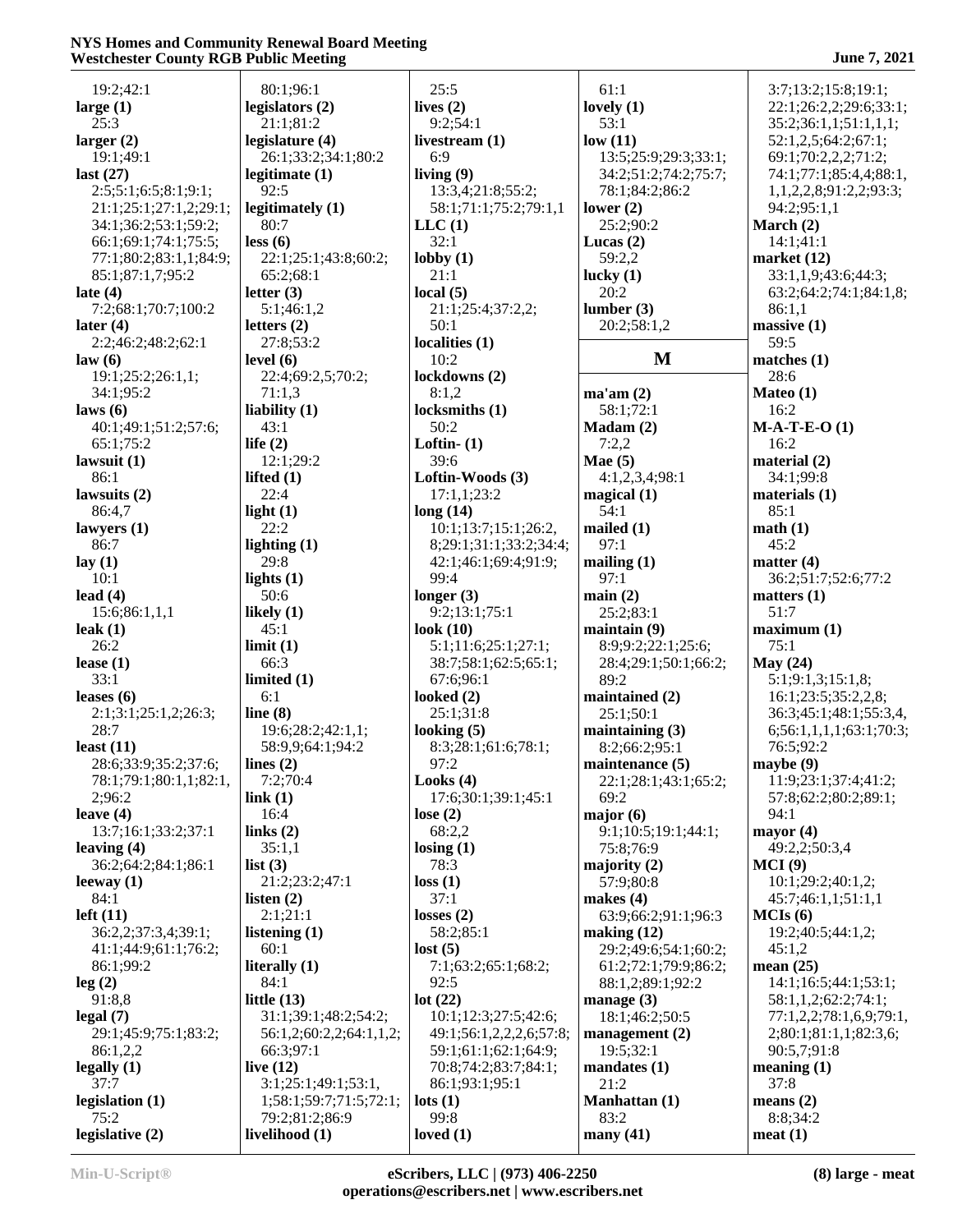19:2;42:1
**large (1)**
25:3
**larger (2)**
19:1;49:1
**last (27)**
2:5;5:1;6:5;8:1;9:1;
21:1;25:1;27:1,2;29:1;
34:1;36:2;53:1;59:2;
66:1;69:1;74:1;75:5;
77:1;80:2;83:1,1;84:9;
85:1;87:1,7;95:2
**late (4)**
7:2;68:1;70:7;100:2
**later (4)**
2:2;46:2;48:2;62:1
**law (6)**
19:1;25:2;26:1,1;
34:1;95:2
**laws (6)**
40:1;49:1;51:2;57:6;
65:1;75:2
**lawsuit (1)**
86:1
**lawsuits (2)**
86:4,7
**lawyers (1)**
86:7
**lay (1)**
10:1
**lead (4)**
15:6;86:1,1,1
**leak (1)**
26:2
**lease (1)**
33:1
**leases (6)**
2:1;3:1;25:1,2;26:3;
28:7
**least (11)**
28:6;33:9;35:2;37:6;
78:1;79:1;80:1,1;82:1,
2;96:2
**leave (4)**
13:7;16:1;33:2;37:1
**leaving (4)**
36:2;64:2;84:1;86:1
**leeway (1)**
84:1
**left (11)**
36:2,2;37:3,4;39:1;
41:1;44:9;61:1;76:2;
86:1;99:2
**leg (2)**
91:8,8
**legal (7)**
29:1;45:9;75:1;83:2;
86:1,2,2
**legally (1)**
37:7
**legislation (1)**
75:2
**legislative (2)**
80:1;96:1
**legislators (2)**
21:1;81:2
**legislature (4)**
26:1;33:2;34:1;80:2
**legitimate (1)**
92:5
**legitimately (1)**
80:7
**less (6)**
22:1;25:1;43:8;60:2;
65:2;68:1
**letter (3)**
5:1;46:1,2
**letters (2)**
27:8;53:2
**level (6)**
22:4;69:2,5;70:2;
71:1,3
**liability (1)**
43:1
**life (2)**
12:1;29:2
**lifted (1)**
22:4
**light (1)**
22:2
**lighting (1)**
29:8
**lights (1)**
50:6
**likely (1)**
45:1
**limit (1)**
66:3
**limited (1)**
6:1
**line (8)**
19:6;28:2;42:1,1;
58:9,9;64:1;94:2
**lines (2)**
7:2;70:4
**link (1)**
16:4
**links (2)**
35:1,1
**list (3)**
21:2;23:2;47:1
**listen (2)**
2:1;21:1
**listening (1)**
60:1
**literally (1)**
84:1
**little (13)**
31:1;39:1;48:2;54:2;
56:1,2;60:2,2;64:1,1,2;
66:3;97:1
**live (12)**
3:1;25:1;49:1;53:1,
1;58:1;59:7;71:5;72:1;
79:2;81:2;86:9
**livelihood (1)**
25:5
**lives (2)**
9:2;54:1
**livestream (1)**
6:9
**living (9)**
13:3,4;21:8;55:2;
58:1;71:1;75:2;79:1,1
**LLC (1)**
32:1
**lobby (1)**
21:1
**local (5)**
21:1;25:4;37:2,2;
50:1
**localities (1)**
10:2
**lockdowns (2)**
8:1,2
**locksmiths (1)**
50:2
**Loftin- (1)**
39:6
**Loftin-Woods (3)**
17:1,1;23:2
**long (14)**
10:1;13:7;15:1;26:2,
8;29:1;31:1;33:2;34:4;
42:1;46:1;69:4;91:9;
99:4
**longer (3)**
9:2;13:1;75:1
**look (10)**
5:1;11:6;25:1;27:1;
38:7;58:1;62:5;65:1;
67:6;96:1
**looked (2)**
25:1;31:8
**looking (5)**
8:3;28:1;61:6;78:1;
97:2
**Looks (4)**
17:6;30:1;39:1;45:1
**lose (2)**
68:2,2
**losing (1)**
78:3
**loss (1)**
37:1
**losses (2)**
58:2;85:1
**lost (5)**
7:1;63:2;65:1;68:2;
92:5
**lot (22)**
10:1;12:3;27:5;42:6;
49:1;56:1,2,2,2,6;57:8;
59:1;61:1;62:1;64:9;
70:8;74:2;83:7;84:1;
86:1;93:1;95:1
**lots (1)**
99:8
**loved (1)**
61:1
**lovely (1)**
53:1
**low (11)**
13:5;25:9;29:3;33:1;
34:2;51:2;74:2;75:7;
78:1;84:2;86:2
**lower (2)**
25:2;90:2
**Lucas (2)**
59:2,2
**lucky (1)**
20:2
**lumber (3)**
20:2;58:1,2

## M

**ma'am (2)**
58:1;72:1
**Madam (2)**
7:2,2
**Mae (5)**
4:1,2,3,4;98:1
**magical (1)**
54:1
**mailed (1)**
97:1
**mailing (1)**
97:1
**main (2)**
25:2;83:1
**maintain (9)**
8:9;9:2;22:1;25:6;
28:4;29:1;50:1;66:2;
89:2
**maintained (2)**
25:1;50:1
**maintaining (3)**
8:2;66:2;95:1
**maintenance (5)**
22:1;28:1;43:1;65:2;
69:2
**major (6)**
9:1;10:5;19:1;44:1;
75:8;76:9
**majority (2)**
57:9;80:8
**makes (4)**
63:9;66:2;91:1;96:3
**making (12)**
29:2;49:6;54:1;60:2;
61:2;72:1;79:9;86:2;
88:1,2;89:1;92:2
**manage (3)**
18:1;46:2;50:5
**management (2)**
19:5;32:1
**mandates (1)**
21:2
**Manhattan (1)**
83:2
**many (41)**
3:7;13:2;15:8;19:1;
22:1;26:2,2;29:6;33:1;
35:2;36:1,1;51:1,1,1;
52:1,2,5;64:2;67:1;
69:1;70:2,2,2;71:2;
74:1;77:1;85:4,4;88:1,
1,1,2,2,8;91:2,2,8;93:3;
94:2;95:1,1
**March (2)**
14:1;41:1
**market (12)**
33:1,1,9;43:6;44:3;
63:2;64:2;74:1;84:1,8;
86:1,1
**massive (1)**
59:5
**matches (1)**
28:6
**Mateo (1)**
16:2
**M-A-T-E-O (1)**
16:2
**material (2)**
34:1;99:8
**materials (1)**
85:1
**math (1)**
45:2
**matter (4)**
36:2;51:7;52:6;77:2
**matters (1)**
51:7
**maximum (1)**
75:1
**May (24)**
5:1;9:1,3;15:1,8;
16:1;23:5;35:2,2,8;
36:3;45:1;48:1;55:3,4,
6;56:1,1,1,1;63:1;70:3;
76:5;92:2
**maybe (9)**
11:9;23:1;37:4;41:2;
57:8;62:2;80:2;89:1;
94:1
**mayor (4)**
49:2,2;50:3,4
**MCI (9)**
10:1;29:2;40:1,2;
45:7;46:1,1;51:1,1
**MCIs (6)**
19:2;40:5;44:1,2;
45:1,2
**mean (25)**
14:1;16:5;44:1;53:1;
58:1,1,2;62:2;74:1;
77:1,2,2;78:1,6,9;79:1,
2;80:1;81:1,1;82:3,6;
90:5,7;91:8
**meaning (1)**
37:8
**means (2)**
8:8;34:2
**meat (1)**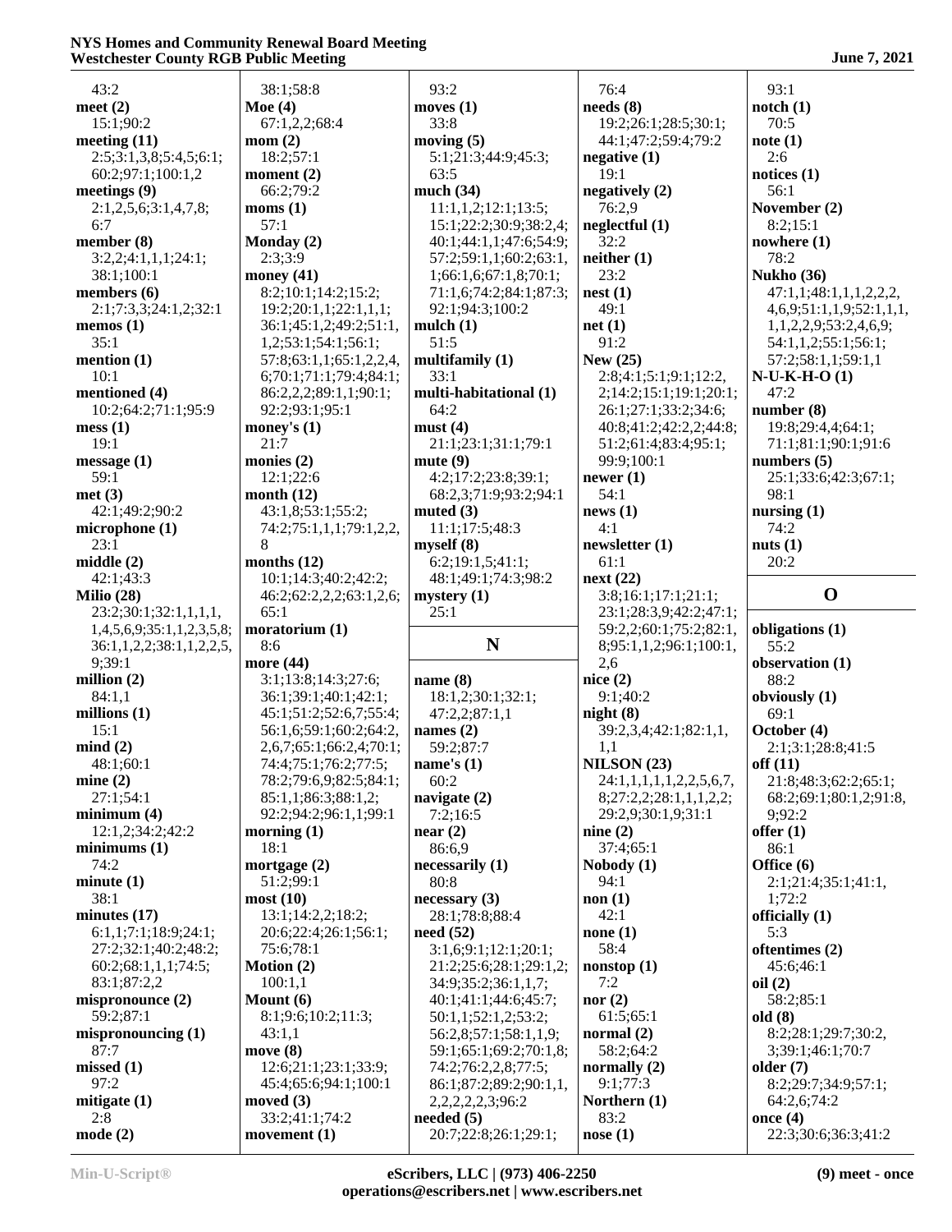43:2
**meet (2)**
15:1;90:2
**meeting (11)**
2:5;3:1,3,8;5:4,5;6:1;
60:2;97:1;100:1,2
**meetings (9)**
2:1,2,5,6;3:1,4,7,8;
6:7
**member (8)**
3:2,2;4:1,1,1;24:1;
38:1;100:1
**members (6)**
2:1;7:3,3;24:1,2;32:1
**memos (1)**
35:1
**mention (1)**
10:1
**mentioned (4)**
10:2;64:2;71:1;95:9
**mess (1)**
19:1
**message (1)**
59:1
**met (3)**
42:1;49:2;90:2
**microphone (1)**
23:1
**middle (2)**
42:1;43:3
**Milio (28)**
23:2;30:1;32:1,1,1,1,
1,4,5,6,9;35:1,1,2,3,5,8;
36:1,1,2,2;38:1,1,2,2,5,
9;39:1
**million (2)**
84:1,1
**millions (1)**
15:1
**mind (2)**
48:1;60:1
**mine (2)**
27:1;54:1
**minimum (4)**
12:1,2;34:2;42:2
**minimums (1)**
74:2
**minute (1)**
38:1
**minutes (17)**
6:1,1;7:1;18:9;24:1;
27:2;32:1;40:2;48:2;
60:2;68:1,1,1;74:5;
83:1;87:2,2
**mispronounce (2)**
59:2;87:1
**mispronouncing (1)**
87:7
**missed (1)**
97:2
**mitigate (1)**
2:8
**mode (2)**
38:1;58:8
**Moe (4)**
67:1,2,2;68:4
**mom (2)**
18:2;57:1
**moment (2)**
66:2;79:2
**moms (1)**
57:1
**Monday (2)**
2:3;3:9
**money (41)**
8:2;10:1;14:2;15:2;
19:2;20:1,1;22:1,1,1;
36:1;45:1,2;49:2;51:1,
1,2;53:1;54:1;56:1;
57:8;63:1,1;65:1,2,2,4,
6;70:1;71:1;79:4;84:1;
86:2,2,2;89:1,1;90:1;
92:2;93:1;95:1
**money's (1)**
21:7
**monies (2)**
12:1;22:6
**month (12)**
43:1,8;53:1;55:2;
74:2;75:1,1,1;79:1,2,2,
8
**months (12)**
10:1;14:3;40:2;42:2;
46:2;62:2,2,2,2;63:1,2,6;
65:1
**moratorium (1)**
8:6
**more (44)**
3:1;13:8;14:3;27:6;
36:1;39:1;40:1;42:1;
45:1;51:2;52:6,7;55:4;
56:1,6;59:1;60:2;64:2,
2,6,7;65:1;66:2,4;70:1;
74:4;75:1;76:2;77:5;
78:2;79:6,9;82:5;84:1;
85:1,1;86:3;88:1,2;
92:2;94:2;96:1,1;99:1
**morning (1)**
18:1
**mortgage (2)**
51:2;99:1
**most (10)**
13:1;14:2,2;18:2;
20:6;22:4;26:1;56:1;
75:6;78:1
**Motion (2)**
100:1,1
**Mount (6)**
8:1;9:6;10:2;11:3;
43:1,1
**move (8)**
12:6;21:1;23:1;33:9;
45:4;65:6;94:1;100:1
**moved (3)**
33:2;41:1;74:2
**movement (1)**
93:2
**moves (1)**
33:8
**moving (5)**
5:1;21:3;44:9;45:3;
63:5
**much (34)**
11:1,1,2;12:1;13:5;
15:1;22:2;30:9;38:2,4;
40:1;44:1,1;47:6;54:9;
57:2;59:1,1;60:2;63:1,
1;66:1,6;67:1,8;70:1;
71:1,6;74:2;84:1;87:3;
92:1;94:3;100:2
**mulch (1)**
51:5
**multifamily (1)**
33:1
**multi-habitational (1)**
64:2
**must (4)**
21:1;23:1;31:1;79:1
**mute (9)**
4:2;17:2;23:8;39:1;
68:2,3;71:9;93:2;94:1
**muted (3)**
11:1;17:5;48:3
**myself (8)**
6:2;19:1,5;41:1;
48:1;49:1;74:3;98:2
**mystery (1)**
25:1

## N

**name (8)**
18:1,2;30:1;32:1;
47:2,2;87:1,1
**names (2)**
59:2;87:7
**name's (1)**
60:2
**navigate (2)**
7:2;16:5
**near (2)**
86:6,9
**necessarily (1)**
80:8
**necessary (3)**
28:1;78:8;88:4
**need (52)**
3:1,6;9:1;12:1;20:1;
21:2;25:6;28:1;29:1,2;
34:9;35:2;36:1,1,7;
40:1;41:1;44:6;45:7;
50:1,1;52:1,2;53:2;
56:2,8;57:1;58:1,1,9;
59:1;65:1;69:2;70:1,8;
74:2;76:2,2,8;77:5;
86:1;87:2;89:2;90:1,1,
2,2,2,2,2,3;96:2
**needed (5)**
20:7;22:8;26:1;29:1;
76:4
**needs (8)**
19:2;26:1;28:5;30:1;
44:1;47:2;59:4;79:2
**negative (1)**
19:1
**negatively (2)**
76:2,9
**neglectful (1)**
32:2
**neither (1)**
23:2
**nest (1)**
49:1
**net (1)**
91:2
**New (25)**
2:8;4:1;5:1;9:1;12:2,
2;14:2;15:1;19:1;20:1;
26:1;27:1;33:2;34:6;
40:8;41:2;42:2,2;44:8;
51:2;61:4;83:4;95:1;
99:9;100:1
**newer (1)**
54:1
**news (1)**
4:1
**newsletter (1)**
61:1
**next (22)**
3:8;16:1;17:1;21:1;
23:1;28:3,9;42:2;47:1;
59:2,2;60:1;75:2;82:1,
2,6;95:1,1,2;96:1;100:1,
2,6
**nice (2)**
9:1;40:2
**night (8)**
39:2,3,4;42:1;82:1,1,
1,1
**NILSON (23)**
24:1,1,1,1,1,2,2,5,6,7,
8;27:2,2;28:1,1,1,2,2;
29:2,9;30:1,9;31:1
**nine (2)**
37:4;65:1
**Nobody (1)**
94:1
**non (1)**
42:1
**none (1)**
58:4
**nonstop (1)**
7:2
**nor (2)**
61:5;65:1
**normal (2)**
58:2;64:2
**normally (2)**
9:1;77:3
**Northern (1)**
83:2
**nose (1)**
93:1
**notch (1)**
70:5
**note (1)**
2:6
**notices (1)**
56:1
**November (2)**
8:2;15:1
**nowhere (1)**
78:2
**Nukho (36)**
47:1,1;48:1,1,1,2,2,2,
4,6,9;51:1,1,9;52:1,1,1,
1,1,2,2,9;53:2,4,6,9;
54:1,1,2;55:1;56:1;
57:2;58:1,1;59:1,1
**N-U-K-H-O (1)**
47:2
**number (8)**
19:8;29:4,4;64:1;
71:1;81:1;90:1;91:6
**numbers (5)**
25:1;33:6;42:3;67:1;
98:1
**nursing (1)**
74:2
**nuts (1)**
20:2

## O

**obligations (1)**
55:2
**observation (1)**
88:2
**obviously (1)**
69:1
**October (4)**
2:1;3:1;28:8;41:5
**off (11)**
21:8;48:3;62:2;65:1;
68:2;69:1;80:1,2;91:8,
9;92:2
**offer (1)**
86:1
**Office (6)**
2:1;21:4;35:1;41:1,
1;72:2
**officially (1)**
5:3
**oftentimes (2)**
45:6;46:1
**oil (2)**
58:2;85:1
**old (8)**
8:2;28:1;29:7;30:2,
3;39:1;46:1;70:7
**older (7)**
8:2;29:7;34:9;57:1;
64:2,6;74:2
**once (4)**
22:3;30:6;36:3;41:2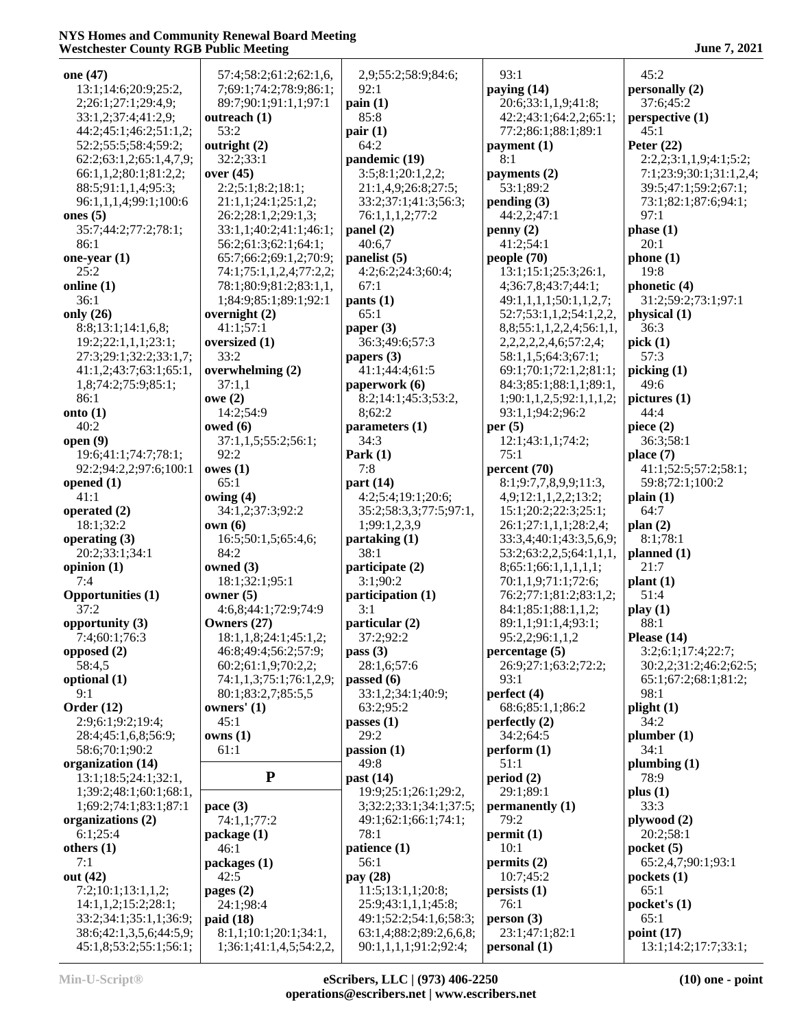**one (47)**
13:1;14:6;20:9;25:2,
2;26:1;27:1;29:4,9;
33:1,2;37:4;41:2,9;
44:2;45:1;46:2;51:1,2;
52:2;55:5;58:4;59:2;
62:2;63:1,2;65:1,4,7,9;
66:1,1,2;80:1;81:2,2;
88:5;91:1,1,4;95:3;
96:1,1,1,4;99:1;100:6

**ones (5)**
35:7;44:2;77:2;78:1;
86:1

**one-year (1)**
25:2

**online (1)**
36:1

**only (26)**
8:8;13:1;14:1,6,8;
19:2;22:1,1,1;23:1;
27:3;29:1;32:2;33:1,7;
41:1,2;43:7;63:1;65:1,
1,8;74:2;75:9;85:1;
86:1

**onto (1)**
40:2

**open (9)**
19:6;41:1;74:7;78:1;
92:2;94:2,2;97:6;100:1

**opened (1)**
41:1

**operated (2)**
18:1;32:2

**operating (3)**
20:2;33:1;34:1

**opinion (1)**
7:4

**Opportunities (1)**
37:2

**opportunity (3)**
7:4;60:1;76:3

**opposed (2)**
58:4,5

**optional (1)**
9:1

**Order (12)**
2:9;6:1;9:2;19:4;
28:4;45:1,6,8;56:9;
58:6;70:1;90:2

**organization (14)**
13:1;18:5;24:1;32:1,
1;39:2;48:1;60:1;68:1,
1;69:2;74:1;83:1;87:1

**organizations (2)**
6:1;25:4

**others (1)**
7:1

**out (42)**
7:2;10:1;13:1,1,2;
14:1,1,2;15:2;28:1;
33:2;34:1;35:1,1;36:9;
38:6;42:1,3,5,6;44:5,9;
45:1,8;53:2;55:1;56:1;
57:4;58:2;61:2;62:1,6,
7;69:1;74:2;78:9;86:1;
89:7;90:1;91:1,1;97:1

**outreach (1)**
53:2

**outright (2)**
32:2;33:1

**over (45)**
2:2;5:1;8:2;18:1;
21:1,1;24:1;25:1,2;
26:2;28:1,2;29:1,3;
33:1,1;40:2;41:1;46:1;
56:2;61:3;62:1;64:1;
65:7;66:2;69:1,2;70:9;
74:1;75:1,1,2,4;77:2,2;
78:1;80:9;81:2;83:1,1,
1;84:9;85:1;89:1;92:1

**overnight (2)**
41:1;57:1

**oversized (1)**
33:2

**overwhelming (2)**
37:1,1

**owe (2)**
14:2;54:9

**owed (6)**
37:1,1,5;55:2;56:1;
92:2

**owes (1)**
65:1

**owing (4)**
34:1,2;37:3;92:2

**own (6)**
16:5;50:1,5;65:4,6;
84:2

**owned (3)**
18:1;32:1;95:1

**owner (5)**
4:6,8;44:1;72:9;74:9

**Owners (27)**
18:1,1,8;24:1;45:1,2;
46:8;49:4;56:2;57:9;
60:2;61:1,9;70:2,2;
74:1,1,3;75:1;76:1,2,9;
80:1;83:2,7;85:5,5

**owners' (1)**
45:1

**owns (1)**
61:1

## P

**pace (3)**
74:1,1;77:2

**package (1)**
46:1

**packages (1)**
42:5

**pages (2)**
24:1;98:4

**paid (18)**
8:1,1;10:1;20:1;34:1,
1;36:1;41:1,4,5;54:2,2,
2,9;55:2;58:9;84:6;
92:1

**pain (1)**
85:8

**pair (1)**
64:2

**pandemic (19)**
3:5;8:1;20:1,2,2;
21:1,4,9;26:8;27:5;
33:2;37:1;41:3;56:3;
76:1,1,1,2;77:2

**panel (2)**
40:6,7

**panelist (5)**
4:2;6:2;24:3;60:4;
67:1

**pants (1)**
65:1

**paper (3)**
36:3;49:6;57:3

**papers (3)**
41:1;44:4;61:5

**paperwork (6)**
8:2;14:1;45:3;53:2,
8;62:2

**parameters (1)**
34:3

**Park (1)**
7:8

**part (14)**
4:2;5:4;19:1;20:6;
35:2;58:3,3;77:5;97:1,
1;99:1,2,3,9

**partaking (1)**
38:1

**participate (2)**
3:1;90:2

**participation (1)**
3:1

**particular (2)**
37:2;92:2

**pass (3)**
28:1,6;57:6

**passed (6)**
33:1,2;34:1;40:9;
63:2;95:2

**passes (1)**
29:2

**passion (1)**
49:8

**past (14)**
19:9;25:1;26:1;29:2,
3;32:2;33:1;34:1;37:5;
49:1;62:1;66:1;74:1;
78:1

**patience (1)**
56:1

**pay (28)**
11:5;13:1,1;20:8;
25:9;43:1,1,1;45:8;
49:1;52:2;54:1,6;58:3;
63:1,4;88:2;89:2,6,6,8;
90:1,1,1,1;91:2;92:4;
93:1

**paying (14)**
20:6;33:1,1,9;41:8;
42:2;43:1;64:2,2;65:1;
77:2;86:1;88:1;89:1

**payment (1)**
8:1

**payments (2)**
53:1;89:2

**pending (3)**
44:2,2;47:1

**penny (2)**
41:2;54:1

**people (70)**
13:1;15:1;25:3;26:1,
4;36:7,8;43:7;44:1;
49:1,1,1,1;50:1,1,2,7;
52:7;53:1,1,2;54:1,2,2,
8,8;55:1,2,2,4;56:1,1,
2,2,2,2,2,4,6;57:2,4;
58:1,1,5;64:3;67:1;
69:1;70:1;72:1,2;81:1;
84:3;85:1;88:1,1;89:1,
1;90:1,1,2,5;92:1,1,1,2;
93:1,1;94:2;96:2

**per (5)**
12:1;43:1,1;74:2;
75:1

**percent (70)**
8:1;9:7,7,8,9,9;11:3,
4,9;12:1,1,2,2;13:2;
15:1;20:2;22:3;25:1;
26:1;27:1,1,1;28:2,4;
33:3,4;40:1;43:3,5,6,9;
53:2;63:2,2,5;64:1,1,1,
8;65:1;66:1,1,1,1,1;
70:1,1,9;71:1;72:6;
76:2;77:1;81:2;83:1,2;
84:1;85:1;88:1,1,2;
89:1,1;91:1,4;93:1;
95:2,2;96:1,1,2

**percentage (5)**
26:9;27:1;63:2;72:2;
93:1

**perfect (4)**
68:6;85:1,1;86:2

**perfectly (2)**
34:2;64:5

**perform (1)**
51:1

**period (2)**
29:1;89:1

**permanently (1)**
79:2

**permit (1)**
10:1

**permits (2)**
10:7;45:2

**persists (1)**
76:1

**person (3)**
23:1;47:1;82:1

**personal (1)**
45:2

**personally (2)**
37:6;45:2

**perspective (1)**
45:1

**Peter (22)**
2:2,2;3:1,1,9;4:1;5:2;
7:1;23:9;30:1;31:1,2,4;
39:5;47:1;59:2;67:1;
73:1;82:1;87:6;94:1;
97:1

**phase (1)**
20:1

**phone (1)**
19:8

**phonetic (4)**
31:2;59:2;73:1;97:1

**physical (1)**
36:3

**pick (1)**
57:3

**picking (1)**
49:6

**pictures (1)**
44:4

**piece (2)**
36:3;58:1

**place (7)**
41:1;52:5;57:2;58:1;
59:8;72:1;100:2

**plain (1)**
64:7

**plan (2)**
8:1;78:1

**planned (1)**
21:7

**plant (1)**
51:4

**play (1)**
88:1

**Please (14)**
3:2;6:1;17:4;22:7;
30:2,2;31:2;46:2;62:5;
65:1;67:2;68:1;81:2;
98:1

**plight (1)**
34:2

**plumber (1)**
34:1

**plumbing (1)**
78:9

**plus (1)**
33:3

**plywood (2)**
20:2;58:1

**pocket (5)**
65:2,4,7;90:1;93:1

**pockets (1)**
65:1

**pocket's (1)**
65:1

**point (17)**
13:1;14:2;17:7;33:1;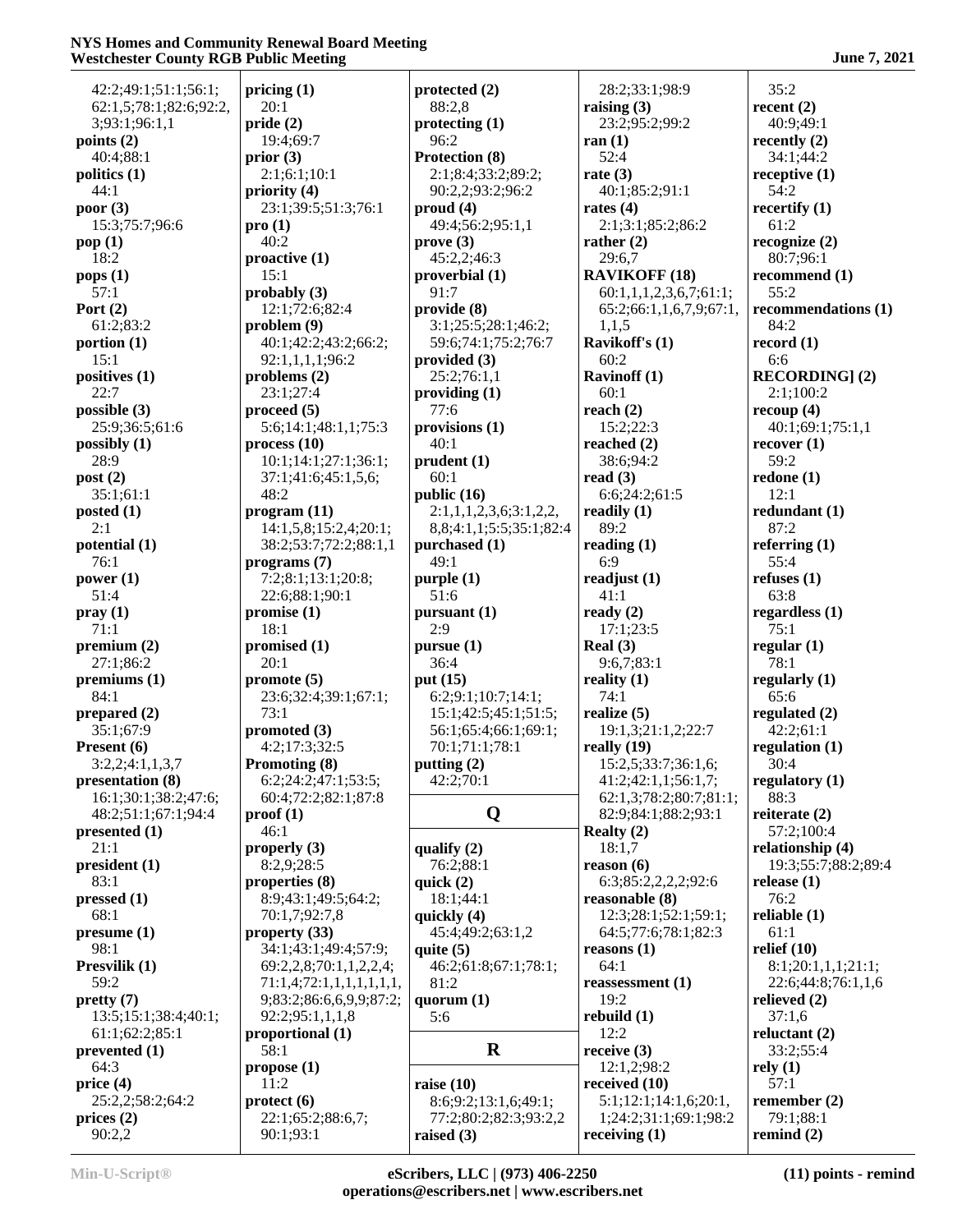42:2;49:1;51:1;56:1;
62:1,5;78:1;82:6;92:2,
3;93:1;96:1,1

**points (2)**
40:4;88:1

**politics (1)**
44:1

**poor (3)**
15:3;75:7;96:6

**pop (1)**
18:2

**pops (1)**
57:1

**Port (2)**
61:2;83:2

**portion (1)**
15:1

**positives (1)**
22:7

**possible (3)**
25:9;36:5;61:6

**possibly (1)**
28:9

**post (2)**
35:1;61:1

**posted (1)**
2:1

**potential (1)**
76:1

**power (1)**
51:4

**pray (1)**
71:1

**premium (2)**
27:1;86:2

**premiums (1)**
84:1

**prepared (2)**
35:1;67:9

**Present (6)**
3:2,2;4:1,1,3,7

**presentation (8)**
16:1;30:1;38:2;47:6;
48:2;51:1;67:1;94:4

**presented (1)**
21:1

**president (1)**
83:1

**pressed (1)**
68:1

**presume (1)**
98:1

**Presvilik (1)**
59:2

**pretty (7)**
13:5;15:1;38:4;40:1;
61:1;62:2;85:1

**prevented (1)**
64:3

**price (4)**
25:2,2;58:2;64:2

**prices (2)**
90:2,2

**pricing (1)**
20:1

**pride (2)**
19:4;69:7

**prior (3)**
2:1;6:1;10:1

**priority (4)**
23:1;39:5;51:3;76:1

**pro (1)**
40:2

**proactive (1)**
15:1

**probably (3)**
12:1;72:6;82:4

**problem (9)**
40:1;42:2;43:2;66:2;
92:1,1,1,1;96:2

**problems (2)**
23:1;27:4

**proceed (5)**
5:6;14:1;48:1,1;75:3

**process (10)**
10:1;14:1;27:1;36:1;
37:1;41:6;45:1,5,6;
48:2

**program (11)**
14:1,5,8;15:2,4;20:1;
38:2;53:7;72:2;88:1,1

**programs (7)**
7:2;8:1;13:1;20:8;
22:6;88:1;90:1

**promise (1)**
18:1

**promised (1)**
20:1

**promote (5)**
23:6;32:4;39:1;67:1;
73:1

**promoted (3)**
4:2;17:3;32:5

**Promoting (8)**
6:2;24:2;47:1;53:5;
60:4;72:2;82:1;87:8

**proof (1)**
46:1

**properly (3)**
8:2,9;28:5

**properties (8)**
8:9;43:1;49:5;64:2;
70:1,7;92:7,8

**property (33)**
34:1;43:1;49:4;57:9;
69:2,2,8;70:1,1,2,2,4;
71:1,4;72:1,1,1,1,1,1,1,
9;83:2;86:6,6,9,9;87:2;
92:2;95:1,1,1,8

**proportional (1)**
58:1

**propose (1)**
11:2

**protect (6)**
22:1;65:2;88:6,7;
90:1;93:1

**protected (2)**
88:2,8

**protecting (1)**
96:2

**Protection (8)**
2:1;8:4;33:2;89:2;
90:2,2;93:2;96:2

**proud (4)**
49:4;56:2;95:1,1

**prove (3)**
45:2,2;46:3

**proverbial (1)**
91:7

**provide (8)**
3:1;25:5;28:1;46:2;
59:6;74:1;75:2;76:7

**provided (3)**
25:2;76:1,1

**providing (1)**
77:6

**provisions (1)**
40:1

**prudent (1)**
60:1

**public (16)**
2:1,1,1,2,3,6;3:1,2,2,
8,8;4:1,1,5;5:5;35:1;82:4

**purchased (1)**
49:1

**purple (1)**
51:6

**pursuant (1)**
2:9

**pursue (1)**
36:4

**put (15)**
6:2;9:1;10:7;14:1;
15:1;42:5;45:1;51:5;
56:1;65:4;66:1;69:1;
70:1;71:1;78:1

**putting (2)**
42:2;70:1

## Q

**qualify (2)**
76:2;88:1

**quick (2)**
18:1;44:1

**quickly (4)**
45:4;49:2;63:1,2

**quite (5)**
46:2;61:8;67:1;78:1;
81:2

**quorum (1)**
5:6

## R

**raise (10)**
8:6;9:2;13:1,6;49:1;
77:2;80:2;82:3;93:2,2

**raised (3)**
28:2;33:1;98:9

**raising (3)**
23:2;95:2;99:2

**ran (1)**
52:4

**rate (3)**
40:1;85:2;91:1

**rates (4)**
2:1;3:1;85:2;86:2

**rather (2)**
29:6,7

**RAVIKOFF (18)**
60:1,1,1,2,3,6,7;61:1;
65:2;66:1,1,6,7,9;67:1,
1,1,5

**Ravikoff's (1)**
60:2

**Ravinoff (1)**
60:1

**reach (2)**
15:2;22:3

**reached (2)**
38:6;94:2

**read (3)**
6:6;24:2;61:5

**readily (1)**
89:2

**reading (1)**
6:9

**readjust (1)**
41:1

**ready (2)**
17:1;23:5

**Real (3)**
9:6,7;83:1

**reality (1)**
74:1

**realize (5)**
19:1,3;21:1,2;22:7

**really (19)**
15:2,5;33:7;36:1,6;
41:2;42:1,1;56:1,7;
62:1,3;78:2;80:7;81:1;
82:9;84:1;88:2;93:1

**Realty (2)**
18:1,7

**reason (6)**
6:3;85:2,2,2,2;92:6

**reasonable (8)**
12:3;28:1;52:1;59:1;
64:5;77:6;78:1;82:3

**reasons (1)**
64:1

**reassessment (1)**
19:2

**rebuild (1)**
12:2

**receive (3)**
12:1,2;98:2

**received (10)**
5:1;12:1;14:1,6;20:1,
1;24:2;31:1;69:1;98:2

**receiving (1)**
35:2

**recent (2)**
40:9;49:1

**recently (2)**
34:1;44:2

**receptive (1)**
54:2

**recertify (1)**
61:2

**recognize (2)**
80:7;96:1

**recommend (1)**
55:2

**recommendations (1)**
84:2

**record (1)**
6:6

**RECORDING] (2)**
2:1;100:2

**recoup (4)**
40:1;69:1;75:1,1

**recover (1)**
59:2

**redone (1)**
12:1

**redundant (1)**
87:2

**referring (1)**
55:4

**refuses (1)**
63:8

**regardless (1)**
75:1

**regular (1)**
78:1

**regularly (1)**
65:6

**regulated (2)**
42:2;61:1

**regulation (1)**
30:4

**regulatory (1)**
88:3

**reiterate (2)**
57:2;100:4

**relationship (4)**
19:3;55:7;88:2;89:4

**release (1)**
76:2

**reliable (1)**
61:1

**relief (10)**
8:1;20:1,1,1;21:1;
22:6;44:8;76:1,1,6

**relieved (2)**
37:1,6

**reluctant (2)**
33:2;55:4

**rely (1)**
57:1

**remember (2)**
79:1;88:1

**remind (2)**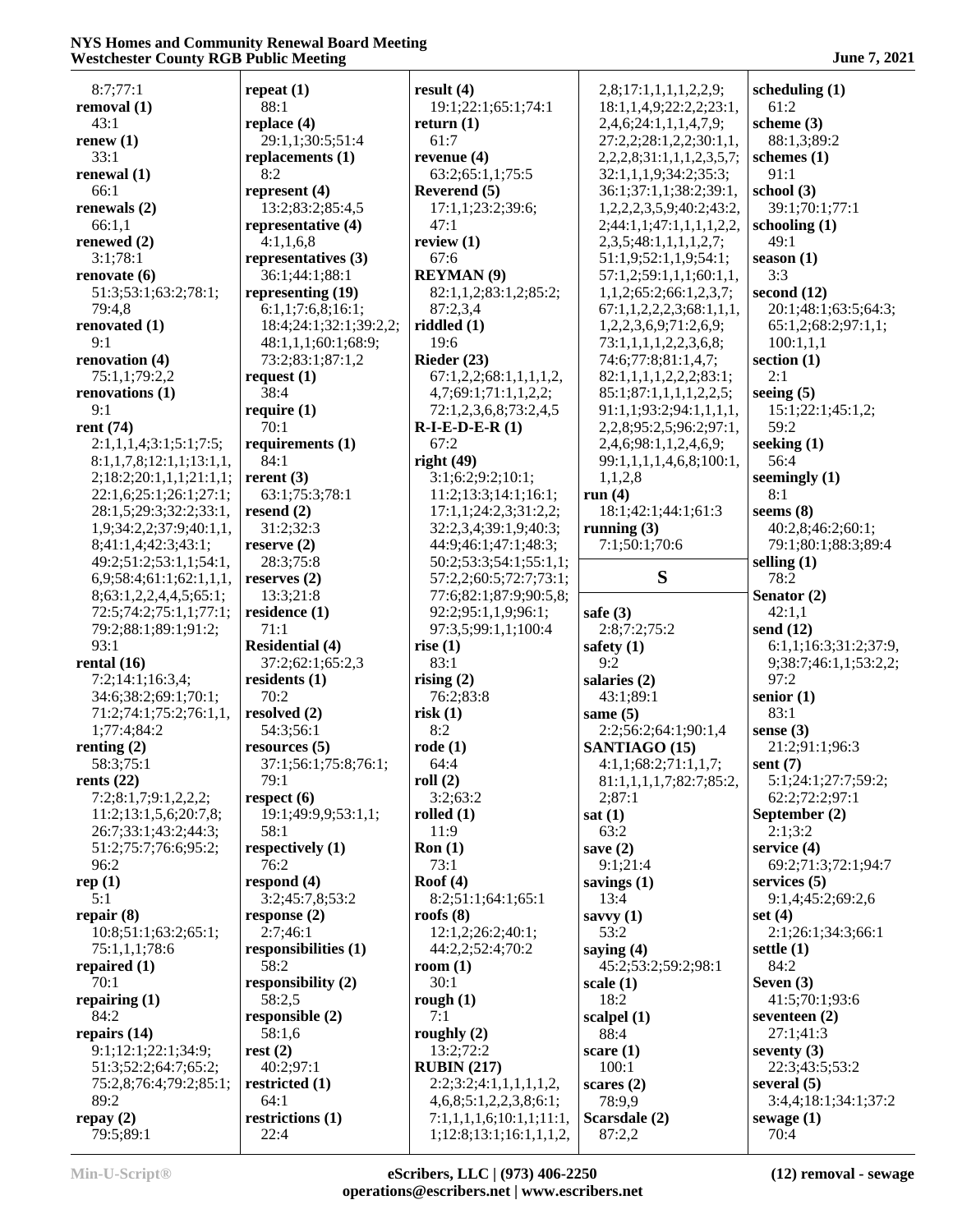8:7;77:1
**removal (1)**
43:1
**renew (1)**
33:1
**renewal (1)**
66:1
**renewals (2)**
66:1,1
**renewed (2)**
3:1;78:1
**renovate (6)**
51:3;53:1;63:2;78:1;
79:4,8
**renovated (1)**
9:1
**renovation (4)**
75:1,1;79:2,2
**renovations (1)**
9:1
**rent (74)**
2:1,1,1,4;3:1;5:1;7:5;
8:1,1,7,8;12:1,1;13:1,1,
2;18:2;20:1,1,1;21:1,1;
22:1,6;25:1;26:1;27:1;
28:1,5;29:3;32:2;33:1,
1,9;34:2,2;37:9;40:1,1,
8;41:1,4;42:3;43:1;
49:2;51:2;53:1,1;54:1,
6,9;58:4;61:1;62:1,1,1,
8;63:1,2,2,4,4,5;65:1;
72:5;74:2;75:1,1;77:1;
79:2;88:1;89:1;91:2;
93:1
**rental (16)**
7:2;14:1;16:3,4;
34:6;38:2;69:1;70:1;
71:2;74:1;75:2;76:1,1,
1;77:4;84:2
**renting (2)**
58:3;75:1
**rents (22)**
7:2;8:1,7;9:1,2,2,2;
11:2;13:1,5,6;20:7,8;
26:7;33:1;43:2;44:3;
51:2;75:7;76:6;95:2;
96:2
**rep (1)**
5:1
**repair (8)**
10:8;51:1;63:2;65:1;
75:1,1,1;78:6
**repaired (1)**
70:1
**repairing (1)**
84:2
**repairs (14)**
9:1;12:1;22:1;34:9;
51:3;52:2;64:7;65:2;
75:2,8;76:4;79:2;85:1;
89:2
**repay (2)**
79:5;89:1
**repeat (1)**
88:1
**replace (4)**
29:1,1;30:5;51:4
**replacements (1)**
8:2
**represent (4)**
13:2;83:2;85:4,5
**representative (4)**
4:1,1,6,8
**representatives (3)**
36:1;44:1;88:1
**representing (19)**
6:1,1;7:6,8;16:1;
18:4;24:1;32:1;39:2,2;
48:1,1,1;60:1;68:9;
73:2;83:1;87:1,2
**request (1)**
38:4
**require (1)**
70:1
**requirements (1)**
84:1
**rerent (3)**
63:1;75:3;78:1
**resend (2)**
31:2;32:3
**reserve (2)**
28:3;75:8
**reserves (2)**
13:3;21:8
**residence (1)**
71:1
**Residential (4)**
37:2;62:1;65:2,3
**residents (1)**
70:2
**resolved (2)**
54:3;56:1
**resources (5)**
37:1;56:1;75:8;76:1;
79:1
**respect (6)**
19:1;49:9,9;53:1,1;
58:1
**respectively (1)**
76:2
**respond (4)**
3:2;45:7,8;53:2
**response (2)**
2:7;46:1
**responsibilities (1)**
58:2
**responsibility (2)**
58:2,5
**responsible (2)**
58:1,6
**rest (2)**
40:2;97:1
**restricted (1)**
64:1
**restrictions (1)**
22:4
**result (4)**
19:1;22:1;65:1;74:1
**return (1)**
61:7
**revenue (4)**
63:2;65:1,1;75:5
**Reverend (5)**
17:1,1;23:2;39:6;
47:1
**review (1)**
67:6
**REYMAN (9)**
82:1,1,2;83:1,2;85:2;
87:2,3,4
**riddled (1)**
19:6
**Rieder (23)**
67:1,2,2;68:1,1,1,1,2,
4,7;69:1;71:1,1,2,2;
72:1,2,3,6,8;73:2,4,5
**R-I-E-D-E-R (1)**
67:2
**right (49)**
3:1;6:2;9:2;10:1;
11:2;13:3;14:1;16:1;
17:1,1;24:2,3;31:2,2;
32:2,3,4;39:1,9;40:3;
44:9;46:1;47:1;48:3;
50:2;53:3;54:1;55:1,1;
57:2,2;60:5;72:7;73:1;
77:6;82:1;87:9;90:5,8;
92:2;95:1,1,9;96:1;
97:3,5;99:1,1;100:4
**rise (1)**
83:1
**rising (2)**
76:2;83:8
**risk (1)**
8:2
**rode (1)**
64:4
**roll (2)**
3:2;63:2
**rolled (1)**
11:9
**Ron (1)**
73:1
**Roof (4)**
8:2;51:1;64:1;65:1
**roofs (8)**
12:1,2;26:2;40:1;
44:2,2;52:4;70:2
**room (1)**
30:1
**rough (1)**
7:1
**roughly (2)**
13:2;72:2
**RUBIN (217)**
2:2;3:2;4:1,1,1,1,1,2,
4,6,8;5:1,2,2,3,8;6:1;
7:1,1,1,1,6;10:1,1;11:1,
1;12:8;13:1;16:1,1,1,2,
2,8;17:1,1,1,1,2,2,9;
18:1,1,4,9;22:2,2;23:1,
2,4,6;24:1,1,1,4,7,9;
27:2,2;28:1,2,2;30:1,1,
2,2,2,8;31:1,1,1,2,3,5,7;
32:1,1,1,9;34:2;35:3;
36:1;37:1,1;38:2;39:1,
1,2,2,2,3,5,9;40:2;43:2,
2;44:1,1;47:1,1,1,1,2,2,
2,3,5;48:1,1,1,1,2,7;
51:1,9;52:1,9;54:1;
57:1,2;59:1,1,1;60:1,1,
1,1,2;65:2;66:1,2,3,7;
67:1,1,2,2,2,3;68:1,1,1,
1,2,2,3,6,9;71:2,6,9;
73:1,1,1,1,2,2,3,6,8;
74:6;77:8;81:1,4,7;
82:1,1,1,1,2,2,2;83:1;
85:1;87:1,1,1,1,2,2,5;
91:1,1;93:2;94:1,1,1,1,
2,2,8;95:2,5;96:2;97:1,
2,4,6;98:1,1,2,4,6,9;
99:1,1,1,1,4,6,8;100:1,
1,1,2,8
**run (4)**
18:1;42:1;44:1;61:3
**running (3)**
7:1;50:1;70:6

## S

**safe (3)**
2:8;7:2;75:2
**safety (1)**
9:2
**salaries (2)**
43:1;89:1
**same (5)**
2:2;56:2;64:1;90:1,4
**SANTIAGO (15)**
4:1,1;68:2;71:1,1,7;
81:1,1,1,1,7;82:7;85:2,
2;87:1
**sat (1)**
63:2
**save (2)**
9:1;21:4
**savings (1)**
13:4
**savvy (1)**
53:2
**saying (4)**
45:2;53:2;59:2;98:1
**scale (1)**
18:2
**scalpel (1)**
88:4
**scare (1)**
100:1
**scares (2)**
78:9,9
**Scarsdale (2)**
87:2,2
**scheduling (1)**
61:2
**scheme (3)**
88:1,3;89:2
**schemes (1)**
91:1
**school (3)**
39:1;70:1;77:1
**schooling (1)**
49:1
**season (1)**
3:3
**second (12)**
20:1;48:1;63:5;64:3;
65:1,2;68:2;97:1,1;
100:1,1,1
**section (1)**
2:1
**seeing (5)**
15:1;22:1;45:1,2;
59:2
**seeking (1)**
56:4
**seemingly (1)**
8:1
**seems (8)**
40:2,8;46:2;60:1;
79:1;80:1;88:3;89:4
**selling (1)**
78:2
**Senator (2)**
42:1,1
**send (12)**
6:1,1;16:3;31:2;37:9,
9;38:7;46:1,1;53:2,2;
97:2
**senior (1)**
83:1
**sense (3)**
21:2;91:1;96:3
**sent (7)**
5:1;24:1;27:7;59:2;
62:2;72:2;97:1
**September (2)**
2:1;3:2
**service (4)**
69:2;71:3;72:1;94:7
**services (5)**
9:1,4;45:2;69:2,6
**set (4)**
2:1;26:1;34:3;66:1
**settle (1)**
84:2
**Seven (3)**
41:5;70:1;93:6
**seventeen (2)**
27:1;41:3
**seventy (3)**
22:3;43:5;53:2
**several (5)**
3:4,4;18:1;34:1;37:2
**sewage (1)**
70:4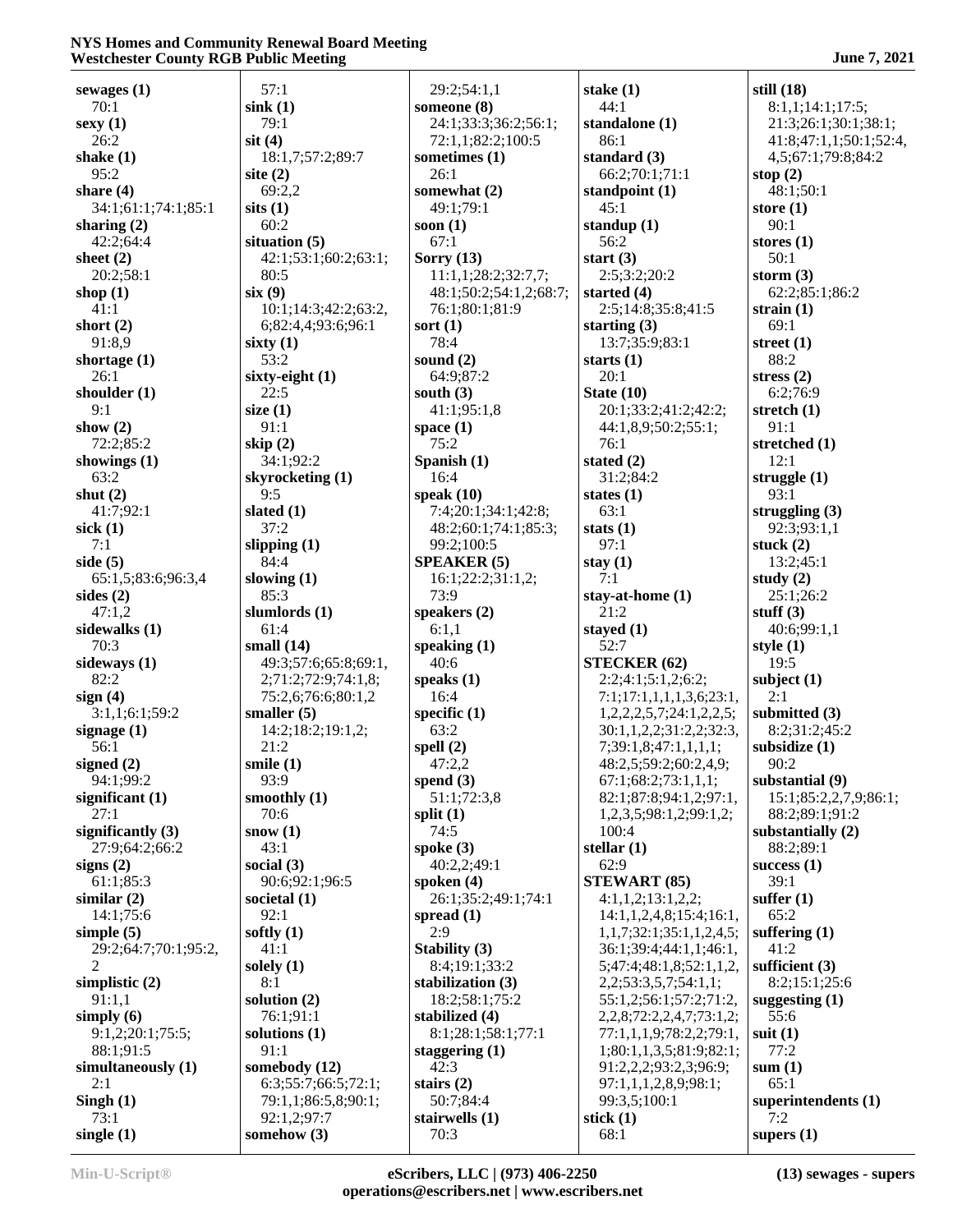**sewages (1)**
70:1
**sexy (1)**
26:2
**shake (1)**
95:2
**share (4)**
34:1;61:1;74:1;85:1
**sharing (2)**
42:2;64:4
**sheet (2)**
20:2;58:1
**shop (1)**
41:1
**short (2)**
91:8,9
**shortage (1)**
26:1
**shoulder (1)**
9:1
**show (2)**
72:2;85:2
**showings (1)**
63:2
**shut (2)**
41:7;92:1
**sick (1)**
7:1
**side (5)**
65:1,5;83:6;96:3,4
**sides (2)**
47:1,2
**sidewalks (1)**
70:3
**sideways (1)**
82:2
**sign (4)**
3:1,1;6:1;59:2
**signage (1)**
56:1
**signed (2)**
94:1;99:2
**significant (1)**
27:1
**significantly (3)**
27:9;64:2;66:2
**signs (2)**
61:1;85:3
**similar (2)**
14:1;75:6
**simple (5)**
29:2;64:7;70:1;95:2,2
**simplistic (2)**
91:1,1
**simply (6)**
9:1,2;20:1;75:5;88:1;91:5
**simultaneously (1)**
2:1
**Singh (1)**
73:1
**single (1)**
57:1
**sink (1)**
79:1
**sit (4)**
18:1,7;57:2;89:7
**site (2)**
69:2,2
**sits (1)**
60:2
**situation (5)**
42:1;53:1;60:2;63:1;80:5
**six (9)**
10:1;14:3;42:2;63:2,6;82:4,4;93:6;96:1
**sixty (1)**
53:2
**sixty-eight (1)**
22:5
**size (1)**
91:1
**skip (2)**
34:1;92:2
**skyrocketing (1)**
9:5
**slated (1)**
37:2
**slipping (1)**
84:4
**slowing (1)**
85:3
**slumlords (1)**
61:4
**small (14)**
49:3;57:6;65:8;69:1,2;71:2;72:9;74:1,8;75:2,6;76:6;80:1,2
**smaller (5)**
14:2;18:2;19:1,2;21:2
**smile (1)**
93:9
**smoothly (1)**
70:6
**snow (1)**
43:1
**social (3)**
90:6;92:1;96:5
**societal (1)**
92:1
**softly (1)**
41:1
**solely (1)**
8:1
**solution (2)**
76:1;91:1
**solutions (1)**
91:1
**somebody (12)**
6:3;55:7;66:5;72:1;79:1,1;86:5,8;90:1;92:1,2;97:7
**somehow (3)**
29:2;54:1,1
**someone (8)**
24:1;33:3;36:2;56:1;72:1;82:2;100:5
**sometimes (1)**
26:1
**somewhat (2)**
49:1;79:1
**soon (1)**
67:1
**Sorry (13)**
11:1,1;28:2;32:7,7;48:1;50:2;54:1,2;68:7;76:1;80:1;81:9
**sort (1)**
78:4
**sound (2)**
64:9;87:2
**south (3)**
41:1;95:1,8
**space (1)**
75:2
**Spanish (1)**
16:4
**speak (10)**
7:4;20:1;34:1;42:8;48:2;60:1;74:1;85:3;99:2;100:5
**SPEAKER (5)**
16:1;22:2;31:1,2;73:9
**speakers (2)**
6:1,1
**speaking (1)**
40:6
**speaks (1)**
16:4
**specific (1)**
63:2
**spell (2)**
47:2,2
**spend (3)**
51:1;72:3,8
**split (1)**
74:5
**spoke (3)**
40:2,2;49:1
**spoken (4)**
26:1;35:2;49:1;74:1
**spread (1)**
2:9
**Stability (3)**
8:4;19:1;33:2
**stabilization (3)**
18:2;58:1;75:2
**stabilized (4)**
8:1;28:1;58:1;77:1
**staggering (1)**
42:3
**stairs (2)**
50:7;84:4
**stairwells (1)**
70:3
**stake (1)**
44:1
**standalone (1)**
86:1
**standard (3)**
66:2;70:1;71:1
**standpoint (1)**
45:1
**standup (1)**
56:2
**start (3)**
2:5;3:2;20:2
**started (4)**
2:5;14:8;35:8;41:5
**starting (3)**
13:7;35:9;83:1
**starts (1)**
20:1
**State (10)**
20:1;33:2;41:2;42:2;44:1,8,9;50:2;55:1;76:1
**stated (2)**
31:2;84:2
**states (1)**
63:1
**stats (1)**
97:1
**stay (1)**
7:1
**stay-at-home (1)**
21:2
**stayed (1)**
52:7
**STECKER (62)**
2:2;4:1;5:1,2;6:2;7:1;17:1,1,1,1,3,6;23:1,1,2,2,2,5,7;24:1,2,2,5;30:1,1,2,2;31:2,2;32:3,7;39:1,8;47:1,1,1,1;48:2,5;59:2;60:2,4,9;67:1;68:2;73:1,1,1;82:1;87:8;94:1,2;97:1,1,2,3,5;98:1,2;99:1,2;100:4
**stellar (1)**
62:9
**STEWART (85)**
4:1,1,2;13:1,2,2;14:1,1,2,4,8;15:4;16:1,1,1,7;32:1;35:1,1,2,4,5;36:1;39:4;44:1,1;46:1,5;47:4;48:1,8;52:1,1,2,2,2;53:3,5,7;54:1,1;55:1,2;56:1;57:2;71:2,2,2,8;72:2,2,4,7;73:1,2;77:1,1,1,9;78:2,2,2;79:1,1;80:1,1,3,5;81:9;82:1;91:2,2,2;93:2,3;96:9;97:1,1,1,2,8,9;98:1;99:3,5;100:1
**stick (1)**
68:1
**still (18)**
8:1,1;14:1;17:5;21:3;26:1;30:1;38:1;41:8;47:1,1;50:1;52:4,4,5;67:1;79:8;84:2
**stop (2)**
48:1;50:1
**store (1)**
90:1
**stores (1)**
50:1
**storm (3)**
62:2;85:1;86:2
**strain (1)**
69:1
**street (1)**
88:2
**stress (2)**
6:2;76:9
**stretch (1)**
91:1
**stretched (1)**
12:1
**struggle (1)**
93:1
**struggling (3)**
92:3;93:1,1
**stuck (2)**
13:2;45:1
**study (2)**
25:1;26:2
**stuff (3)**
40:6;99:1,1
**style (1)**
19:5
**subject (1)**
2:1
**submitted (3)**
8:2;31:2;45:2
**subsidize (1)**
90:2
**substantial (9)**
15:1;85:2,2,7,9;86:1;88:2;89:1;91:2
**substantially (2)**
88:2;89:1
**success (1)**
39:1
**suffer (1)**
65:2
**suffering (1)**
41:2
**sufficient (3)**
8:2;15:1;25:6
**suggesting (1)**
55:6
**suit (1)**
77:2
**sum (1)**
65:1
**superintendents (1)**
7:2
**supers (1)**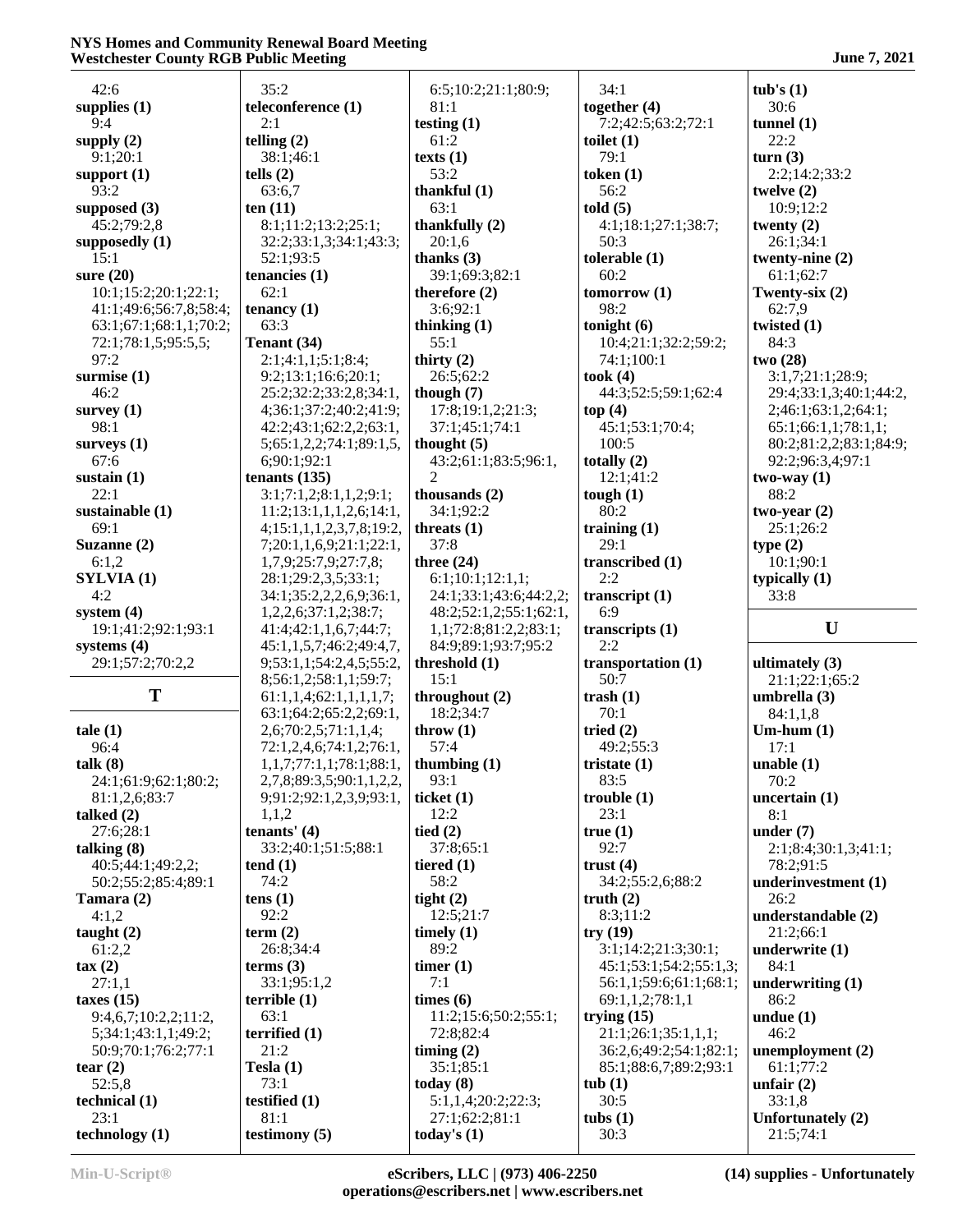42:6
**supplies (1)**
9:4
**supply (2)**
9:1;20:1
**support (1)**
93:2
**supposed (3)**
45:2;79:2,8
**supposedly (1)**
15:1
**sure (20)**
10:1;15:2;20:1;22:1;41:1;49:6;56:7,8;58:4;63:1;67:1;68:1,1;70:2;72:1;78:1,5;95:5,5;97:2
**surmise (1)**
46:2
**survey (1)**
98:1
**surveys (1)**
67:6
**sustain (1)**
22:1
**sustainable (1)**
69:1
**Suzanne (2)**
6:1,2
**SYLVIA (1)**
4:2
**system (4)**
19:1;41:2;92:1;93:1
**systems (4)**
29:1;57:2;70:2,2

## T

**tale (1)**
96:4
**talk (8)**
24:1;61:9;62:1;80:2;81:1,2,6;83:7
**talked (2)**
27:6;28:1
**talking (8)**
40:5;44:1;49:2,2;50:2;55:2;85:4;89:1
**Tamara (2)**
4:1,2
**taught (2)**
61:2,2
**tax (2)**
27:1,1
**taxes (15)**
9:4,6,7;10:2,2;11:2,5;34:1;43:1,1;49:2;50:9;70:1;76:2;77:1
**tear (2)**
52:5,8
**technical (1)**
23:1
**technology (1)**
35:2
**teleconference (1)**
2:1
**telling (2)**
38:1;46:1
**tells (2)**
63:6,7
**ten (11)**
8:1;11:2;13:2;25:1;32:2;33:1,3;34:1;43:3;52:1;93:5
**tenancies (1)**
62:1
**tenancy (1)**
63:3
**Tenant (34)**
2:1;4:1,1;5:1;8:4;9:2;13:1;16:6;20:1;25:2;32:2;33:2,8;34:1,4;36:1;37:2;40:2;41:9;42:2;43:1;62:2,2;63:1,5;65:1,2,2;74:1;89:1,5,6;90:1;92:1
**tenants (135)**
3:1;7:1,2;8:1,1,2;9:1;11:2;13:1,1,1,2,6;14:1,4;15:1,1,1,2,3,7,8;19:2,7;20:1,1,6,9;21:1;22:1,1,7,9;25:7,9;27:7,8;28:1;29:2,3,5;33:1;34:1;35:2,2,2,6,9;36:1,1,2,2,6;37:1,2;38:7;41:4;42:1,1,6,7;44:7;45:1,1,5,7;46:2;49:4,7,9;53:1,1;54:2,4,5;55:2,8;56:1,2;58:1,1;59:7;61:1,1,4;62:1,1,1,1,7;63:1;64:2;65:2,2;69:1,2,6;70:2,5;71:1,1,4;72:1,2,4,6;74:1,2;76:1,1,7;77:1,1;78:1;88:1,2,7,8;89:3,5;90:1,1,2,2,9;91:2;92:1,2,3,9;93:1,1,1,2
**tenants' (4)**
33:2;40:1;51:5;88:1
**tend (1)**
74:2
**tens (1)**
92:2
**term (2)**
26:8;34:4
**terms (3)**
33:1;95:1,2
**terrible (1)**
63:1
**terrified (1)**
21:2
**Tesla (1)**
73:1
**testified (1)**
81:1
**testimony (5)**
6:5;10:2;21:1;80:9;81:1
**testing (1)**
61:2
**texts (1)**
53:2
**thankful (1)**
63:1
**thankfully (2)**
20:1,6
**thanks (3)**
39:1;69:3;82:1
**therefore (2)**
3:6;92:1
**thinking (1)**
55:1
**thirty (2)**
26:5;62:2
**though (7)**
17:8;19:1,2;21:3;37:1;45:1;74:1
**thought (5)**
43:2;61:1;83:5;96:1,2
**thousands (2)**
34:1;92:2
**threats (1)**
37:8
**three (24)**
6:1;10:1;12:1,1;24:1;33:1;43:6;44:2,2;48:2;52:1,2;55:1;62:1,1,1;72:8;81:2,2;83:1;84:9;89:1;93:7;95:2
**threshold (1)**
15:1
**throughout (2)**
18:2;34:7
**throw (1)**
57:4
**thumbing (1)**
93:1
**ticket (1)**
12:2
**tied (2)**
37:8;65:1
**tiered (1)**
58:2
**tight (2)**
12:5;21:7
**timely (1)**
89:2
**timer (1)**
7:1
**times (6)**
11:2;15:6;50:2;55:1;72:8;82:4
**timing (2)**
35:1;85:1
**today (8)**
5:1,1,4;20:2;22:3;27:1;62:2;81:1
**today's (1)**
34:1
**together (4)**
7:2;42:5;63:2;72:1
**toilet (1)**
79:1
**token (1)**
56:2
**told (5)**
4:1;18:1;27:1;38:7;50:3
**tolerable (1)**
60:2
**tomorrow (1)**
98:2
**tonight (6)**
10:4;21:1;32:2;59:2;74:1;100:1
**took (4)**
44:3;52:5;59:1;62:4
**top (4)**
45:1;53:1;70:4;100:5
**totally (2)**
12:1;41:2
**tough (1)**
80:2
**training (1)**
29:1
**transcribed (1)**
2:2
**transcript (1)**
6:9
**transcripts (1)**
2:2
**transportation (1)**
50:7
**trash (1)**
70:1
**tried (2)**
49:2;55:3
**tristate (1)**
83:5
**trouble (1)**
23:1
**true (1)**
92:7
**trust (4)**
34:2;55:2,6;88:2
**truth (2)**
8:3;11:2
**try (19)**
3:1;14:2;21:3;30:1;45:1;53:1;54:2;55:1,3;56:1,1;59:6;61:1;68:1;69:1,1,2;78:1,1
**trying (15)**
21:1;26:1;35:1,1,1;36:2,6;49:2;54:1;82:1;85:1;88:6,7;89:2;93:1
**tub (1)**
30:5
**tubs (1)**
30:3
**tub's (1)**
30:6
**tunnel (1)**
22:2
**turn (3)**
2:2;14:2;33:2
**twelve (2)**
10:9;12:2
**twenty (2)**
26:1;34:1
**twenty-nine (2)**
61:1;62:7
**Twenty-six (2)**
62:7,9
**twisted (1)**
84:3
**two (28)**
3:1,7;21:1;28:9;29:4;33:1,3;40:1;44:2,2;46:1;63:1,2;64:1;65:1;66:1,1;78:1,1;80:2;81:2,2;83:1;84:9;92:2;96:3,4;97:1
**two-way (1)**
88:2
**two-year (2)**
25:1;26:2
**type (2)**
10:1;90:1
**typically (1)**
33:8

## U

**ultimately (3)**
21:1;22:1;65:2
**umbrella (3)**
84:1,1,8
**Um-hum (1)**
17:1
**unable (1)**
70:2
**uncertain (1)**
8:1
**under (7)**
2:1;8:4;30:1,3;41:1;78:2;91:5
**underinvestment (1)**
26:2
**understandable (2)**
21:2;66:1
**underwrite (1)**
84:1
**underwriting (1)**
86:2
**undue (1)**
46:2
**unemployment (2)**
61:1;77:2
**unfair (2)**
33:1,8
**Unfortunately (2)**
21:5;74:1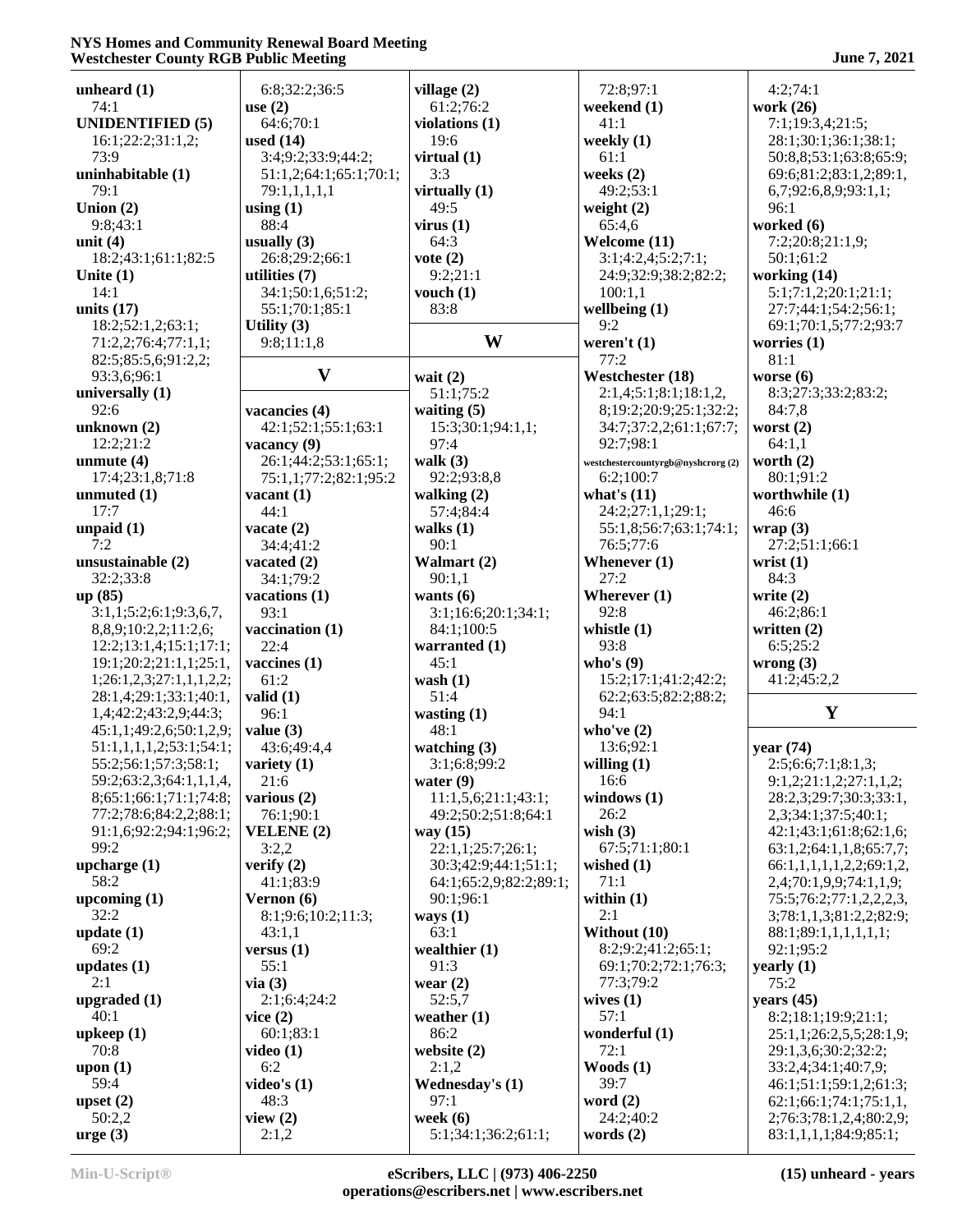unheard (1)
74:1
UNIDENTIFIED (5)
16:1;22:2;31:1,2;
73:9
uninhabitable (1)
79:1
Union (2)
9:8;43:1
unit (4)
18:2;43:1;61:1;82:5
Unite (1)
14:1
units (17)
18:2;52:1,2;63:1;
71:2,2;76:4;77:1,1;
82:5;85:5,6,91:2,2;
93:3,6;96:1
universally (1)
92:6
unknown (2)
12:2;21:2
unmute (4)
17:4;23:1,8;71:8
unmuted (1)
17:7
unpaid (1)
7:2
unsustainable (2)
32:2;33:8
up (85)
3:1,1;5:2;6:1;9:3,6,7,
8,8,9;10:2,2;11:2,6;
12:2;13:1,4;15:1;17:1;
19:1;20:2,2;21:1,1;25:1,
1;26:1,2,3;27:1,1,1,2,2;
28:1,4;29:1;33:1;40:1,
1,4;42:2;43:2,9;44:3;
45:1,1;49:2,6;50:1,2,9;
51:1,1,1,1,2;53:1;54:1;
55:2;56:1;57:3;58:1;
59:2;63:2,3;64:1,1,1,4,
8;65:1;66:1;71:1;74:8;
77:2;78:6;84:2,2;88:1;
91:1,6;92:2;94:1;96:2;
99:2
upcharge (1)
58:2
upcoming (1)
32:2
update (1)
69:2
updates (1)
55:1
upgraded (1)
40:1
upkeep (1)
70:8
upon (1)
59:4
upset (2)
50:2,2
urge (3)
6:8;32:2;36:5
use (2)
64:6;70:1
used (14)
3:4;9:2;33:9;44:2;
51:1,2;64:1;65:1;70:1;
79:1,1,1,1,1
using (1)
88:4
usually (3)
26:8;29:2;66:1
utilities (7)
34:1;50:1,6;51:2;
55:1;70:1;85:1
Utility (3)
9:8;11:1,8

## V

vacancies (4)
42:1;52:1;55:1;63:1
vacancy (9)
26:1;44:2;53:1;65:1;
75:1,1;77:2;82:1;95:2
vacant (1)
44:1
vacate (2)
34:4;41:2
vacated (2)
34:1;79:2
vacations (1)
93:1
vaccination (1)
22:4
vaccines (1)
61:2
valid (1)
96:1
value (3)
43:6;49:4,4
variety (1)
21:6
various (2)
76:1;90:1
VELENE (2)
3:2,2
verify (2)
41:1;83:9
Vernon (6)
8:1;9:6;10:2;11:3;
43:1,1
versus (1)
55:1
via (3)
2:1;6:4;24:2
vice (2)
60:1;83:1
video (1)
6:2
video's (1)
48:3
view (2)
2:1,2
village (2)
61:2;76:2
violations (1)
19:6
virtual (1)
3:3
virtually (1)
49:5
virus (1)
64:3
vote (2)
9:2;21:1
vouch (1)
83:8

## W

wait (2)
51:1;75:2
waiting (5)
15:3;30:1;94:1,1;
97:4
walk (3)
92:2;93:8,8
walking (2)
57:4;84:4
walks (1)
90:1
Walmart (2)
90:1,1
wants (6)
3:1;16:6;20:1;34:1;
84:1;100:5
warranted (1)
45:1
wash (1)
51:4
wasting (1)
48:1
watching (3)
3:1;6:8;99:2
water (9)
11:1,5,6;21:1;43:1;
49:2;50:2;51:8;64:1
way (15)
22:1,1;25:7;26:1;
30:3;42:9;44:1;51:1;
64:1;65:2,9;82:2;89:1;
90:1;96:1
ways (1)
63:1
wealthier (1)
91:3
wear (2)
52:5,7
weather (1)
86:2
website (2)
2:1,2
Wednesday's (1)
97:1
week (6)
5:1;34:1;36:2;61:1;
72:8;97:1
weekend (1)
41:1
weekly (1)
61:1
weeks (2)
49:2;53:1
weight (2)
65:4,6
Welcome (11)
3:1;4:2,4;5:2;7:1;
24:9;32:9;38:2;82:2;
100:1,1
wellbeing (1)
9:2
weren't (1)
77:2
Westchester (18)
2:1,4;5:1;8:1;18:1,2,
8;19:2;20:9;25:1;32:2;
34:7;37:2,2;61:1;67:7;
92:7;98:1
westchestercountyrgb@nyshcrorg (2)
6:2;100:7
what's (11)
24:2;27:1,1;29:1;
55:1,8;56:7;63:1;74:1;
76:5;77:6
Whenever (1)
27:2
Wherever (1)
92:8
whistle (1)
93:8
who's (9)
15:2;17:1;41:2;42:2;
62:2;63:5;82:2;88:2;
94:1
who've (2)
13:6;92:1
willing (1)
16:6
windows (1)
26:2
wish (3)
67:5;71:1;80:1
wished (1)
71:1
within (1)
2:1
Without (10)
8:2;9:2;41:2;65:1;
69:1;70:2;72:1;76:3;
77:3;79:2
wives (1)
57:1
wonderful (1)
72:1
Woods (1)
39:7
word (2)
24:2;40:2
words (2)
4:2;74:1
work (26)
7:1;19:3,4;21:5;
28:1;30:1;36:1;38:1;
50:8,8;53:1;63:8;65:9;
69:6;81:2;83:1,2;89:1,
6,7;92:6,8,9;93:1,1;
96:1
worked (6)
7:2;20:8;21:1,9;
50:1;61:2
working (14)
5:1;7:1,2;20:1;21:1;
27:7;44:1;54:2;56:1;
69:1;70:1,5;77:2;93:7
worries (1)
81:1
worse (6)
8:3;27:3;33:2;83:2;
84:7,8
worst (2)
64:1,1
worth (2)
80:1;91:2
worthwhile (1)
46:6
wrap (3)
27:2;51:1;66:1
wrist (1)
84:3
write (2)
46:2;86:1
written (2)
6:5;25:2
wrong (3)
41:2;45:2,2

## Y

year (74)
2:5;6:6;7:1;8:1,3;
9:1,2;21:1,2;27:1,1,2;
28:2,3;29:7;30:3;33:1,
2,3;34:1;37:5;40:1;
42:1;43:1;61:8;62:1,6;
63:1,2;64:1,1,8;65:7,7;
66:1,1,1,1,1,2,2;69:1,2,
2,4;70:1,9,9;74:1,1,9;
75:5;76:2;77:1,2,2,2,3,
3;78:1,1,3;81:2,2;82:9;
88:1;89:1,1,1,1,1,1;
92:1;95:2
yearly (1)
75:2
years (45)
8:2;18:1;19:9;21:1;
25:1,1;26:2,5,5;28:1,9;
29:1,3,6;30:2;32:2;
33:2,4;34:1;40:7,9;
46:1;51:1;59:1,2;61:3;
62:1;66:1;74:1;75:1,1,
2;76:3;78:1,2,4;80:2,9;
83:1,1,1,1;84:9;85:1;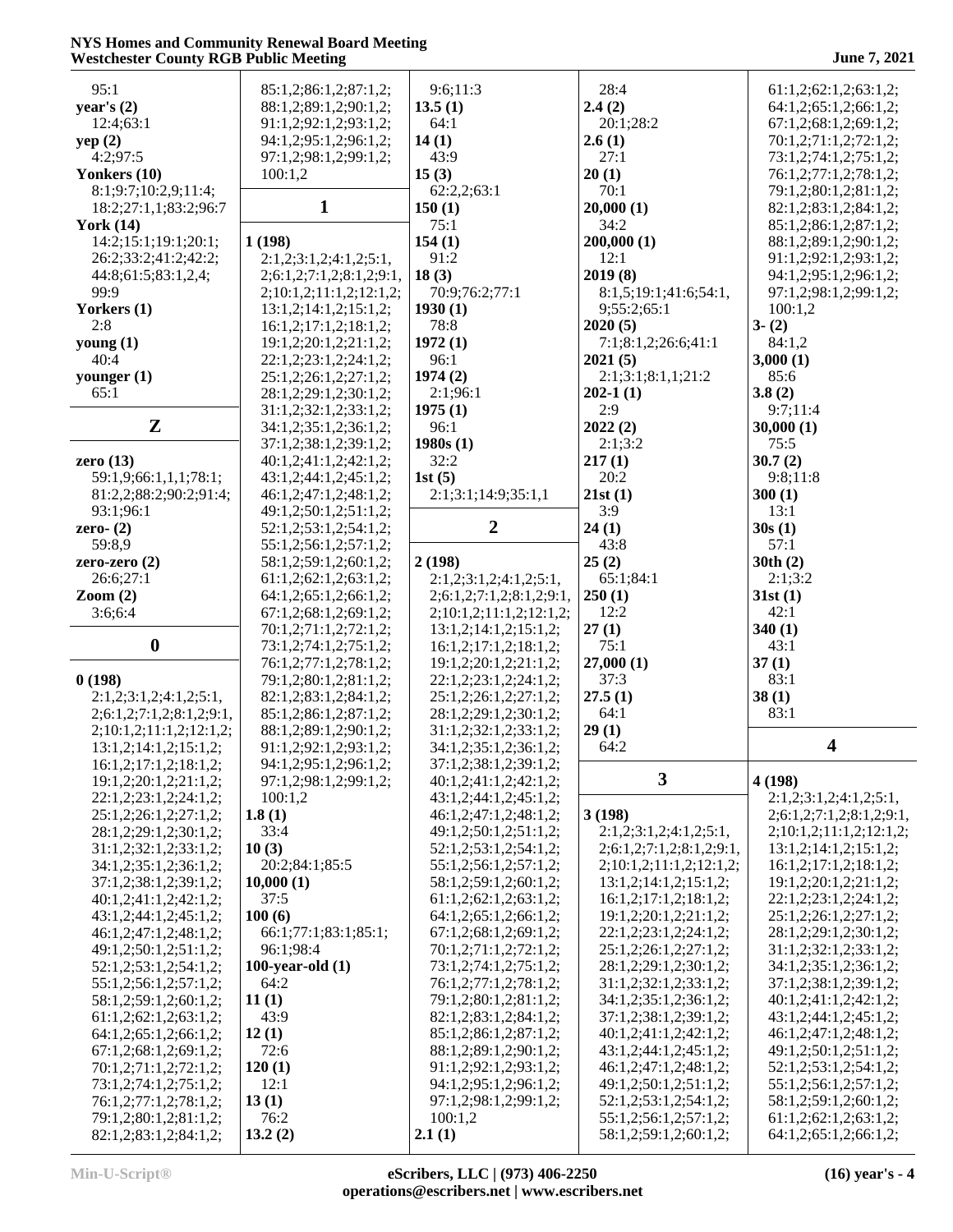95:1
**year's (2)**
12:4;63:1
**yep (2)**
4:2;97:5
**Yonkers (10)**
8:1;9:7;10:2,9;11:4;
18:2;27:1,1;83:2;96:7
**York (14)**
14:2;15:1;19:1;20:1;
26:2;33:2;41:2;42:2;
44:8;61:5;83:1,2,4;
99:9
**Yorkers (1)**
2:8
**young (1)**
40:4
**younger (1)**
65:1

## Z

**zero (13)**
59:1,9;66:1,1,1;78:1;
81:2,2;88:2;90:2;91:4;
93:1;96:1
**zero- (2)**
59:8,9
**zero-zero (2)**
26:6;27:1
**Zoom (2)**
3:6;6:4

## 0

**0 (198)**
2:1,2;3:1,2;4:1,2;5:1,
2;6:1,2;7:1,2;8:1,2;9:1,
2;10:1,2;11:1,2;12:1,2;
13:1,2;14:1,2;15:1,2;
16:1,2;17:1,2;18:1,2;
19:1,2;20:1,2;21:1,2;
22:1,2;23:1,2;24:1,2;
25:1,2;26:1,2;27:1,2;
28:1,2;29:1,2;30:1,2;
31:1,2;32:1,2;33:1,2;
34:1,2;35:1,2;36:1,2;
37:1,2;38:1,2;39:1,2;
40:1,2;41:1,2;42:1,2;
43:1,2;44:1,2;45:1,2;
46:1,2;47:1,2;48:1,2;
49:1,2;50:1,2;51:1,2;
52:1,2;53:1,2;54:1,2;
55:1,2;56:1,2;57:1,2;
58:1,2;59:1,2;60:1,2;
61:1,2;62:1,2;63:1,2;
64:1,2;65:1,2;66:1,2;
67:1,2;68:1,2;69:1,2;
70:1,2;71:1,2;72:1,2;
73:1,2;74:1,2;75:1,2;
76:1,2;77:1,2;78:1,2;
79:1,2;80:1,2;81:1,2;
82:1,2;83:1,2;84:1,2;
85:1,2;86:1,2;87:1,2;
88:1,2;89:1,2;90:1,2;
91:1,2;92:1,2;93:1,2;
94:1,2;95:1,2;96:1,2;
97:1,2;98:1,2;99:1,2;
100:1,2

## 1

**1 (198)**
2:1,2;3:1,2;4:1,2;5:1,
2;6:1,2;7:1,2;8:1,2;9:1,
2;10:1,2;11:1,2;12:1,2;
13:1,2;14:1,2;15:1,2;
16:1,2;17:1,2;18:1,2;
19:1,2;20:1,2;21:1,2;
22:1,2;23:1,2;24:1,2;
25:1,2;26:1,2;27:1,2;
28:1,2;29:1,2;30:1,2;
31:1,2;32:1,2;33:1,2;
34:1,2;35:1,2;36:1,2;
37:1,2;38:1,2;39:1,2;
40:1,2;41:1,2;42:1,2;
43:1,2;44:1,2;45:1,2;
46:1,2;47:1,2;48:1,2;
49:1,2;50:1,2;51:1,2;
52:1,2;53:1,2;54:1,2;
55:1,2;56:1,2;57:1,2;
58:1,2;59:1,2;60:1,2;
61:1,2;62:1,2;63:1,2;
64:1,2;65:1,2;66:1,2;
67:1,2;68:1,2;69:1,2;
70:1,2;71:1,2;72:1,2;
73:1,2;74:1,2;75:1,2;
76:1,2;77:1,2;78:1,2;
79:1,2;80:1,2;81:1,2;
82:1,2;83:1,2;84:1,2;
85:1,2;86:1,2;87:1,2;
88:1,2;89:1,2;90:1,2;
91:1,2;92:1,2;93:1,2;
94:1,2;95:1,2;96:1,2;
97:1,2;98:1,2;99:1,2;
100:1,2
**1.8 (1)**
33:4
**10 (3)**
20:2;84:1;85:5
**10,000 (1)**
37:5
**100 (6)**
66:1;77:1;83:1;85:1;
96:1;98:4
**100-year-old (1)**
64:2
**11 (1)**
43:9
**12 (1)**
72:6
**120 (1)**
12:1
**13 (1)**
76:2
**13.2 (2)**
9:6;11:3
**13.5 (1)**
64:1
**14 (1)**
43:9
**15 (3)**
62:2,2;63:1
**150 (1)**
75:1
**154 (1)**
91:2
**18 (3)**
70:9;76:2;77:1
**1930 (1)**
78:8
**1972 (1)**
96:1
**1974 (2)**
2:1;96:1
**1975 (1)**
96:1
**1980s (1)**
32:2
**1st (5)**
2:1;3:1;14:9;35:1,1

## 2

**2 (198)**
2:1,2;3:1,2;4:1,2;5:1,
2;6:1,2;7:1,2;8:1,2;9:1,
2;10:1,2;11:1,2;12:1,2;
13:1,2;14:1,2;15:1,2;
16:1,2;17:1,2;18:1,2;
19:1,2;20:1,2;21:1,2;
22:1,2;23:1,2;24:1,2;
25:1,2;26:1,2;27:1,2;
28:1,2;29:1,2;30:1,2;
31:1,2;32:1,2;33:1,2;
34:1,2;35:1,2;36:1,2;
37:1,2;38:1,2;39:1,2;
40:1,2;41:1,2;42:1,2;
43:1,2;44:1,2;45:1,2;
46:1,2;47:1,2;48:1,2;
49:1,2;50:1,2;51:1,2;
52:1,2;53:1,2;54:1,2;
55:1,2;56:1,2;57:1,2;
58:1,2;59:1,2;60:1,2;
61:1,2;62:1,2;63:1,2;
64:1,2;65:1,2;66:1,2;
67:1,2;68:1,2;69:1,2;
70:1,2;71:1,2;72:1,2;
73:1,2;74:1,2;75:1,2;
76:1,2;77:1,2;78:1,2;
79:1,2;80:1,2;81:1,2;
82:1,2;83:1,2;84:1,2;
85:1,2;86:1,2;87:1,2;
88:1,2;89:1,2;90:1,2;
91:1,2;92:1,2;93:1,2;
94:1,2;95:1,2;96:1,2;
97:1,2;98:1,2;99:1,2;
100:1,2
**2.1 (1)**
28:4
**2.4 (2)**
20:1;28:2
**2.6 (1)**
27:1
**20 (1)**
70:1
**20,000 (1)**
34:2
**200,000 (1)**
12:1
**2019 (8)**
8:1,5;19:1;41:6;54:1,
9;55:2;65:1
**2020 (5)**
7:1;8:1,2;26:6;41:1
**2021 (5)**
2:1;3:1;8:1,1;21:2
**202-1 (1)**
2:9
**2022 (2)**
2:1;3:2
**217 (1)**
20:2
**21st (1)**
3:9
**24 (1)**
43:8
**25 (2)**
65:1;84:1
**250 (1)**
12:2
**27 (1)**
75:1
**27,000 (1)**
37:3
**27.5 (1)**
64:1
**29 (1)**
64:2

## 3

**3 (198)**
2:1,2;3:1,2;4:1,2;5:1,
2;6:1,2;7:1,2;8:1,2;9:1,
2;10:1,2;11:1,2;12:1,2;
13:1,2;14:1,2;15:1,2;
16:1,2;17:1,2;18:1,2;
19:1,2;20:1,2;21:1,2;
22:1,2;23:1,2;24:1,2;
25:1,2;26:1,2;27:1,2;
28:1,2;29:1,2;30:1,2;
31:1,2;32:1,2;33:1,2;
34:1,2;35:1,2;36:1,2;
37:1,2;38:1,2;39:1,2;
40:1,2;41:1,2;42:1,2;
43:1,2;44:1,2;45:1,2;
46:1,2;47:1,2;48:1,2;
49:1,2;50:1,2;51:1,2;
52:1,2;53:1,2;54:1,2;
55:1,2;56:1,2;57:1,2;
58:1,2;59:1,2;60:1,2;
61:1,2;62:1,2;63:1,2;
64:1,2;65:1,2;66:1,2;
67:1,2;68:1,2;69:1,2;
70:1,2;71:1,2;72:1,2;
73:1,2;74:1,2;75:1,2;
76:1,2;77:1,2;78:1,2;
79:1,2;80:1,2;81:1,2;
82:1,2;83:1,2;84:1,2;
85:1,2;86:1,2;87:1,2;
88:1,2;89:1,2;90:1,2;
91:1,2;92:1,2;93:1,2;
94:1,2;95:1,2;96:1,2;
97:1,2;98:1,2;99:1,2;
100:1,2
**3- (2)**
84:1,2
**3,000 (1)**
85:6
**3.8 (2)**
9:7;11:4
**30,000 (1)**
75:5
**30.7 (2)**
9:8;11:8
**300 (1)**
13:1
**30s (1)**
57:1
**30th (2)**
2:1;3:2
**31st (1)**
42:1
**340 (1)**
43:1
**37 (1)**
83:1
**38 (1)**
83:1

## 4

**4 (198)**
2:1,2;3:1,2;4:1,2;5:1,
2;6:1,2;7:1,2;8:1,2;9:1,
2;10:1,2;11:1,2;12:1,2;
13:1,2;14:1,2;15:1,2;
16:1,2;17:1,2;18:1,2;
19:1,2;20:1,2;21:1,2;
22:1,2;23:1,2;24:1,2;
25:1,2;26:1,2;27:1,2;
28:1,2;29:1,2;30:1,2;
31:1,2;32:1,2;33:1,2;
34:1,2;35:1,2;36:1,2;
37:1,2;38:1,2;39:1,2;
40:1,2;41:1,2;42:1,2;
43:1,2;44:1,2;45:1,2;
46:1,2;47:1,2;48:1,2;
49:1,2;50:1,2;51:1,2;
52:1,2;53:1,2;54:1,2;
55:1,2;56:1,2;57:1,2;
58:1,2;59:1,2;60:1,2;
61:1,2;62:1,2;63:1,2;
64:1,2;65:1,2;66:1,2;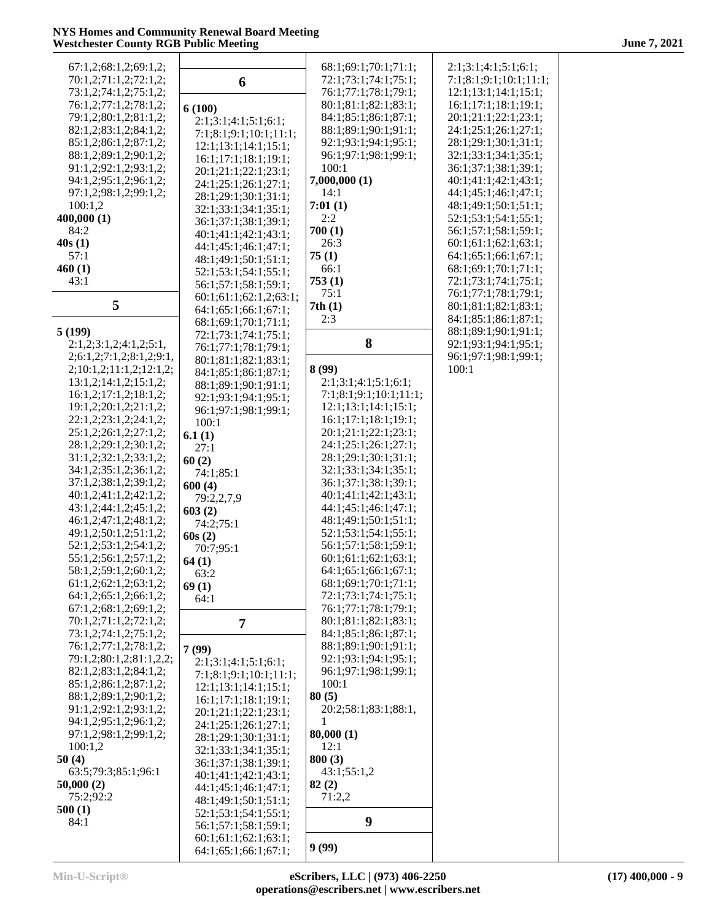67:1,2;68:1,2;69:1,2;70:1,2;71:1,2;72:1,2;73:1,2;74:1,2;75:1,2;76:1,2;77:1,2;78:1,2;79:1,2;80:1,2;81:1,2;82:1,2;83:1,2;84:1,2;85:1,2;86:1,2;87:1,2;88:1,2;89:1,2;90:1,2;91:1,2;92:1,2;93:1,2;94:1,2;95:1,2;96:1,2;97:1,2;98:1,2;99:1,2;100:1,2

**400,000 (1)**
84:2

**40s (1)**
57:1

**460 (1)**
43:1

## 5

**5 (199)**
2:1,2;3:1,2;4:1,2;5:1,2;6:1,2;7:1,2;8:1,2;9:1,2;10:1,2;11:1,2;12:1,2;13:1,2;14:1,2;15:1,2;16:1,2;17:1,2;18:1,2;19:1,2;20:1,2;21:1,2;22:1,2;23:1,2;24:1,2;25:1,2;26:1,2;27:1,2;28:1,2;29:1,2;30:1,2;31:1,2;32:1,2;33:1,2;34:1,2;35:1,2;36:1,2;37:1,2;38:1,2;39:1,2;40:1,2;41:1,2;42:1,2;43:1,2;44:1,2;45:1,2;46:1,2;47:1,2;48:1,2;49:1,2;50:1,2;51:1,2;52:1,2;53:1,2;54:1,2;55:1,2;56:1,2;57:1,2;58:1,2;59:1,2;60:1,2;61:1,2;62:1,2;63:1,2;64:1,2;65:1,2;66:1,2;67:1,2;68:1,2;69:1,2;70:1,2;71:1,2;72:1,2;73:1,2;74:1,2;75:1,2;76:1,2;77:1,2;78:1,2;79:1,2;80:1,2;81:1,2,2;82:1,2;83:1,2;84:1,2;85:1,2;86:1,2;87:1,2;88:1,2;89:1,2;90:1,2;91:1,2;92:1,2;93:1,2;94:1,2;95:1,2;96:1,2;97:1,2;98:1,2;99:1,2;100:1,2

**50 (4)**
63:5;79:3;85:1;96:1

**50,000 (2)**
75:2;92:2

**500 (1)**
84:1

## 6

**6 (100)**
2:1;3:1;4:1;5:1;6:1;7:1;8:1;9:1;10:1;11:1;12:1;13:1;14:1;15:1;16:1;17:1;18:1;19:1;20:1;21:1;22:1;23:1;24:1;25:1;26:1;27:1;28:1;29:1;30:1;31:1;32:1;33:1;34:1;35:1;36:1;37:1;38:1;39:1;40:1;41:1;42:1;43:1;44:1;45:1;46:1;47:1;48:1;49:1;50:1;51:1;52:1;53:1;54:1;55:1;56:1;57:1;58:1;59:1;60:1;61:1;62:1,2;63:1;64:1;65:1;66:1;67:1;68:1;69:1;70:1;71:1;72:1;73:1;74:1;75:1;76:1;77:1;78:1;79:1;80:1;81:1;82:1;83:1;84:1;85:1;86:1;87:1;88:1;89:1;90:1;91:1;92:1;93:1;94:1;95:1;96:1;97:1;98:1;99:1;100:1

**6.1 (1)**
27:1

**60 (2)**
74:1;85:1

**600 (4)**
79:2,2,7,9

**603 (2)**
74:2;75:1

**60s (2)**
70:7;95:1

**64 (1)**
63:2

**69 (1)**
64:1

## 7

**7 (99)**
2:1;3:1;4:1;5:1;6:1;7:1;8:1;9:1;10:1;11:1;12:1;13:1;14:1;15:1;16:1;17:1;18:1;19:1;20:1;21:1;22:1;23:1;24:1;25:1;26:1;27:1;28:1;29:1;30:1;31:1;32:1;33:1;34:1;35:1;36:1;37:1;38:1;39:1;40:1;41:1;42:1;43:1;44:1;45:1;46:1;47:1;48:1;49:1;50:1;51:1;52:1;53:1;54:1;55:1;56:1;57:1;58:1;59:1;60:1;61:1;62:1;63:1;64:1;65:1;66:1;67:1;68:1;69:1;70:1;71:1;72:1;73:1;74:1;75:1;76:1;77:1;78:1;79:1;80:1;81:1;82:1;83:1;84:1;85:1;86:1;87:1;88:1;89:1;90:1;91:1;92:1;93:1;94:1;95:1;96:1;97:1;98:1;99:1;100:1

**7,000,000 (1)**
14:1

**7:01 (1)**
2:2

**700 (1)**
26:3

**75 (1)**
66:1

**753 (1)**
75:1

**7th (1)**
2:3

## 8

**8 (99)**
2:1;3:1;4:1;5:1;6:1;7:1;8:1;9:1;10:1;11:1;12:1;13:1;14:1;15:1;16:1;17:1;18:1;19:1;20:1;21:1;22:1;23:1;24:1;25:1;26:1;27:1;28:1;29:1;30:1;31:1;32:1;33:1;34:1;35:1;36:1;37:1;38:1;39:1;40:1;41:1;42:1;43:1;44:1;45:1;46:1;47:1;48:1;49:1;50:1;51:1;52:1;53:1;54:1;55:1;56:1;57:1;58:1;59:1;60:1;61:1;62:1;63:1;64:1;65:1;66:1;67:1;68:1;69:1;70:1;71:1;72:1;73:1;74:1;75:1;76:1;77:1;78:1;79:1;80:1;81:1;82:1;83:1;84:1;85:1;86:1;87:1;88:1;89:1;90:1;91:1;92:1;93:1;94:1;95:1;96:1;97:1;98:1;99:1;100:1

**80 (5)**
20:2;58:1;83:1;88:1,1

**80,000 (1)**
12:1

**800 (3)**
43:1;55:1,2

**82 (2)**
71:2,2

## 9

**9 (99)**
2:1;3:1;4:1;5:1;6:1;7:1;8:1;9:1;10:1;11:1;12:1;13:1;14:1;15:1;16:1;17:1;18:1;19:1;20:1;21:1;22:1;23:1;24:1;25:1;26:1;27:1;28:1;29:1;30:1;31:1;32:1;33:1;34:1;35:1;36:1;37:1;38:1;39:1;40:1;41:1;42:1;43:1;44:1;45:1;46:1;47:1;48:1;49:1;50:1;51:1;52:1;53:1;54:1;55:1;56:1;57:1;58:1;59:1;60:1;61:1;62:1;63:1;64:1;65:1;66:1;67:1;68:1;69:1;70:1;71:1;72:1;73:1;74:1;75:1;76:1;77:1;78:1;79:1;80:1;81:1;82:1;83:1;84:1;85:1;86:1;87:1;88:1;89:1;90:1;91:1;92:1;93:1;94:1;95:1;96:1;97:1;98:1;99:1;100:1